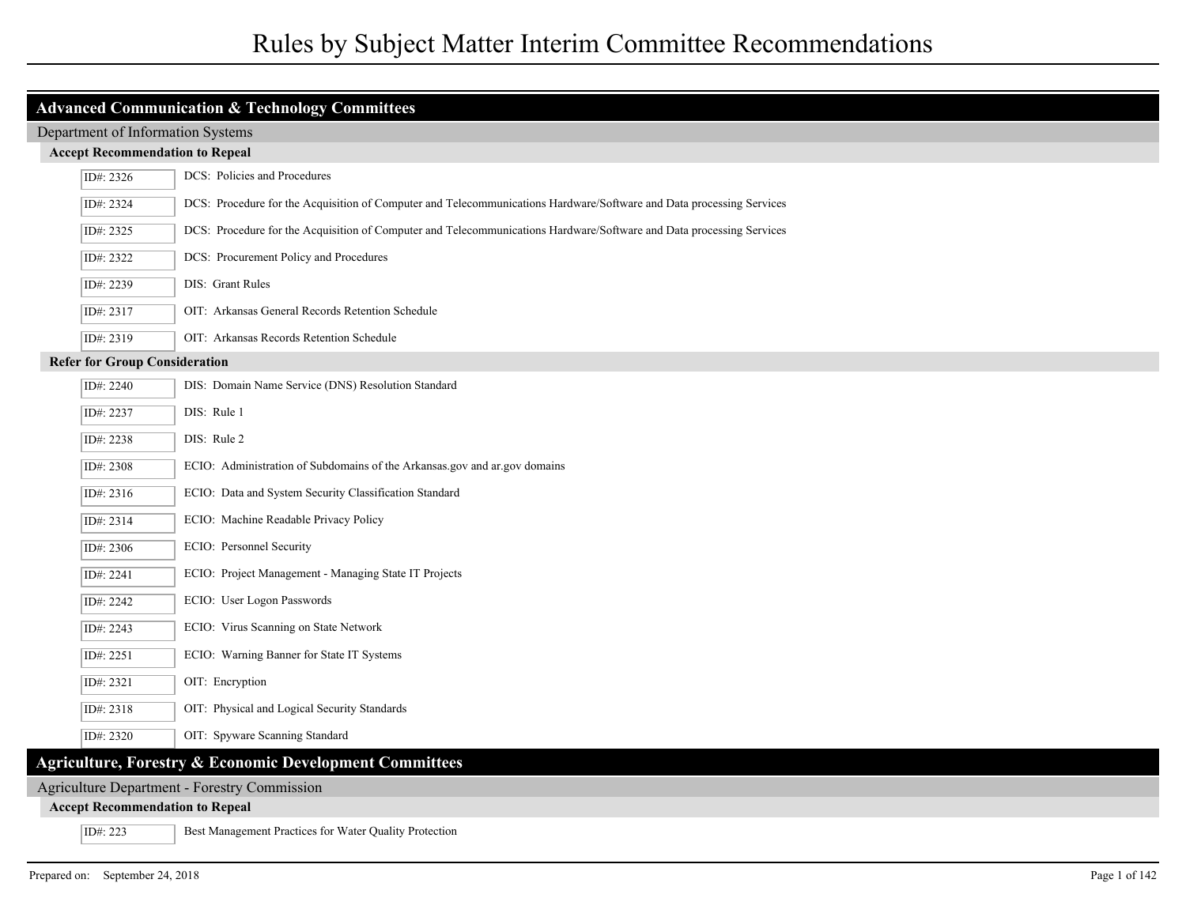# Rules by Subject Matter Interim Committee Recommendations

## Advanced Communication & Technology Committees

### Department of Information Systems

#### Accept Recommendation to Repeal

| ID# | Rule |
|---|---|
| ID#: 2326 | DCS: Policies and Procedures |
| ID#: 2324 | DCS: Procedure for the Acquisition of Computer and Telecommunications Hardware/Software and Data processing Services |
| ID#: 2325 | DCS: Procedure for the Acquisition of Computer and Telecommunications Hardware/Software and Data processing Services |
| ID#: 2322 | DCS: Procurement Policy and Procedures |
| ID#: 2239 | DIS: Grant Rules |
| ID#: 2317 | OIT: Arkansas General Records Retention Schedule |
| ID#: 2319 | OIT: Arkansas Records Retention Schedule |

#### Refer for Group Consideration

| ID# | Rule |
|---|---|
| ID#: 2240 | DIS: Domain Name Service (DNS) Resolution Standard |
| ID#: 2237 | DIS: Rule 1 |
| ID#: 2238 | DIS: Rule 2 |
| ID#: 2308 | ECIO: Administration of Subdomains of the Arkansas.gov and ar.gov domains |
| ID#: 2316 | ECIO: Data and System Security Classification Standard |
| ID#: 2314 | ECIO: Machine Readable Privacy Policy |
| ID#: 2306 | ECIO: Personnel Security |
| ID#: 2241 | ECIO: Project Management - Managing State IT Projects |
| ID#: 2242 | ECIO: User Logon Passwords |
| ID#: 2243 | ECIO: Virus Scanning on State Network |
| ID#: 2251 | ECIO: Warning Banner for State IT Systems |
| ID#: 2321 | OIT: Encryption |
| ID#: 2318 | OIT: Physical and Logical Security Standards |
| ID#: 2320 | OIT: Spyware Scanning Standard |

## Agriculture, Forestry & Economic Development Committees

### Agriculture Department - Forestry Commission

#### Accept Recommendation to Repeal

| ID# | Rule |
|---|---|
| ID#: 223 | Best Management Practices for Water Quality Protection |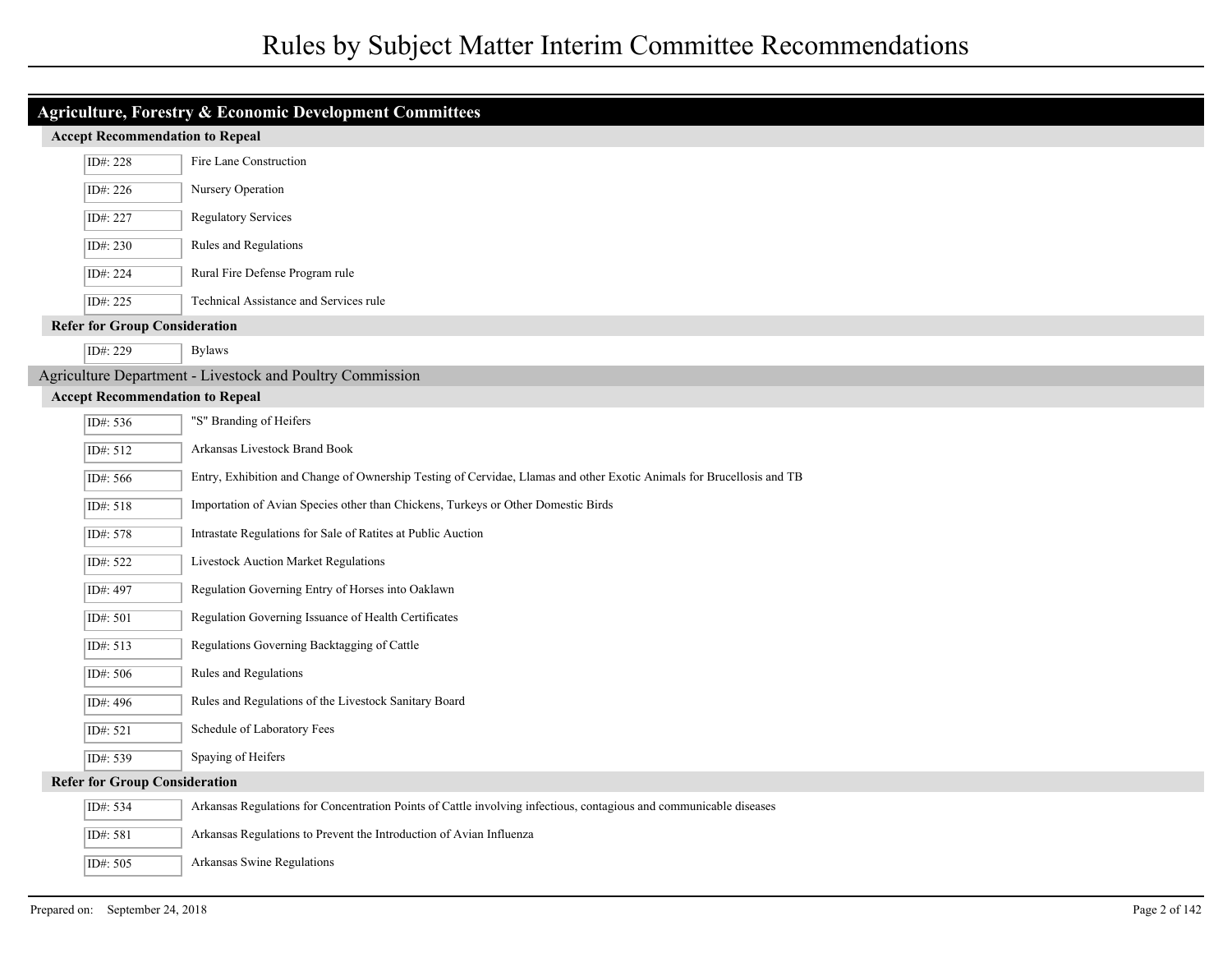# Rules by Subject Matter Interim Committee Recommendations

## Agriculture, Forestry & Economic Development Committees

### Accept Recommendation to Repeal

| ID# | Title |
|---|---|
| ID#: 228 | Fire Lane Construction |
| ID#: 226 | Nursery Operation |
| ID#: 227 | Regulatory Services |
| ID#: 230 | Rules and Regulations |
| ID#: 224 | Rural Fire Defense Program rule |
| ID#: 225 | Technical Assistance and Services rule |

### Refer for Group Consideration

| ID# | Title |
|---|---|
| ID#: 229 | Bylaws |

## Agriculture Department - Livestock and Poultry Commission

### Accept Recommendation to Repeal

| ID# | Title |
|---|---|
| ID#: 536 | "S" Branding of Heifers |
| ID#: 512 | Arkansas Livestock Brand Book |
| ID#: 566 | Entry, Exhibition and Change of Ownership Testing of Cervidae, Llamas and other Exotic Animals for Brucellosis and TB |
| ID#: 518 | Importation of Avian Species other than Chickens, Turkeys or Other Domestic Birds |
| ID#: 578 | Intrastate Regulations for Sale of Ratites at Public Auction |
| ID#: 522 | Livestock Auction Market Regulations |
| ID#: 497 | Regulation Governing Entry of Horses into Oaklawn |
| ID#: 501 | Regulation Governing Issuance of Health Certificates |
| ID#: 513 | Regulations Governing Backtagging of Cattle |
| ID#: 506 | Rules and Regulations |
| ID#: 496 | Rules and Regulations of the Livestock Sanitary Board |
| ID#: 521 | Schedule of Laboratory Fees |
| ID#: 539 | Spaying of Heifers |

### Refer for Group Consideration

| ID# | Title |
|---|---|
| ID#: 534 | Arkansas Regulations for Concentration Points of Cattle involving infectious, contagious and communicable diseases |
| ID#: 581 | Arkansas Regulations to Prevent the Introduction of Avian Influenza |
| ID#: 505 | Arkansas Swine Regulations |

Prepared on: September 24, 2018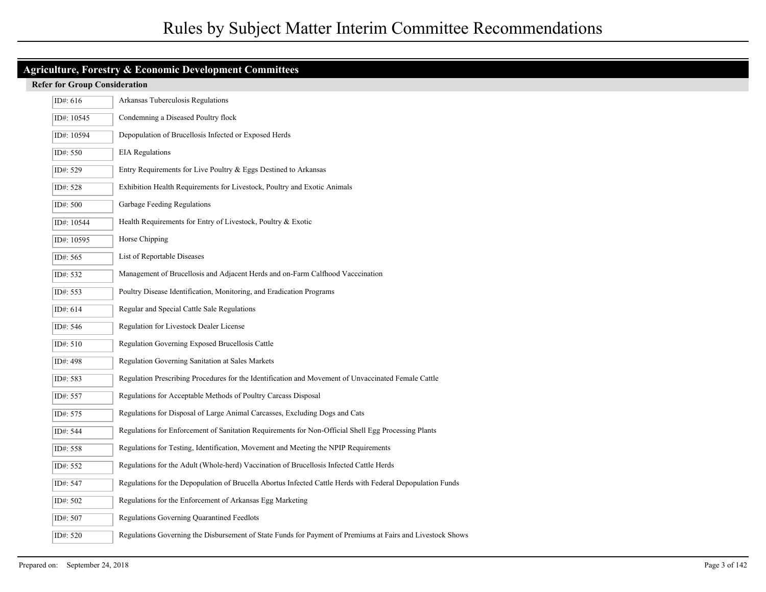# Rules by Subject Matter Interim Committee Recommendations

## Agriculture, Forestry & Economic Development Committees

### Refer for Group Consideration

| ID | Title |
|---|---|
| ID#: 616 | Arkansas Tuberculosis Regulations |
| ID#: 10545 | Condemning a Diseased Poultry flock |
| ID#: 10594 | Depopulation of Brucellosis Infected or Exposed Herds |
| ID#: 550 | EIA Regulations |
| ID#: 529 | Entry Requirements for Live Poultry & Eggs Destined to Arkansas |
| ID#: 528 | Exhibition Health Requirements for Livestock, Poultry and Exotic Animals |
| ID#: 500 | Garbage Feeding Regulations |
| ID#: 10544 | Health Requirements for Entry of Livestock, Poultry & Exotic |
| ID#: 10595 | Horse Chipping |
| ID#: 565 | List of Reportable Diseases |
| ID#: 532 | Management of Brucellosis and Adjacent Herds and on-Farm Calfhood Vacccination |
| ID#: 553 | Poultry Disease Identification, Monitoring, and Eradication Programs |
| ID#: 614 | Regular and Special Cattle Sale Regulations |
| ID#: 546 | Regulation for Livestock Dealer License |
| ID#: 510 | Regulation Governing Exposed Brucellosis Cattle |
| ID#: 498 | Regulation Governing Sanitation at Sales Markets |
| ID#: 583 | Regulation Prescribing Procedures for the Identification and Movement of Unvaccinated Female Cattle |
| ID#: 557 | Regulations for Acceptable Methods of Poultry Carcass Disposal |
| ID#: 575 | Regulations for Disposal of Large Animal Carcasses, Excluding Dogs and Cats |
| ID#: 544 | Regulations for Enforcement of Sanitation Requirements for Non-Official Shell Egg Processing Plants |
| ID#: 558 | Regulations for Testing, Identification, Movement and Meeting the NPIP Requirements |
| ID#: 552 | Regulations for the Adult (Whole-herd) Vaccination of Brucellosis Infected Cattle Herds |
| ID#: 547 | Regulations for the Depopulation of Brucella Abortus Infected Cattle Herds with Federal Depopulation Funds |
| ID#: 502 | Regulations for the Enforcement of Arkansas Egg Marketing |
| ID#: 507 | Regulations Governing Quarantined Feedlots |
| ID#: 520 | Regulations Governing the Disbursement of State Funds for Payment of Premiums at Fairs and Livestock Shows |

Prepared on: September 24, 2018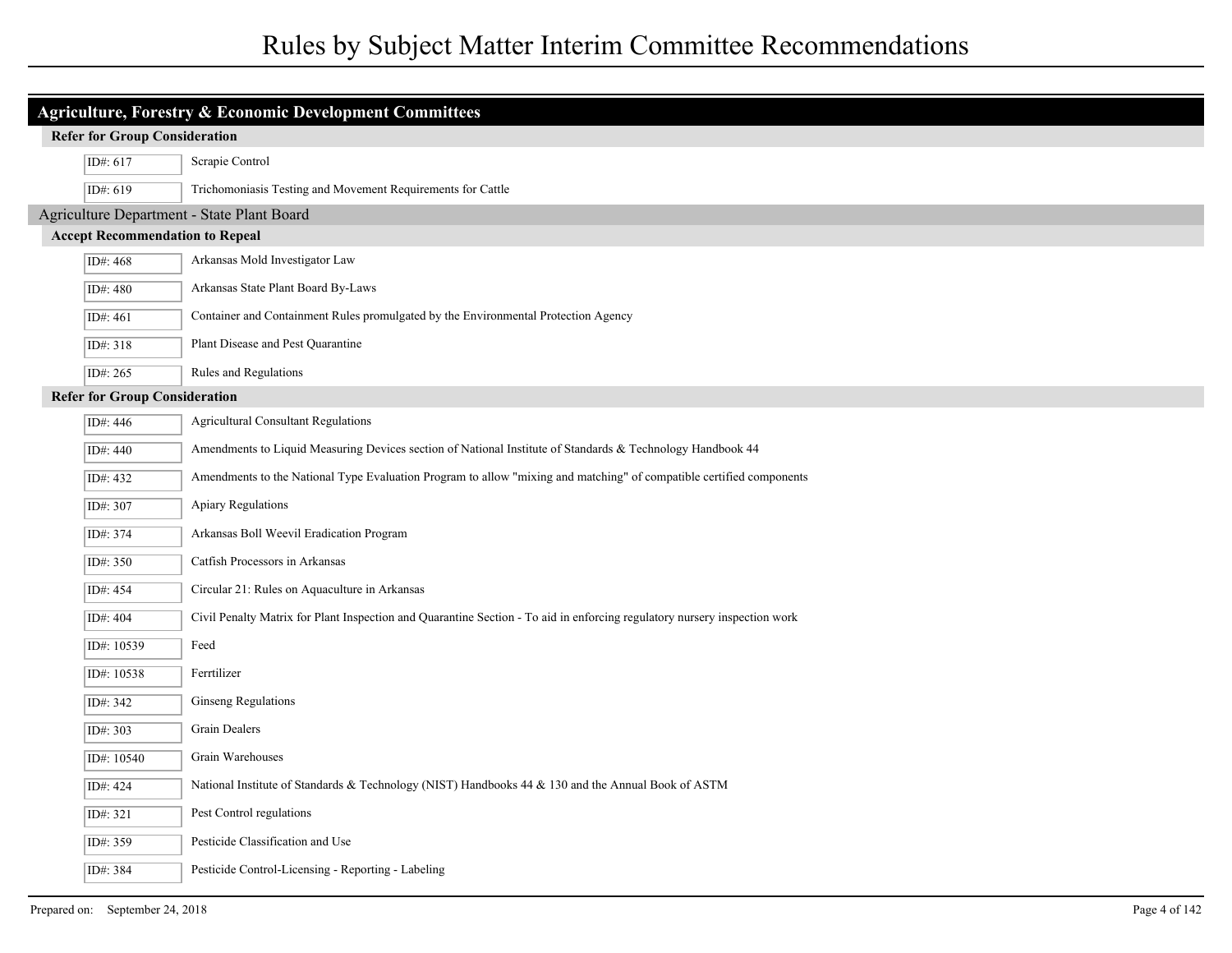# Rules by Subject Matter Interim Committee Recommendations

## Agriculture, Forestry & Economic Development Committees

### Refer for Group Consideration

| ID# | Title |
|---|---|
| ID#: 617 | Scrapie Control |
| ID#: 619 | Trichomoniasis Testing and Movement Requirements for Cattle |

## Agriculture Department - State Plant Board

### Accept Recommendation to Repeal

| ID# | Title |
|---|---|
| ID#: 468 | Arkansas Mold Investigator Law |
| ID#: 480 | Arkansas State Plant Board By-Laws |
| ID#: 461 | Container and Containment Rules promulgated by the Environmental Protection Agency |
| ID#: 318 | Plant Disease and Pest Quarantine |
| ID#: 265 | Rules and Regulations |

### Refer for Group Consideration

| ID# | Title |
|---|---|
| ID#: 446 | Agricultural Consultant Regulations |
| ID#: 440 | Amendments to Liquid Measuring Devices section of National Institute of Standards & Technology Handbook 44 |
| ID#: 432 | Amendments to the National Type Evaluation Program to allow "mixing and matching" of compatible certified components |
| ID#: 307 | Apiary Regulations |
| ID#: 374 | Arkansas Boll Weevil Eradication Program |
| ID#: 350 | Catfish Processors in Arkansas |
| ID#: 454 | Circular 21: Rules on Aquaculture in Arkansas |
| ID#: 404 | Civil Penalty Matrix for Plant Inspection and Quarantine Section - To aid in enforcing regulatory nursery inspection work |
| ID#: 10539 | Feed |
| ID#: 10538 | Ferrtilizer |
| ID#: 342 | Ginseng Regulations |
| ID#: 303 | Grain Dealers |
| ID#: 10540 | Grain Warehouses |
| ID#: 424 | National Institute of Standards & Technology (NIST) Handbooks 44 & 130 and the Annual Book of ASTM |
| ID#: 321 | Pest Control regulations |
| ID#: 359 | Pesticide Classification and Use |
| ID#: 384 | Pesticide Control-Licensing - Reporting - Labeling |

Prepared on: September 24, 2018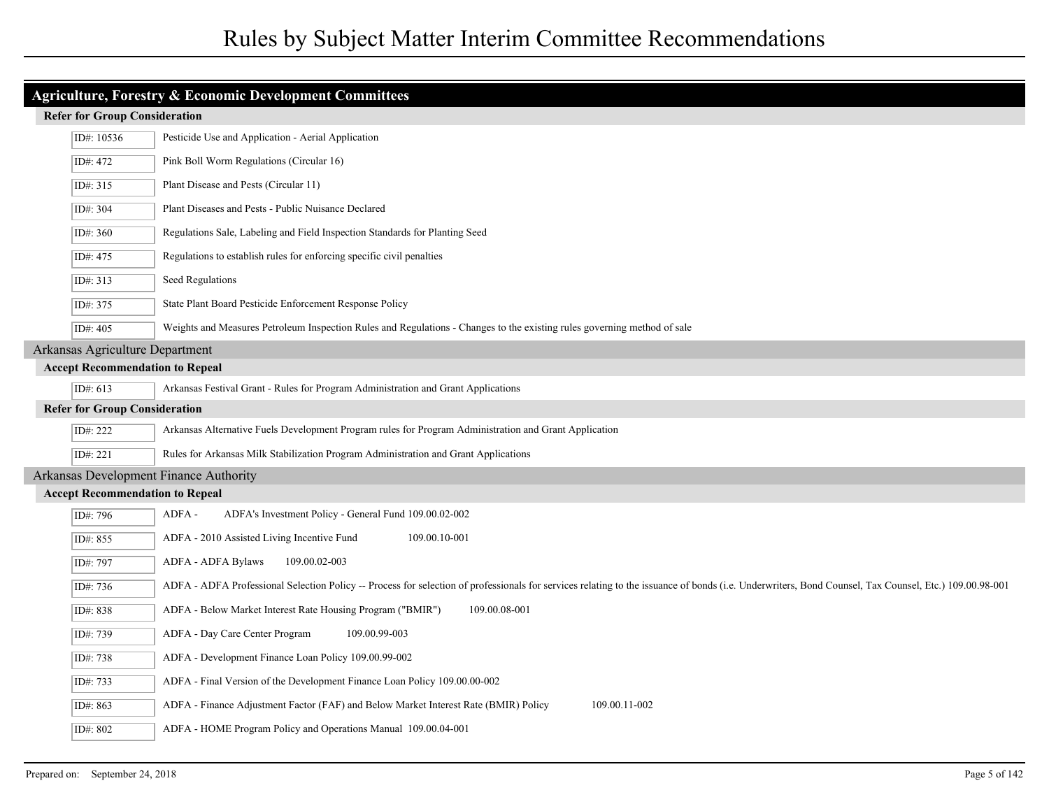## Agriculture, Forestry & Economic Development Committees

### Refer for Group Consideration

| ID | Description |
|---|---|
| ID#: 10536 | Pesticide Use and Application - Aerial Application |
| ID#: 472 | Pink Boll Worm Regulations (Circular 16) |
| ID#: 315 | Plant Disease and Pests (Circular 11) |
| ID#: 304 | Plant Diseases and Pests - Public Nuisance Declared |
| ID#: 360 | Regulations Sale, Labeling and Field Inspection Standards for Planting Seed |
| ID#: 475 | Regulations to establish rules for enforcing specific civil penalties |
| ID#: 313 | Seed Regulations |
| ID#: 375 | State Plant Board Pesticide Enforcement Response Policy |
| ID#: 405 | Weights and Measures Petroleum Inspection Rules and Regulations - Changes to the existing rules governing method of sale |

## Arkansas Agriculture Department

### Accept Recommendation to Repeal

| ID | Description |
|---|---|
| ID#: 613 | Arkansas Festival Grant - Rules for Program Administration and Grant Applications |

### Refer for Group Consideration

| ID | Description |
|---|---|
| ID#: 222 | Arkansas Alternative Fuels Development Program rules for Program Administration and Grant Application |
| ID#: 221 | Rules for Arkansas Milk Stabilization Program Administration and Grant Applications |

## Arkansas Development Finance Authority

### Accept Recommendation to Repeal

| ID | Description |
|---|---|
| ID#: 796 | ADFA - ADFA's Investment Policy - General Fund 109.00.02-002 |
| ID#: 855 | ADFA - 2010 Assisted Living Incentive Fund 109.00.10-001 |
| ID#: 797 | ADFA - ADFA Bylaws 109.00.02-003 |
| ID#: 736 | ADFA - ADFA Professional Selection Policy -- Process for selection of professionals for services relating to the issuance of bonds (i.e. Underwriters, Bond Counsel, Tax Counsel, Etc.) 109.00.98-001 |
| ID#: 838 | ADFA - Below Market Interest Rate Housing Program ("BMIR") 109.00.08-001 |
| ID#: 739 | ADFA - Day Care Center Program 109.00.99-003 |
| ID#: 738 | ADFA - Development Finance Loan Policy 109.00.99-002 |
| ID#: 733 | ADFA - Final Version of the Development Finance Loan Policy 109.00.00-002 |
| ID#: 863 | ADFA - Finance Adjustment Factor (FAF) and Below Market Interest Rate (BMIR) Policy 109.00.11-002 |
| ID#: 802 | ADFA - HOME Program Policy and Operations Manual 109.00.04-001 |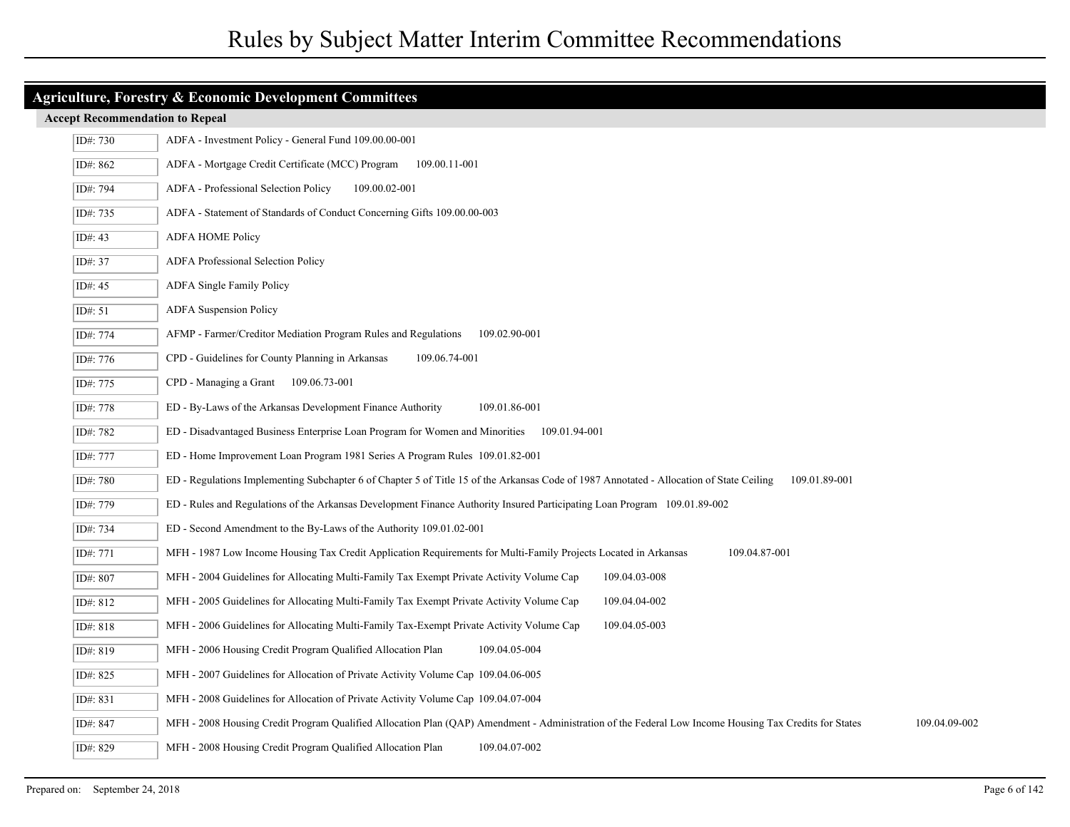# Rules by Subject Matter Interim Committee Recommendations

## Agriculture, Forestry & Economic Development Committees

### Accept Recommendation to Repeal

| ID# | Rule |
|---|---|
| ID#: 730 | ADFA - Investment Policy - General Fund 109.00.00-001 |
| ID#: 862 | ADFA - Mortgage Credit Certificate (MCC) Program 109.00.11-001 |
| ID#: 794 | ADFA - Professional Selection Policy 109.00.02-001 |
| ID#: 735 | ADFA - Statement of Standards of Conduct Concerning Gifts 109.00.00-003 |
| ID#: 43 | ADFA HOME Policy |
| ID#: 37 | ADFA Professional Selection Policy |
| ID#: 45 | ADFA Single Family Policy |
| ID#: 51 | ADFA Suspension Policy |
| ID#: 774 | AFMP - Farmer/Creditor Mediation Program Rules and Regulations 109.02.90-001 |
| ID#: 776 | CPD - Guidelines for County Planning in Arkansas 109.06.74-001 |
| ID#: 775 | CPD - Managing a Grant 109.06.73-001 |
| ID#: 778 | ED - By-Laws of the Arkansas Development Finance Authority 109.01.86-001 |
| ID#: 782 | ED - Disadvantaged Business Enterprise Loan Program for Women and Minorities 109.01.94-001 |
| ID#: 777 | ED - Home Improvement Loan Program 1981 Series A Program Rules 109.01.82-001 |
| ID#: 780 | ED - Regulations Implementing Subchapter 6 of Chapter 5 of Title 15 of the Arkansas Code of 1987 Annotated - Allocation of State Ceiling 109.01.89-001 |
| ID#: 779 | ED - Rules and Regulations of the Arkansas Development Finance Authority Insured Participating Loan Program 109.01.89-002 |
| ID#: 734 | ED - Second Amendment to the By-Laws of the Authority 109.01.02-001 |
| ID#: 771 | MFH - 1987 Low Income Housing Tax Credit Application Requirements for Multi-Family Projects Located in Arkansas 109.04.87-001 |
| ID#: 807 | MFH - 2004 Guidelines for Allocating Multi-Family Tax Exempt Private Activity Volume Cap 109.04.03-008 |
| ID#: 812 | MFH - 2005 Guidelines for Allocating Multi-Family Tax Exempt Private Activity Volume Cap 109.04.04-002 |
| ID#: 818 | MFH - 2006 Guidelines for Allocating Multi-Family Tax-Exempt Private Activity Volume Cap 109.04.05-003 |
| ID#: 819 | MFH - 2006 Housing Credit Program Qualified Allocation Plan 109.04.05-004 |
| ID#: 825 | MFH - 2007 Guidelines for Allocation of Private Activity Volume Cap 109.04.06-005 |
| ID#: 831 | MFH - 2008 Guidelines for Allocation of Private Activity Volume Cap 109.04.07-004 |
| ID#: 847 | MFH - 2008 Housing Credit Program Qualified Allocation Plan (QAP) Amendment - Administration of the Federal Low Income Housing Tax Credits for States 109.04.09-002 |
| ID#: 829 | MFH - 2008 Housing Credit Program Qualified Allocation Plan 109.04.07-002 |

Prepared on: September 24, 2018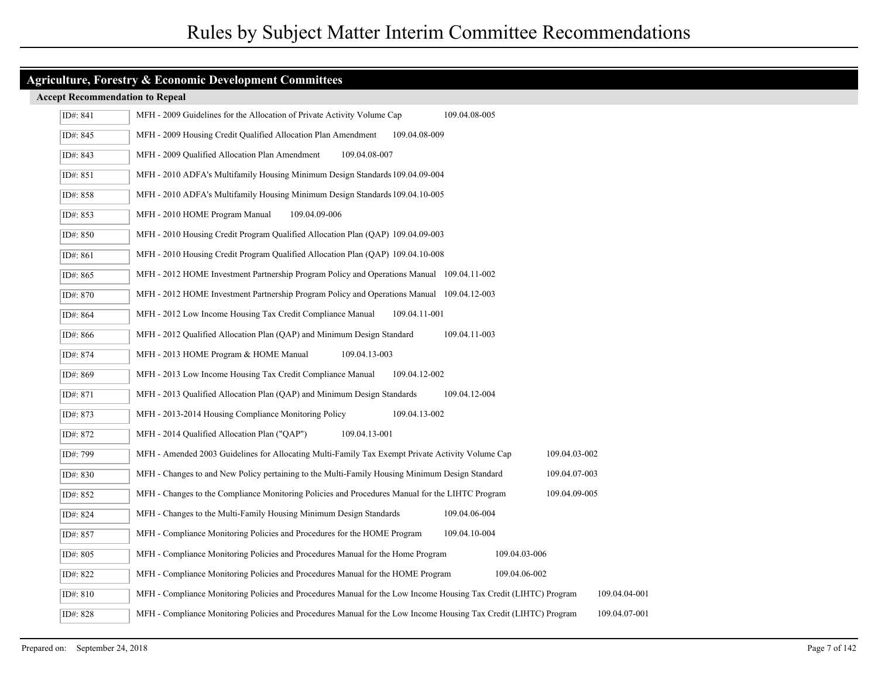## Agriculture, Forestry & Economic Development Committees

### Accept Recommendation to Repeal

| ID# | Rule | Number |
|---|---|---|
| ID#: 841 | MFH - 2009 Guidelines for the Allocation of Private Activity Volume Cap | 109.04.08-005 |
| ID#: 845 | MFH - 2009 Housing Credit Qualified Allocation Plan Amendment | 109.04.08-009 |
| ID#: 843 | MFH - 2009 Qualified Allocation Plan Amendment | 109.04.08-007 |
| ID#: 851 | MFH - 2010 ADFA's Multifamily Housing Minimum Design Standards | 109.04.09-004 |
| ID#: 858 | MFH - 2010 ADFA's Multifamily Housing Minimum Design Standards | 109.04.10-005 |
| ID#: 853 | MFH - 2010 HOME Program Manual | 109.04.09-006 |
| ID#: 850 | MFH - 2010 Housing Credit Program Qualified Allocation Plan (QAP) | 109.04.09-003 |
| ID#: 861 | MFH - 2010 Housing Credit Program Qualified Allocation Plan (QAP) | 109.04.10-008 |
| ID#: 865 | MFH - 2012 HOME Investment Partnership Program Policy and Operations Manual | 109.04.11-002 |
| ID#: 870 | MFH - 2012 HOME Investment Partnership Program Policy and Operations Manual | 109.04.12-003 |
| ID#: 864 | MFH - 2012 Low Income Housing Tax Credit Compliance Manual | 109.04.11-001 |
| ID#: 866 | MFH - 2012 Qualified Allocation Plan (QAP) and Minimum Design Standard | 109.04.11-003 |
| ID#: 874 | MFH - 2013 HOME Program & HOME Manual | 109.04.13-003 |
| ID#: 869 | MFH - 2013 Low Income Housing Tax Credit Compliance Manual | 109.04.12-002 |
| ID#: 871 | MFH - 2013 Qualified Allocation Plan (QAP) and Minimum Design Standards | 109.04.12-004 |
| ID#: 873 | MFH - 2013-2014 Housing Compliance Monitoring Policy | 109.04.13-002 |
| ID#: 872 | MFH - 2014 Qualified Allocation Plan ("QAP") | 109.04.13-001 |
| ID#: 799 | MFH - Amended 2003 Guidelines for Allocating Multi-Family Tax Exempt Private Activity Volume Cap | 109.04.03-002 |
| ID#: 830 | MFH - Changes to and New Policy pertaining to the Multi-Family Housing Minimum Design Standard | 109.04.07-003 |
| ID#: 852 | MFH - Changes to the Compliance Monitoring Policies and Procedures Manual for the LIHTC Program | 109.04.09-005 |
| ID#: 824 | MFH - Changes to the Multi-Family Housing Minimum Design Standards | 109.04.06-004 |
| ID#: 857 | MFH - Compliance Monitoring Policies and Procedures for the HOME Program | 109.04.10-004 |
| ID#: 805 | MFH - Compliance Monitoring Policies and Procedures Manual for the Home Program | 109.04.03-006 |
| ID#: 822 | MFH - Compliance Monitoring Policies and Procedures Manual for the HOME Program | 109.04.06-002 |
| ID#: 810 | MFH - Compliance Monitoring Policies and Procedures Manual for the Low Income Housing Tax Credit (LIHTC) Program | 109.04.04-001 |
| ID#: 828 | MFH - Compliance Monitoring Policies and Procedures Manual for the Low Income Housing Tax Credit (LIHTC) Program | 109.04.07-001 |

Prepared on: September 24, 2018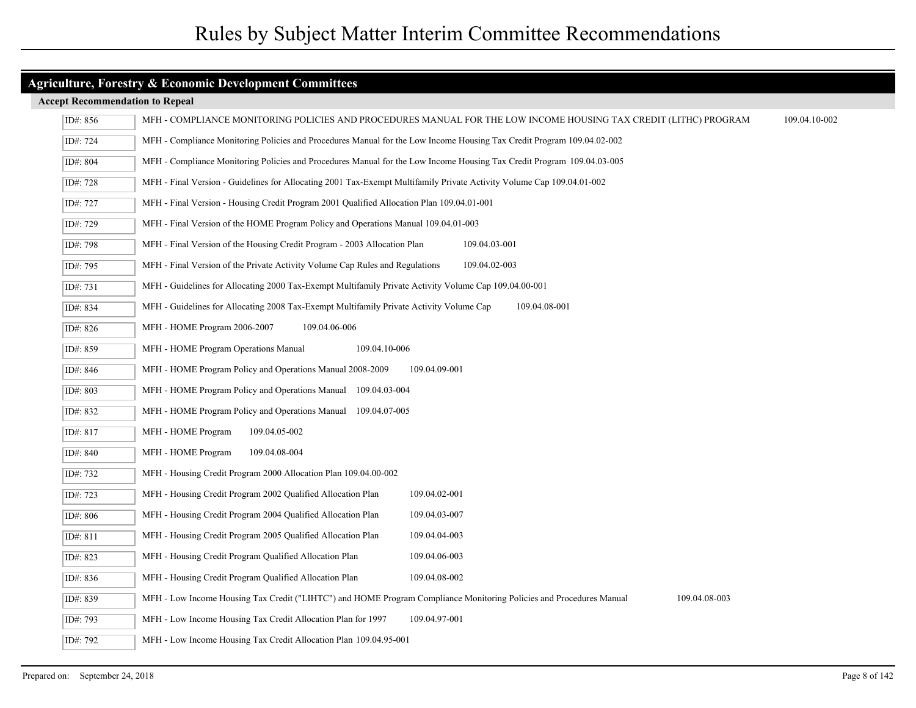# Rules by Subject Matter Interim Committee Recommendations

## Agriculture, Forestry & Economic Development Committees

### Accept Recommendation to Repeal

| ID# | Description | |
|---|---|---|
| ID#: 856 | MFH - COMPLIANCE MONITORING POLICIES AND PROCEDURES MANUAL FOR THE LOW INCOME HOUSING TAX CREDIT (LITHC) PROGRAM | 109.04.10-002 |
| ID#: 724 | MFH - Compliance Monitoring Policies and Procedures Manual for the Low Income Housing Tax Credit Program 109.04.02-002 | |
| ID#: 804 | MFH - Compliance Monitoring Policies and Procedures Manual for the Low Income Housing Tax Credit Program 109.04.03-005 | |
| ID#: 728 | MFH - Final Version - Guidelines for Allocating 2001 Tax-Exempt Multifamily Private Activity Volume Cap 109.04.01-002 | |
| ID#: 727 | MFH - Final Version - Housing Credit Program 2001 Qualified Allocation Plan 109.04.01-001 | |
| ID#: 729 | MFH - Final Version of the HOME Program Policy and Operations Manual 109.04.01-003 | |
| ID#: 798 | MFH - Final Version of the Housing Credit Program - 2003 Allocation Plan 109.04.03-001 | |
| ID#: 795 | MFH - Final Version of the Private Activity Volume Cap Rules and Regulations 109.04.02-003 | |
| ID#: 731 | MFH - Guidelines for Allocating 2000 Tax-Exempt Multifamily Private Activity Volume Cap 109.04.00-001 | |
| ID#: 834 | MFH - Guidelines for Allocating 2008 Tax-Exempt Multifamily Private Activity Volume Cap 109.04.08-001 | |
| ID#: 826 | MFH - HOME Program 2006-2007 109.04.06-006 | |
| ID#: 859 | MFH - HOME Program Operations Manual 109.04.10-006 | |
| ID#: 846 | MFH - HOME Program Policy and Operations Manual 2008-2009 109.04.09-001 | |
| ID#: 803 | MFH - HOME Program Policy and Operations Manual 109.04.03-004 | |
| ID#: 832 | MFH - HOME Program Policy and Operations Manual 109.04.07-005 | |
| ID#: 817 | MFH - HOME Program 109.04.05-002 | |
| ID#: 840 | MFH - HOME Program 109.04.08-004 | |
| ID#: 732 | MFH - Housing Credit Program 2000 Allocation Plan 109.04.00-002 | |
| ID#: 723 | MFH - Housing Credit Program 2002 Qualified Allocation Plan 109.04.02-001 | |
| ID#: 806 | MFH - Housing Credit Program 2004 Qualified Allocation Plan 109.04.03-007 | |
| ID#: 811 | MFH - Housing Credit Program 2005 Qualified Allocation Plan 109.04.04-003 | |
| ID#: 823 | MFH - Housing Credit Program Qualified Allocation Plan 109.04.06-003 | |
| ID#: 836 | MFH - Housing Credit Program Qualified Allocation Plan 109.04.08-002 | |
| ID#: 839 | MFH - Low Income Housing Tax Credit ("LIHTC") and HOME Program Compliance Monitoring Policies and Procedures Manual 109.04.08-003 | |
| ID#: 793 | MFH - Low Income Housing Tax Credit Allocation Plan for 1997 109.04.97-001 | |
| ID#: 792 | MFH - Low Income Housing Tax Credit Allocation Plan 109.04.95-001 | |

Prepared on: September 24, 2018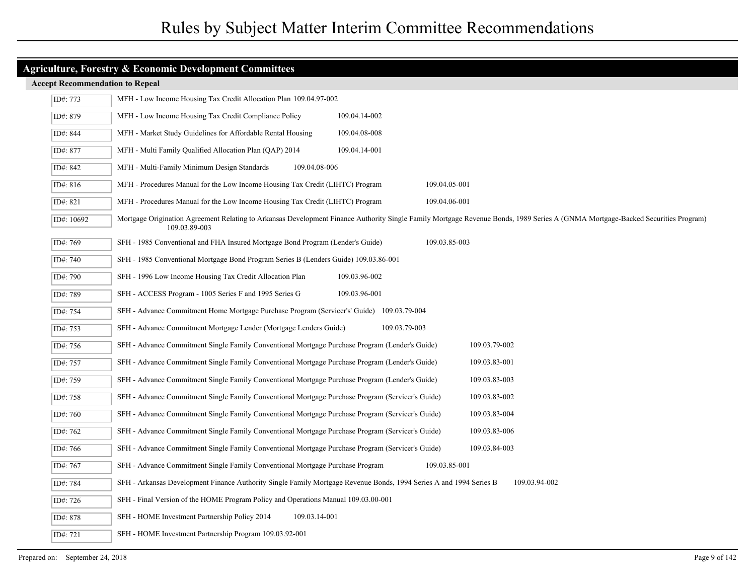# Rules by Subject Matter Interim Committee Recommendations

## Agriculture, Forestry & Economic Development Committees

### Accept Recommendation to Repeal

| ID# | Rule |
|---|---|
| ID#: 773 | MFH - Low Income Housing Tax Credit Allocation Plan 109.04.97-002 |
| ID#: 879 | MFH - Low Income Housing Tax Credit Compliance Policy 109.04.14-002 |
| ID#: 844 | MFH - Market Study Guidelines for Affordable Rental Housing 109.04.08-008 |
| ID#: 877 | MFH - Multi Family Qualified Allocation Plan (QAP) 2014 109.04.14-001 |
| ID#: 842 | MFH - Multi-Family Minimum Design Standards 109.04.08-006 |
| ID#: 816 | MFH - Procedures Manual for the Low Income Housing Tax Credit (LIHTC) Program 109.04.05-001 |
| ID#: 821 | MFH - Procedures Manual for the Low Income Housing Tax Credit (LIHTC) Program 109.04.06-001 |
| ID#: 10692 | Mortgage Origination Agreement Relating to Arkansas Development Finance Authority Single Family Mortgage Revenue Bonds, 1989 Series A (GNMA Mortgage-Backed Securities Program) 109.03.89-003 |
| ID#: 769 | SFH - 1985 Conventional and FHA Insured Mortgage Bond Program (Lender's Guide) 109.03.85-003 |
| ID#: 740 | SFH - 1985 Conventional Mortgage Bond Program Series B (Lenders Guide) 109.03.86-001 |
| ID#: 790 | SFH - 1996 Low Income Housing Tax Credit Allocation Plan 109.03.96-002 |
| ID#: 789 | SFH - ACCESS Program - 1005 Series F and 1995 Series G 109.03.96-001 |
| ID#: 754 | SFH - Advance Commitment Home Mortgage Purchase Program (Servicer's' Guide) 109.03.79-004 |
| ID#: 753 | SFH - Advance Commitment Mortgage Lender (Mortgage Lenders Guide) 109.03.79-003 |
| ID#: 756 | SFH - Advance Commitment Single Family Conventional Mortgage Purchase Program (Lender's Guide) 109.03.79-002 |
| ID#: 757 | SFH - Advance Commitment Single Family Conventional Mortgage Purchase Program (Lender's Guide) 109.03.83-001 |
| ID#: 759 | SFH - Advance Commitment Single Family Conventional Mortgage Purchase Program (Lender's Guide) 109.03.83-003 |
| ID#: 758 | SFH - Advance Commitment Single Family Conventional Mortgage Purchase Program (Servicer's Guide) 109.03.83-002 |
| ID#: 760 | SFH - Advance Commitment Single Family Conventional Mortgage Purchase Program (Servicer's Guide) 109.03.83-004 |
| ID#: 762 | SFH - Advance Commitment Single Family Conventional Mortgage Purchase Program (Servicer's Guide) 109.03.83-006 |
| ID#: 766 | SFH - Advance Commitment Single Family Conventional Mortgage Purchase Program (Servicer's Guide) 109.03.84-003 |
| ID#: 767 | SFH - Advance Commitment Single Family Conventional Mortgage Purchase Program 109.03.85-001 |
| ID#: 784 | SFH - Arkansas Development Finance Authority Single Family Mortgage Revenue Bonds, 1994 Series A and 1994 Series B 109.03.94-002 |
| ID#: 726 | SFH - Final Version of the HOME Program Policy and Operations Manual 109.03.00-001 |
| ID#: 878 | SFH - HOME Investment Partnership Policy 2014 109.03.14-001 |
| ID#: 721 | SFH - HOME Investment Partnership Program 109.03.92-001 |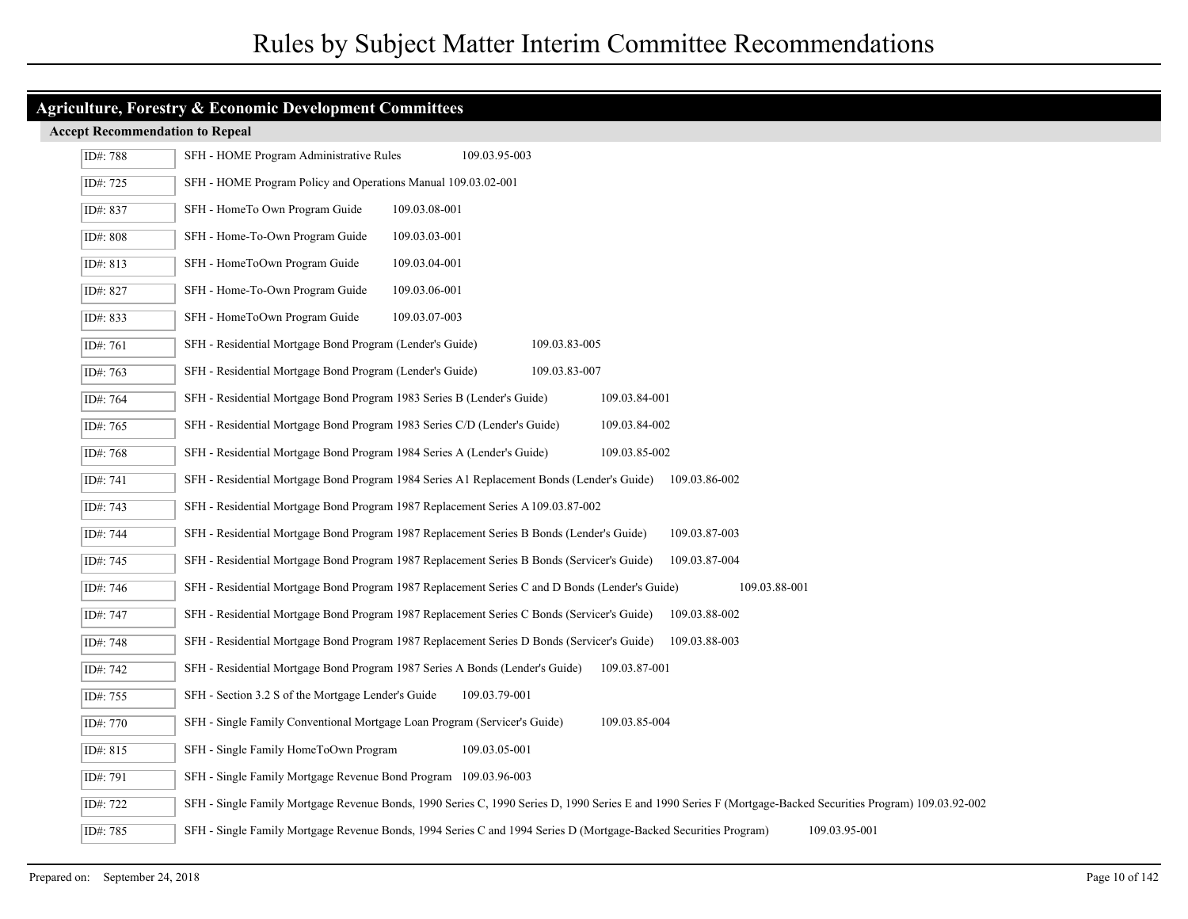# Rules by Subject Matter Interim Committee Recommendations

## Agriculture, Forestry & Economic Development Committees

### Accept Recommendation to Repeal

| ID# | Description | Number |
|---|---|---|
| ID#: 788 | SFH - HOME Program Administrative Rules | 109.03.95-003 |
| ID#: 725 | SFH - HOME Program Policy and Operations Manual | 109.03.02-001 |
| ID#: 837 | SFH - HomeTo Own Program Guide | 109.03.08-001 |
| ID#: 808 | SFH - Home-To-Own Program Guide | 109.03.03-001 |
| ID#: 813 | SFH - HomeToOwn Program Guide | 109.03.04-001 |
| ID#: 827 | SFH - Home-To-Own Program Guide | 109.03.06-001 |
| ID#: 833 | SFH - HomeToOwn Program Guide | 109.03.07-003 |
| ID#: 761 | SFH - Residential Mortgage Bond Program (Lender's Guide) | 109.03.83-005 |
| ID#: 763 | SFH - Residential Mortgage Bond Program (Lender's Guide) | 109.03.83-007 |
| ID#: 764 | SFH - Residential Mortgage Bond Program 1983 Series B (Lender's Guide) | 109.03.84-001 |
| ID#: 765 | SFH - Residential Mortgage Bond Program 1983 Series C/D (Lender's Guide) | 109.03.84-002 |
| ID#: 768 | SFH - Residential Mortgage Bond Program 1984 Series A (Lender's Guide) | 109.03.85-002 |
| ID#: 741 | SFH - Residential Mortgage Bond Program 1984 Series A1 Replacement Bonds (Lender's Guide) | 109.03.86-002 |
| ID#: 743 | SFH - Residential Mortgage Bond Program 1987 Replacement Series A | 109.03.87-002 |
| ID#: 744 | SFH - Residential Mortgage Bond Program 1987 Replacement Series B Bonds (Lender's Guide) | 109.03.87-003 |
| ID#: 745 | SFH - Residential Mortgage Bond Program 1987 Replacement Series B Bonds (Servicer's Guide) | 109.03.87-004 |
| ID#: 746 | SFH - Residential Mortgage Bond Program 1987 Replacement Series C and D Bonds (Lender's Guide) | 109.03.88-001 |
| ID#: 747 | SFH - Residential Mortgage Bond Program 1987 Replacement Series C Bonds (Servicer's Guide) | 109.03.88-002 |
| ID#: 748 | SFH - Residential Mortgage Bond Program 1987 Replacement Series D Bonds (Servicer's Guide) | 109.03.88-003 |
| ID#: 742 | SFH - Residential Mortgage Bond Program 1987 Series A Bonds (Lender's Guide) | 109.03.87-001 |
| ID#: 755 | SFH - Section 3.2 S of the Mortgage Lender's Guide | 109.03.79-001 |
| ID#: 770 | SFH - Single Family Conventional Mortgage Loan Program (Servicer's Guide) | 109.03.85-004 |
| ID#: 815 | SFH - Single Family HomeToOwn Program | 109.03.05-001 |
| ID#: 791 | SFH - Single Family Mortgage Revenue Bond Program | 109.03.96-003 |
| ID#: 722 | SFH - Single Family Mortgage Revenue Bonds, 1990 Series C, 1990 Series D, 1990 Series E and 1990 Series F (Mortgage-Backed Securities Program) | 109.03.92-002 |
| ID#: 785 | SFH - Single Family Mortgage Revenue Bonds, 1994 Series C and 1994 Series D (Mortgage-Backed Securities Program) | 109.03.95-001 |

Prepared on: September 24, 2018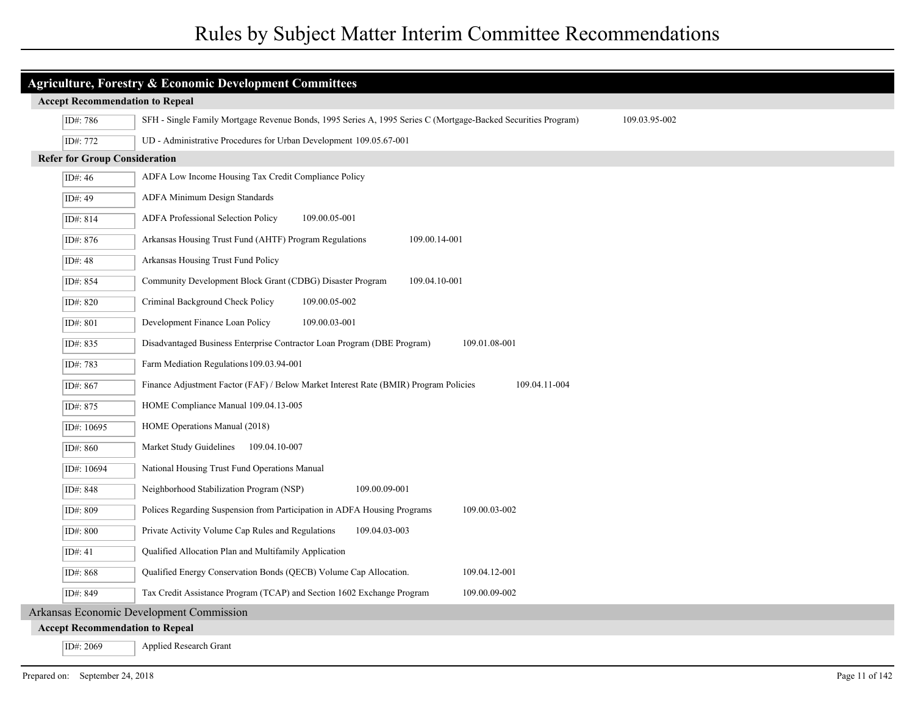# Rules by Subject Matter Interim Committee Recommendations

## Agriculture, Forestry & Economic Development Committees

### Accept Recommendation to Repeal

| ID# | Rule |
|---|---|
| ID#: 786 | SFH - Single Family Mortgage Revenue Bonds, 1995 Series A, 1995 Series C (Mortgage-Backed Securities Program) 109.03.95-002 |
| ID#: 772 | UD - Administrative Procedures for Urban Development 109.05.67-001 |

### Refer for Group Consideration

| ID# | Rule |
|---|---|
| ID#: 46 | ADFA Low Income Housing Tax Credit Compliance Policy |
| ID#: 49 | ADFA Minimum Design Standards |
| ID#: 814 | ADFA Professional Selection Policy 109.00.05-001 |
| ID#: 876 | Arkansas Housing Trust Fund (AHTF) Program Regulations 109.00.14-001 |
| ID#: 48 | Arkansas Housing Trust Fund Policy |
| ID#: 854 | Community Development Block Grant (CDBG) Disaster Program 109.04.10-001 |
| ID#: 820 | Criminal Background Check Policy 109.00.05-002 |
| ID#: 801 | Development Finance Loan Policy 109.00.03-001 |
| ID#: 835 | Disadvantaged Business Enterprise Contractor Loan Program (DBE Program) 109.01.08-001 |
| ID#: 783 | Farm Mediation Regulations109.03.94-001 |
| ID#: 867 | Finance Adjustment Factor (FAF) / Below Market Interest Rate (BMIR) Program Policies 109.04.11-004 |
| ID#: 875 | HOME Compliance Manual 109.04.13-005 |
| ID#: 10695 | HOME Operations Manual (2018) |
| ID#: 860 | Market Study Guidelines 109.04.10-007 |
| ID#: 10694 | National Housing Trust Fund Operations Manual |
| ID#: 848 | Neighborhood Stabilization Program (NSP) 109.00.09-001 |
| ID#: 809 | Polices Regarding Suspension from Participation in ADFA Housing Programs 109.00.03-002 |
| ID#: 800 | Private Activity Volume Cap Rules and Regulations 109.04.03-003 |
| ID#: 41 | Qualified Allocation Plan and Multifamily Application |
| ID#: 868 | Qualified Energy Conservation Bonds (QECB) Volume Cap Allocation. 109.04.12-001 |
| ID#: 849 | Tax Credit Assistance Program (TCAP) and Section 1602 Exchange Program 109.00.09-002 |

## Arkansas Economic Development Commission

### Accept Recommendation to Repeal

| ID# | Rule |
|---|---|
| ID#: 2069 | Applied Research Grant |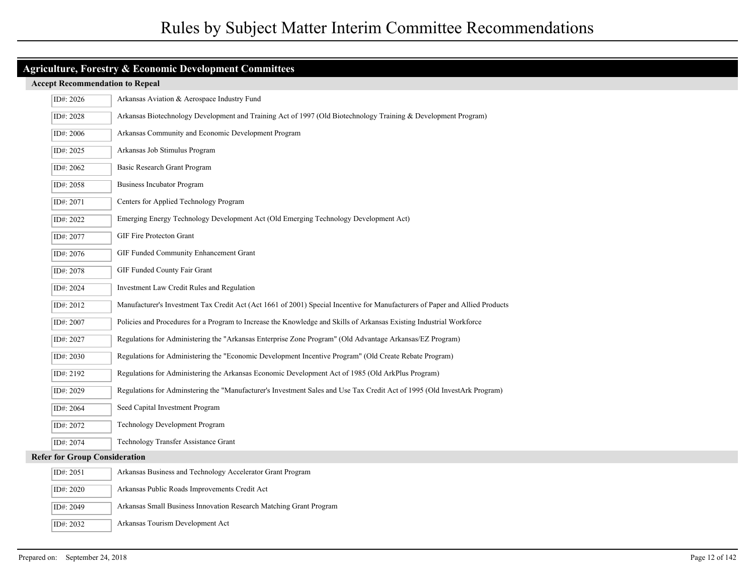## Agriculture, Forestry & Economic Development Committees

### Accept Recommendation to Repeal

| ID# | Title |
|---|---|
| ID#: 2026 | Arkansas Aviation & Aerospace Industry Fund |
| ID#: 2028 | Arkansas Biotechnology Development and Training Act of 1997 (Old Biotechnology Training & Development Program) |
| ID#: 2006 | Arkansas Community and Economic Development Program |
| ID#: 2025 | Arkansas Job Stimulus Program |
| ID#: 2062 | Basic Research Grant Program |
| ID#: 2058 | Business Incubator Program |
| ID#: 2071 | Centers for Applied Technology Program |
| ID#: 2022 | Emerging Energy Technology Development Act (Old Emerging Technology Development Act) |
| ID#: 2077 | GIF Fire Protecton Grant |
| ID#: 2076 | GIF Funded Community Enhancement Grant |
| ID#: 2078 | GIF Funded County Fair Grant |
| ID#: 2024 | Investment Law Credit Rules and Regulation |
| ID#: 2012 | Manufacturer's Investment Tax Credit Act (Act 1661 of 2001) Special Incentive for Manufacturers of Paper and Allied Products |
| ID#: 2007 | Policies and Procedures for a Program to Increase the Knowledge and Skills of Arkansas Existing Industrial Workforce |
| ID#: 2027 | Regulations for Administering the "Arkansas Enterprise Zone Program" (Old Advantage Arkansas/EZ Program) |
| ID#: 2030 | Regulations for Administering the "Economic Development Incentive Program" (Old Create Rebate Program) |
| ID#: 2192 | Regulations for Administering the Arkansas Economic Development Act of 1985 (Old ArkPlus Program) |
| ID#: 2029 | Regulations for Adminstering the "Manufacturer's Investment Sales and Use Tax Credit Act of 1995 (Old InvestArk Program) |
| ID#: 2064 | Seed Capital Investment Program |
| ID#: 2072 | Technology Development Program |
| ID#: 2074 | Technology Transfer Assistance Grant |

### Refer for Group Consideration

| ID# | Title |
|---|---|
| ID#: 2051 | Arkansas Business and Technology Accelerator Grant Program |
| ID#: 2020 | Arkansas Public Roads Improvements Credit Act |
| ID#: 2049 | Arkansas Small Business Innovation Research Matching Grant Program |
| ID#: 2032 | Arkansas Tourism Development Act |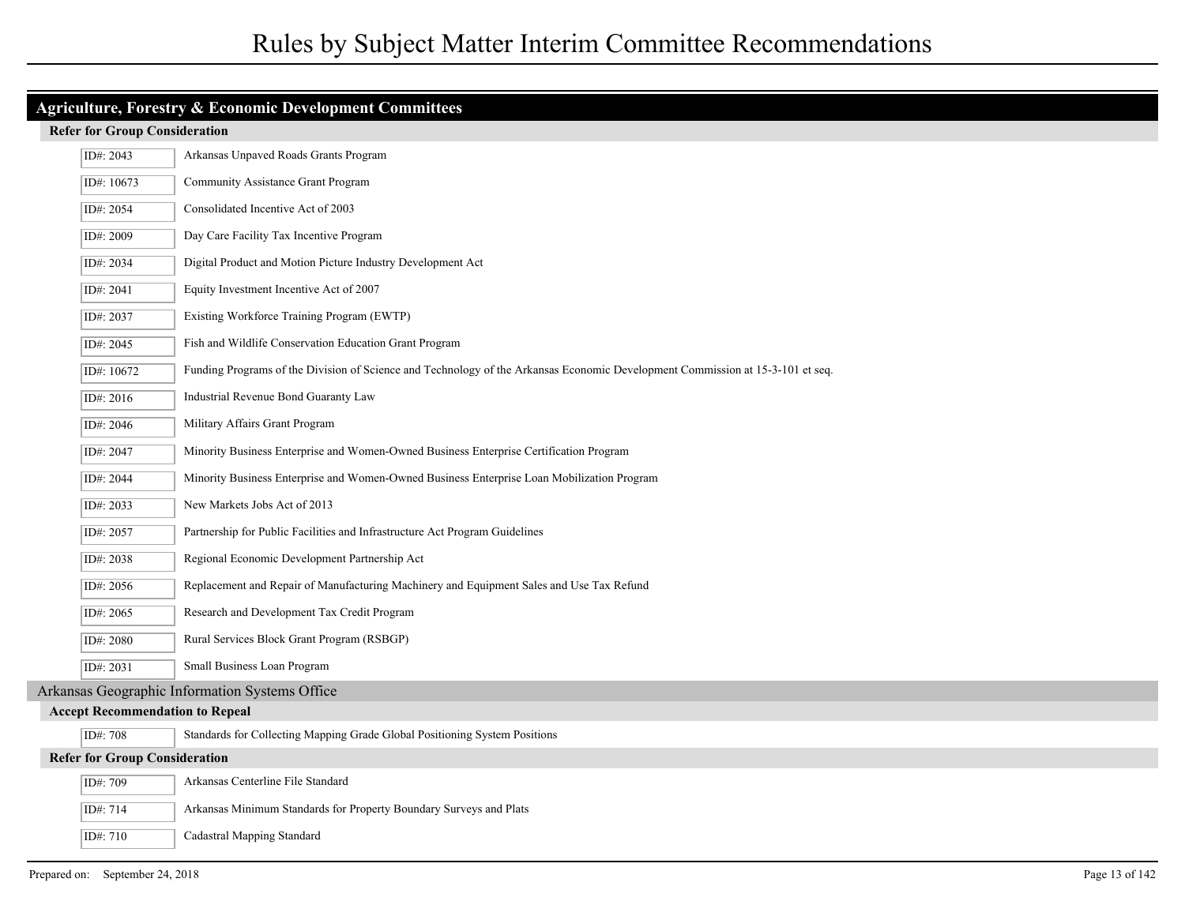## Agriculture, Forestry & Economic Development Committees

### Refer for Group Consideration

| ID# | Rule |
|---|---|
| ID#: 2043 | Arkansas Unpaved Roads Grants Program |
| ID#: 10673 | Community Assistance Grant Program |
| ID#: 2054 | Consolidated Incentive Act of 2003 |
| ID#: 2009 | Day Care Facility Tax Incentive Program |
| ID#: 2034 | Digital Product and Motion Picture Industry Development Act |
| ID#: 2041 | Equity Investment Incentive Act of 2007 |
| ID#: 2037 | Existing Workforce Training Program (EWTP) |
| ID#: 2045 | Fish and Wildlife Conservation Education Grant Program |
| ID#: 10672 | Funding Programs of the Division of Science and Technology of the Arkansas Economic Development Commission at 15-3-101 et seq. |
| ID#: 2016 | Industrial Revenue Bond Guaranty Law |
| ID#: 2046 | Military Affairs Grant Program |
| ID#: 2047 | Minority Business Enterprise and Women-Owned Business Enterprise Certification Program |
| ID#: 2044 | Minority Business Enterprise and Women-Owned Business Enterprise Loan Mobilization Program |
| ID#: 2033 | New Markets Jobs Act of 2013 |
| ID#: 2057 | Partnership for Public Facilities and Infrastructure Act Program Guidelines |
| ID#: 2038 | Regional Economic Development Partnership Act |
| ID#: 2056 | Replacement and Repair of Manufacturing Machinery and Equipment Sales and Use Tax Refund |
| ID#: 2065 | Research and Development Tax Credit Program |
| ID#: 2080 | Rural Services Block Grant Program (RSBGP) |
| ID#: 2031 | Small Business Loan Program |

## Arkansas Geographic Information Systems Office

### Accept Recommendation to Repeal

| ID# | Rule |
|---|---|
| ID#: 708 | Standards for Collecting Mapping Grade Global Positioning System Positions |

### Refer for Group Consideration

| ID# | Rule |
|---|---|
| ID#: 709 | Arkansas Centerline File Standard |
| ID#: 714 | Arkansas Minimum Standards for Property Boundary Surveys and Plats |
| ID#: 710 | Cadastral Mapping Standard |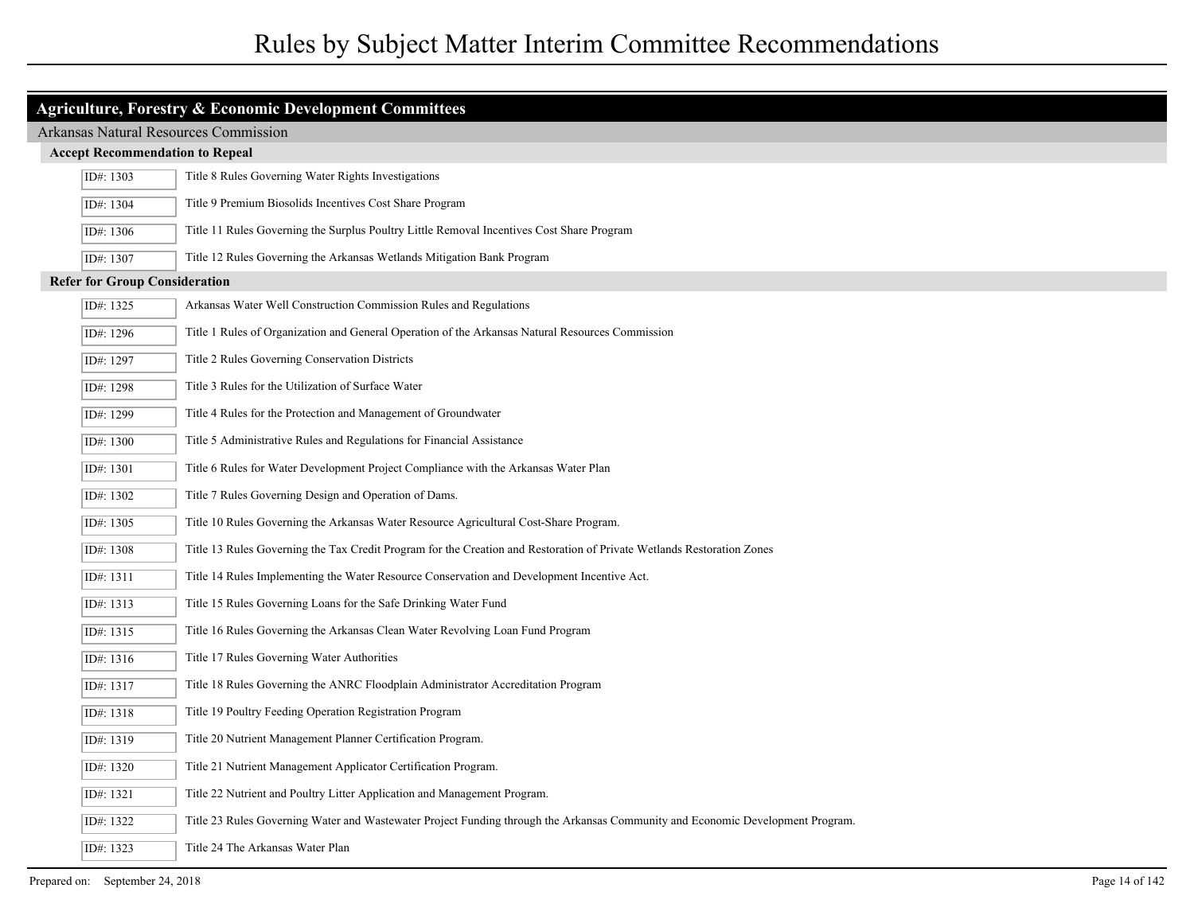## Agriculture, Forestry & Economic Development Committees

### Arkansas Natural Resources Commission

#### Accept Recommendation to Repeal

| ID# | Rule |
|---|---|
| ID#: 1303 | Title 8 Rules Governing Water Rights Investigations |
| ID#: 1304 | Title 9 Premium Biosolids Incentives Cost Share Program |
| ID#: 1306 | Title 11 Rules Governing the Surplus Poultry Little Removal Incentives Cost Share Program |
| ID#: 1307 | Title 12 Rules Governing the Arkansas Wetlands Mitigation Bank Program |

#### Refer for Group Consideration

| ID# | Rule |
|---|---|
| ID#: 1325 | Arkansas Water Well Construction Commission Rules and Regulations |
| ID#: 1296 | Title 1 Rules of Organization and General Operation of the Arkansas Natural Resources Commission |
| ID#: 1297 | Title 2 Rules Governing Conservation Districts |
| ID#: 1298 | Title 3 Rules for the Utilization of Surface Water |
| ID#: 1299 | Title 4 Rules for the Protection and Management of Groundwater |
| ID#: 1300 | Title 5 Administrative Rules and Regulations for Financial Assistance |
| ID#: 1301 | Title 6 Rules for Water Development Project Compliance with the Arkansas Water Plan |
| ID#: 1302 | Title 7 Rules Governing Design and Operation of Dams. |
| ID#: 1305 | Title 10 Rules Governing the Arkansas Water Resource Agricultural Cost-Share Program. |
| ID#: 1308 | Title 13 Rules Governing the Tax Credit Program for the Creation and Restoration of Private Wetlands Restoration Zones |
| ID#: 1311 | Title 14 Rules Implementing the Water Resource Conservation and Development Incentive Act. |
| ID#: 1313 | Title 15 Rules Governing Loans for the Safe Drinking Water Fund |
| ID#: 1315 | Title 16 Rules Governing the Arkansas Clean Water Revolving Loan Fund Program |
| ID#: 1316 | Title 17 Rules Governing Water Authorities |
| ID#: 1317 | Title 18 Rules Governing the ANRC Floodplain Administrator Accreditation Program |
| ID#: 1318 | Title 19 Poultry Feeding Operation Registration Program |
| ID#: 1319 | Title 20 Nutrient Management Planner Certification Program. |
| ID#: 1320 | Title 21 Nutrient Management Applicator Certification Program. |
| ID#: 1321 | Title 22 Nutrient and Poultry Litter Application and Management Program. |
| ID#: 1322 | Title 23 Rules Governing Water and Wastewater Project Funding through the Arkansas Community and Economic Development Program. |
| ID#: 1323 | Title 24 The Arkansas Water Plan |

Prepared on: September 24, 2018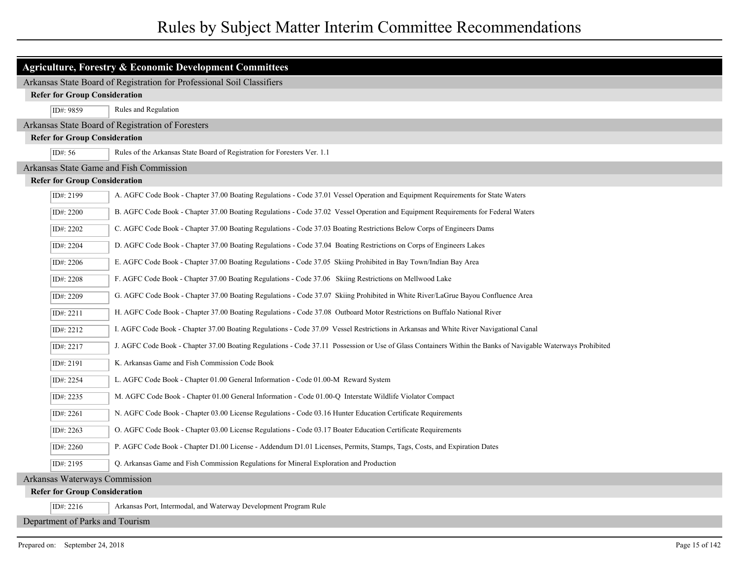## Agriculture, Forestry & Economic Development Committees

### Arkansas State Board of Registration for Professional Soil Classifiers

**Refer for Group Consideration**

| ID# | Description |
| --- | --- |
| ID#: 9859 | Rules and Regulation |

### Arkansas State Board of Registration of Foresters

**Refer for Group Consideration**

| ID# | Description |
| --- | --- |
| ID#: 56 | Rules of the Arkansas State Board of Registration for Foresters Ver. 1.1 |

### Arkansas State Game and Fish Commission

**Refer for Group Consideration**

| ID# | Description |
| --- | --- |
| ID#: 2199 | A. AGFC Code Book - Chapter 37.00 Boating Regulations - Code 37.01 Vessel Operation and Equipment Requirements for State Waters |
| ID#: 2200 | B. AGFC Code Book - Chapter 37.00 Boating Regulations - Code 37.02 Vessel Operation and Equipment Requirements for Federal Waters |
| ID#: 2202 | C. AGFC Code Book - Chapter 37.00 Boating Regulations - Code 37.03 Boating Restrictions Below Corps of Engineers Dams |
| ID#: 2204 | D. AGFC Code Book - Chapter 37.00 Boating Regulations - Code 37.04 Boating Restrictions on Corps of Engineers Lakes |
| ID#: 2206 | E. AGFC Code Book - Chapter 37.00 Boating Regulations - Code 37.05 Skiing Prohibited in Bay Town/Indian Bay Area |
| ID#: 2208 | F. AGFC Code Book - Chapter 37.00 Boating Regulations - Code 37.06 Skiing Restrictions on Mellwood Lake |
| ID#: 2209 | G. AGFC Code Book - Chapter 37.00 Boating Regulations - Code 37.07 Skiing Prohibited in White River/LaGrue Bayou Confluence Area |
| ID#: 2211 | H. AGFC Code Book - Chapter 37.00 Boating Regulations - Code 37.08 Outboard Motor Restrictions on Buffalo National River |
| ID#: 2212 | I. AGFC Code Book - Chapter 37.00 Boating Regulations - Code 37.09 Vessel Restrictions in Arkansas and White River Navigational Canal |
| ID#: 2217 | J. AGFC Code Book - Chapter 37.00 Boating Regulations - Code 37.11 Possession or Use of Glass Containers Within the Banks of Navigable Waterways Prohibited |
| ID#: 2191 | K. Arkansas Game and Fish Commission Code Book |
| ID#: 2254 | L. AGFC Code Book - Chapter 01.00 General Information - Code 01.00-M Reward System |
| ID#: 2235 | M. AGFC Code Book - Chapter 01.00 General Information - Code 01.00-Q Interstate Wildlife Violator Compact |
| ID#: 2261 | N. AGFC Code Book - Chapter 03.00 License Regulations - Code 03.16 Hunter Education Certificate Requirements |
| ID#: 2263 | O. AGFC Code Book - Chapter 03.00 License Regulations - Code 03.17 Boater Education Certificate Requirements |
| ID#: 2260 | P. AGFC Code Book - Chapter D1.00 License - Addendum D1.01 Licenses, Permits, Stamps, Tags, Costs, and Expiration Dates |
| ID#: 2195 | Q. Arkansas Game and Fish Commission Regulations for Mineral Exploration and Production |

### Arkansas Waterways Commission

**Refer for Group Consideration**

| ID# | Description |
| --- | --- |
| ID#: 2216 | Arkansas Port, Intermodal, and Waterway Development Program Rule |

### Department of Parks and Tourism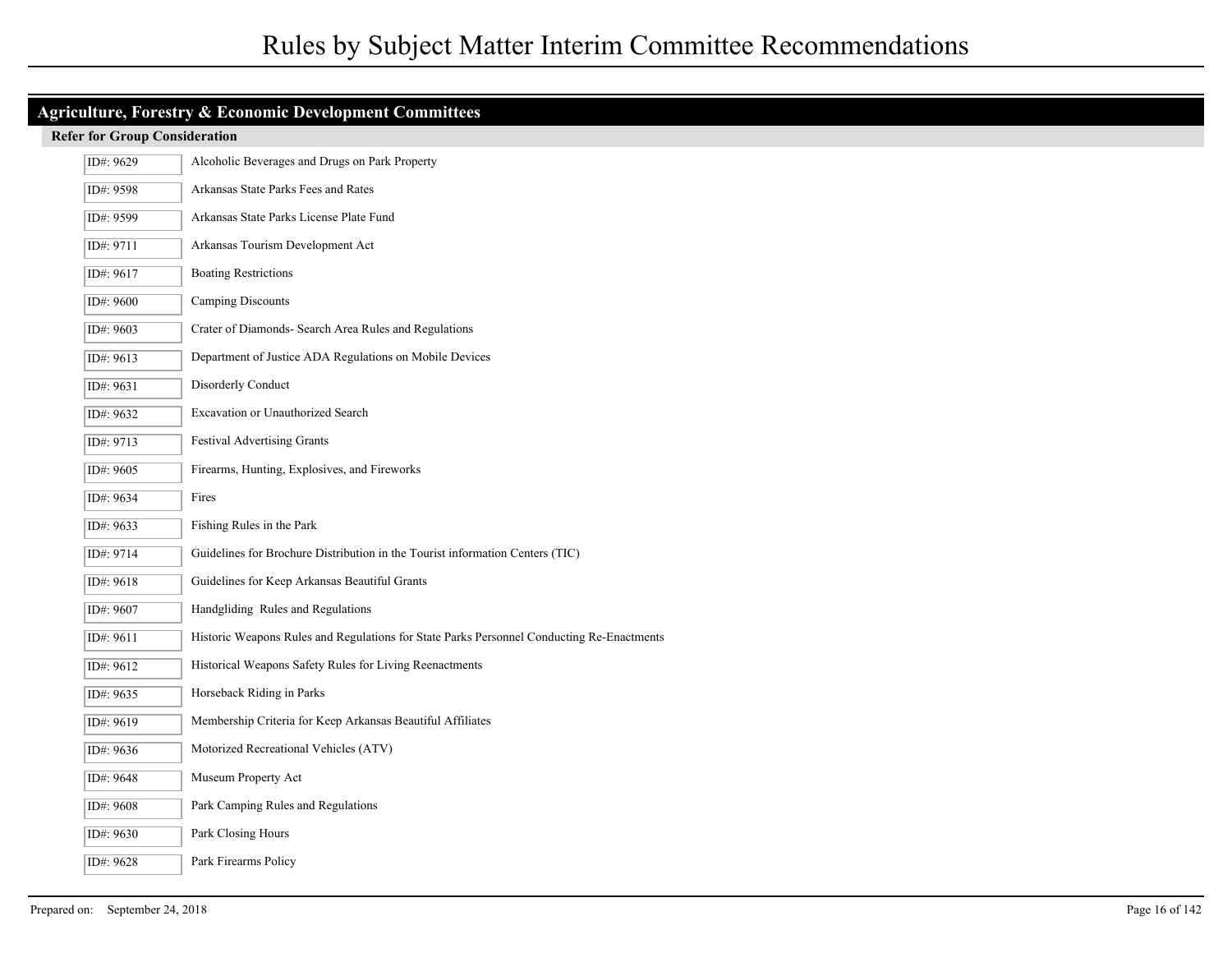# Rules by Subject Matter Interim Committee Recommendations

## Agriculture, Forestry & Economic Development Committees

### Refer for Group Consideration

| ID | Title |
|---|---|
| ID#: 9629 | Alcoholic Beverages and Drugs on Park Property |
| ID#: 9598 | Arkansas State Parks Fees and Rates |
| ID#: 9599 | Arkansas State Parks License Plate Fund |
| ID#: 9711 | Arkansas Tourism Development Act |
| ID#: 9617 | Boating Restrictions |
| ID#: 9600 | Camping Discounts |
| ID#: 9603 | Crater of Diamonds- Search Area Rules and Regulations |
| ID#: 9613 | Department of Justice ADA Regulations on Mobile Devices |
| ID#: 9631 | Disorderly Conduct |
| ID#: 9632 | Excavation or Unauthorized Search |
| ID#: 9713 | Festival Advertising Grants |
| ID#: 9605 | Firearms, Hunting, Explosives, and Fireworks |
| ID#: 9634 | Fires |
| ID#: 9633 | Fishing Rules in the Park |
| ID#: 9714 | Guidelines for Brochure Distribution in the Tourist information Centers (TIC) |
| ID#: 9618 | Guidelines for Keep Arkansas Beautiful Grants |
| ID#: 9607 | Handgliding Rules and Regulations |
| ID#: 9611 | Historic Weapons Rules and Regulations for State Parks Personnel Conducting Re-Enactments |
| ID#: 9612 | Historical Weapons Safety Rules for Living Reenactments |
| ID#: 9635 | Horseback Riding in Parks |
| ID#: 9619 | Membership Criteria for Keep Arkansas Beautiful Affiliates |
| ID#: 9636 | Motorized Recreational Vehicles (ATV) |
| ID#: 9648 | Museum Property Act |
| ID#: 9608 | Park Camping Rules and Regulations |
| ID#: 9630 | Park Closing Hours |
| ID#: 9628 | Park Firearms Policy |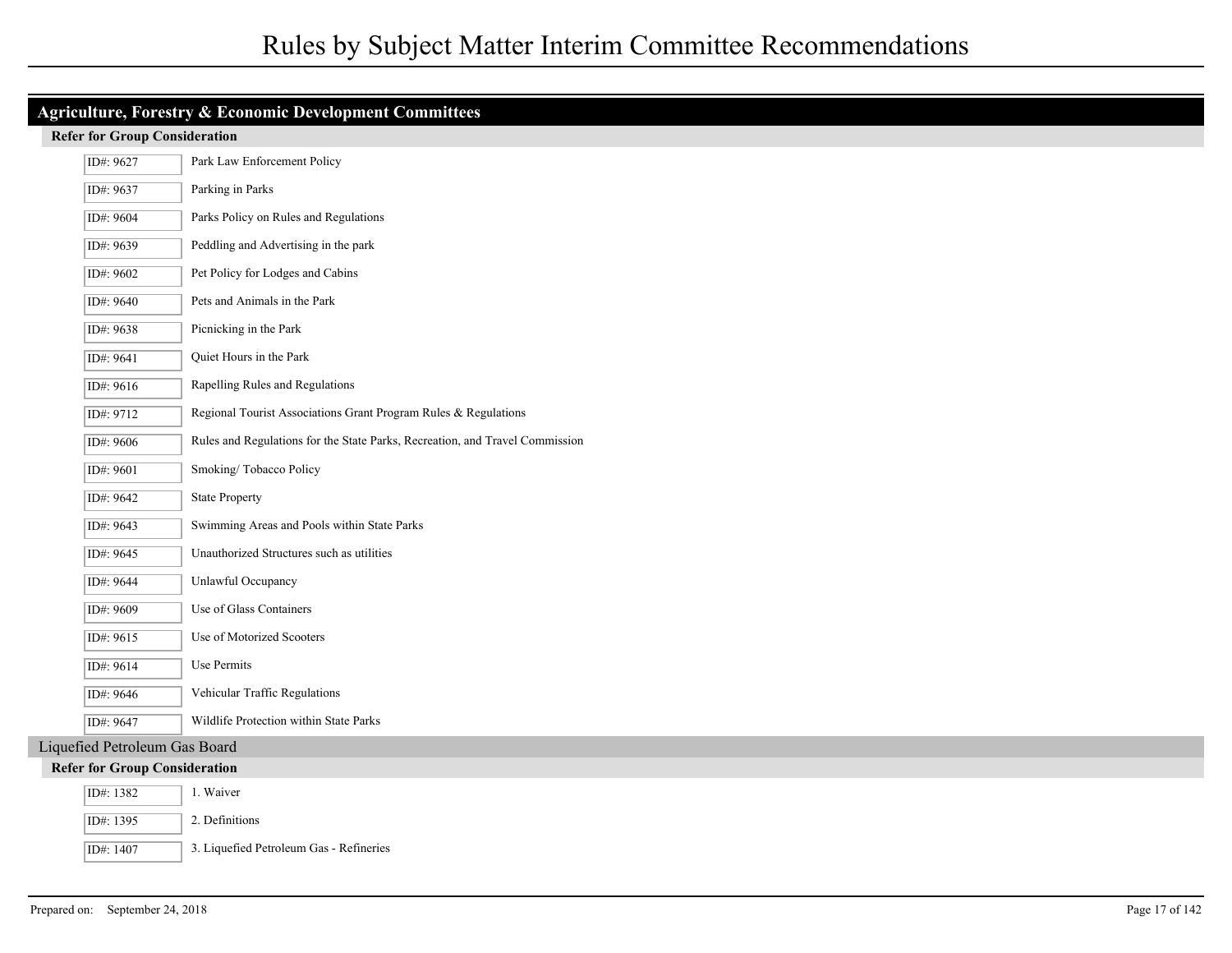## Agriculture, Forestry & Economic Development Committees

### Refer for Group Consideration

| ID# | Title |
|---|---|
| ID#: 9627 | Park Law Enforcement Policy |
| ID#: 9637 | Parking in Parks |
| ID#: 9604 | Parks Policy on Rules and Regulations |
| ID#: 9639 | Peddling and Advertising in the park |
| ID#: 9602 | Pet Policy for Lodges and Cabins |
| ID#: 9640 | Pets and Animals in the Park |
| ID#: 9638 | Picnicking in the Park |
| ID#: 9641 | Quiet Hours in the Park |
| ID#: 9616 | Rapelling Rules and Regulations |
| ID#: 9712 | Regional Tourist Associations Grant Program Rules & Regulations |
| ID#: 9606 | Rules and Regulations for the State Parks, Recreation, and Travel Commission |
| ID#: 9601 | Smoking/ Tobacco Policy |
| ID#: 9642 | State Property |
| ID#: 9643 | Swimming Areas and Pools within State Parks |
| ID#: 9645 | Unauthorized Structures such as utilities |
| ID#: 9644 | Unlawful Occupancy |
| ID#: 9609 | Use of Glass Containers |
| ID#: 9615 | Use of Motorized Scooters |
| ID#: 9614 | Use Permits |
| ID#: 9646 | Vehicular Traffic Regulations |
| ID#: 9647 | Wildlife Protection within State Parks |

## Liquefied Petroleum Gas Board

### Refer for Group Consideration

| ID# | Title |
|---|---|
| ID#: 1382 | 1. Waiver |
| ID#: 1395 | 2. Definitions |
| ID#: 1407 | 3. Liquefied Petroleum Gas - Refineries |

Prepared on: September 24, 2018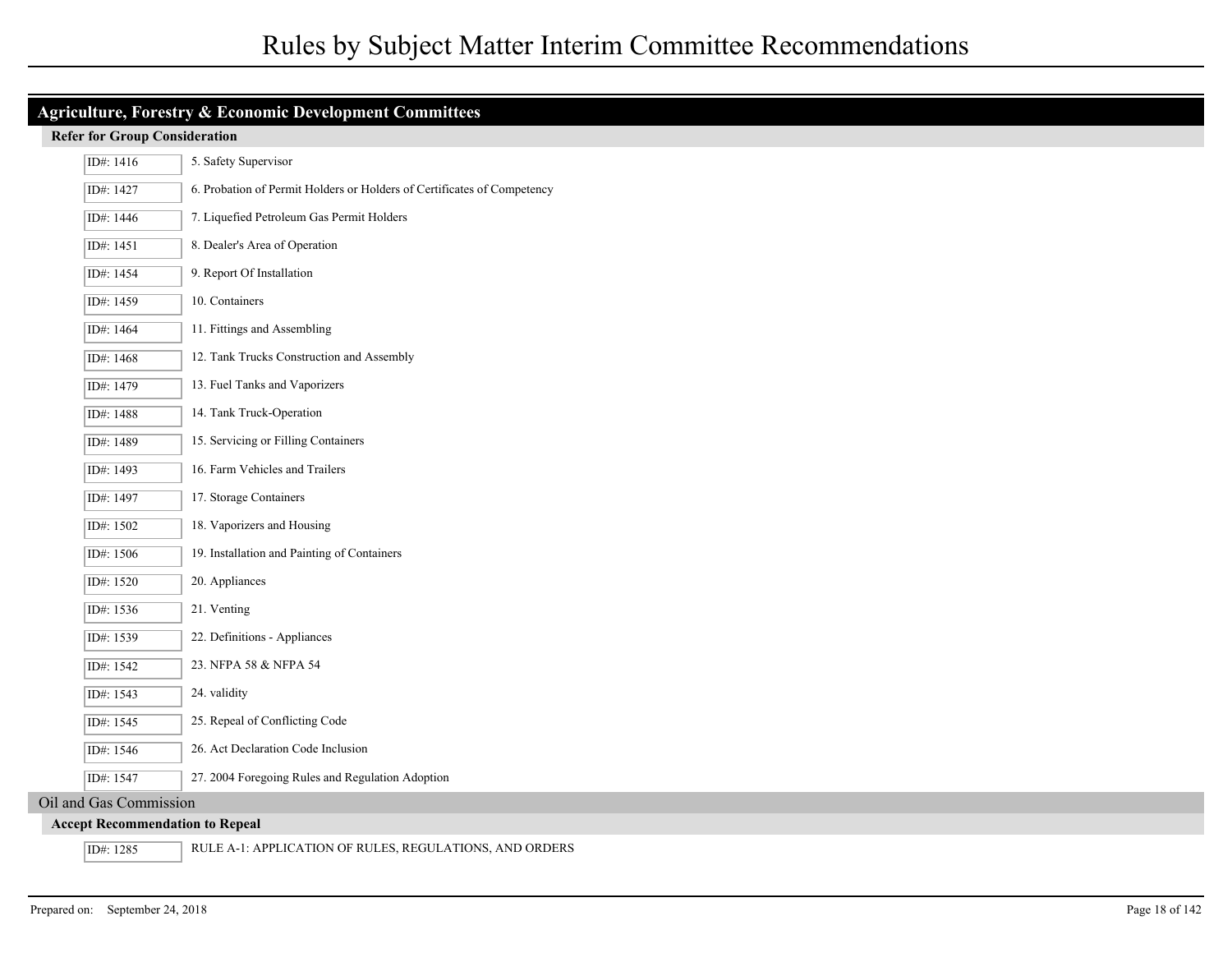# Rules by Subject Matter Interim Committee Recommendations

## Agriculture, Forestry & Economic Development Committees

### Refer for Group Consideration

| ID | Rule |
| --- | --- |
| ID#: 1416 | 5. Safety Supervisor |
| ID#: 1427 | 6. Probation of Permit Holders or Holders of Certificates of Competency |
| ID#: 1446 | 7. Liquefied Petroleum Gas Permit Holders |
| ID#: 1451 | 8. Dealer's Area of Operation |
| ID#: 1454 | 9. Report Of Installation |
| ID#: 1459 | 10. Containers |
| ID#: 1464 | 11. Fittings and Assembling |
| ID#: 1468 | 12. Tank Trucks Construction and Assembly |
| ID#: 1479 | 13. Fuel Tanks and Vaporizers |
| ID#: 1488 | 14. Tank Truck-Operation |
| ID#: 1489 | 15. Servicing or Filling Containers |
| ID#: 1493 | 16. Farm Vehicles and Trailers |
| ID#: 1497 | 17. Storage Containers |
| ID#: 1502 | 18. Vaporizers and Housing |
| ID#: 1506 | 19. Installation and Painting of Containers |
| ID#: 1520 | 20. Appliances |
| ID#: 1536 | 21. Venting |
| ID#: 1539 | 22. Definitions - Appliances |
| ID#: 1542 | 23. NFPA 58 & NFPA 54 |
| ID#: 1543 | 24. validity |
| ID#: 1545 | 25. Repeal of Conflicting Code |
| ID#: 1546 | 26. Act Declaration Code Inclusion |
| ID#: 1547 | 27. 2004 Foregoing Rules and Regulation Adoption |

## Oil and Gas Commission

### Accept Recommendation to Repeal

| ID | Rule |
| --- | --- |
| ID#: 1285 | RULE A-1: APPLICATION OF RULES, REGULATIONS, AND ORDERS |

Prepared on: September 24, 2018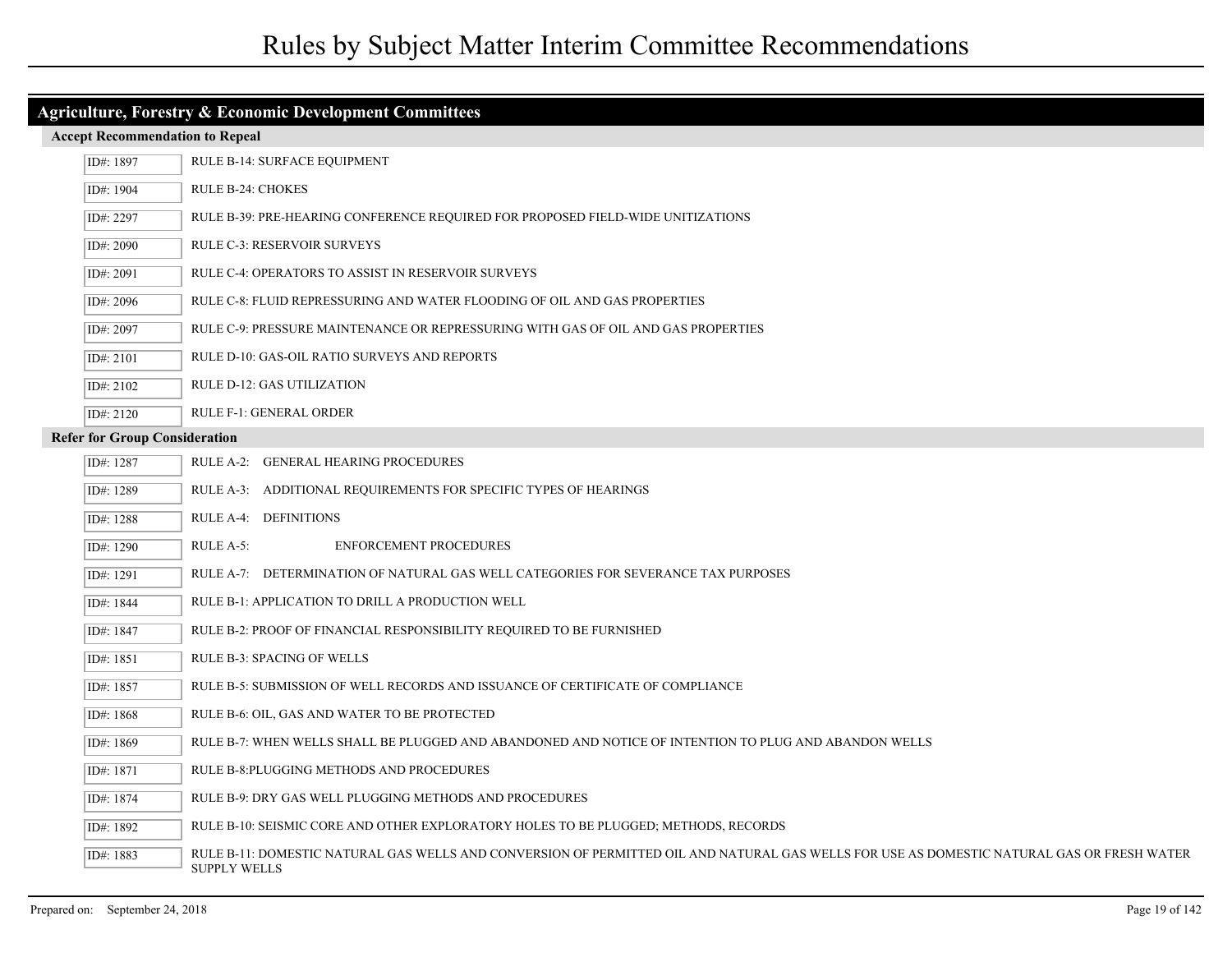# Rules by Subject Matter Interim Committee Recommendations

## Agriculture, Forestry & Economic Development Committees

### Accept Recommendation to Repeal

| ID | Rule |
| --- | --- |
| ID#: 1897 | RULE B-14: SURFACE EQUIPMENT |
| ID#: 1904 | RULE B-24: CHOKES |
| ID#: 2297 | RULE B-39: PRE-HEARING CONFERENCE REQUIRED FOR PROPOSED FIELD-WIDE UNITIZATIONS |
| ID#: 2090 | RULE C-3: RESERVOIR SURVEYS |
| ID#: 2091 | RULE C-4: OPERATORS TO ASSIST IN RESERVOIR SURVEYS |
| ID#: 2096 | RULE C-8: FLUID REPRESSURING AND WATER FLOODING OF OIL AND GAS PROPERTIES |
| ID#: 2097 | RULE C-9: PRESSURE MAINTENANCE OR REPRESSURING WITH GAS OF OIL AND GAS PROPERTIES |
| ID#: 2101 | RULE D-10: GAS-OIL RATIO SURVEYS AND REPORTS |
| ID#: 2102 | RULE D-12: GAS UTILIZATION |
| ID#: 2120 | RULE F-1: GENERAL ORDER |

### Refer for Group Consideration

| ID | Rule |
| --- | --- |
| ID#: 1287 | RULE A-2: GENERAL HEARING PROCEDURES |
| ID#: 1289 | RULE A-3: ADDITIONAL REQUIREMENTS FOR SPECIFIC TYPES OF HEARINGS |
| ID#: 1288 | RULE A-4: DEFINITIONS |
| ID#: 1290 | RULE A-5: ENFORCEMENT PROCEDURES |
| ID#: 1291 | RULE A-7: DETERMINATION OF NATURAL GAS WELL CATEGORIES FOR SEVERANCE TAX PURPOSES |
| ID#: 1844 | RULE B-1: APPLICATION TO DRILL A PRODUCTION WELL |
| ID#: 1847 | RULE B-2: PROOF OF FINANCIAL RESPONSIBILITY REQUIRED TO BE FURNISHED |
| ID#: 1851 | RULE B-3: SPACING OF WELLS |
| ID#: 1857 | RULE B-5: SUBMISSION OF WELL RECORDS AND ISSUANCE OF CERTIFICATE OF COMPLIANCE |
| ID#: 1868 | RULE B-6: OIL, GAS AND WATER TO BE PROTECTED |
| ID#: 1869 | RULE B-7: WHEN WELLS SHALL BE PLUGGED AND ABANDONED AND NOTICE OF INTENTION TO PLUG AND ABANDON WELLS |
| ID#: 1871 | RULE B-8:PLUGGING METHODS AND PROCEDURES |
| ID#: 1874 | RULE B-9: DRY GAS WELL PLUGGING METHODS AND PROCEDURES |
| ID#: 1892 | RULE B-10: SEISMIC CORE AND OTHER EXPLORATORY HOLES TO BE PLUGGED; METHODS, RECORDS |
| ID#: 1883 | RULE B-11: DOMESTIC NATURAL GAS WELLS AND CONVERSION OF PERMITTED OIL AND NATURAL GAS WELLS FOR USE AS DOMESTIC NATURAL GAS OR FRESH WATER SUPPLY WELLS |

Prepared on: September 24, 2018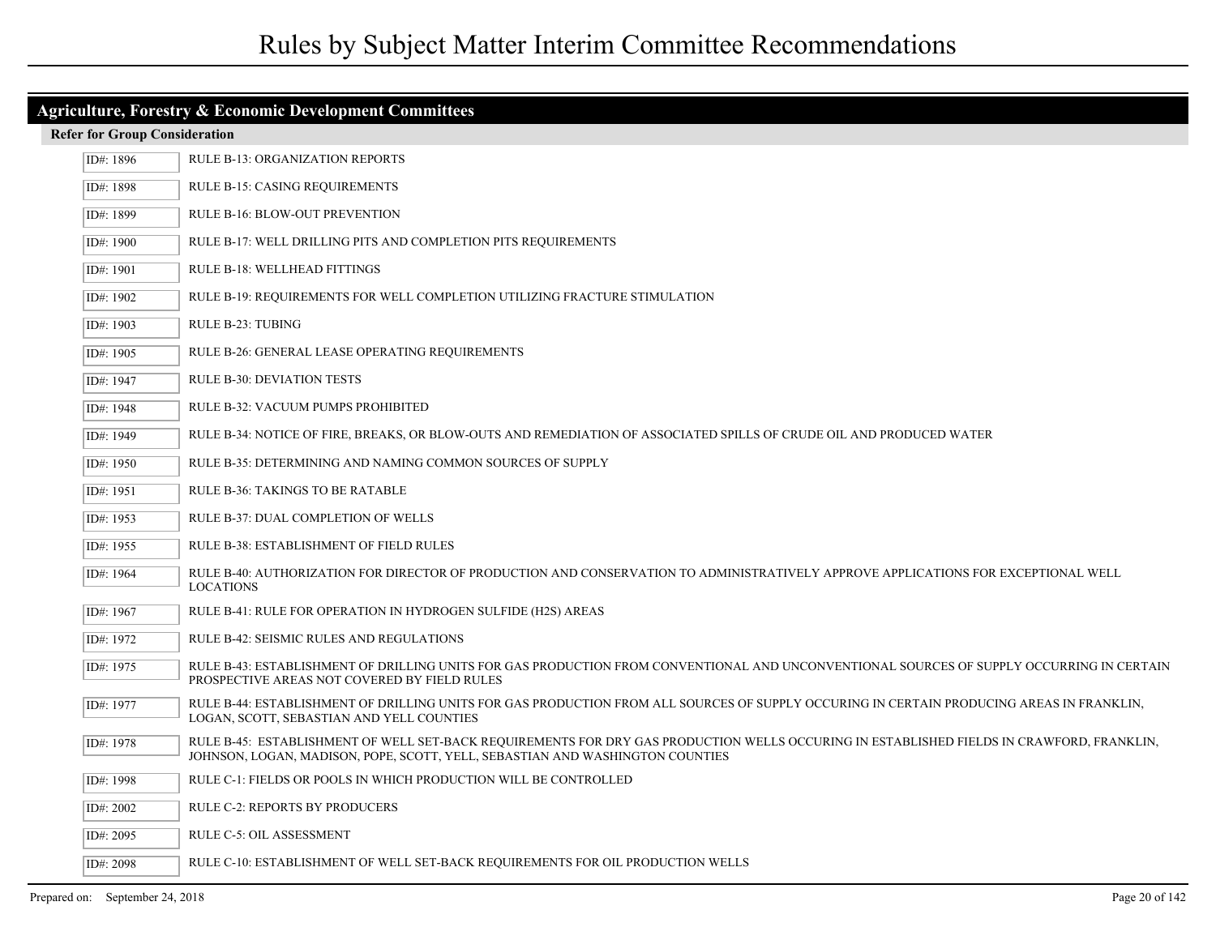# Rules by Subject Matter Interim Committee Recommendations

## Agriculture, Forestry & Economic Development Committees

### Refer for Group Consideration

| ID# | Rule |
| --- | --- |
| ID#: 1896 | RULE B-13: ORGANIZATION REPORTS |
| ID#: 1898 | RULE B-15: CASING REQUIREMENTS |
| ID#: 1899 | RULE B-16: BLOW-OUT PREVENTION |
| ID#: 1900 | RULE B-17: WELL DRILLING PITS AND COMPLETION PITS REQUIREMENTS |
| ID#: 1901 | RULE B-18: WELLHEAD FITTINGS |
| ID#: 1902 | RULE B-19: REQUIREMENTS FOR WELL COMPLETION UTILIZING FRACTURE STIMULATION |
| ID#: 1903 | RULE B-23: TUBING |
| ID#: 1905 | RULE B-26: GENERAL LEASE OPERATING REQUIREMENTS |
| ID#: 1947 | RULE B-30: DEVIATION TESTS |
| ID#: 1948 | RULE B-32: VACUUM PUMPS PROHIBITED |
| ID#: 1949 | RULE B-34: NOTICE OF FIRE, BREAKS, OR BLOW-OUTS AND REMEDIATION OF ASSOCIATED SPILLS OF CRUDE OIL AND PRODUCED WATER |
| ID#: 1950 | RULE B-35: DETERMINING AND NAMING COMMON SOURCES OF SUPPLY |
| ID#: 1951 | RULE B-36: TAKINGS TO BE RATABLE |
| ID#: 1953 | RULE B-37: DUAL COMPLETION OF WELLS |
| ID#: 1955 | RULE B-38: ESTABLISHMENT OF FIELD RULES |
| ID#: 1964 | RULE B-40: AUTHORIZATION FOR DIRECTOR OF PRODUCTION AND CONSERVATION TO ADMINISTRATIVELY APPROVE APPLICATIONS FOR EXCEPTIONAL WELL LOCATIONS |
| ID#: 1967 | RULE B-41: RULE FOR OPERATION IN HYDROGEN SULFIDE (H2S) AREAS |
| ID#: 1972 | RULE B-42: SEISMIC RULES AND REGULATIONS |
| ID#: 1975 | RULE B-43: ESTABLISHMENT OF DRILLING UNITS FOR GAS PRODUCTION FROM CONVENTIONAL AND UNCONVENTIONAL SOURCES OF SUPPLY OCCURRING IN CERTAIN PROSPECTIVE AREAS NOT COVERED BY FIELD RULES |
| ID#: 1977 | RULE B-44: ESTABLISHMENT OF DRILLING UNITS FOR GAS PRODUCTION FROM ALL SOURCES OF SUPPLY OCCURING IN CERTAIN PRODUCING AREAS IN FRANKLIN, LOGAN, SCOTT, SEBASTIAN AND YELL COUNTIES |
| ID#: 1978 | RULE B-45: ESTABLISHMENT OF WELL SET-BACK REQUIREMENTS FOR DRY GAS PRODUCTION WELLS OCCURING IN ESTABLISHED FIELDS IN CRAWFORD, FRANKLIN, JOHNSON, LOGAN, MADISON, POPE, SCOTT, YELL, SEBASTIAN AND WASHINGTON COUNTIES |
| ID#: 1998 | RULE C-1: FIELDS OR POOLS IN WHICH PRODUCTION WILL BE CONTROLLED |
| ID#: 2002 | RULE C-2: REPORTS BY PRODUCERS |
| ID#: 2095 | RULE C-5: OIL ASSESSMENT |
| ID#: 2098 | RULE C-10: ESTABLISHMENT OF WELL SET-BACK REQUIREMENTS FOR OIL PRODUCTION WELLS |

Prepared on: September 24, 2018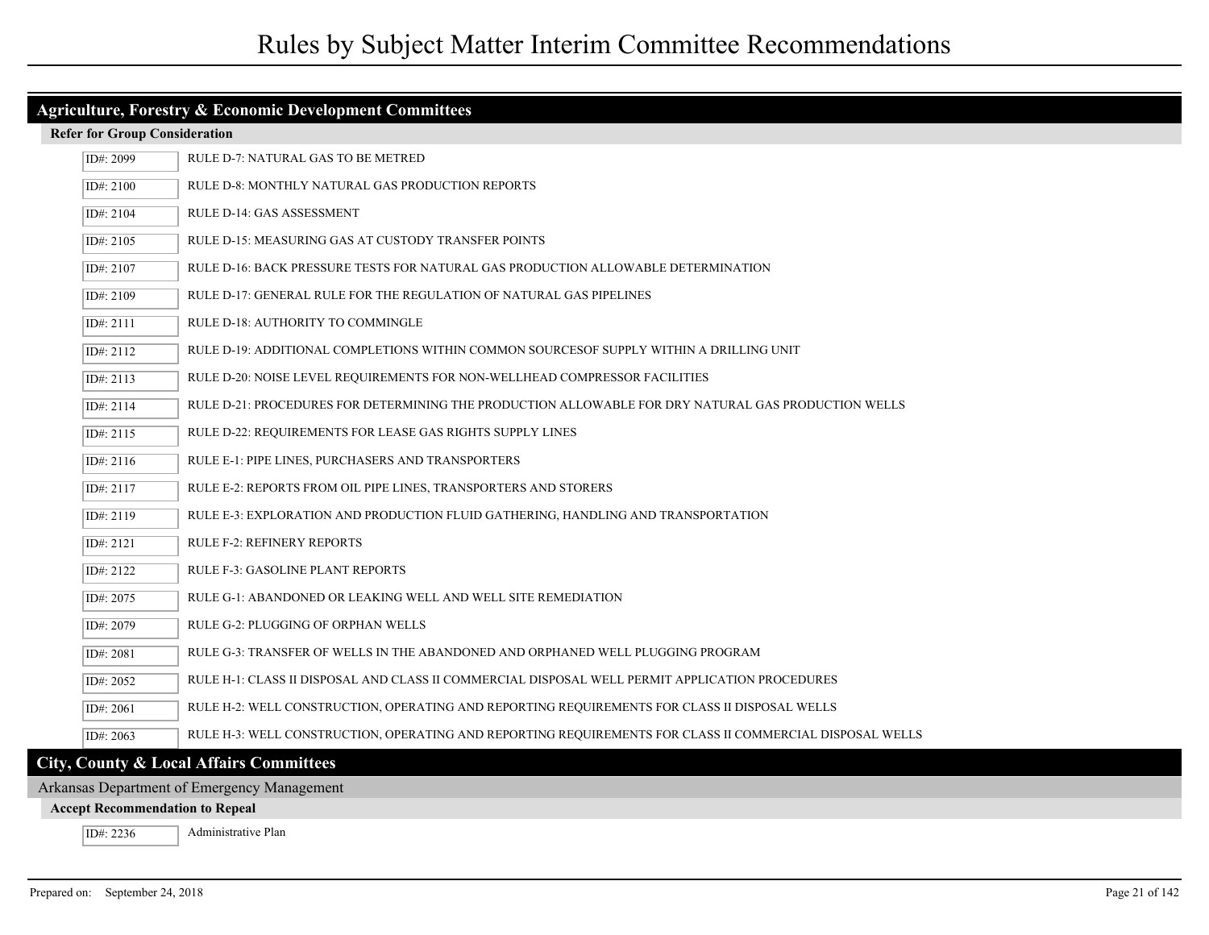# Rules by Subject Matter Interim Committee Recommendations

## Agriculture, Forestry & Economic Development Committees

### Refer for Group Consideration

| ID | Rule |
|---|---|
| ID#: 2099 | RULE D-7: NATURAL GAS TO BE METRED |
| ID#: 2100 | RULE D-8: MONTHLY NATURAL GAS PRODUCTION REPORTS |
| ID#: 2104 | RULE D-14: GAS ASSESSMENT |
| ID#: 2105 | RULE D-15: MEASURING GAS AT CUSTODY TRANSFER POINTS |
| ID#: 2107 | RULE D-16: BACK PRESSURE TESTS FOR NATURAL GAS PRODUCTION ALLOWABLE DETERMINATION |
| ID#: 2109 | RULE D-17: GENERAL RULE FOR THE REGULATION OF NATURAL GAS PIPELINES |
| ID#: 2111 | RULE D-18: AUTHORITY TO COMMINGLE |
| ID#: 2112 | RULE D-19: ADDITIONAL COMPLETIONS WITHIN COMMON SOURCESOF SUPPLY WITHIN A DRILLING UNIT |
| ID#: 2113 | RULE D-20: NOISE LEVEL REQUIREMENTS FOR NON-WELLHEAD COMPRESSOR FACILITIES |
| ID#: 2114 | RULE D-21: PROCEDURES FOR DETERMINING THE PRODUCTION ALLOWABLE FOR DRY NATURAL GAS PRODUCTION WELLS |
| ID#: 2115 | RULE D-22: REQUIREMENTS FOR LEASE GAS RIGHTS SUPPLY LINES |
| ID#: 2116 | RULE E-1: PIPE LINES, PURCHASERS AND TRANSPORTERS |
| ID#: 2117 | RULE E-2: REPORTS FROM OIL PIPE LINES, TRANSPORTERS AND STORERS |
| ID#: 2119 | RULE E-3: EXPLORATION AND PRODUCTION FLUID GATHERING, HANDLING AND TRANSPORTATION |
| ID#: 2121 | RULE F-2: REFINERY REPORTS |
| ID#: 2122 | RULE F-3: GASOLINE PLANT REPORTS |
| ID#: 2075 | RULE G-1: ABANDONED OR LEAKING WELL AND WELL SITE REMEDIATION |
| ID#: 2079 | RULE G-2: PLUGGING OF ORPHAN WELLS |
| ID#: 2081 | RULE G-3: TRANSFER OF WELLS IN THE ABANDONED AND ORPHANED WELL PLUGGING PROGRAM |
| ID#: 2052 | RULE H-1: CLASS II DISPOSAL AND CLASS II COMMERCIAL DISPOSAL WELL PERMIT APPLICATION PROCEDURES |
| ID#: 2061 | RULE H-2: WELL CONSTRUCTION, OPERATING AND REPORTING REQUIREMENTS FOR CLASS II DISPOSAL WELLS |
| ID#: 2063 | RULE H-3: WELL CONSTRUCTION, OPERATING AND REPORTING REQUIREMENTS FOR CLASS II COMMERCIAL DISPOSAL WELLS |

## City, County & Local Affairs Committees

Arkansas Department of Emergency Management

### Accept Recommendation to Repeal

| ID | Rule |
|---|---|
| ID#: 2236 | Administrative Plan |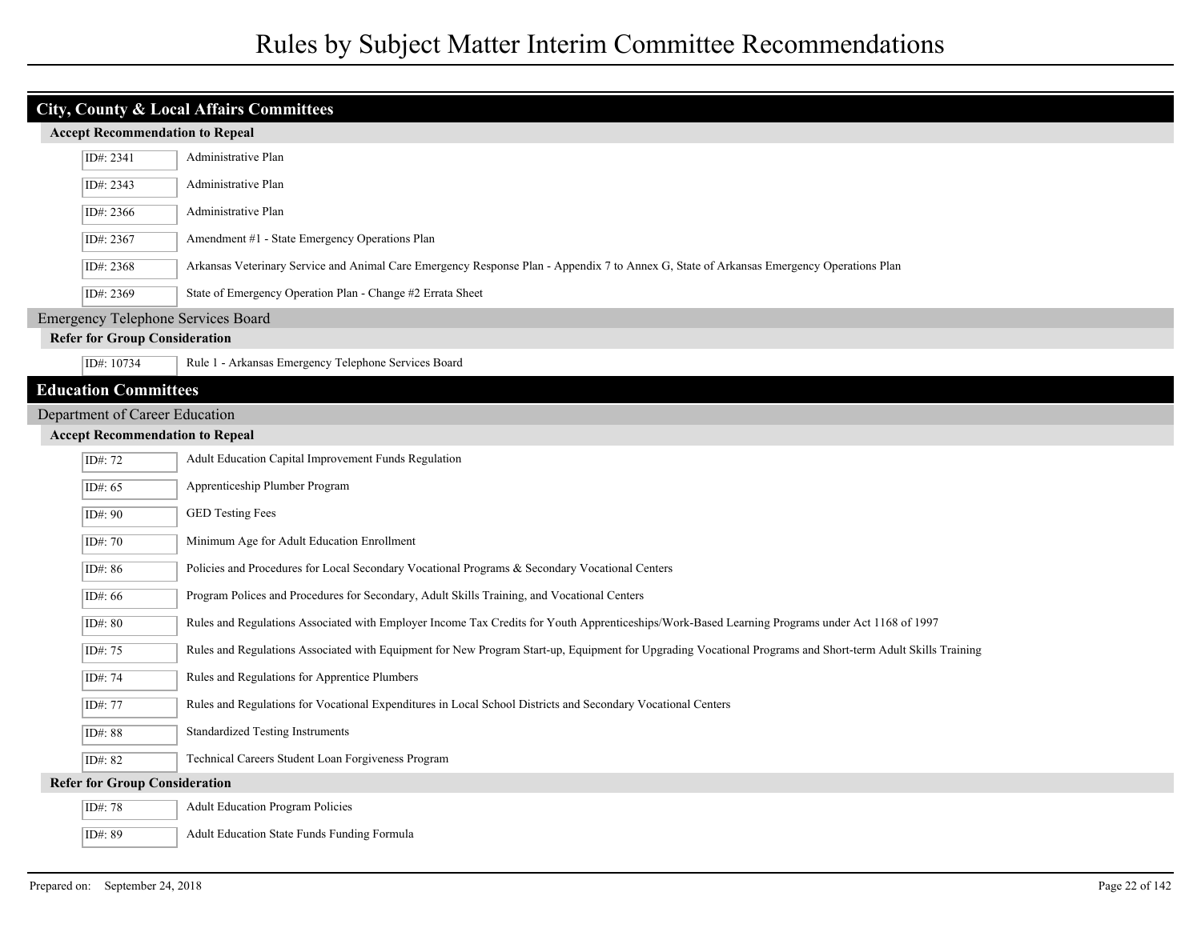## City, County & Local Affairs Committees

### Accept Recommendation to Repeal

| ID | Title |
|---|---|
| ID#: 2341 | Administrative Plan |
| ID#: 2343 | Administrative Plan |
| ID#: 2366 | Administrative Plan |
| ID#: 2367 | Amendment #1 - State Emergency Operations Plan |
| ID#: 2368 | Arkansas Veterinary Service and Animal Care Emergency Response Plan - Appendix 7 to Annex G, State of Arkansas Emergency Operations Plan |
| ID#: 2369 | State of Emergency Operation Plan - Change #2 Errata Sheet |

### Emergency Telephone Services Board

#### Refer for Group Consideration

| ID | Title |
|---|---|
| ID#: 10734 | Rule 1 - Arkansas Emergency Telephone Services Board |

## Education Committees

### Department of Career Education

#### Accept Recommendation to Repeal

| ID | Title |
|---|---|
| ID#: 72 | Adult Education Capital Improvement Funds Regulation |
| ID#: 65 | Apprenticeship Plumber Program |
| ID#: 90 | GED Testing Fees |
| ID#: 70 | Minimum Age for Adult Education Enrollment |
| ID#: 86 | Policies and Procedures for Local Secondary Vocational Programs & Secondary Vocational Centers |
| ID#: 66 | Program Polices and Procedures for Secondary, Adult Skills Training, and Vocational Centers |
| ID#: 80 | Rules and Regulations Associated with Employer Income Tax Credits for Youth Apprenticeships/Work-Based Learning Programs under Act 1168 of 1997 |
| ID#: 75 | Rules and Regulations Associated with Equipment for New Program Start-up, Equipment for Upgrading Vocational Programs and Short-term Adult Skills Training |
| ID#: 74 | Rules and Regulations for Apprentice Plumbers |
| ID#: 77 | Rules and Regulations for Vocational Expenditures in Local School Districts and Secondary Vocational Centers |
| ID#: 88 | Standardized Testing Instruments |
| ID#: 82 | Technical Careers Student Loan Forgiveness Program |

#### Refer for Group Consideration

| ID | Title |
|---|---|
| ID#: 78 | Adult Education Program Policies |
| ID#: 89 | Adult Education State Funds Funding Formula |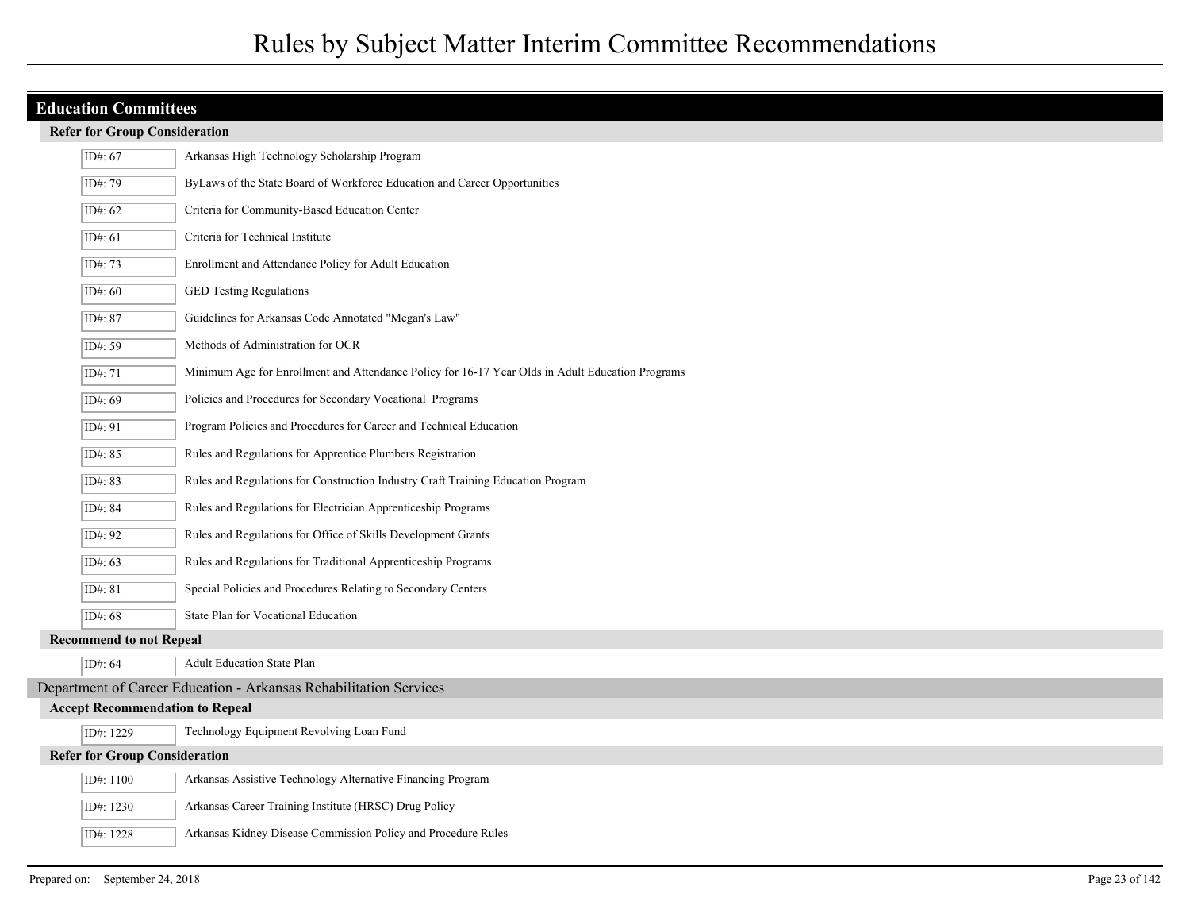# Rules by Subject Matter Interim Committee Recommendations

## Education Committees

### Refer for Group Consideration

| ID# | Title |
|---|---|
| ID#: 67 | Arkansas High Technology Scholarship Program |
| ID#: 79 | ByLaws of the State Board of Workforce Education and Career Opportunities |
| ID#: 62 | Criteria for Community-Based Education Center |
| ID#: 61 | Criteria for Technical Institute |
| ID#: 73 | Enrollment and Attendance Policy for Adult Education |
| ID#: 60 | GED Testing Regulations |
| ID#: 87 | Guidelines for Arkansas Code Annotated "Megan's Law" |
| ID#: 59 | Methods of Administration for OCR |
| ID#: 71 | Minimum Age for Enrollment and Attendance Policy for 16-17 Year Olds in Adult Education Programs |
| ID#: 69 | Policies and Procedures for Secondary Vocational Programs |
| ID#: 91 | Program Policies and Procedures for Career and Technical Education |
| ID#: 85 | Rules and Regulations for Apprentice Plumbers Registration |
| ID#: 83 | Rules and Regulations for Construction Industry Craft Training Education Program |
| ID#: 84 | Rules and Regulations for Electrician Apprenticeship Programs |
| ID#: 92 | Rules and Regulations for Office of Skills Development Grants |
| ID#: 63 | Rules and Regulations for Traditional Apprenticeship Programs |
| ID#: 81 | Special Policies and Procedures Relating to Secondary Centers |
| ID#: 68 | State Plan for Vocational Education |

### Recommend to not Repeal

| ID# | Title |
|---|---|
| ID#: 64 | Adult Education State Plan |

## Department of Career Education - Arkansas Rehabilitation Services

### Accept Recommendation to Repeal

| ID# | Title |
|---|---|
| ID#: 1229 | Technology Equipment Revolving Loan Fund |

### Refer for Group Consideration

| ID# | Title |
|---|---|
| ID#: 1100 | Arkansas Assistive Technology Alternative Financing Program |
| ID#: 1230 | Arkansas Career Training Institute (HRSC) Drug Policy |
| ID#: 1228 | Arkansas Kidney Disease Commission Policy and Procedure Rules |

Prepared on: September 24, 2018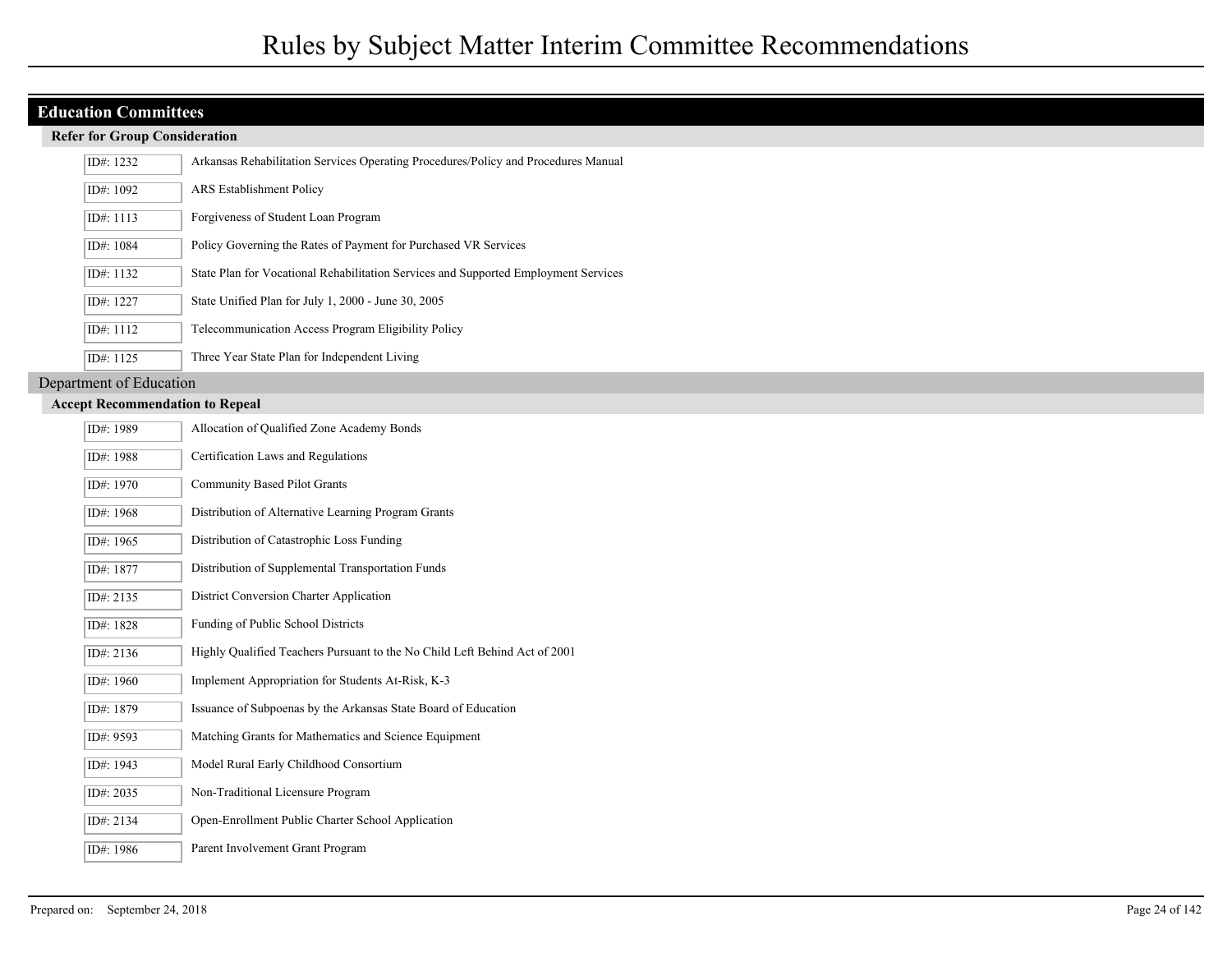# Rules by Subject Matter Interim Committee Recommendations

## Education Committees

### Refer for Group Consideration

| ID# | Title |
|---|---|
| ID#: 1232 | Arkansas Rehabilitation Services Operating Procedures/Policy and Procedures Manual |
| ID#: 1092 | ARS Establishment Policy |
| ID#: 1113 | Forgiveness of Student Loan Program |
| ID#: 1084 | Policy Governing the Rates of Payment for Purchased VR Services |
| ID#: 1132 | State Plan for Vocational Rehabilitation Services and Supported Employment Services |
| ID#: 1227 | State Unified Plan for July 1, 2000 - June 30, 2005 |
| ID#: 1112 | Telecommunication Access Program Eligibility Policy |
| ID#: 1125 | Three Year State Plan for Independent Living |

## Department of Education

### Accept Recommendation to Repeal

| ID# | Title |
|---|---|
| ID#: 1989 | Allocation of Qualified Zone Academy Bonds |
| ID#: 1988 | Certification Laws and Regulations |
| ID#: 1970 | Community Based Pilot Grants |
| ID#: 1968 | Distribution of Alternative Learning Program Grants |
| ID#: 1965 | Distribution of Catastrophic Loss Funding |
| ID#: 1877 | Distribution of Supplemental Transportation Funds |
| ID#: 2135 | District Conversion Charter Application |
| ID#: 1828 | Funding of Public School Districts |
| ID#: 2136 | Highly Qualified Teachers Pursuant to the No Child Left Behind Act of 2001 |
| ID#: 1960 | Implement Appropriation for Students At-Risk, K-3 |
| ID#: 1879 | Issuance of Subpoenas by the Arkansas State Board of Education |
| ID#: 9593 | Matching Grants for Mathematics and Science Equipment |
| ID#: 1943 | Model Rural Early Childhood Consortium |
| ID#: 2035 | Non-Traditional Licensure Program |
| ID#: 2134 | Open-Enrollment Public Charter School Application |
| ID#: 1986 | Parent Involvement Grant Program |

Prepared on: September 24, 2018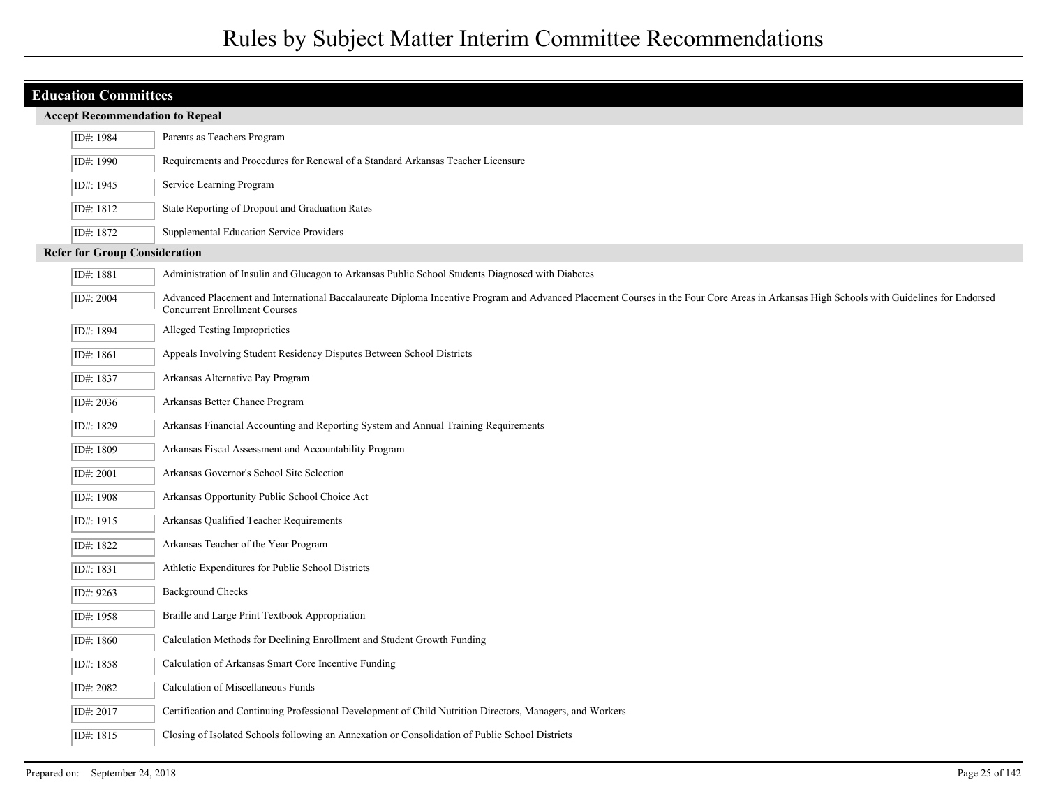## Education Committees

### Accept Recommendation to Repeal

| ID# | Title |
|---|---|
| ID#: 1984 | Parents as Teachers Program |
| ID#: 1990 | Requirements and Procedures for Renewal of a Standard Arkansas Teacher Licensure |
| ID#: 1945 | Service Learning Program |
| ID#: 1812 | State Reporting of Dropout and Graduation Rates |
| ID#: 1872 | Supplemental Education Service Providers |

### Refer for Group Consideration

| ID# | Title |
|---|---|
| ID#: 1881 | Administration of Insulin and Glucagon to Arkansas Public School Students Diagnosed with Diabetes |
| ID#: 2004 | Advanced Placement and International Baccalaureate Diploma Incentive Program and Advanced Placement Courses in the Four Core Areas in Arkansas High Schools with Guidelines for Endorsed Concurrent Enrollment Courses |
| ID#: 1894 | Alleged Testing Improprieties |
| ID#: 1861 | Appeals Involving Student Residency Disputes Between School Districts |
| ID#: 1837 | Arkansas Alternative Pay Program |
| ID#: 2036 | Arkansas Better Chance Program |
| ID#: 1829 | Arkansas Financial Accounting and Reporting System and Annual Training Requirements |
| ID#: 1809 | Arkansas Fiscal Assessment and Accountability Program |
| ID#: 2001 | Arkansas Governor's School Site Selection |
| ID#: 1908 | Arkansas Opportunity Public School Choice Act |
| ID#: 1915 | Arkansas Qualified Teacher Requirements |
| ID#: 1822 | Arkansas Teacher of the Year Program |
| ID#: 1831 | Athletic Expenditures for Public School Districts |
| ID#: 9263 | Background Checks |
| ID#: 1958 | Braille and Large Print Textbook Appropriation |
| ID#: 1860 | Calculation Methods for Declining Enrollment and Student Growth Funding |
| ID#: 1858 | Calculation of Arkansas Smart Core Incentive Funding |
| ID#: 2082 | Calculation of Miscellaneous Funds |
| ID#: 2017 | Certification and Continuing Professional Development of Child Nutrition Directors, Managers, and Workers |
| ID#: 1815 | Closing of Isolated Schools following an Annexation or Consolidation of Public School Districts |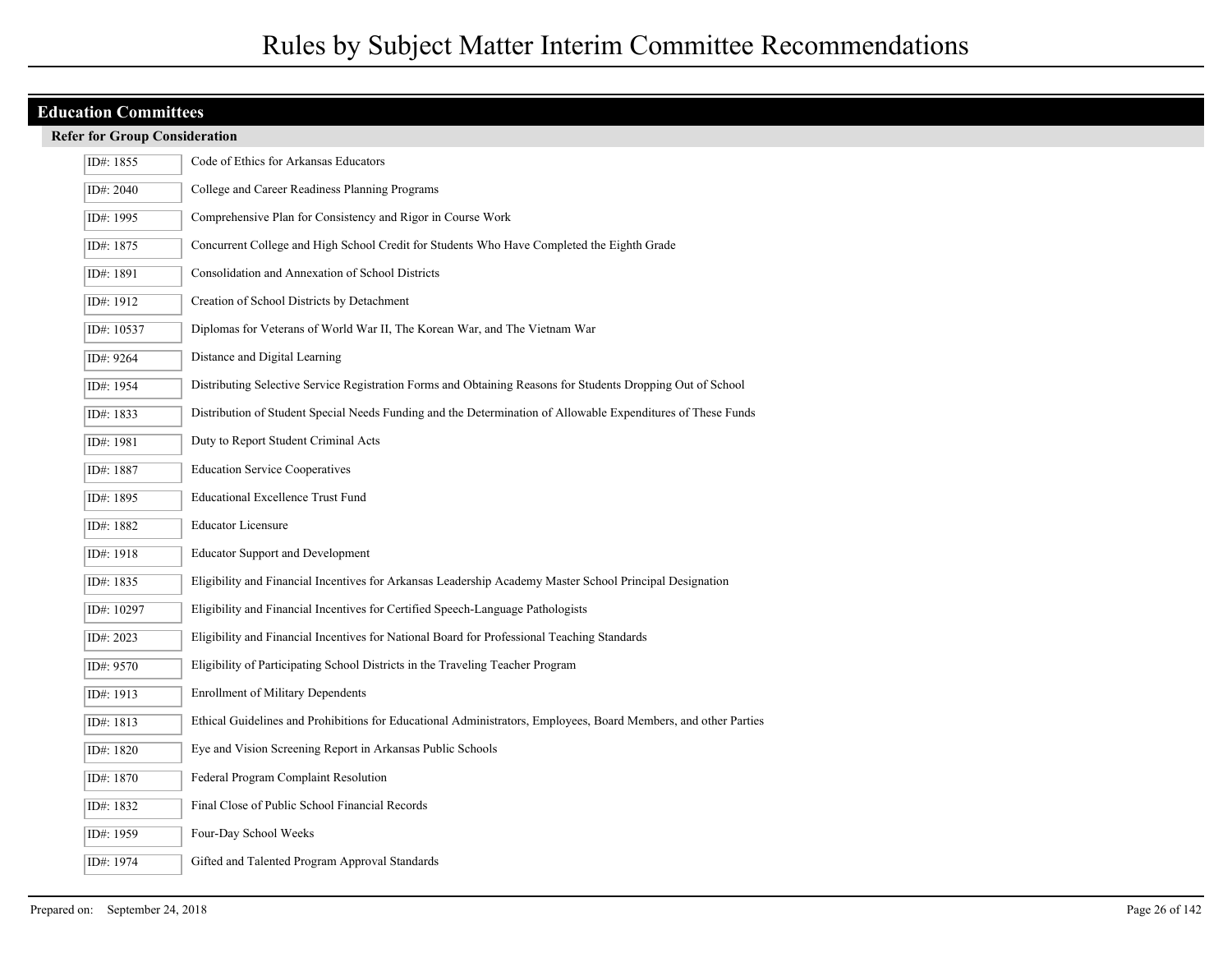# Rules by Subject Matter Interim Committee Recommendations

## Education Committees

### Refer for Group Consideration

| ID# | Title |
|---|---|
| ID#: 1855 | Code of Ethics for Arkansas Educators |
| ID#: 2040 | College and Career Readiness Planning Programs |
| ID#: 1995 | Comprehensive Plan for Consistency and Rigor in Course Work |
| ID#: 1875 | Concurrent College and High School Credit for Students Who Have Completed the Eighth Grade |
| ID#: 1891 | Consolidation and Annexation of School Districts |
| ID#: 1912 | Creation of School Districts by Detachment |
| ID#: 10537 | Diplomas for Veterans of World War II, The Korean War, and The Vietnam War |
| ID#: 9264 | Distance and Digital Learning |
| ID#: 1954 | Distributing Selective Service Registration Forms and Obtaining Reasons for Students Dropping Out of School |
| ID#: 1833 | Distribution of Student Special Needs Funding and the Determination of Allowable Expenditures of These Funds |
| ID#: 1981 | Duty to Report Student Criminal Acts |
| ID#: 1887 | Education Service Cooperatives |
| ID#: 1895 | Educational Excellence Trust Fund |
| ID#: 1882 | Educator Licensure |
| ID#: 1918 | Educator Support and Development |
| ID#: 1835 | Eligibility and Financial Incentives for Arkansas Leadership Academy Master School Principal Designation |
| ID#: 10297 | Eligibility and Financial Incentives for Certified Speech-Language Pathologists |
| ID#: 2023 | Eligibility and Financial Incentives for National Board for Professional Teaching Standards |
| ID#: 9570 | Eligibility of Participating School Districts in the Traveling Teacher Program |
| ID#: 1913 | Enrollment of Military Dependents |
| ID#: 1813 | Ethical Guidelines and Prohibitions for Educational Administrators, Employees, Board Members, and other Parties |
| ID#: 1820 | Eye and Vision Screening Report in Arkansas Public Schools |
| ID#: 1870 | Federal Program Complaint Resolution |
| ID#: 1832 | Final Close of Public School Financial Records |
| ID#: 1959 | Four-Day School Weeks |
| ID#: 1974 | Gifted and Talented Program Approval Standards |

Prepared on: September 24, 2018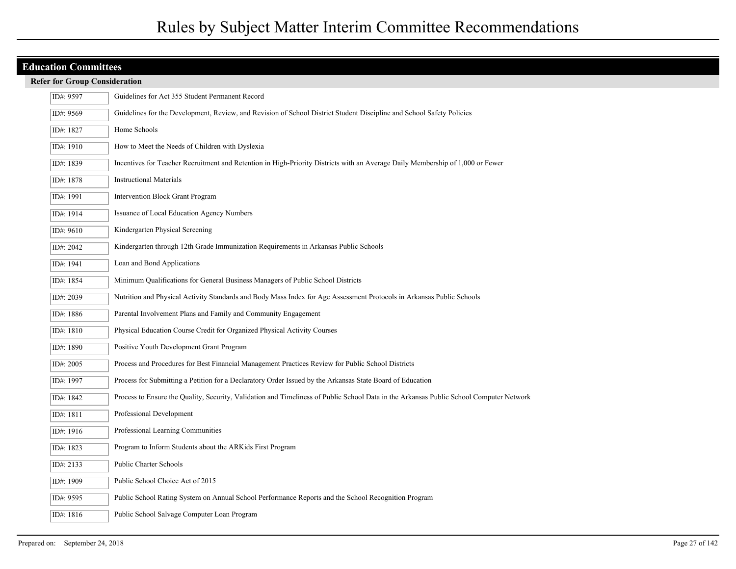# Rules by Subject Matter Interim Committee Recommendations

## Education Committees

### Refer for Group Consideration

| ID# | Title |
|---|---|
| ID#: 9597 | Guidelines for Act 355 Student Permanent Record |
| ID#: 9569 | Guidelines for the Development, Review, and Revision of School District Student Discipline and School Safety Policies |
| ID#: 1827 | Home Schools |
| ID#: 1910 | How to Meet the Needs of Children with Dyslexia |
| ID#: 1839 | Incentives for Teacher Recruitment and Retention in High-Priority Districts with an Average Daily Membership of 1,000 or Fewer |
| ID#: 1878 | Instructional Materials |
| ID#: 1991 | Intervention Block Grant Program |
| ID#: 1914 | Issuance of Local Education Agency Numbers |
| ID#: 9610 | Kindergarten Physical Screening |
| ID#: 2042 | Kindergarten through 12th Grade Immunization Requirements in Arkansas Public Schools |
| ID#: 1941 | Loan and Bond Applications |
| ID#: 1854 | Minimum Qualifications for General Business Managers of Public School Districts |
| ID#: 2039 | Nutrition and Physical Activity Standards and Body Mass Index for Age Assessment Protocols in Arkansas Public Schools |
| ID#: 1886 | Parental Involvement Plans and Family and Community Engagement |
| ID#: 1810 | Physical Education Course Credit for Organized Physical Activity Courses |
| ID#: 1890 | Positive Youth Development Grant Program |
| ID#: 2005 | Process and Procedures for Best Financial Management Practices Review for Public School Districts |
| ID#: 1997 | Process for Submitting a Petition for a Declaratory Order Issued by the Arkansas State Board of Education |
| ID#: 1842 | Process to Ensure the Quality, Security, Validation and Timeliness of Public School Data in the Arkansas Public School Computer Network |
| ID#: 1811 | Professional Development |
| ID#: 1916 | Professional Learning Communities |
| ID#: 1823 | Program to Inform Students about the ARKids First Program |
| ID#: 2133 | Public Charter Schools |
| ID#: 1909 | Public School Choice Act of 2015 |
| ID#: 9595 | Public School Rating System on Annual School Performance Reports and the School Recognition Program |
| ID#: 1816 | Public School Salvage Computer Loan Program |

Prepared on: September 24, 2018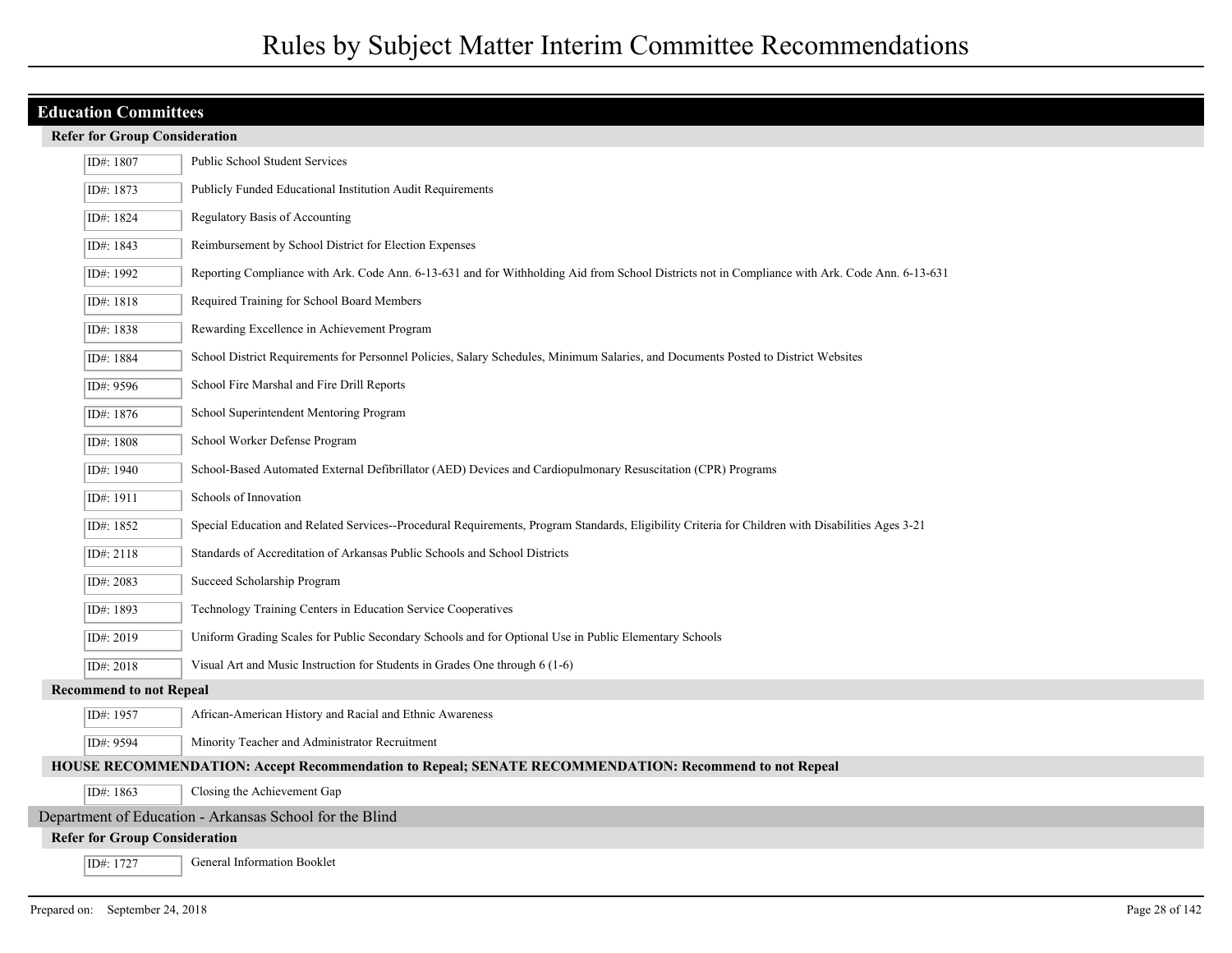## Education Committees

### Refer for Group Consideration

| ID# | Rule |
|---|---|
| ID#: 1807 | Public School Student Services |
| ID#: 1873 | Publicly Funded Educational Institution Audit Requirements |
| ID#: 1824 | Regulatory Basis of Accounting |
| ID#: 1843 | Reimbursement by School District for Election Expenses |
| ID#: 1992 | Reporting Compliance with Ark. Code Ann. 6-13-631 and for Withholding Aid from School Districts not in Compliance with Ark. Code Ann. 6-13-631 |
| ID#: 1818 | Required Training for School Board Members |
| ID#: 1838 | Rewarding Excellence in Achievement Program |
| ID#: 1884 | School District Requirements for Personnel Policies, Salary Schedules, Minimum Salaries, and Documents Posted to District Websites |
| ID#: 9596 | School Fire Marshal and Fire Drill Reports |
| ID#: 1876 | School Superintendent Mentoring Program |
| ID#: 1808 | School Worker Defense Program |
| ID#: 1940 | School-Based Automated External Defibrillator (AED) Devices and Cardiopulmonary Resuscitation (CPR) Programs |
| ID#: 1911 | Schools of Innovation |
| ID#: 1852 | Special Education and Related Services--Procedural Requirements, Program Standards, Eligibility Criteria for Children with Disabilities Ages 3-21 |
| ID#: 2118 | Standards of Accreditation of Arkansas Public Schools and School Districts |
| ID#: 2083 | Succeed Scholarship Program |
| ID#: 1893 | Technology Training Centers in Education Service Cooperatives |
| ID#: 2019 | Uniform Grading Scales for Public Secondary Schools and for Optional Use in Public Elementary Schools |
| ID#: 2018 | Visual Art and Music Instruction for Students in Grades One through 6 (1-6) |

### Recommend to not Repeal

| ID# | Rule |
|---|---|
| ID#: 1957 | African-American History and Racial and Ethnic Awareness |
| ID#: 9594 | Minority Teacher and Administrator Recruitment |

### HOUSE RECOMMENDATION: Accept Recommendation to Repeal; SENATE RECOMMENDATION: Recommend to not Repeal

| ID# | Rule |
|---|---|
| ID#: 1863 | Closing the Achievement Gap |

## Department of Education - Arkansas School for the Blind

### Refer for Group Consideration

| ID# | Rule |
|---|---|
| ID#: 1727 | General Information Booklet |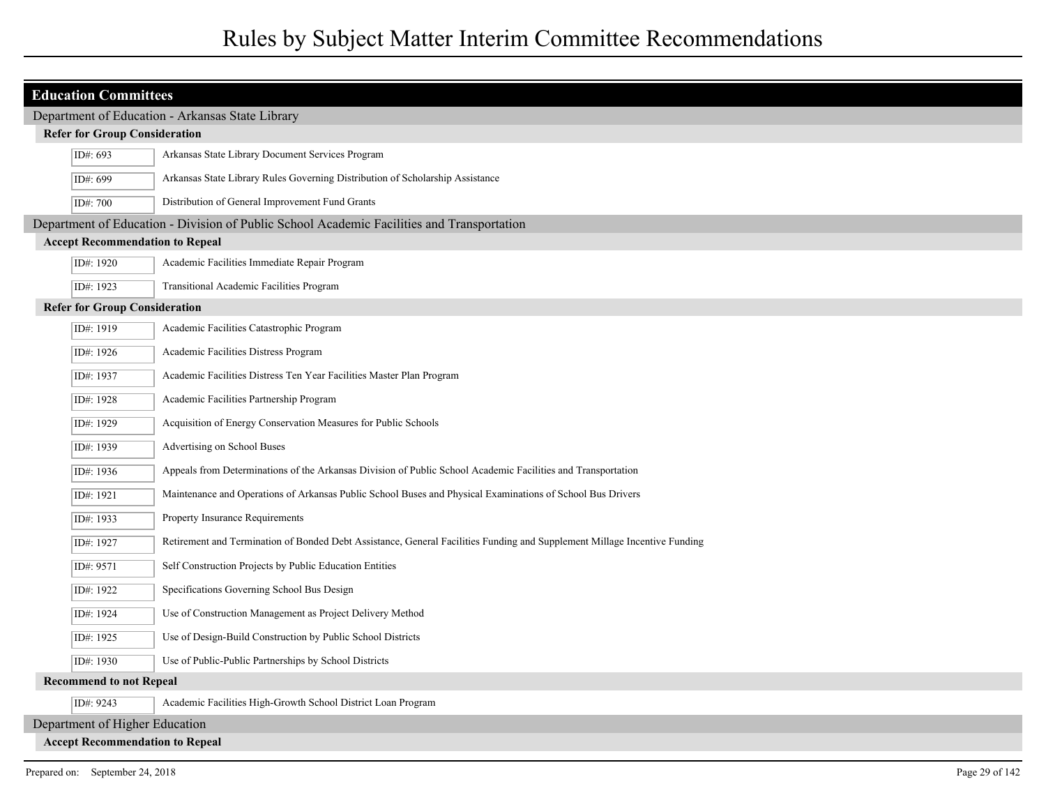# Rules by Subject Matter Interim Committee Recommendations

## Education Committees

### Department of Education - Arkansas State Library

#### Refer for Group Consideration

| ID# | Title |
|---|---|
| ID#: 693 | Arkansas State Library Document Services Program |
| ID#: 699 | Arkansas State Library Rules Governing Distribution of Scholarship Assistance |
| ID#: 700 | Distribution of General Improvement Fund Grants |

### Department of Education - Division of Public School Academic Facilities and Transportation

#### Accept Recommendation to Repeal

| ID# | Title |
|---|---|
| ID#: 1920 | Academic Facilities Immediate Repair Program |
| ID#: 1923 | Transitional Academic Facilities Program |

#### Refer for Group Consideration

| ID# | Title |
|---|---|
| ID#: 1919 | Academic Facilities Catastrophic Program |
| ID#: 1926 | Academic Facilities Distress Program |
| ID#: 1937 | Academic Facilities Distress Ten Year Facilities Master Plan Program |
| ID#: 1928 | Academic Facilities Partnership Program |
| ID#: 1929 | Acquisition of Energy Conservation Measures for Public Schools |
| ID#: 1939 | Advertising on School Buses |
| ID#: 1936 | Appeals from Determinations of the Arkansas Division of Public School Academic Facilities and Transportation |
| ID#: 1921 | Maintenance and Operations of Arkansas Public School Buses and Physical Examinations of School Bus Drivers |
| ID#: 1933 | Property Insurance Requirements |
| ID#: 1927 | Retirement and Termination of Bonded Debt Assistance, General Facilities Funding and Supplement Millage Incentive Funding |
| ID#: 9571 | Self Construction Projects by Public Education Entities |
| ID#: 1922 | Specifications Governing School Bus Design |
| ID#: 1924 | Use of Construction Management as Project Delivery Method |
| ID#: 1925 | Use of Design-Build Construction by Public School Districts |
| ID#: 1930 | Use of Public-Public Partnerships by School Districts |

#### Recommend to not Repeal

| ID# | Title |
|---|---|
| ID#: 9243 | Academic Facilities High-Growth School District Loan Program |

### Department of Higher Education

#### Accept Recommendation to Repeal

Prepared on: September 24, 2018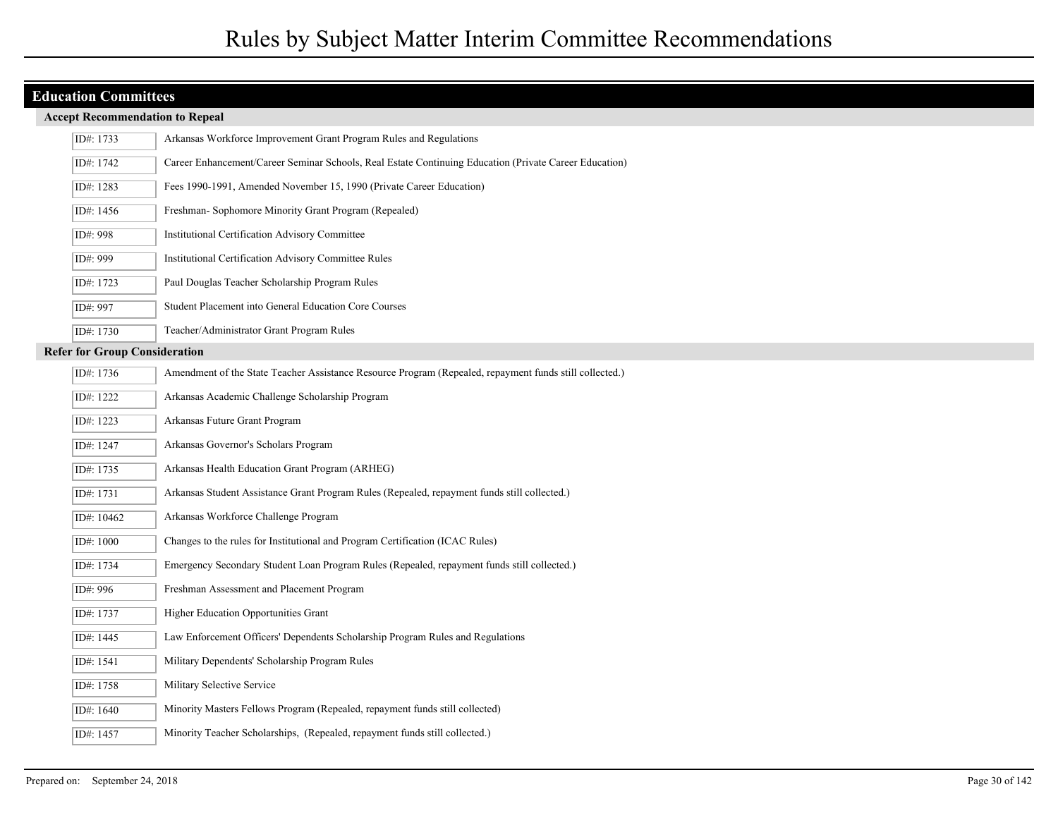# Rules by Subject Matter Interim Committee Recommendations

## Education Committees

### Accept Recommendation to Repeal

| ID# | Rule |
| --- | --- |
| ID#: 1733 | Arkansas Workforce Improvement Grant Program Rules and Regulations |
| ID#: 1742 | Career Enhancement/Career Seminar Schools, Real Estate Continuing Education (Private Career Education) |
| ID#: 1283 | Fees 1990-1991, Amended November 15, 1990 (Private Career Education) |
| ID#: 1456 | Freshman- Sophomore Minority Grant Program (Repealed) |
| ID#: 998 | Institutional Certification Advisory Committee |
| ID#: 999 | Institutional Certification Advisory Committee Rules |
| ID#: 1723 | Paul Douglas Teacher Scholarship Program Rules |
| ID#: 997 | Student Placement into General Education Core Courses |
| ID#: 1730 | Teacher/Administrator Grant Program Rules |

### Refer for Group Consideration

| ID# | Rule |
| --- | --- |
| ID#: 1736 | Amendment of the State Teacher Assistance Resource Program (Repealed, repayment funds still collected.) |
| ID#: 1222 | Arkansas Academic Challenge Scholarship Program |
| ID#: 1223 | Arkansas Future Grant Program |
| ID#: 1247 | Arkansas Governor's Scholars Program |
| ID#: 1735 | Arkansas Health Education Grant Program (ARHEG) |
| ID#: 1731 | Arkansas Student Assistance Grant Program Rules (Repealed, repayment funds still collected.) |
| ID#: 10462 | Arkansas Workforce Challenge Program |
| ID#: 1000 | Changes to the rules for Institutional and Program Certification (ICAC Rules) |
| ID#: 1734 | Emergency Secondary Student Loan Program Rules (Repealed, repayment funds still collected.) |
| ID#: 996 | Freshman Assessment and Placement Program |
| ID#: 1737 | Higher Education Opportunities Grant |
| ID#: 1445 | Law Enforcement Officers' Dependents Scholarship Program Rules and Regulations |
| ID#: 1541 | Military Dependents' Scholarship Program Rules |
| ID#: 1758 | Military Selective Service |
| ID#: 1640 | Minority Masters Fellows Program (Repealed, repayment funds still collected) |
| ID#: 1457 | Minority Teacher Scholarships, (Repealed, repayment funds still collected.) |

Prepared on: September 24, 2018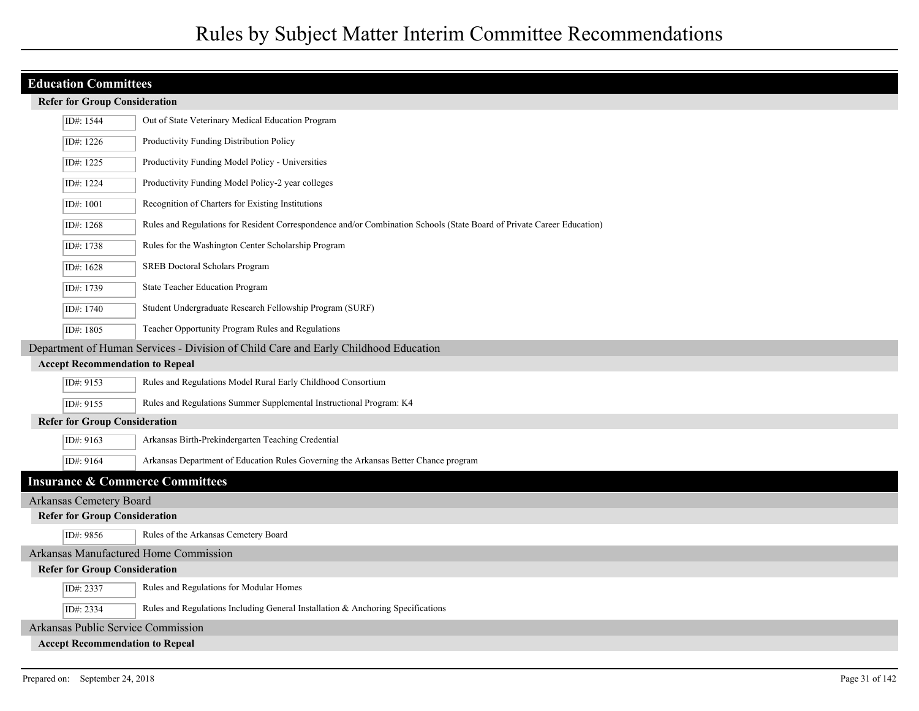## Education Committees

#### Refer for Group Consideration

| ID# | Rule |
|---|---|
| ID#: 1544 | Out of State Veterinary Medical Education Program |
| ID#: 1226 | Productivity Funding Distribution Policy |
| ID#: 1225 | Productivity Funding Model Policy - Universities |
| ID#: 1224 | Productivity Funding Model Policy-2 year colleges |
| ID#: 1001 | Recognition of Charters for Existing Institutions |
| ID#: 1268 | Rules and Regulations for Resident Correspondence and/or Combination Schools (State Board of Private Career Education) |
| ID#: 1738 | Rules for the Washington Center Scholarship Program |
| ID#: 1628 | SREB Doctoral Scholars Program |
| ID#: 1739 | State Teacher Education Program |
| ID#: 1740 | Student Undergraduate Research Fellowship Program (SURF) |
| ID#: 1805 | Teacher Opportunity Program Rules and Regulations |

### Department of Human Services - Division of Child Care and Early Childhood Education

#### Accept Recommendation to Repeal

| ID# | Rule |
|---|---|
| ID#: 9153 | Rules and Regulations Model Rural Early Childhood Consortium |
| ID#: 9155 | Rules and Regulations Summer Supplemental Instructional Program: K4 |

#### Refer for Group Consideration

| ID# | Rule |
|---|---|
| ID#: 9163 | Arkansas Birth-Prekindergarten Teaching Credential |
| ID#: 9164 | Arkansas Department of Education Rules Governing the Arkansas Better Chance program |

## Insurance & Commerce Committees

### Arkansas Cemetery Board

#### Refer for Group Consideration

| ID# | Rule |
|---|---|
| ID#: 9856 | Rules of the Arkansas Cemetery Board |

### Arkansas Manufactured Home Commission

#### Refer for Group Consideration

| ID# | Rule |
|---|---|
| ID#: 2337 | Rules and Regulations for Modular Homes |
| ID#: 2334 | Rules and Regulations Including General Installation & Anchoring Specifications |

### Arkansas Public Service Commission

#### Accept Recommendation to Repeal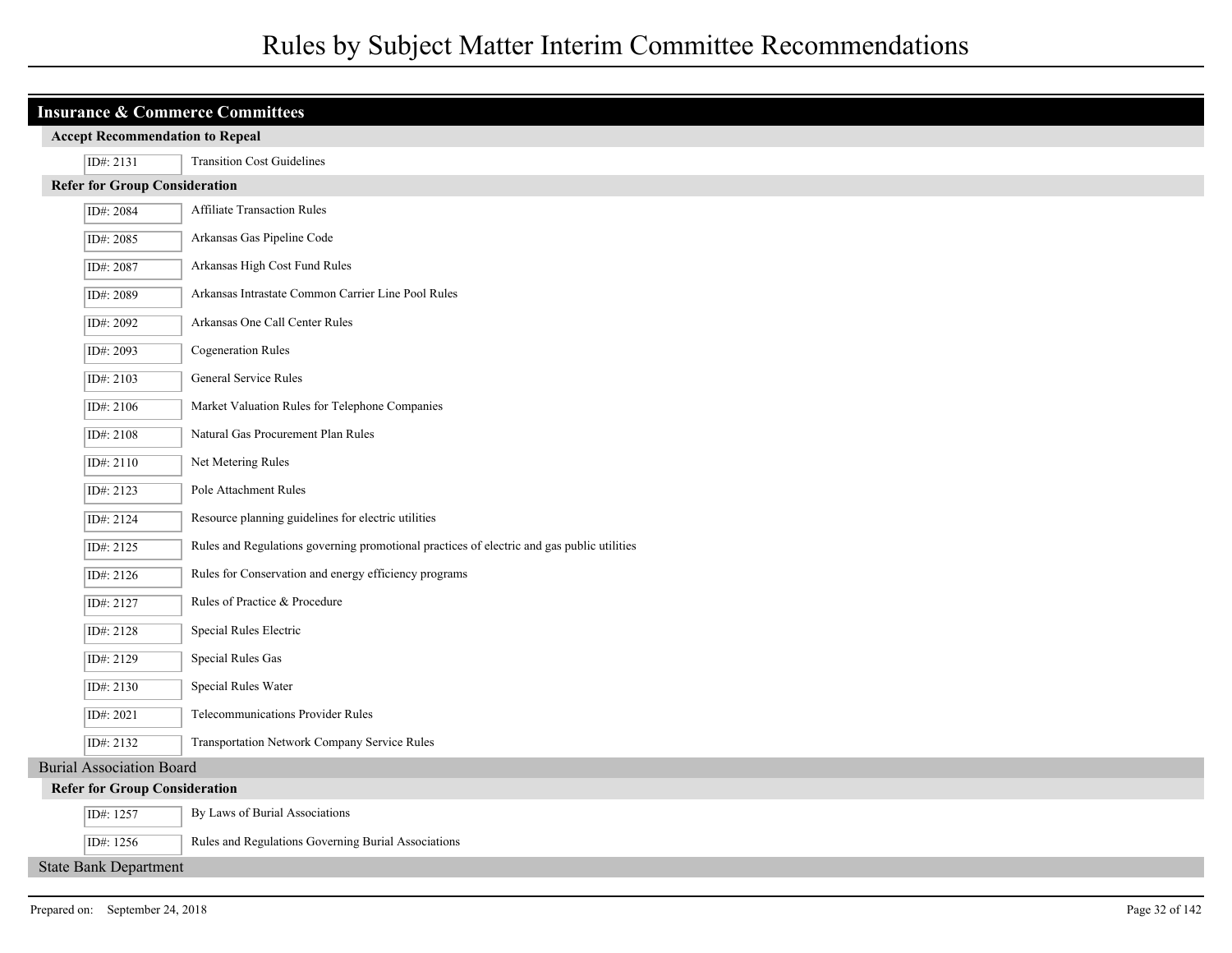# Rules by Subject Matter Interim Committee Recommendations

## Insurance & Commerce Committees

### Accept Recommendation to Repeal

| ID# | Title |
|---|---|
| ID#: 2131 | Transition Cost Guidelines |

### Refer for Group Consideration

| ID# | Title |
|---|---|
| ID#: 2084 | Affiliate Transaction Rules |
| ID#: 2085 | Arkansas Gas Pipeline Code |
| ID#: 2087 | Arkansas High Cost Fund Rules |
| ID#: 2089 | Arkansas Intrastate Common Carrier Line Pool Rules |
| ID#: 2092 | Arkansas One Call Center Rules |
| ID#: 2093 | Cogeneration Rules |
| ID#: 2103 | General Service Rules |
| ID#: 2106 | Market Valuation Rules for Telephone Companies |
| ID#: 2108 | Natural Gas Procurement Plan Rules |
| ID#: 2110 | Net Metering Rules |
| ID#: 2123 | Pole Attachment Rules |
| ID#: 2124 | Resource planning guidelines for electric utilities |
| ID#: 2125 | Rules and Regulations governing promotional practices of electric and gas public utilities |
| ID#: 2126 | Rules for Conservation and energy efficiency programs |
| ID#: 2127 | Rules of Practice & Procedure |
| ID#: 2128 | Special Rules Electric |
| ID#: 2129 | Special Rules Gas |
| ID#: 2130 | Special Rules Water |
| ID#: 2021 | Telecommunications Provider Rules |
| ID#: 2132 | Transportation Network Company Service Rules |

## Burial Association Board

### Refer for Group Consideration

| ID# | Title |
|---|---|
| ID#: 1257 | By Laws of Burial Associations |
| ID#: 1256 | Rules and Regulations Governing Burial Associations |

## State Bank Department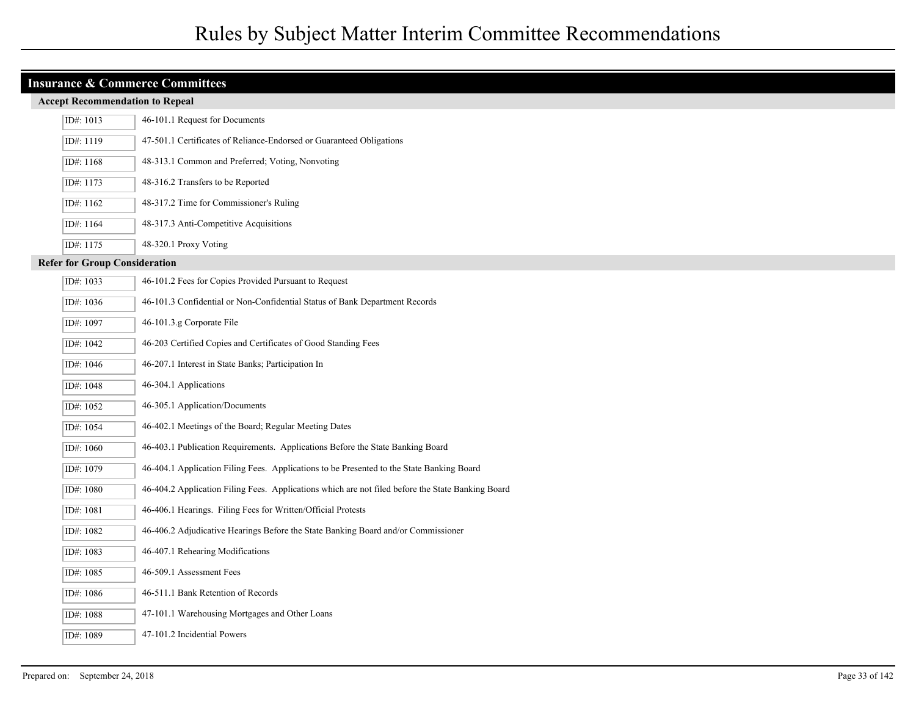# Rules by Subject Matter Interim Committee Recommendations

## Insurance & Commerce Committees

### Accept Recommendation to Repeal

| ID# | Rule |
|---|---|
| ID#: 1013 | 46-101.1 Request for Documents |
| ID#: 1119 | 47-501.1 Certificates of Reliance-Endorsed or Guaranteed Obligations |
| ID#: 1168 | 48-313.1 Common and Preferred; Voting, Nonvoting |
| ID#: 1173 | 48-316.2 Transfers to be Reported |
| ID#: 1162 | 48-317.2 Time for Commissioner's Ruling |
| ID#: 1164 | 48-317.3 Anti-Competitive Acquisitions |
| ID#: 1175 | 48-320.1 Proxy Voting |

### Refer for Group Consideration

| ID# | Rule |
|---|---|
| ID#: 1033 | 46-101.2 Fees for Copies Provided Pursuant to Request |
| ID#: 1036 | 46-101.3 Confidential or Non-Confidential Status of Bank Department Records |
| ID#: 1097 | 46-101.3.g Corporate File |
| ID#: 1042 | 46-203 Certified Copies and Certificates of Good Standing Fees |
| ID#: 1046 | 46-207.1 Interest in State Banks; Participation In |
| ID#: 1048 | 46-304.1 Applications |
| ID#: 1052 | 46-305.1 Application/Documents |
| ID#: 1054 | 46-402.1 Meetings of the Board; Regular Meeting Dates |
| ID#: 1060 | 46-403.1 Publication Requirements. Applications Before the State Banking Board |
| ID#: 1079 | 46-404.1 Application Filing Fees. Applications to be Presented to the State Banking Board |
| ID#: 1080 | 46-404.2 Application Filing Fees. Applications which are not filed before the State Banking Board |
| ID#: 1081 | 46-406.1 Hearings. Filing Fees for Written/Official Protests |
| ID#: 1082 | 46-406.2 Adjudicative Hearings Before the State Banking Board and/or Commissioner |
| ID#: 1083 | 46-407.1 Rehearing Modifications |
| ID#: 1085 | 46-509.1 Assessment Fees |
| ID#: 1086 | 46-511.1 Bank Retention of Records |
| ID#: 1088 | 47-101.1 Warehousing Mortgages and Other Loans |
| ID#: 1089 | 47-101.2 Incidential Powers |

Prepared on: September 24, 2018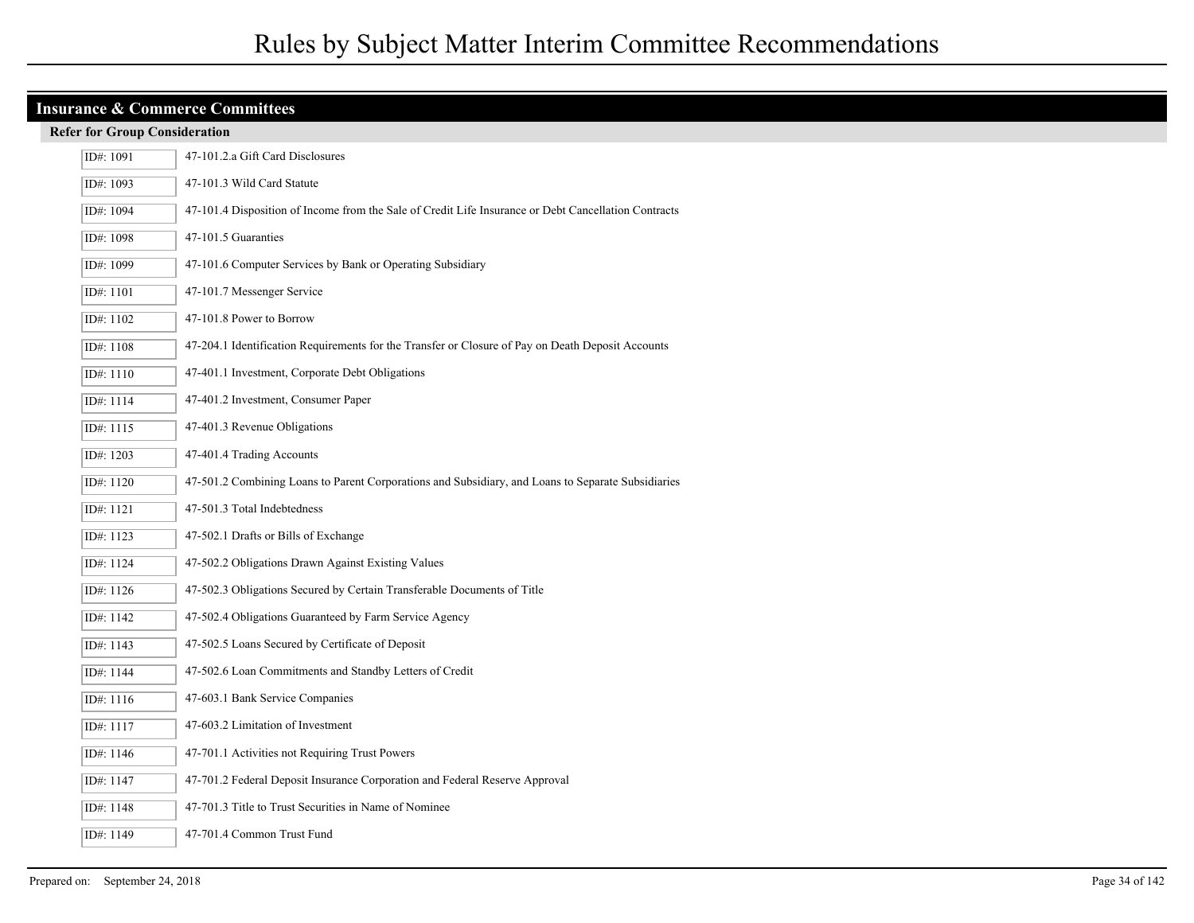# Rules by Subject Matter Interim Committee Recommendations

## Insurance & Commerce Committees

### Refer for Group Consideration

| ID# | Rule |
| --- | --- |
| ID#: 1091 | 47-101.2.a Gift Card Disclosures |
| ID#: 1093 | 47-101.3 Wild Card Statute |
| ID#: 1094 | 47-101.4 Disposition of Income from the Sale of Credit Life Insurance or Debt Cancellation Contracts |
| ID#: 1098 | 47-101.5 Guaranties |
| ID#: 1099 | 47-101.6 Computer Services by Bank or Operating Subsidiary |
| ID#: 1101 | 47-101.7 Messenger Service |
| ID#: 1102 | 47-101.8 Power to Borrow |
| ID#: 1108 | 47-204.1 Identification Requirements for the Transfer or Closure of Pay on Death Deposit Accounts |
| ID#: 1110 | 47-401.1 Investment, Corporate Debt Obligations |
| ID#: 1114 | 47-401.2 Investment, Consumer Paper |
| ID#: 1115 | 47-401.3 Revenue Obligations |
| ID#: 1203 | 47-401.4 Trading Accounts |
| ID#: 1120 | 47-501.2 Combining Loans to Parent Corporations and Subsidiary, and Loans to Separate Subsidiaries |
| ID#: 1121 | 47-501.3 Total Indebtedness |
| ID#: 1123 | 47-502.1 Drafts or Bills of Exchange |
| ID#: 1124 | 47-502.2 Obligations Drawn Against Existing Values |
| ID#: 1126 | 47-502.3 Obligations Secured by Certain Transferable Documents of Title |
| ID#: 1142 | 47-502.4 Obligations Guaranteed by Farm Service Agency |
| ID#: 1143 | 47-502.5 Loans Secured by Certificate of Deposit |
| ID#: 1144 | 47-502.6 Loan Commitments and Standby Letters of Credit |
| ID#: 1116 | 47-603.1 Bank Service Companies |
| ID#: 1117 | 47-603.2 Limitation of Investment |
| ID#: 1146 | 47-701.1 Activities not Requiring Trust Powers |
| ID#: 1147 | 47-701.2 Federal Deposit Insurance Corporation and Federal Reserve Approval |
| ID#: 1148 | 47-701.3 Title to Trust Securities in Name of Nominee |
| ID#: 1149 | 47-701.4 Common Trust Fund |

Prepared on: September 24, 2018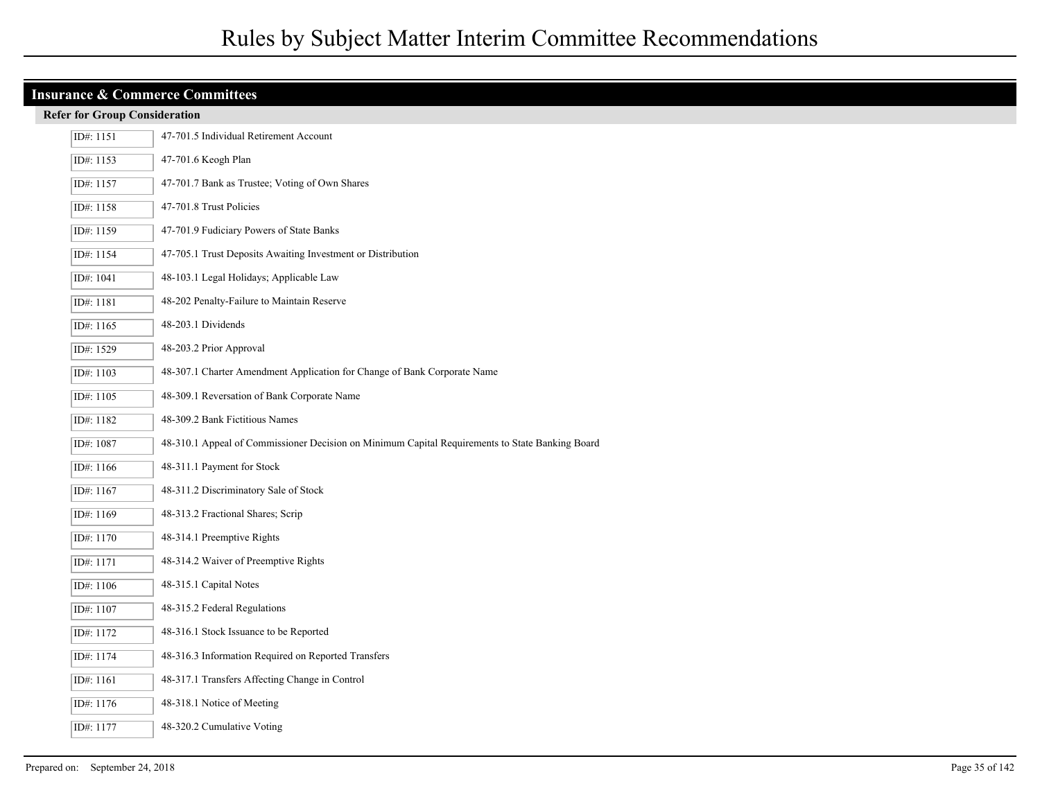## Insurance & Commerce Committees

### Refer for Group Consideration

| ID# | Rule |
|---|---|
| ID#: 1151 | 47-701.5 Individual Retirement Account |
| ID#: 1153 | 47-701.6 Keogh Plan |
| ID#: 1157 | 47-701.7 Bank as Trustee; Voting of Own Shares |
| ID#: 1158 | 47-701.8 Trust Policies |
| ID#: 1159 | 47-701.9 Fudiciary Powers of State Banks |
| ID#: 1154 | 47-705.1 Trust Deposits Awaiting Investment or Distribution |
| ID#: 1041 | 48-103.1 Legal Holidays; Applicable Law |
| ID#: 1181 | 48-202 Penalty-Failure to Maintain Reserve |
| ID#: 1165 | 48-203.1 Dividends |
| ID#: 1529 | 48-203.2 Prior Approval |
| ID#: 1103 | 48-307.1 Charter Amendment Application for Change of Bank Corporate Name |
| ID#: 1105 | 48-309.1 Reversation of Bank Corporate Name |
| ID#: 1182 | 48-309.2 Bank Fictitious Names |
| ID#: 1087 | 48-310.1 Appeal of Commissioner Decision on Minimum Capital Requirements to State Banking Board |
| ID#: 1166 | 48-311.1 Payment for Stock |
| ID#: 1167 | 48-311.2 Discriminatory Sale of Stock |
| ID#: 1169 | 48-313.2 Fractional Shares; Scrip |
| ID#: 1170 | 48-314.1 Preemptive Rights |
| ID#: 1171 | 48-314.2 Waiver of Preemptive Rights |
| ID#: 1106 | 48-315.1 Capital Notes |
| ID#: 1107 | 48-315.2 Federal Regulations |
| ID#: 1172 | 48-316.1 Stock Issuance to be Reported |
| ID#: 1174 | 48-316.3 Information Required on Reported Transfers |
| ID#: 1161 | 48-317.1 Transfers Affecting Change in Control |
| ID#: 1176 | 48-318.1 Notice of Meeting |
| ID#: 1177 | 48-320.2 Cumulative Voting |

Prepared on: September 24, 2018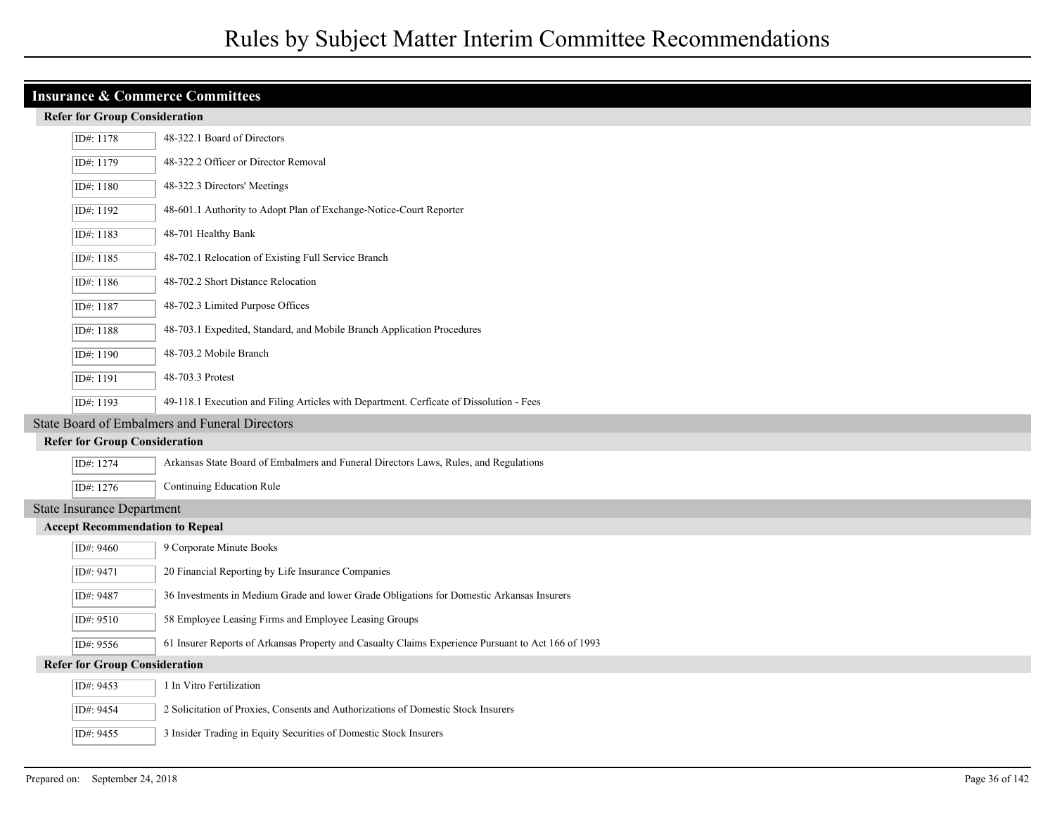## Insurance & Commerce Committees

### Refer for Group Consideration

| ID | Rule |
|---|---|
| ID#: 1178 | 48-322.1 Board of Directors |
| ID#: 1179 | 48-322.2 Officer or Director Removal |
| ID#: 1180 | 48-322.3 Directors' Meetings |
| ID#: 1192 | 48-601.1 Authority to Adopt Plan of Exchange-Notice-Court Reporter |
| ID#: 1183 | 48-701 Healthy Bank |
| ID#: 1185 | 48-702.1 Relocation of Existing Full Service Branch |
| ID#: 1186 | 48-702.2 Short Distance Relocation |
| ID#: 1187 | 48-702.3 Limited Purpose Offices |
| ID#: 1188 | 48-703.1 Expedited, Standard, and Mobile Branch Application Procedures |
| ID#: 1190 | 48-703.2 Mobile Branch |
| ID#: 1191 | 48-703.3 Protest |
| ID#: 1193 | 49-118.1 Execution and Filing Articles with Department. Cerficate of Dissolution - Fees |

## State Board of Embalmers and Funeral Directors

### Refer for Group Consideration

| ID | Rule |
|---|---|
| ID#: 1274 | Arkansas State Board of Embalmers and Funeral Directors Laws, Rules, and Regulations |
| ID#: 1276 | Continuing Education Rule |

## State Insurance Department

### Accept Recommendation to Repeal

| ID | Rule |
|---|---|
| ID#: 9460 | 9 Corporate Minute Books |
| ID#: 9471 | 20 Financial Reporting by Life Insurance Companies |
| ID#: 9487 | 36 Investments in Medium Grade and lower Grade Obligations for Domestic Arkansas Insurers |
| ID#: 9510 | 58 Employee Leasing Firms and Employee Leasing Groups |
| ID#: 9556 | 61 Insurer Reports of Arkansas Property and Casualty Claims Experience Pursuant to Act 166 of 1993 |

### Refer for Group Consideration

| ID | Rule |
|---|---|
| ID#: 9453 | 1 In Vitro Fertilization |
| ID#: 9454 | 2 Solicitation of Proxies, Consents and Authorizations of Domestic Stock Insurers |
| ID#: 9455 | 3 Insider Trading in Equity Securities of Domestic Stock Insurers |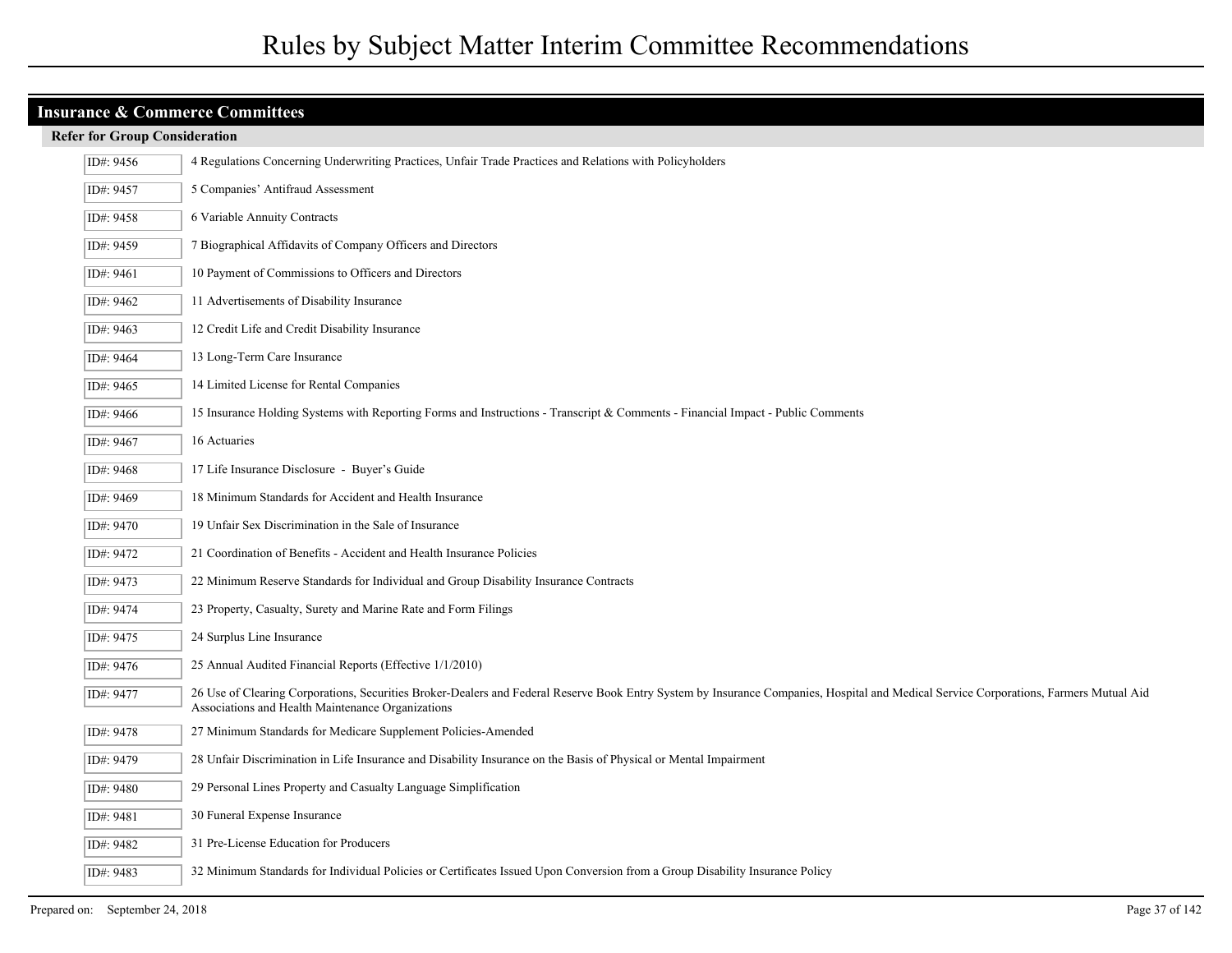## Insurance & Commerce Committees

### Refer for Group Consideration

| ID | Rule |
|---|---|
| ID#: 9456 | 4 Regulations Concerning Underwriting Practices, Unfair Trade Practices and Relations with Policyholders |
| ID#: 9457 | 5 Companies' Antifraud Assessment |
| ID#: 9458 | 6 Variable Annuity Contracts |
| ID#: 9459 | 7 Biographical Affidavits of Company Officers and Directors |
| ID#: 9461 | 10 Payment of Commissions to Officers and Directors |
| ID#: 9462 | 11 Advertisements of Disability Insurance |
| ID#: 9463 | 12 Credit Life and Credit Disability Insurance |
| ID#: 9464 | 13 Long-Term Care Insurance |
| ID#: 9465 | 14 Limited License for Rental Companies |
| ID#: 9466 | 15 Insurance Holding Systems with Reporting Forms and Instructions - Transcript & Comments - Financial Impact - Public Comments |
| ID#: 9467 | 16 Actuaries |
| ID#: 9468 | 17 Life Insurance Disclosure - Buyer's Guide |
| ID#: 9469 | 18 Minimum Standards for Accident and Health Insurance |
| ID#: 9470 | 19 Unfair Sex Discrimination in the Sale of Insurance |
| ID#: 9472 | 21 Coordination of Benefits - Accident and Health Insurance Policies |
| ID#: 9473 | 22 Minimum Reserve Standards for Individual and Group Disability Insurance Contracts |
| ID#: 9474 | 23 Property, Casualty, Surety and Marine Rate and Form Filings |
| ID#: 9475 | 24 Surplus Line Insurance |
| ID#: 9476 | 25 Annual Audited Financial Reports (Effective 1/1/2010) |
| ID#: 9477 | 26 Use of Clearing Corporations, Securities Broker-Dealers and Federal Reserve Book Entry System by Insurance Companies, Hospital and Medical Service Corporations, Farmers Mutual Aid Associations and Health Maintenance Organizations |
| ID#: 9478 | 27 Minimum Standards for Medicare Supplement Policies-Amended |
| ID#: 9479 | 28 Unfair Discrimination in Life Insurance and Disability Insurance on the Basis of Physical or Mental Impairment |
| ID#: 9480 | 29 Personal Lines Property and Casualty Language Simplification |
| ID#: 9481 | 30 Funeral Expense Insurance |
| ID#: 9482 | 31 Pre-License Education for Producers |
| ID#: 9483 | 32 Minimum Standards for Individual Policies or Certificates Issued Upon Conversion from a Group Disability Insurance Policy |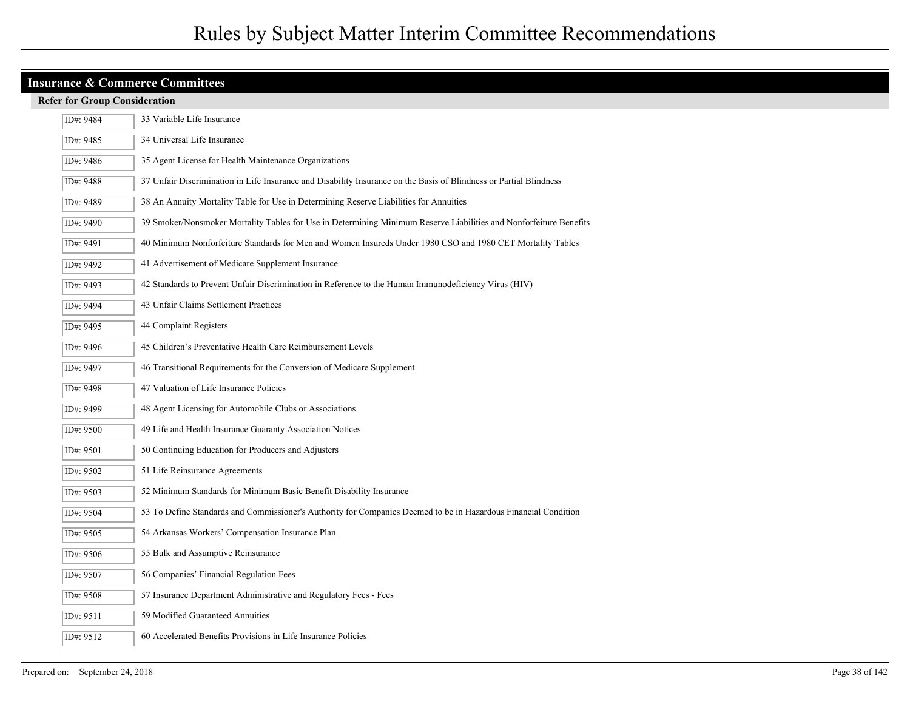# Rules by Subject Matter Interim Committee Recommendations

## Insurance & Commerce Committees

### Refer for Group Consideration

| ID | Rule |
|---|---|
| ID#: 9484 | 33 Variable Life Insurance |
| ID#: 9485 | 34 Universal Life Insurance |
| ID#: 9486 | 35 Agent License for Health Maintenance Organizations |
| ID#: 9488 | 37 Unfair Discrimination in Life Insurance and Disability Insurance on the Basis of Blindness or Partial Blindness |
| ID#: 9489 | 38 An Annuity Mortality Table for Use in Determining Reserve Liabilities for Annuities |
| ID#: 9490 | 39 Smoker/Nonsmoker Mortality Tables for Use in Determining Minimum Reserve Liabilities and Nonforfeiture Benefits |
| ID#: 9491 | 40 Minimum Nonforfeiture Standards for Men and Women Insureds Under 1980 CSO and 1980 CET Mortality Tables |
| ID#: 9492 | 41 Advertisement of Medicare Supplement Insurance |
| ID#: 9493 | 42 Standards to Prevent Unfair Discrimination in Reference to the Human Immunodeficiency Virus (HIV) |
| ID#: 9494 | 43 Unfair Claims Settlement Practices |
| ID#: 9495 | 44 Complaint Registers |
| ID#: 9496 | 45 Children's Preventative Health Care Reimbursement Levels |
| ID#: 9497 | 46 Transitional Requirements for the Conversion of Medicare Supplement |
| ID#: 9498 | 47 Valuation of Life Insurance Policies |
| ID#: 9499 | 48 Agent Licensing for Automobile Clubs or Associations |
| ID#: 9500 | 49 Life and Health Insurance Guaranty Association Notices |
| ID#: 9501 | 50 Continuing Education for Producers and Adjusters |
| ID#: 9502 | 51 Life Reinsurance Agreements |
| ID#: 9503 | 52 Minimum Standards for Minimum Basic Benefit Disability Insurance |
| ID#: 9504 | 53 To Define Standards and Commissioner's Authority for Companies Deemed to be in Hazardous Financial Condition |
| ID#: 9505 | 54 Arkansas Workers' Compensation Insurance Plan |
| ID#: 9506 | 55 Bulk and Assumptive Reinsurance |
| ID#: 9507 | 56 Companies' Financial Regulation Fees |
| ID#: 9508 | 57 Insurance Department Administrative and Regulatory Fees - Fees |
| ID#: 9511 | 59 Modified Guaranteed Annuities |
| ID#: 9512 | 60 Accelerated Benefits Provisions in Life Insurance Policies |

Prepared on: September 24, 2018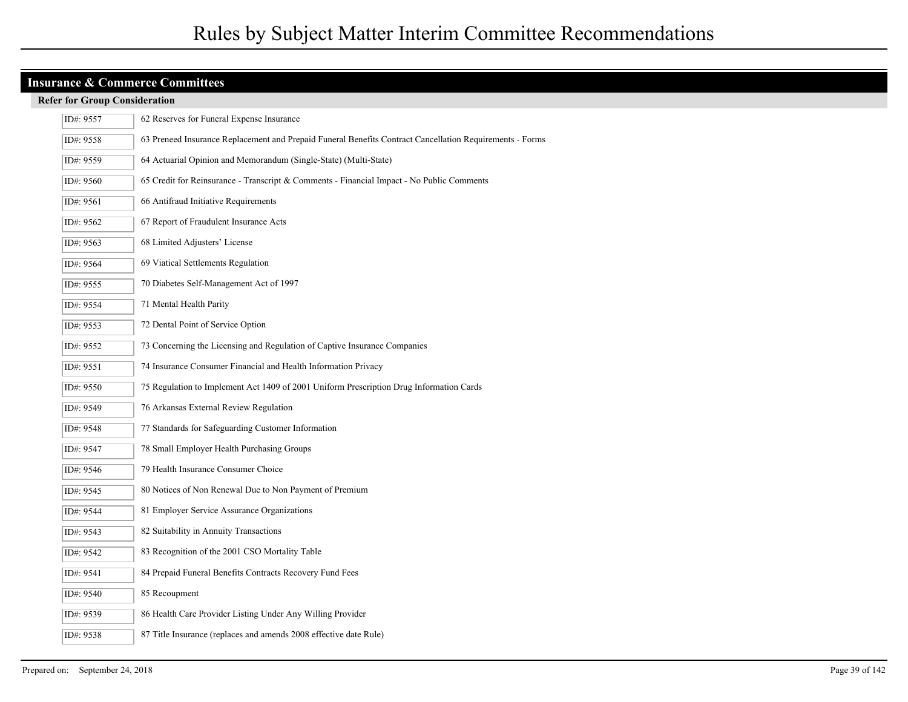# Rules by Subject Matter Interim Committee Recommendations

## Insurance & Commerce Committees

### Refer for Group Consideration

| ID# | Rule |
| --- | --- |
| ID#: 9557 | 62 Reserves for Funeral Expense Insurance |
| ID#: 9558 | 63 Preneed Insurance Replacement and Prepaid Funeral Benefits Contract Cancellation Requirements - Forms |
| ID#: 9559 | 64 Actuarial Opinion and Memorandum (Single-State) (Multi-State) |
| ID#: 9560 | 65 Credit for Reinsurance - Transcript & Comments - Financial Impact - No Public Comments |
| ID#: 9561 | 66 Antifraud Initiative Requirements |
| ID#: 9562 | 67 Report of Fraudulent Insurance Acts |
| ID#: 9563 | 68 Limited Adjusters' License |
| ID#: 9564 | 69 Viatical Settlements Regulation |
| ID#: 9555 | 70 Diabetes Self-Management Act of 1997 |
| ID#: 9554 | 71 Mental Health Parity |
| ID#: 9553 | 72 Dental Point of Service Option |
| ID#: 9552 | 73 Concerning the Licensing and Regulation of Captive Insurance Companies |
| ID#: 9551 | 74 Insurance Consumer Financial and Health Information Privacy |
| ID#: 9550 | 75 Regulation to Implement Act 1409 of 2001 Uniform Prescription Drug Information Cards |
| ID#: 9549 | 76 Arkansas External Review Regulation |
| ID#: 9548 | 77 Standards for Safeguarding Customer Information |
| ID#: 9547 | 78 Small Employer Health Purchasing Groups |
| ID#: 9546 | 79 Health Insurance Consumer Choice |
| ID#: 9545 | 80 Notices of Non Renewal Due to Non Payment of Premium |
| ID#: 9544 | 81 Employer Service Assurance Organizations |
| ID#: 9543 | 82 Suitability in Annuity Transactions |
| ID#: 9542 | 83 Recognition of the 2001 CSO Mortality Table |
| ID#: 9541 | 84 Prepaid Funeral Benefits Contracts Recovery Fund Fees |
| ID#: 9540 | 85 Recoupment |
| ID#: 9539 | 86 Health Care Provider Listing Under Any Willing Provider |
| ID#: 9538 | 87 Title Insurance (replaces and amends 2008 effective date Rule) |

Prepared on: September 24, 2018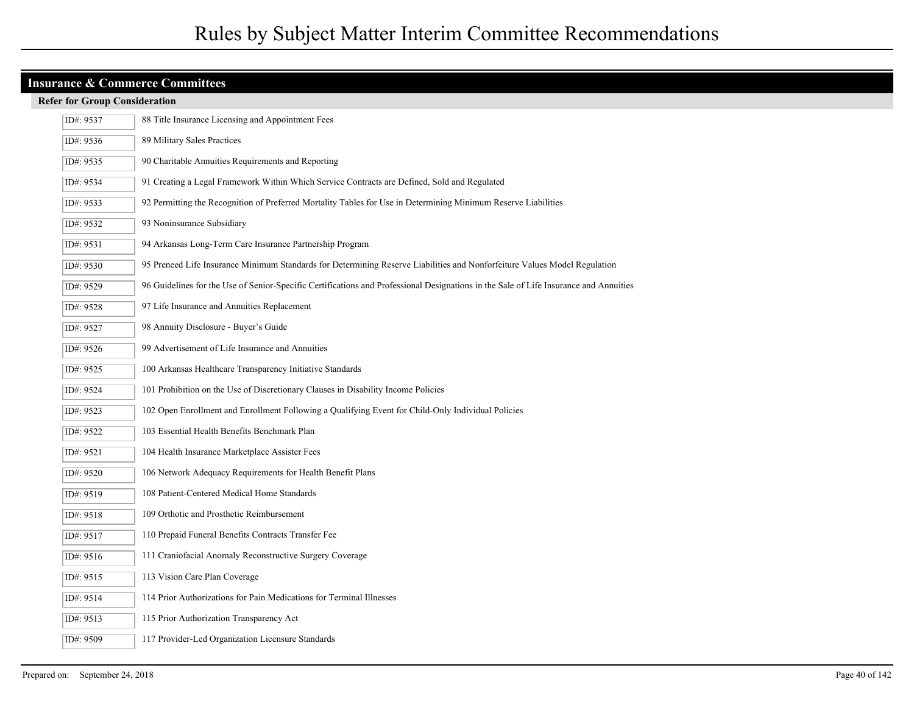## Insurance & Commerce Committees

### Refer for Group Consideration

| ID | Rule |
| --- | --- |
| ID#: 9537 | 88 Title Insurance Licensing and Appointment Fees |
| ID#: 9536 | 89 Military Sales Practices |
| ID#: 9535 | 90 Charitable Annuities Requirements and Reporting |
| ID#: 9534 | 91 Creating a Legal Framework Within Which Service Contracts are Defined, Sold and Regulated |
| ID#: 9533 | 92 Permitting the Recognition of Preferred Mortality Tables for Use in Determining Minimum Reserve Liabilities |
| ID#: 9532 | 93 Noninsurance Subsidiary |
| ID#: 9531 | 94 Arkansas Long-Term Care Insurance Partnership Program |
| ID#: 9530 | 95 Preneed Life Insurance Minimum Standards for Determining Reserve Liabilities and Nonforfeiture Values Model Regulation |
| ID#: 9529 | 96 Guidelines for the Use of Senior-Specific Certifications and Professional Designations in the Sale of Life Insurance and Annuities |
| ID#: 9528 | 97 Life Insurance and Annuities Replacement |
| ID#: 9527 | 98 Annuity Disclosure - Buyer's Guide |
| ID#: 9526 | 99 Advertisement of Life Insurance and Annuities |
| ID#: 9525 | 100 Arkansas Healthcare Transparency Initiative Standards |
| ID#: 9524 | 101 Prohibition on the Use of Discretionary Clauses in Disability Income Policies |
| ID#: 9523 | 102 Open Enrollment and Enrollment Following a Qualifying Event for Child-Only Individual Policies |
| ID#: 9522 | 103 Essential Health Benefits Benchmark Plan |
| ID#: 9521 | 104 Health Insurance Marketplace Assister Fees |
| ID#: 9520 | 106 Network Adequacy Requirements for Health Benefit Plans |
| ID#: 9519 | 108 Patient-Centered Medical Home Standards |
| ID#: 9518 | 109 Orthotic and Prosthetic Reimbursement |
| ID#: 9517 | 110 Prepaid Funeral Benefits Contracts Transfer Fee |
| ID#: 9516 | 111 Craniofacial Anomaly Reconstructive Surgery Coverage |
| ID#: 9515 | 113 Vision Care Plan Coverage |
| ID#: 9514 | 114 Prior Authorizations for Pain Medications for Terminal Illnesses |
| ID#: 9513 | 115 Prior Authorization Transparency Act |
| ID#: 9509 | 117 Provider-Led Organization Licensure Standards |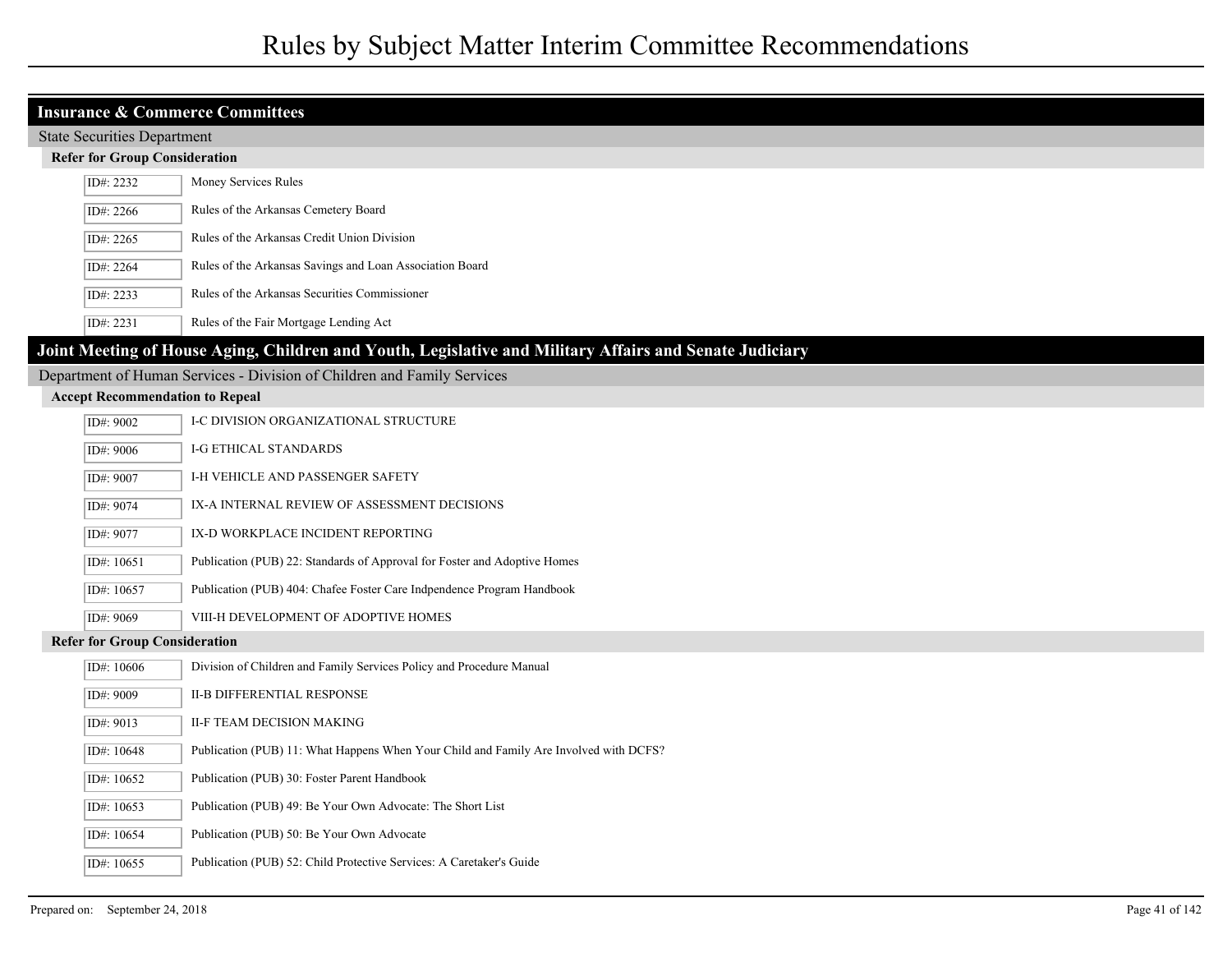## Insurance & Commerce Committees

### State Securities Department

#### Refer for Group Consideration

| ID# | Title |
|---|---|
| ID#: 2232 | Money Services Rules |
| ID#: 2266 | Rules of the Arkansas Cemetery Board |
| ID#: 2265 | Rules of the Arkansas Credit Union Division |
| ID#: 2264 | Rules of the Arkansas Savings and Loan Association Board |
| ID#: 2233 | Rules of the Arkansas Securities Commissioner |
| ID#: 2231 | Rules of the Fair Mortgage Lending Act |

## Joint Meeting of House Aging, Children and Youth, Legislative and Military Affairs and Senate Judiciary

### Department of Human Services - Division of Children and Family Services

#### Accept Recommendation to Repeal

| ID# | Title |
|---|---|
| ID#: 9002 | I-C DIVISION ORGANIZATIONAL STRUCTURE |
| ID#: 9006 | I-G ETHICAL STANDARDS |
| ID#: 9007 | I-H VEHICLE AND PASSENGER SAFETY |
| ID#: 9074 | IX-A INTERNAL REVIEW OF ASSESSMENT DECISIONS |
| ID#: 9077 | IX-D WORKPLACE INCIDENT REPORTING |
| ID#: 10651 | Publication (PUB) 22: Standards of Approval for Foster and Adoptive Homes |
| ID#: 10657 | Publication (PUB) 404: Chafee Foster Care Indpendence Program Handbook |
| ID#: 9069 | VIII-H DEVELOPMENT OF ADOPTIVE HOMES |

#### Refer for Group Consideration

| ID# | Title |
|---|---|
| ID#: 10606 | Division of Children and Family Services Policy and Procedure Manual |
| ID#: 9009 | II-B DIFFERENTIAL RESPONSE |
| ID#: 9013 | II-F TEAM DECISION MAKING |
| ID#: 10648 | Publication (PUB) 11: What Happens When Your Child and Family Are Involved with DCFS? |
| ID#: 10652 | Publication (PUB) 30: Foster Parent Handbook |
| ID#: 10653 | Publication (PUB) 49: Be Your Own Advocate: The Short List |
| ID#: 10654 | Publication (PUB) 50: Be Your Own Advocate |
| ID#: 10655 | Publication (PUB) 52: Child Protective Services: A Caretaker's Guide |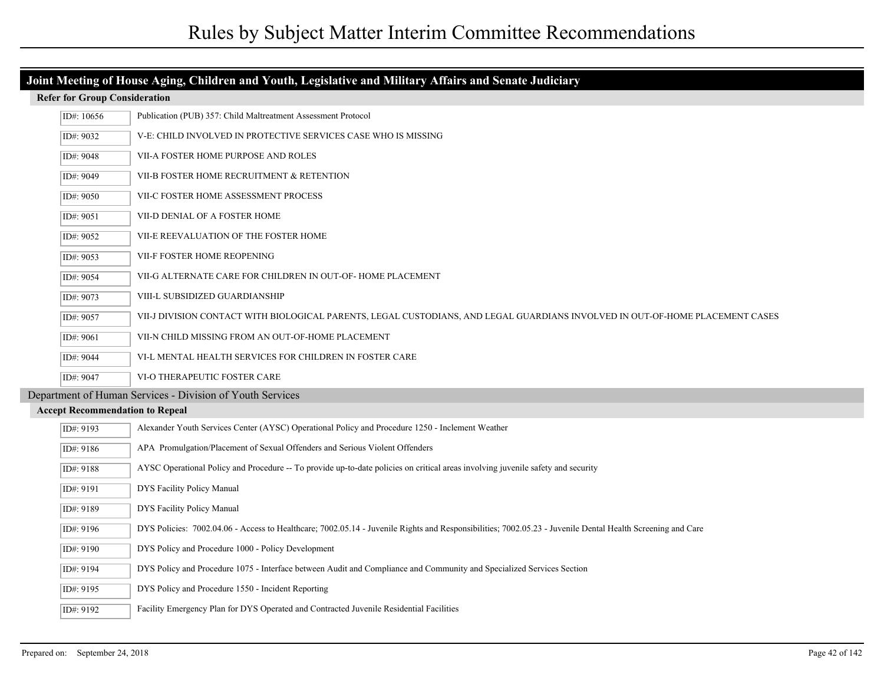# Rules by Subject Matter Interim Committee Recommendations

## Joint Meeting of House Aging, Children and Youth, Legislative and Military Affairs and Senate Judiciary

### Refer for Group Consideration

| ID# | Description |
|---|---|
| ID#: 10656 | Publication (PUB) 357: Child Maltreatment Assessment Protocol |
| ID#: 9032 | V-E: CHILD INVOLVED IN PROTECTIVE SERVICES CASE WHO IS MISSING |
| ID#: 9048 | VII-A FOSTER HOME PURPOSE AND ROLES |
| ID#: 9049 | VII-B FOSTER HOME RECRUITMENT & RETENTION |
| ID#: 9050 | VII-C FOSTER HOME ASSESSMENT PROCESS |
| ID#: 9051 | VII-D DENIAL OF A FOSTER HOME |
| ID#: 9052 | VII-E REEVALUATION OF THE FOSTER HOME |
| ID#: 9053 | VII-F FOSTER HOME REOPENING |
| ID#: 9054 | VII-G ALTERNATE CARE FOR CHILDREN IN OUT-OF- HOME PLACEMENT |
| ID#: 9073 | VIII-L SUBSIDIZED GUARDIANSHIP |
| ID#: 9057 | VII-J DIVISION CONTACT WITH BIOLOGICAL PARENTS, LEGAL CUSTODIANS, AND LEGAL GUARDIANS INVOLVED IN OUT-OF-HOME PLACEMENT CASES |
| ID#: 9061 | VII-N CHILD MISSING FROM AN OUT-OF-HOME PLACEMENT |
| ID#: 9044 | VI-L MENTAL HEALTH SERVICES FOR CHILDREN IN FOSTER CARE |
| ID#: 9047 | VI-O THERAPEUTIC FOSTER CARE |

## Department of Human Services - Division of Youth Services

### Accept Recommendation to Repeal

| ID# | Description |
|---|---|
| ID#: 9193 | Alexander Youth Services Center (AYSC) Operational Policy and Procedure 1250 - Inclement Weather |
| ID#: 9186 | APA Promulgation/Placement of Sexual Offenders and Serious Violent Offenders |
| ID#: 9188 | AYSC Operational Policy and Procedure -- To provide up-to-date policies on critical areas involving juvenile safety and security |
| ID#: 9191 | DYS Facility Policy Manual |
| ID#: 9189 | DYS Facility Policy Manual |
| ID#: 9196 | DYS Policies: 7002.04.06 - Access to Healthcare; 7002.05.14 - Juvenile Rights and Responsibilities; 7002.05.23 - Juvenile Dental Health Screening and Care |
| ID#: 9190 | DYS Policy and Procedure 1000 - Policy Development |
| ID#: 9194 | DYS Policy and Procedure 1075 - Interface between Audit and Compliance and Community and Specialized Services Section |
| ID#: 9195 | DYS Policy and Procedure 1550 - Incident Reporting |
| ID#: 9192 | Facility Emergency Plan for DYS Operated and Contracted Juvenile Residential Facilities |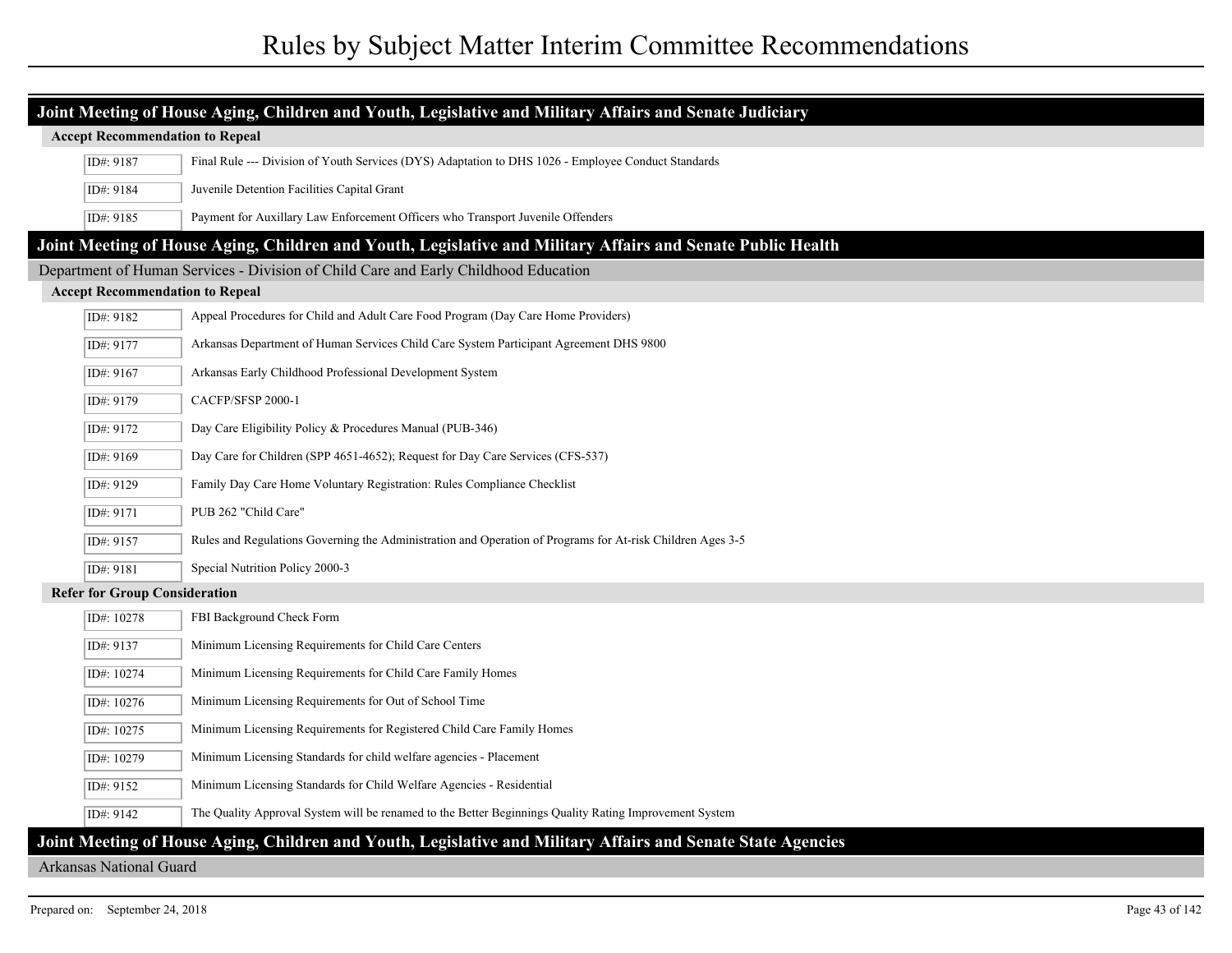## Joint Meeting of House Aging, Children and Youth, Legislative and Military Affairs and Senate Judiciary

#### Accept Recommendation to Repeal

| ID# | Rule |
|---|---|
| ID#: 9187 | Final Rule --- Division of Youth Services (DYS) Adaptation to DHS 1026 - Employee Conduct Standards |
| ID#: 9184 | Juvenile Detention Facilities Capital Grant |
| ID#: 9185 | Payment for Auxillary Law Enforcement Officers who Transport Juvenile Offenders |

## Joint Meeting of House Aging, Children and Youth, Legislative and Military Affairs and Senate Public Health

### Department of Human Services - Division of Child Care and Early Childhood Education

#### Accept Recommendation to Repeal

| ID# | Rule |
|---|---|
| ID#: 9182 | Appeal Procedures for Child and Adult Care Food Program (Day Care Home Providers) |
| ID#: 9177 | Arkansas Department of Human Services Child Care System Participant Agreement DHS 9800 |
| ID#: 9167 | Arkansas Early Childhood Professional Development System |
| ID#: 9179 | CACFP/SFSP 2000-1 |
| ID#: 9172 | Day Care Eligibility Policy & Procedures Manual (PUB-346) |
| ID#: 9169 | Day Care for Children (SPP 4651-4652); Request for Day Care Services (CFS-537) |
| ID#: 9129 | Family Day Care Home Voluntary Registration: Rules Compliance Checklist |
| ID#: 9171 | PUB 262 "Child Care" |
| ID#: 9157 | Rules and Regulations Governing the Administration and Operation of Programs for At-risk Children Ages 3-5 |
| ID#: 9181 | Special Nutrition Policy 2000-3 |

#### Refer for Group Consideration

| ID# | Rule |
|---|---|
| ID#: 10278 | FBI Background Check Form |
| ID#: 9137 | Minimum Licensing Requirements for Child Care Centers |
| ID#: 10274 | Minimum Licensing Requirements for Child Care Family Homes |
| ID#: 10276 | Minimum Licensing Requirements for Out of School Time |
| ID#: 10275 | Minimum Licensing Requirements for Registered Child Care Family Homes |
| ID#: 10279 | Minimum Licensing Standards for child welfare agencies - Placement |
| ID#: 9152 | Minimum Licensing Standards for Child Welfare Agencies - Residential |
| ID#: 9142 | The Quality Approval System will be renamed to the Better Beginnings Quality Rating Improvement System |

## Joint Meeting of House Aging, Children and Youth, Legislative and Military Affairs and Senate State Agencies

### Arkansas National Guard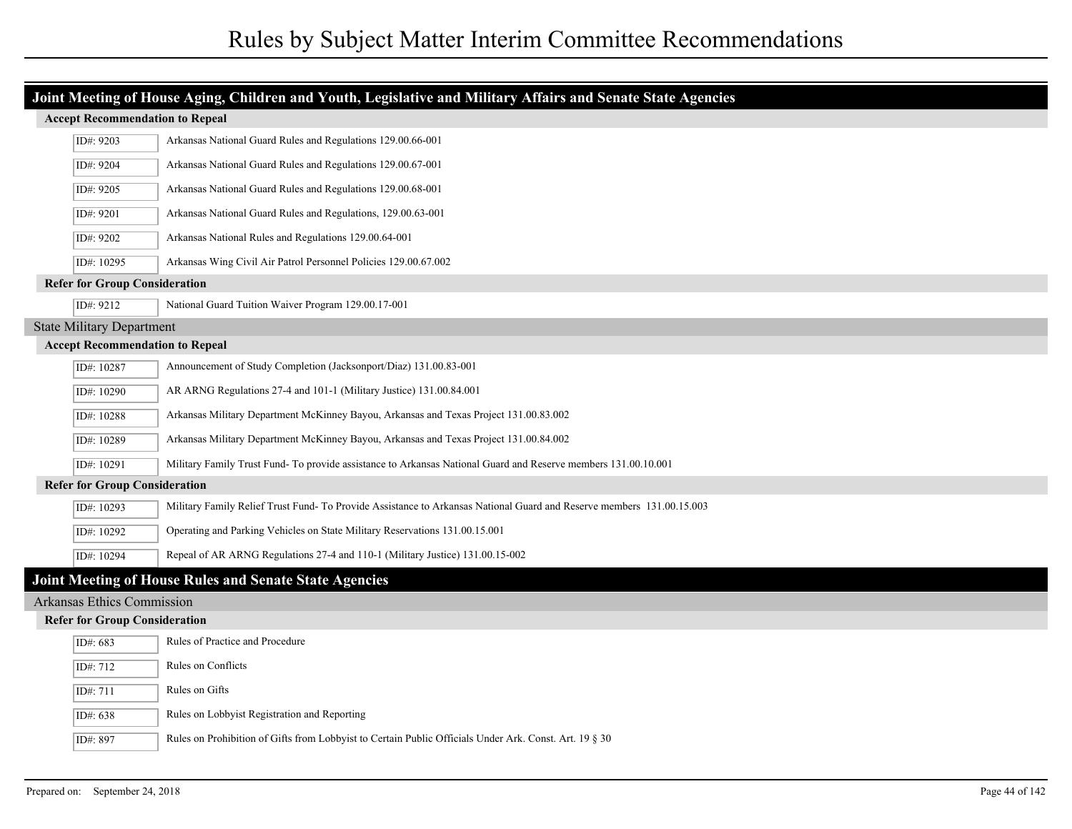# Rules by Subject Matter Interim Committee Recommendations

## Joint Meeting of House Aging, Children and Youth, Legislative and Military Affairs and Senate State Agencies

#### Accept Recommendation to Repeal

| ID# | Rule |
|---|---|
| ID#: 9203 | Arkansas National Guard Rules and Regulations 129.00.66-001 |
| ID#: 9204 | Arkansas National Guard Rules and Regulations 129.00.67-001 |
| ID#: 9205 | Arkansas National Guard Rules and Regulations 129.00.68-001 |
| ID#: 9201 | Arkansas National Guard Rules and Regulations, 129.00.63-001 |
| ID#: 9202 | Arkansas National Rules and Regulations 129.00.64-001 |
| ID#: 10295 | Arkansas Wing Civil Air Patrol Personnel Policies 129.00.67.002 |

#### Refer for Group Consideration

| ID# | Rule |
|---|---|
| ID#: 9212 | National Guard Tuition Waiver Program 129.00.17-001 |

### State Military Department

#### Accept Recommendation to Repeal

| ID# | Rule |
|---|---|
| ID#: 10287 | Announcement of Study Completion (Jacksonport/Diaz) 131.00.83-001 |
| ID#: 10290 | AR ARNG Regulations 27-4 and 101-1 (Military Justice) 131.00.84.001 |
| ID#: 10288 | Arkansas Military Department McKinney Bayou, Arkansas and Texas Project 131.00.83.002 |
| ID#: 10289 | Arkansas Military Department McKinney Bayou, Arkansas and Texas Project 131.00.84.002 |
| ID#: 10291 | Military Family Trust Fund- To provide assistance to Arkansas National Guard and Reserve members 131.00.10.001 |

#### Refer for Group Consideration

| ID# | Rule |
|---|---|
| ID#: 10293 | Military Family Relief Trust Fund- To Provide Assistance to Arkansas National Guard and Reserve members 131.00.15.003 |
| ID#: 10292 | Operating and Parking Vehicles on State Military Reservations 131.00.15.001 |
| ID#: 10294 | Repeal of AR ARNG Regulations 27-4 and 110-1 (Military Justice) 131.00.15-002 |

## Joint Meeting of House Rules and Senate State Agencies

### Arkansas Ethics Commission

#### Refer for Group Consideration

| ID# | Rule |
|---|---|
| ID#: 683 | Rules of Practice and Procedure |
| ID#: 712 | Rules on Conflicts |
| ID#: 711 | Rules on Gifts |
| ID#: 638 | Rules on Lobbyist Registration and Reporting |
| ID#: 897 | Rules on Prohibition of Gifts from Lobbyist to Certain Public Officials Under Ark. Const. Art. 19 § 30 |

Prepared on: September 24, 2018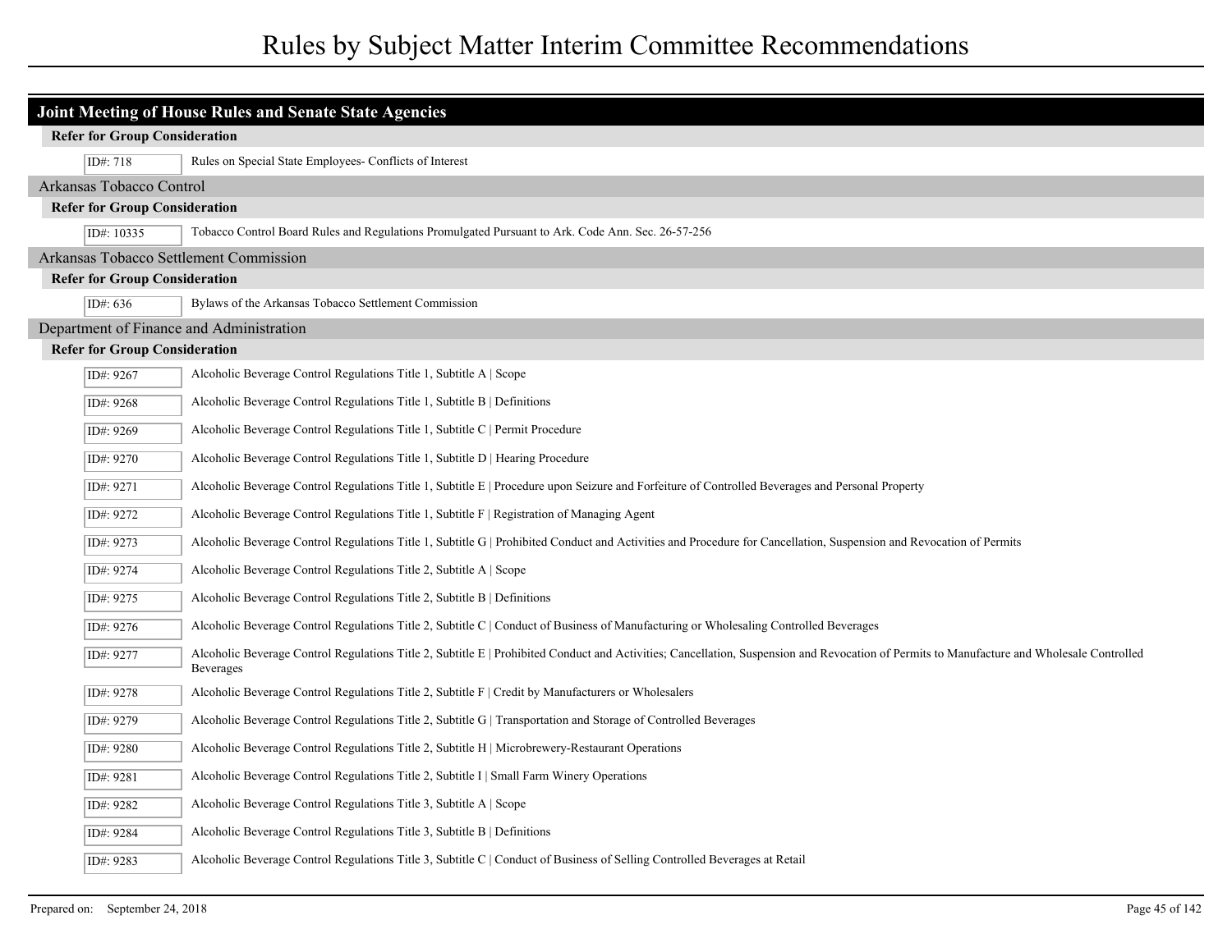## Joint Meeting of House Rules and Senate State Agencies

### Refer for Group Consideration

| ID# | Title |
|---|---|
| ID#: 718 | Rules on Special State Employees- Conflicts of Interest |

## Arkansas Tobacco Control

### Refer for Group Consideration

| ID# | Title |
|---|---|
| ID#: 10335 | Tobacco Control Board Rules and Regulations Promulgated Pursuant to Ark. Code Ann. Sec. 26-57-256 |

## Arkansas Tobacco Settlement Commission

### Refer for Group Consideration

| ID# | Title |
|---|---|
| ID#: 636 | Bylaws of the Arkansas Tobacco Settlement Commission |

## Department of Finance and Administration

### Refer for Group Consideration

| ID# | Title |
|---|---|
| ID#: 9267 | Alcoholic Beverage Control Regulations Title 1, Subtitle A \| Scope |
| ID#: 9268 | Alcoholic Beverage Control Regulations Title 1, Subtitle B \| Definitions |
| ID#: 9269 | Alcoholic Beverage Control Regulations Title 1, Subtitle C \| Permit Procedure |
| ID#: 9270 | Alcoholic Beverage Control Regulations Title 1, Subtitle D \| Hearing Procedure |
| ID#: 9271 | Alcoholic Beverage Control Regulations Title 1, Subtitle E \| Procedure upon Seizure and Forfeiture of Controlled Beverages and Personal Property |
| ID#: 9272 | Alcoholic Beverage Control Regulations Title 1, Subtitle F \| Registration of Managing Agent |
| ID#: 9273 | Alcoholic Beverage Control Regulations Title 1, Subtitle G \| Prohibited Conduct and Activities and Procedure for Cancellation, Suspension and Revocation of Permits |
| ID#: 9274 | Alcoholic Beverage Control Regulations Title 2, Subtitle A \| Scope |
| ID#: 9275 | Alcoholic Beverage Control Regulations Title 2, Subtitle B \| Definitions |
| ID#: 9276 | Alcoholic Beverage Control Regulations Title 2, Subtitle C \| Conduct of Business of Manufacturing or Wholesaling Controlled Beverages |
| ID#: 9277 | Alcoholic Beverage Control Regulations Title 2, Subtitle E \| Prohibited Conduct and Activities; Cancellation, Suspension and Revocation of Permits to Manufacture and Wholesale Controlled Beverages |
| ID#: 9278 | Alcoholic Beverage Control Regulations Title 2, Subtitle F \| Credit by Manufacturers or Wholesalers |
| ID#: 9279 | Alcoholic Beverage Control Regulations Title 2, Subtitle G \| Transportation and Storage of Controlled Beverages |
| ID#: 9280 | Alcoholic Beverage Control Regulations Title 2, Subtitle H \| Microbrewery-Restaurant Operations |
| ID#: 9281 | Alcoholic Beverage Control Regulations Title 2, Subtitle I \| Small Farm Winery Operations |
| ID#: 9282 | Alcoholic Beverage Control Regulations Title 3, Subtitle A \| Scope |
| ID#: 9284 | Alcoholic Beverage Control Regulations Title 3, Subtitle B \| Definitions |
| ID#: 9283 | Alcoholic Beverage Control Regulations Title 3, Subtitle C \| Conduct of Business of Selling Controlled Beverages at Retail |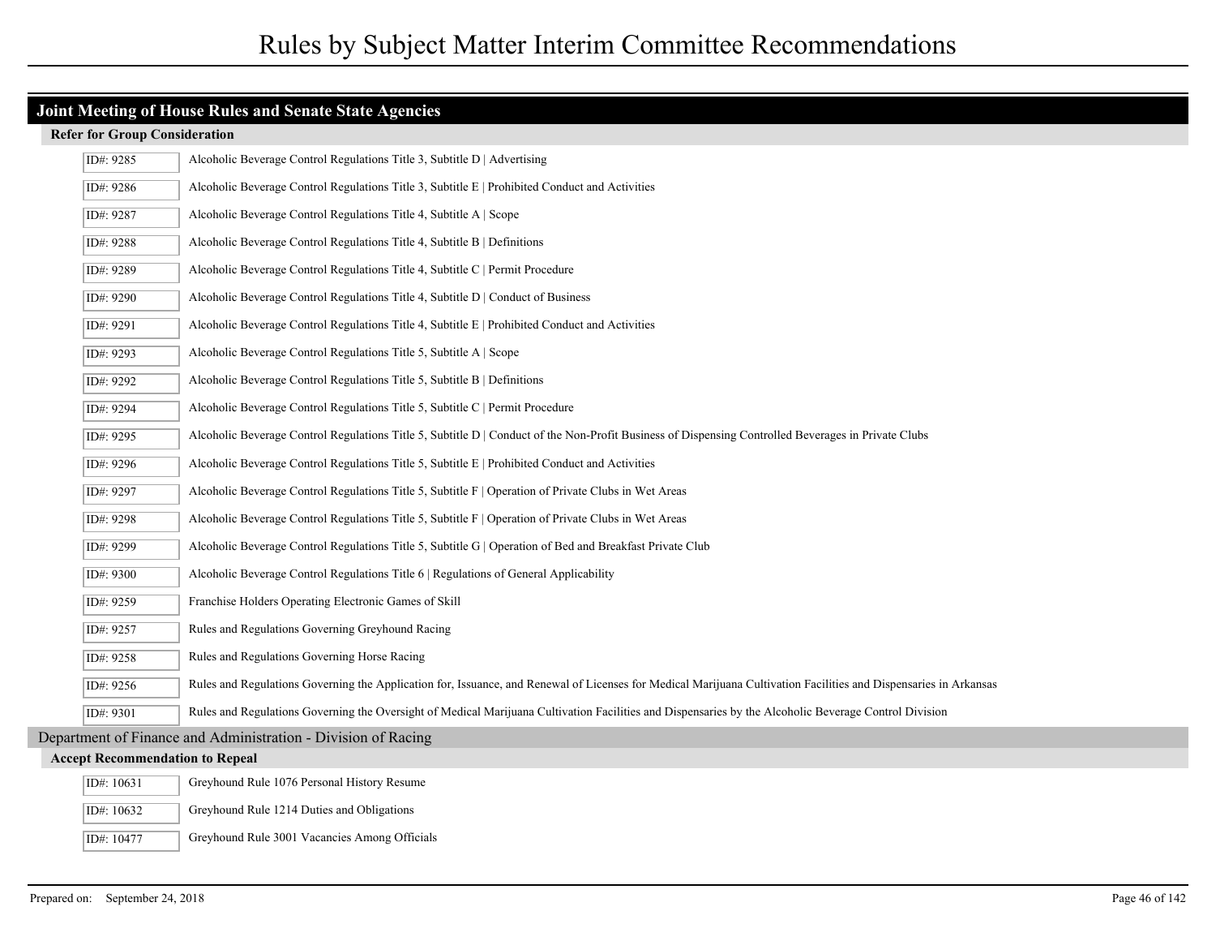# Rules by Subject Matter Interim Committee Recommendations

## Joint Meeting of House Rules and Senate State Agencies

### Refer for Group Consideration

| ID | Description |
|---|---|
| ID#: 9285 | Alcoholic Beverage Control Regulations Title 3, Subtitle D \| Advertising |
| ID#: 9286 | Alcoholic Beverage Control Regulations Title 3, Subtitle E \| Prohibited Conduct and Activities |
| ID#: 9287 | Alcoholic Beverage Control Regulations Title 4, Subtitle A \| Scope |
| ID#: 9288 | Alcoholic Beverage Control Regulations Title 4, Subtitle B \| Definitions |
| ID#: 9289 | Alcoholic Beverage Control Regulations Title 4, Subtitle C \| Permit Procedure |
| ID#: 9290 | Alcoholic Beverage Control Regulations Title 4, Subtitle D \| Conduct of Business |
| ID#: 9291 | Alcoholic Beverage Control Regulations Title 4, Subtitle E \| Prohibited Conduct and Activities |
| ID#: 9293 | Alcoholic Beverage Control Regulations Title 5, Subtitle A \| Scope |
| ID#: 9292 | Alcoholic Beverage Control Regulations Title 5, Subtitle B \| Definitions |
| ID#: 9294 | Alcoholic Beverage Control Regulations Title 5, Subtitle C \| Permit Procedure |
| ID#: 9295 | Alcoholic Beverage Control Regulations Title 5, Subtitle D \| Conduct of the Non-Profit Business of Dispensing Controlled Beverages in Private Clubs |
| ID#: 9296 | Alcoholic Beverage Control Regulations Title 5, Subtitle E \| Prohibited Conduct and Activities |
| ID#: 9297 | Alcoholic Beverage Control Regulations Title 5, Subtitle F \| Operation of Private Clubs in Wet Areas |
| ID#: 9298 | Alcoholic Beverage Control Regulations Title 5, Subtitle F \| Operation of Private Clubs in Wet Areas |
| ID#: 9299 | Alcoholic Beverage Control Regulations Title 5, Subtitle G \| Operation of Bed and Breakfast Private Club |
| ID#: 9300 | Alcoholic Beverage Control Regulations Title 6 \| Regulations of General Applicability |
| ID#: 9259 | Franchise Holders Operating Electronic Games of Skill |
| ID#: 9257 | Rules and Regulations Governing Greyhound Racing |
| ID#: 9258 | Rules and Regulations Governing Horse Racing |
| ID#: 9256 | Rules and Regulations Governing the Application for, Issuance, and Renewal of Licenses for Medical Marijuana Cultivation Facilities and Dispensaries in Arkansas |
| ID#: 9301 | Rules and Regulations Governing the Oversight of Medical Marijuana Cultivation Facilities and Dispensaries by the Alcoholic Beverage Control Division |

## Department of Finance and Administration - Division of Racing

### Accept Recommendation to Repeal

| ID | Description |
|---|---|
| ID#: 10631 | Greyhound Rule 1076 Personal History Resume |
| ID#: 10632 | Greyhound Rule 1214 Duties and Obligations |
| ID#: 10477 | Greyhound Rule 3001 Vacancies Among Officials |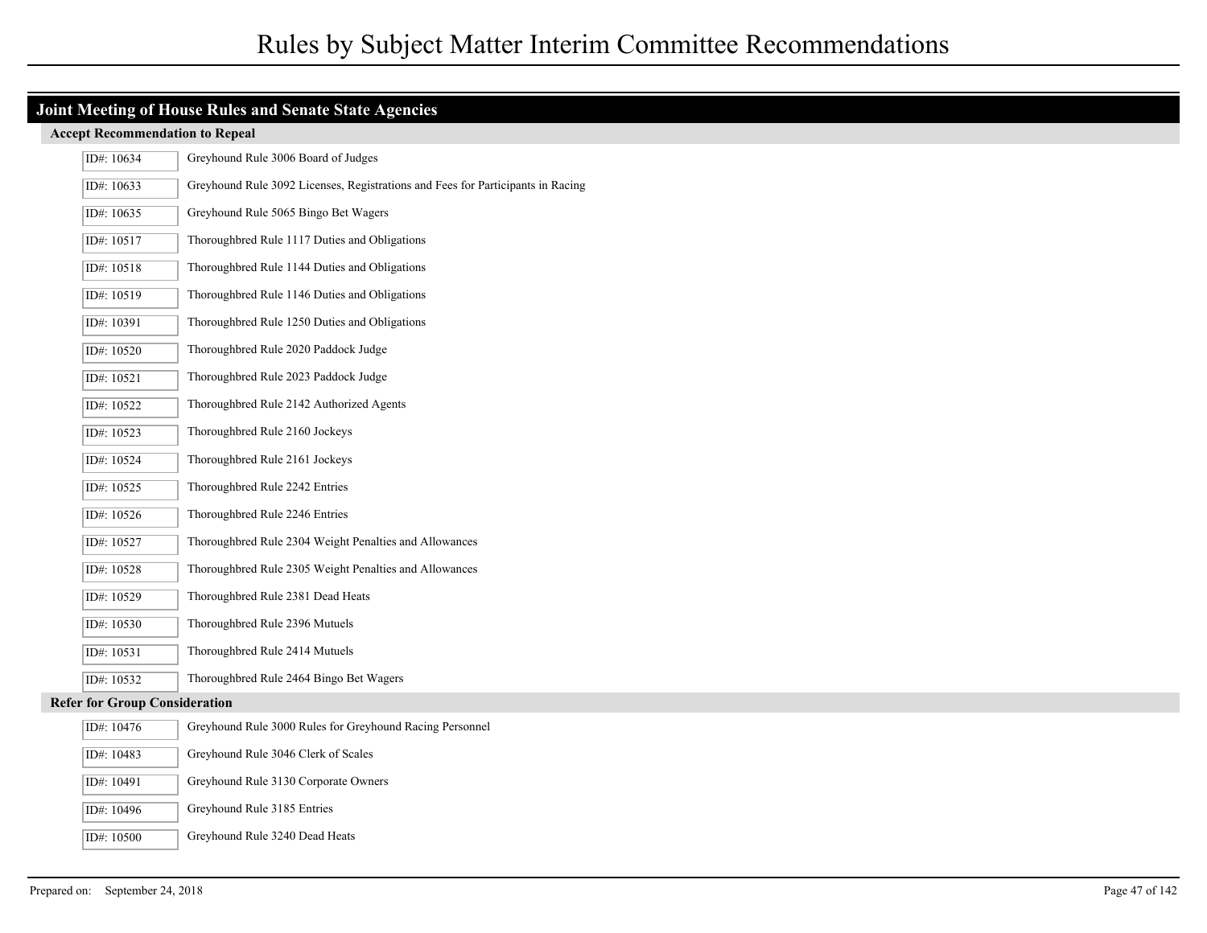# Rules by Subject Matter Interim Committee Recommendations

## Joint Meeting of House Rules and Senate State Agencies

### Accept Recommendation to Repeal

| ID# | Rule |
|---|---|
| ID#: 10634 | Greyhound Rule 3006 Board of Judges |
| ID#: 10633 | Greyhound Rule 3092 Licenses, Registrations and Fees for Participants in Racing |
| ID#: 10635 | Greyhound Rule 5065 Bingo Bet Wagers |
| ID#: 10517 | Thoroughbred Rule 1117 Duties and Obligations |
| ID#: 10518 | Thoroughbred Rule 1144 Duties and Obligations |
| ID#: 10519 | Thoroughbred Rule 1146 Duties and Obligations |
| ID#: 10391 | Thoroughbred Rule 1250 Duties and Obligations |
| ID#: 10520 | Thoroughbred Rule 2020 Paddock Judge |
| ID#: 10521 | Thoroughbred Rule 2023 Paddock Judge |
| ID#: 10522 | Thoroughbred Rule 2142 Authorized Agents |
| ID#: 10523 | Thoroughbred Rule 2160 Jockeys |
| ID#: 10524 | Thoroughbred Rule 2161 Jockeys |
| ID#: 10525 | Thoroughbred Rule 2242 Entries |
| ID#: 10526 | Thoroughbred Rule 2246 Entries |
| ID#: 10527 | Thoroughbred Rule 2304 Weight Penalties and Allowances |
| ID#: 10528 | Thoroughbred Rule 2305 Weight Penalties and Allowances |
| ID#: 10529 | Thoroughbred Rule 2381 Dead Heats |
| ID#: 10530 | Thoroughbred Rule 2396 Mutuels |
| ID#: 10531 | Thoroughbred Rule 2414 Mutuels |
| ID#: 10532 | Thoroughbred Rule 2464 Bingo Bet Wagers |

### Refer for Group Consideration

| ID# | Rule |
|---|---|
| ID#: 10476 | Greyhound Rule 3000 Rules for Greyhound Racing Personnel |
| ID#: 10483 | Greyhound Rule 3046 Clerk of Scales |
| ID#: 10491 | Greyhound Rule 3130 Corporate Owners |
| ID#: 10496 | Greyhound Rule 3185 Entries |
| ID#: 10500 | Greyhound Rule 3240 Dead Heats |

Prepared on: September 24, 2018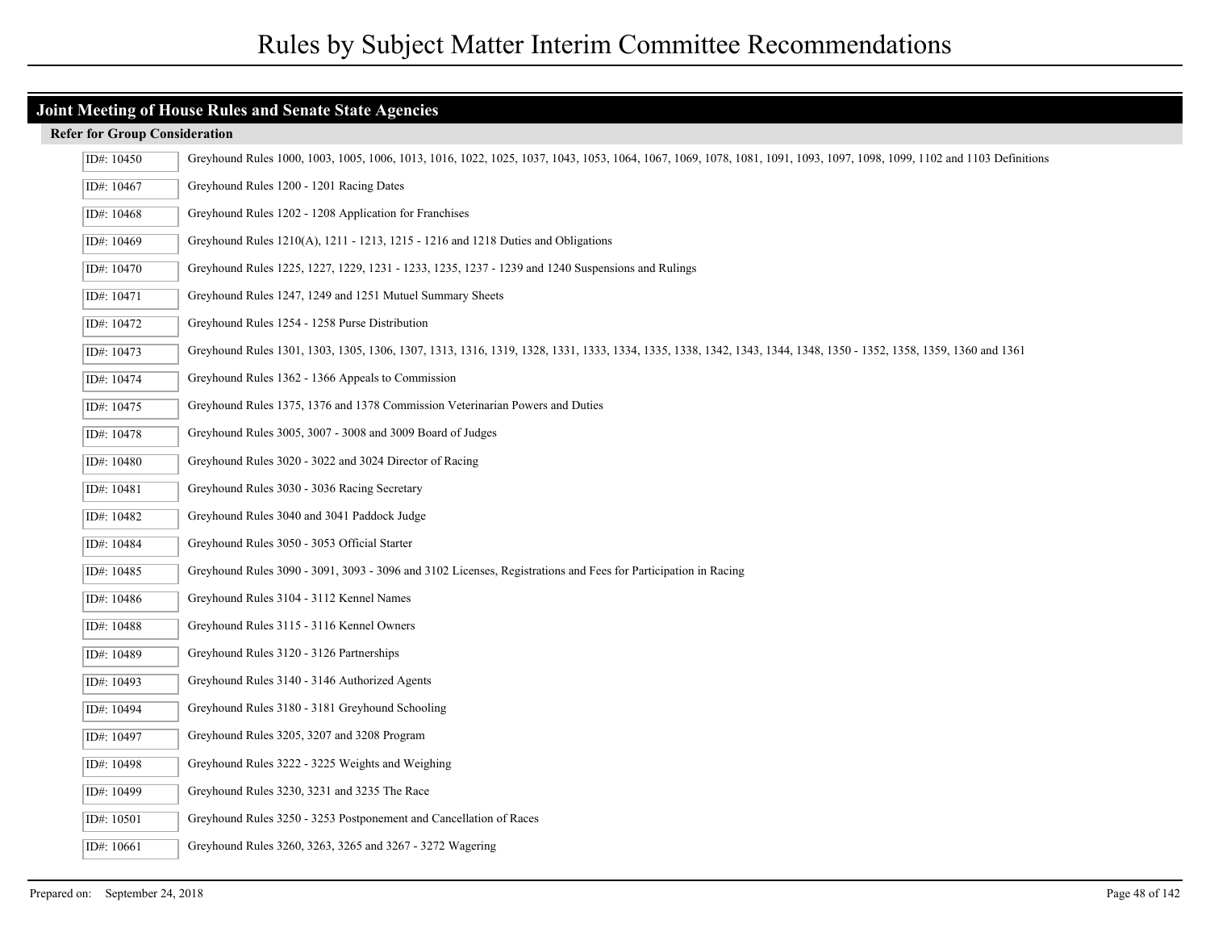# Rules by Subject Matter Interim Committee Recommendations

## Joint Meeting of House Rules and Senate State Agencies

### Refer for Group Consideration

| ID# | Description |
|---|---|
| ID#: 10450 | Greyhound Rules 1000, 1003, 1005, 1006, 1013, 1016, 1022, 1025, 1037, 1043, 1053, 1064, 1067, 1069, 1078, 1081, 1091, 1093, 1097, 1098, 1099, 1102 and 1103 Definitions |
| ID#: 10467 | Greyhound Rules 1200 - 1201 Racing Dates |
| ID#: 10468 | Greyhound Rules 1202 - 1208 Application for Franchises |
| ID#: 10469 | Greyhound Rules 1210(A), 1211 - 1213, 1215 - 1216 and 1218 Duties and Obligations |
| ID#: 10470 | Greyhound Rules 1225, 1227, 1229, 1231 - 1233, 1235, 1237 - 1239 and 1240 Suspensions and Rulings |
| ID#: 10471 | Greyhound Rules 1247, 1249 and 1251 Mutuel Summary Sheets |
| ID#: 10472 | Greyhound Rules 1254 - 1258 Purse Distribution |
| ID#: 10473 | Greyhound Rules 1301, 1303, 1305, 1306, 1307, 1313, 1316, 1319, 1328, 1331, 1333, 1334, 1335, 1338, 1342, 1343, 1344, 1348, 1350 - 1352, 1358, 1359, 1360 and 1361 |
| ID#: 10474 | Greyhound Rules 1362 - 1366 Appeals to Commission |
| ID#: 10475 | Greyhound Rules 1375, 1376 and 1378 Commission Veterinarian Powers and Duties |
| ID#: 10478 | Greyhound Rules 3005, 3007 - 3008 and 3009 Board of Judges |
| ID#: 10480 | Greyhound Rules 3020 - 3022 and 3024 Director of Racing |
| ID#: 10481 | Greyhound Rules 3030 - 3036 Racing Secretary |
| ID#: 10482 | Greyhound Rules 3040 and 3041 Paddock Judge |
| ID#: 10484 | Greyhound Rules 3050 - 3053 Official Starter |
| ID#: 10485 | Greyhound Rules 3090 - 3091, 3093 - 3096 and 3102 Licenses, Registrations and Fees for Participation in Racing |
| ID#: 10486 | Greyhound Rules 3104 - 3112 Kennel Names |
| ID#: 10488 | Greyhound Rules 3115 - 3116 Kennel Owners |
| ID#: 10489 | Greyhound Rules 3120 - 3126 Partnerships |
| ID#: 10493 | Greyhound Rules 3140 - 3146 Authorized Agents |
| ID#: 10494 | Greyhound Rules 3180 - 3181 Greyhound Schooling |
| ID#: 10497 | Greyhound Rules 3205, 3207 and 3208 Program |
| ID#: 10498 | Greyhound Rules 3222 - 3225 Weights and Weighing |
| ID#: 10499 | Greyhound Rules 3230, 3231 and 3235 The Race |
| ID#: 10501 | Greyhound Rules 3250 - 3253 Postponement and Cancellation of Races |
| ID#: 10661 | Greyhound Rules 3260, 3263, 3265 and 3267 - 3272 Wagering |

Prepared on: September 24, 2018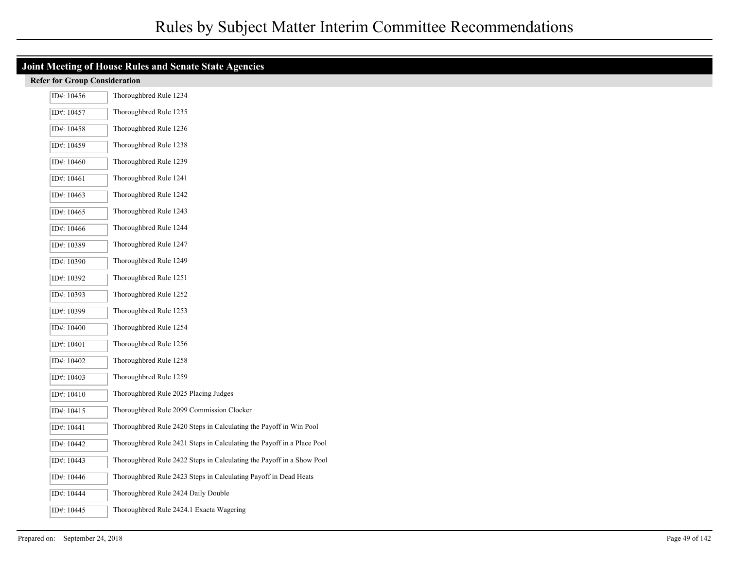# Rules by Subject Matter Interim Committee Recommendations

## Joint Meeting of House Rules and Senate State Agencies

### Refer for Group Consideration

| ID# | Rule |
| --- | --- |
| ID#: 10456 | Thoroughbred Rule 1234 |
| ID#: 10457 | Thoroughbred Rule 1235 |
| ID#: 10458 | Thoroughbred Rule 1236 |
| ID#: 10459 | Thoroughbred Rule 1238 |
| ID#: 10460 | Thoroughbred Rule 1239 |
| ID#: 10461 | Thoroughbred Rule 1241 |
| ID#: 10463 | Thoroughbred Rule 1242 |
| ID#: 10465 | Thoroughbred Rule 1243 |
| ID#: 10466 | Thoroughbred Rule 1244 |
| ID#: 10389 | Thoroughbred Rule 1247 |
| ID#: 10390 | Thoroughbred Rule 1249 |
| ID#: 10392 | Thoroughbred Rule 1251 |
| ID#: 10393 | Thoroughbred Rule 1252 |
| ID#: 10399 | Thoroughbred Rule 1253 |
| ID#: 10400 | Thoroughbred Rule 1254 |
| ID#: 10401 | Thoroughbred Rule 1256 |
| ID#: 10402 | Thoroughbred Rule 1258 |
| ID#: 10403 | Thoroughbred Rule 1259 |
| ID#: 10410 | Thoroughbred Rule 2025 Placing Judges |
| ID#: 10415 | Thoroughbred Rule 2099 Commission Clocker |
| ID#: 10441 | Thoroughbred Rule 2420 Steps in Calculating the Payoff in Win Pool |
| ID#: 10442 | Thoroughbred Rule 2421 Steps in Calculating the Payoff in a Place Pool |
| ID#: 10443 | Thoroughbred Rule 2422 Steps in Calculating the Payoff in a Show Pool |
| ID#: 10446 | Thoroughbred Rule 2423 Steps in Calculating Payoff in Dead Heats |
| ID#: 10444 | Thoroughbred Rule 2424 Daily Double |
| ID#: 10445 | Thoroughbred Rule 2424.1 Exacta Wagering |

Prepared on: September 24, 2018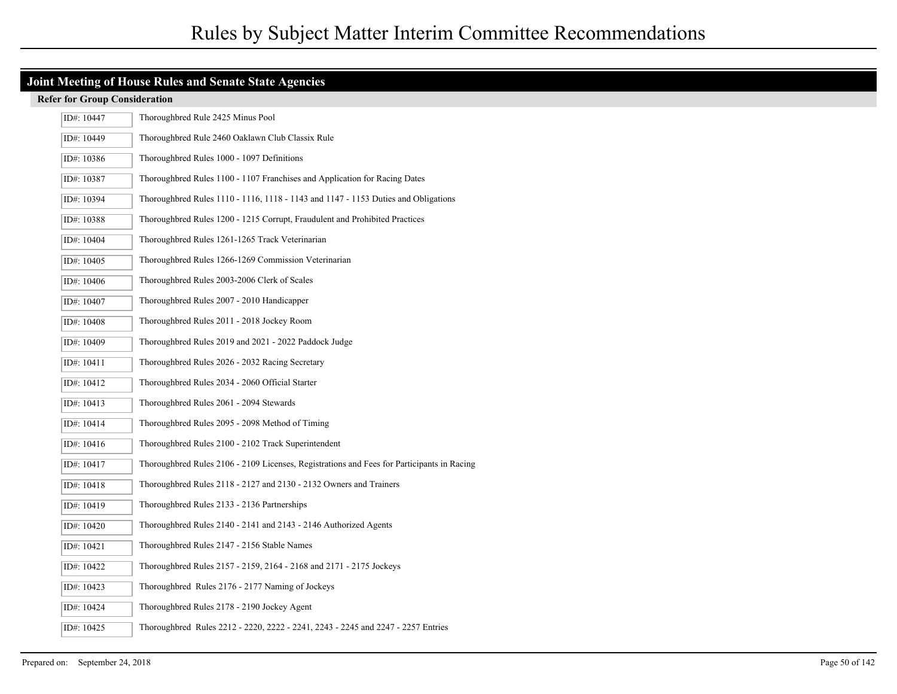# Rules by Subject Matter Interim Committee Recommendations

## Joint Meeting of House Rules and Senate State Agencies

### Refer for Group Consideration

| ID# | Description |
|---|---|
| ID#: 10447 | Thoroughbred Rule 2425 Minus Pool |
| ID#: 10449 | Thoroughbred Rule 2460 Oaklawn Club Classix Rule |
| ID#: 10386 | Thoroughbred Rules 1000 - 1097 Definitions |
| ID#: 10387 | Thoroughbred Rules 1100 - 1107 Franchises and Application for Racing Dates |
| ID#: 10394 | Thoroughbred Rules 1110 - 1116, 1118 - 1143 and 1147 - 1153 Duties and Obligations |
| ID#: 10388 | Thoroughbred Rules 1200 - 1215 Corrupt, Fraudulent and Prohibited Practices |
| ID#: 10404 | Thoroughbred Rules 1261-1265 Track Veterinarian |
| ID#: 10405 | Thoroughbred Rules 1266-1269 Commission Veterinarian |
| ID#: 10406 | Thoroughbred Rules 2003-2006 Clerk of Scales |
| ID#: 10407 | Thoroughbred Rules 2007 - 2010 Handicapper |
| ID#: 10408 | Thoroughbred Rules 2011 - 2018 Jockey Room |
| ID#: 10409 | Thoroughbred Rules 2019 and 2021 - 2022 Paddock Judge |
| ID#: 10411 | Thoroughbred Rules 2026 - 2032 Racing Secretary |
| ID#: 10412 | Thoroughbred Rules 2034 - 2060 Official Starter |
| ID#: 10413 | Thoroughbred Rules 2061 - 2094 Stewards |
| ID#: 10414 | Thoroughbred Rules 2095 - 2098 Method of Timing |
| ID#: 10416 | Thoroughbred Rules 2100 - 2102 Track Superintendent |
| ID#: 10417 | Thoroughbred Rules 2106 - 2109 Licenses, Registrations and Fees for Participants in Racing |
| ID#: 10418 | Thoroughbred Rules 2118 - 2127 and 2130 - 2132 Owners and Trainers |
| ID#: 10419 | Thoroughbred Rules 2133 - 2136 Partnerships |
| ID#: 10420 | Thoroughbred Rules 2140 - 2141 and 2143 - 2146 Authorized Agents |
| ID#: 10421 | Thoroughbred Rules 2147 - 2156 Stable Names |
| ID#: 10422 | Thoroughbred Rules 2157 - 2159, 2164 - 2168 and 2171 - 2175 Jockeys |
| ID#: 10423 | Thoroughbred Rules 2176 - 2177 Naming of Jockeys |
| ID#: 10424 | Thoroughbred Rules 2178 - 2190 Jockey Agent |
| ID#: 10425 | Thoroughbred Rules 2212 - 2220, 2222 - 2241, 2243 - 2245 and 2247 - 2257 Entries |

Prepared on: September 24, 2018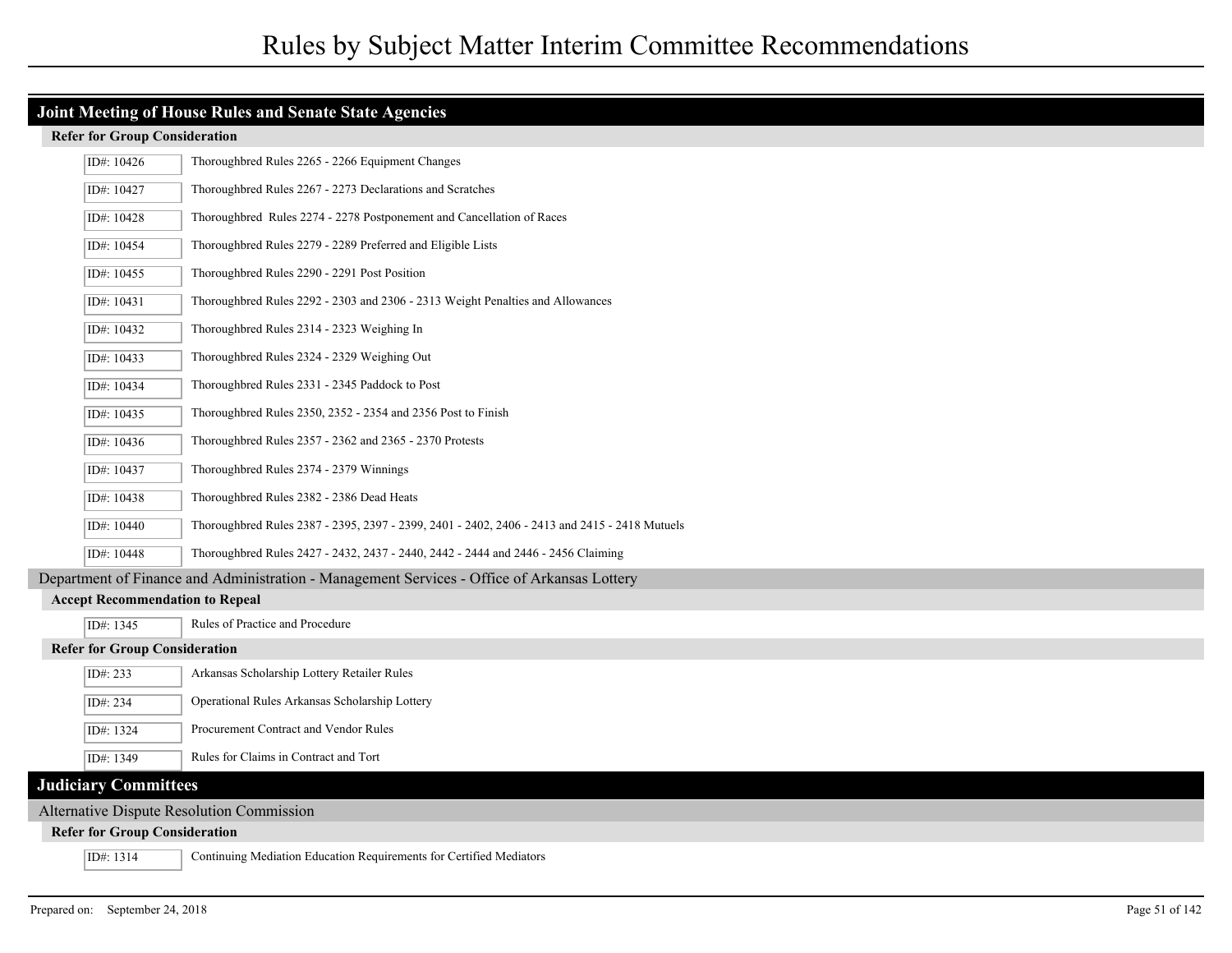# Rules by Subject Matter Interim Committee Recommendations

## Joint Meeting of House Rules and Senate State Agencies

#### Refer for Group Consideration

| ID# | Rule |
|---|---|
| ID#: 10426 | Thoroughbred Rules 2265 - 2266 Equipment Changes |
| ID#: 10427 | Thoroughbred Rules 2267 - 2273 Declarations and Scratches |
| ID#: 10428 | Thoroughbred Rules 2274 - 2278 Postponement and Cancellation of Races |
| ID#: 10454 | Thoroughbred Rules 2279 - 2289 Preferred and Eligible Lists |
| ID#: 10455 | Thoroughbred Rules 2290 - 2291 Post Position |
| ID#: 10431 | Thoroughbred Rules 2292 - 2303 and 2306 - 2313 Weight Penalties and Allowances |
| ID#: 10432 | Thoroughbred Rules 2314 - 2323 Weighing In |
| ID#: 10433 | Thoroughbred Rules 2324 - 2329 Weighing Out |
| ID#: 10434 | Thoroughbred Rules 2331 - 2345 Paddock to Post |
| ID#: 10435 | Thoroughbred Rules 2350, 2352 - 2354 and 2356 Post to Finish |
| ID#: 10436 | Thoroughbred Rules 2357 - 2362 and 2365 - 2370 Protests |
| ID#: 10437 | Thoroughbred Rules 2374 - 2379 Winnings |
| ID#: 10438 | Thoroughbred Rules 2382 - 2386 Dead Heats |
| ID#: 10440 | Thoroughbred Rules 2387 - 2395, 2397 - 2399, 2401 - 2402, 2406 - 2413 and 2415 - 2418 Mutuels |
| ID#: 10448 | Thoroughbred Rules 2427 - 2432, 2437 - 2440, 2442 - 2444 and 2446 - 2456 Claiming |

### Department of Finance and Administration - Management Services - Office of Arkansas Lottery

#### Accept Recommendation to Repeal

| ID# | Rule |
|---|---|
| ID#: 1345 | Rules of Practice and Procedure |

#### Refer for Group Consideration

| ID# | Rule |
|---|---|
| ID#: 233 | Arkansas Scholarship Lottery Retailer Rules |
| ID#: 234 | Operational Rules Arkansas Scholarship Lottery |
| ID#: 1324 | Procurement Contract and Vendor Rules |
| ID#: 1349 | Rules for Claims in Contract and Tort |

## Judiciary Committees

### Alternative Dispute Resolution Commission

#### Refer for Group Consideration

| ID# | Rule |
|---|---|
| ID#: 1314 | Continuing Mediation Education Requirements for Certified Mediators |

Prepared on: September 24, 2018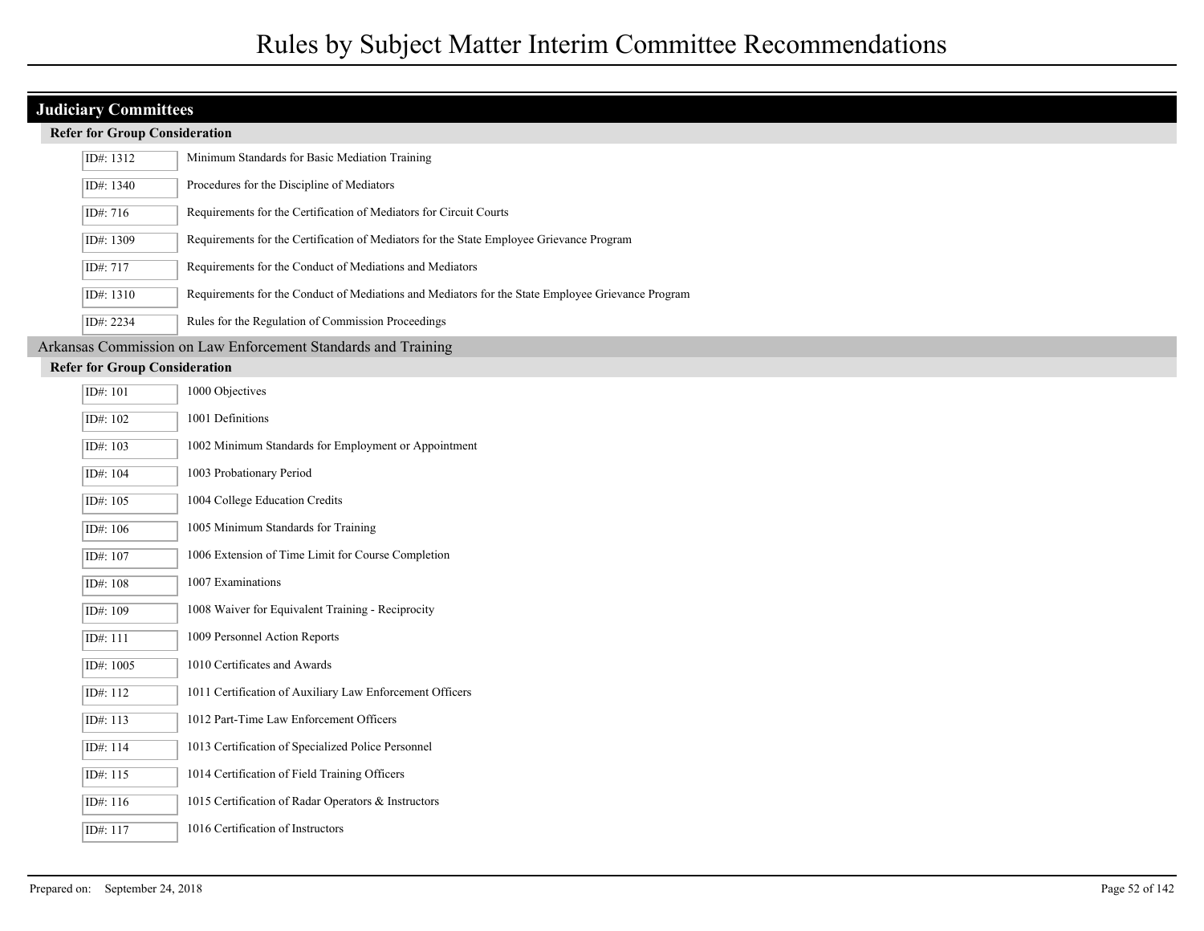# Rules by Subject Matter Interim Committee Recommendations

## Judiciary Committees

### Refer for Group Consideration

| ID# | Title |
|---|---|
| ID#: 1312 | Minimum Standards for Basic Mediation Training |
| ID#: 1340 | Procedures for the Discipline of Mediators |
| ID#: 716 | Requirements for the Certification of Mediators for Circuit Courts |
| ID#: 1309 | Requirements for the Certification of Mediators for the State Employee Grievance Program |
| ID#: 717 | Requirements for the Conduct of Mediations and Mediators |
| ID#: 1310 | Requirements for the Conduct of Mediations and Mediators for the State Employee Grievance Program |
| ID#: 2234 | Rules for the Regulation of Commission Proceedings |

## Arkansas Commission on Law Enforcement Standards and Training

### Refer for Group Consideration

| ID# | Title |
|---|---|
| ID#: 101 | 1000 Objectives |
| ID#: 102 | 1001 Definitions |
| ID#: 103 | 1002 Minimum Standards for Employment or Appointment |
| ID#: 104 | 1003 Probationary Period |
| ID#: 105 | 1004 College Education Credits |
| ID#: 106 | 1005 Minimum Standards for Training |
| ID#: 107 | 1006 Extension of Time Limit for Course Completion |
| ID#: 108 | 1007 Examinations |
| ID#: 109 | 1008 Waiver for Equivalent Training - Reciprocity |
| ID#: 111 | 1009 Personnel Action Reports |
| ID#: 1005 | 1010 Certificates and Awards |
| ID#: 112 | 1011 Certification of Auxiliary Law Enforcement Officers |
| ID#: 113 | 1012 Part-Time Law Enforcement Officers |
| ID#: 114 | 1013 Certification of Specialized Police Personnel |
| ID#: 115 | 1014 Certification of Field Training Officers |
| ID#: 116 | 1015 Certification of Radar Operators & Instructors |
| ID#: 117 | 1016 Certification of Instructors |

Prepared on: September 24, 2018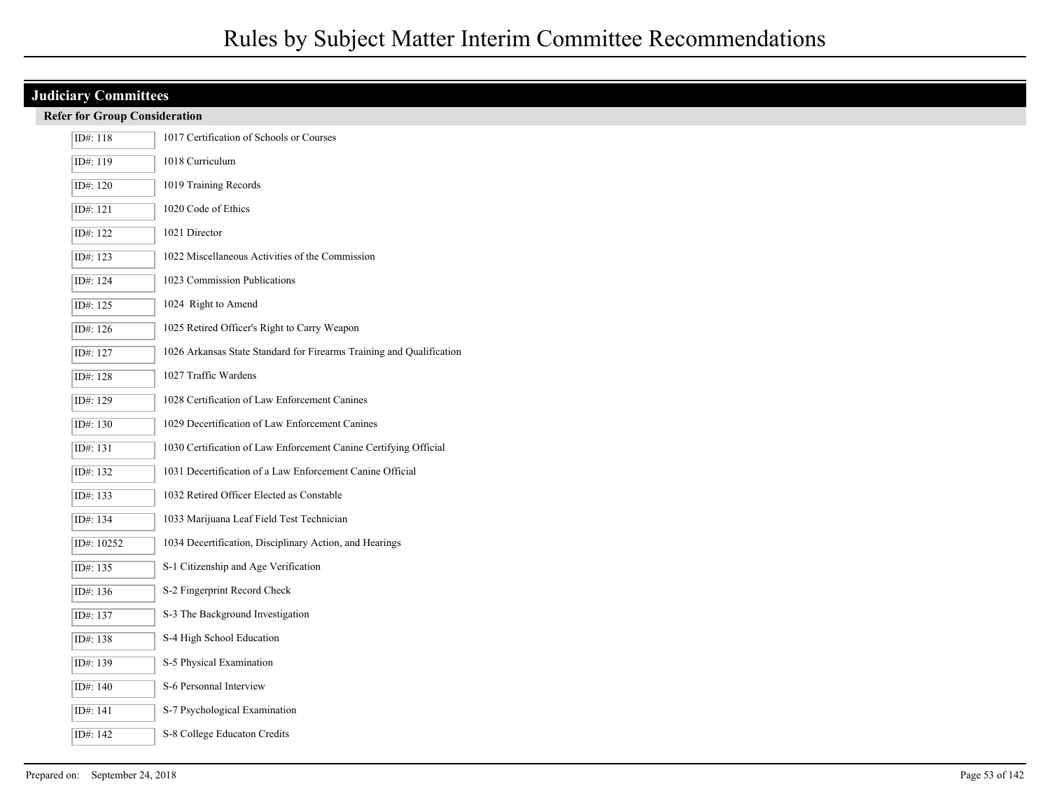# Rules by Subject Matter Interim Committee Recommendations

## Judiciary Committees

### Refer for Group Consideration

| ID# | Rule |
|---|---|
| ID#: 118 | 1017 Certification of Schools or Courses |
| ID#: 119 | 1018 Curriculum |
| ID#: 120 | 1019 Training Records |
| ID#: 121 | 1020 Code of Ethics |
| ID#: 122 | 1021 Director |
| ID#: 123 | 1022 Miscellaneous Activities of the Commission |
| ID#: 124 | 1023 Commission Publications |
| ID#: 125 | 1024 Right to Amend |
| ID#: 126 | 1025 Retired Officer's Right to Carry Weapon |
| ID#: 127 | 1026 Arkansas State Standard for Firearms Training and Qualification |
| ID#: 128 | 1027 Traffic Wardens |
| ID#: 129 | 1028 Certification of Law Enforcement Canines |
| ID#: 130 | 1029 Decertification of Law Enforcement Canines |
| ID#: 131 | 1030 Certification of Law Enforcement Canine Certifying Official |
| ID#: 132 | 1031 Decertification of a Law Enforcement Canine Official |
| ID#: 133 | 1032 Retired Officer Elected as Constable |
| ID#: 134 | 1033 Marijuana Leaf Field Test Technician |
| ID#: 10252 | 1034 Decertification, Disciplinary Action, and Hearings |
| ID#: 135 | S-1 Citizenship and Age Verification |
| ID#: 136 | S-2 Fingerprint Record Check |
| ID#: 137 | S-3 The Background Investigation |
| ID#: 138 | S-4 High School Education |
| ID#: 139 | S-5 Physical Examination |
| ID#: 140 | S-6 Personnal Interview |
| ID#: 141 | S-7 Psychological Examination |
| ID#: 142 | S-8 College Educaton Credits |

Prepared on: September 24, 2018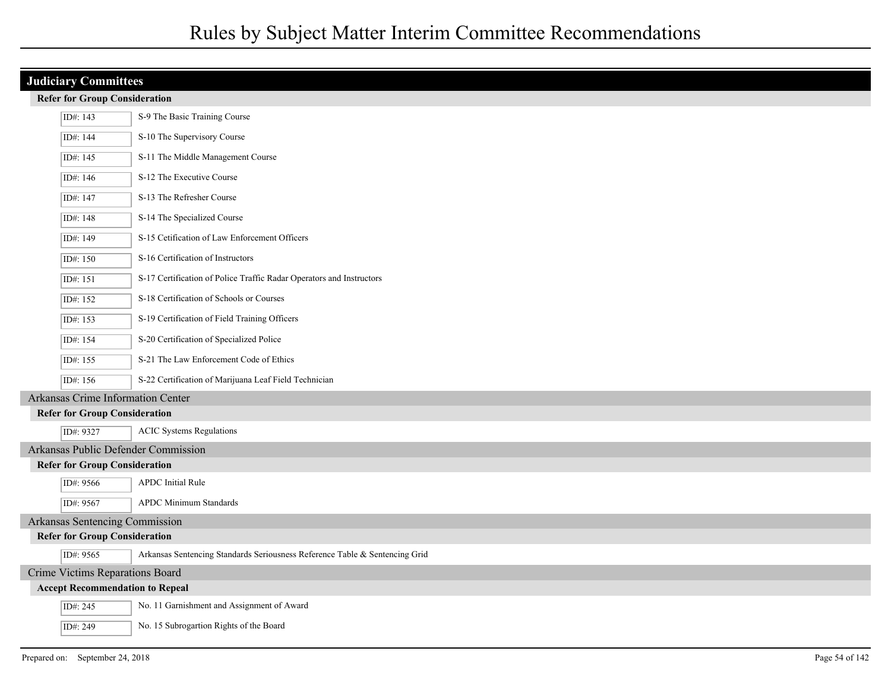# Rules by Subject Matter Interim Committee Recommendations

## Judiciary Committees

### Refer for Group Consideration

| ID# | Rule |
|---|---|
| ID#: 143 | S-9 The Basic Training Course |
| ID#: 144 | S-10 The Supervisory Course |
| ID#: 145 | S-11 The Middle Management Course |
| ID#: 146 | S-12 The Executive Course |
| ID#: 147 | S-13 The Refresher Course |
| ID#: 148 | S-14 The Specialized Course |
| ID#: 149 | S-15 Cetification of Law Enforcement Officers |
| ID#: 150 | S-16 Certification of Instructors |
| ID#: 151 | S-17 Certification of Police Traffic Radar Operators and Instructors |
| ID#: 152 | S-18 Certification of Schools or Courses |
| ID#: 153 | S-19 Certification of Field Training Officers |
| ID#: 154 | S-20 Certification of Specialized Police |
| ID#: 155 | S-21 The Law Enforcement Code of Ethics |
| ID#: 156 | S-22 Certification of Marijuana Leaf Field Technician |

## Arkansas Crime Information Center

### Refer for Group Consideration

| ID# | Rule |
|---|---|
| ID#: 9327 | ACIC Systems Regulations |

## Arkansas Public Defender Commission

### Refer for Group Consideration

| ID# | Rule |
|---|---|
| ID#: 9566 | APDC Initial Rule |
| ID#: 9567 | APDC Minimum Standards |

## Arkansas Sentencing Commission

### Refer for Group Consideration

| ID# | Rule |
|---|---|
| ID#: 9565 | Arkansas Sentencing Standards Seriousness Reference Table & Sentencing Grid |

## Crime Victims Reparations Board

### Accept Recommendation to Repeal

| ID# | Rule |
|---|---|
| ID#: 245 | No. 11 Garnishment and Assignment of Award |
| ID#: 249 | No. 15 Subrogartion Rights of the Board |

Prepared on: September 24, 2018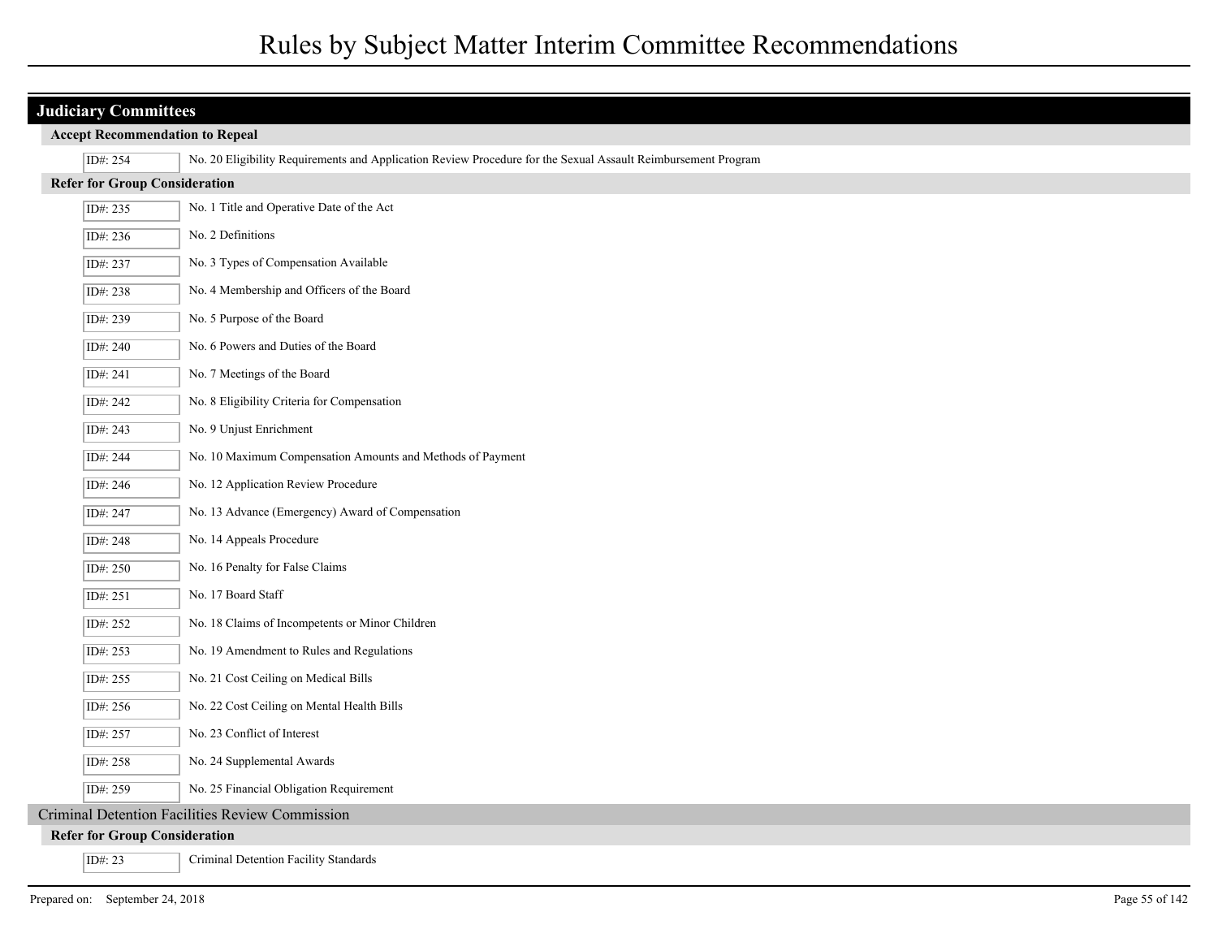# Rules by Subject Matter Interim Committee Recommendations

## Judiciary Committees

### Accept Recommendation to Repeal

| ID# | Rule |
|---|---|
| ID#: 254 | No. 20 Eligibility Requirements and Application Review Procedure for the Sexual Assault Reimbursement Program |

### Refer for Group Consideration

| ID# | Rule |
|---|---|
| ID#: 235 | No. 1 Title and Operative Date of the Act |
| ID#: 236 | No. 2 Definitions |
| ID#: 237 | No. 3 Types of Compensation Available |
| ID#: 238 | No. 4 Membership and Officers of the Board |
| ID#: 239 | No. 5 Purpose of the Board |
| ID#: 240 | No. 6 Powers and Duties of the Board |
| ID#: 241 | No. 7 Meetings of the Board |
| ID#: 242 | No. 8 Eligibility Criteria for Compensation |
| ID#: 243 | No. 9 Unjust Enrichment |
| ID#: 244 | No. 10 Maximum Compensation Amounts and Methods of Payment |
| ID#: 246 | No. 12 Application Review Procedure |
| ID#: 247 | No. 13 Advance (Emergency) Award of Compensation |
| ID#: 248 | No. 14 Appeals Procedure |
| ID#: 250 | No. 16 Penalty for False Claims |
| ID#: 251 | No. 17 Board Staff |
| ID#: 252 | No. 18 Claims of Incompetents or Minor Children |
| ID#: 253 | No. 19 Amendment to Rules and Regulations |
| ID#: 255 | No. 21 Cost Ceiling on Medical Bills |
| ID#: 256 | No. 22 Cost Ceiling on Mental Health Bills |
| ID#: 257 | No. 23 Conflict of Interest |
| ID#: 258 | No. 24 Supplemental Awards |
| ID#: 259 | No. 25 Financial Obligation Requirement |

## Criminal Detention Facilities Review Commission

### Refer for Group Consideration

| ID# | Rule |
|---|---|
| ID#: 23 | Criminal Detention Facility Standards |

Prepared on: September 24, 2018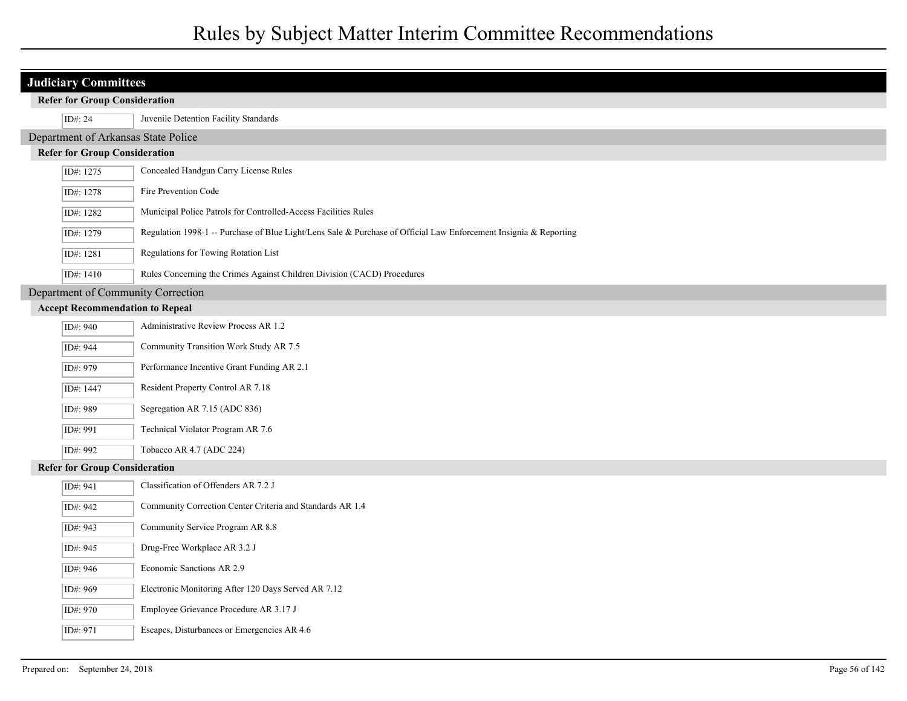## Judiciary Committees

### Refer for Group Consideration

| ID# | Title |
|---|---|
| ID#: 24 | Juvenile Detention Facility Standards |

## Department of Arkansas State Police

### Refer for Group Consideration

| ID# | Title |
|---|---|
| ID#: 1275 | Concealed Handgun Carry License Rules |
| ID#: 1278 | Fire Prevention Code |
| ID#: 1282 | Municipal Police Patrols for Controlled-Access Facilities Rules |
| ID#: 1279 | Regulation 1998-1 -- Purchase of Blue Light/Lens Sale & Purchase of Official Law Enforcement Insignia & Reporting |
| ID#: 1281 | Regulations for Towing Rotation List |
| ID#: 1410 | Rules Concerning the Crimes Against Children Division (CACD) Procedures |

## Department of Community Correction

### Accept Recommendation to Repeal

| ID# | Title |
|---|---|
| ID#: 940 | Administrative Review Process AR 1.2 |
| ID#: 944 | Community Transition Work Study AR 7.5 |
| ID#: 979 | Performance Incentive Grant Funding AR 2.1 |
| ID#: 1447 | Resident Property Control AR 7.18 |
| ID#: 989 | Segregation AR 7.15 (ADC 836) |
| ID#: 991 | Technical Violator Program AR 7.6 |
| ID#: 992 | Tobacco AR 4.7 (ADC 224) |

### Refer for Group Consideration

| ID# | Title |
|---|---|
| ID#: 941 | Classification of Offenders AR 7.2 J |
| ID#: 942 | Community Correction Center Criteria and Standards AR 1.4 |
| ID#: 943 | Community Service Program AR 8.8 |
| ID#: 945 | Drug-Free Workplace AR 3.2 J |
| ID#: 946 | Economic Sanctions AR 2.9 |
| ID#: 969 | Electronic Monitoring After 120 Days Served AR 7.12 |
| ID#: 970 | Employee Grievance Procedure AR 3.17 J |
| ID#: 971 | Escapes, Disturbances or Emergencies AR 4.6 |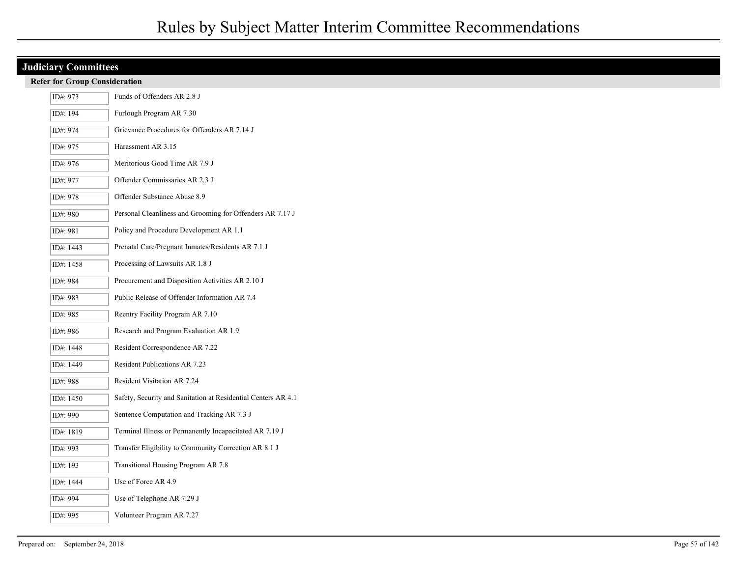# Rules by Subject Matter Interim Committee Recommendations

## Judiciary Committees

### Refer for Group Consideration

| ID# | Rule |
|---|---|
| ID#: 973 | Funds of Offenders AR 2.8 J |
| ID#: 194 | Furlough Program AR 7.30 |
| ID#: 974 | Grievance Procedures for Offenders AR 7.14 J |
| ID#: 975 | Harassment AR 3.15 |
| ID#: 976 | Meritorious Good Time AR 7.9 J |
| ID#: 977 | Offender Commissaries AR 2.3 J |
| ID#: 978 | Offender Substance Abuse 8.9 |
| ID#: 980 | Personal Cleanliness and Grooming for Offenders AR 7.17 J |
| ID#: 981 | Policy and Procedure Development AR 1.1 |
| ID#: 1443 | Prenatal Care/Pregnant Inmates/Residents AR 7.1 J |
| ID#: 1458 | Processing of Lawsuits AR 1.8 J |
| ID#: 984 | Procurement and Disposition Activities AR 2.10 J |
| ID#: 983 | Public Release of Offender Information AR 7.4 |
| ID#: 985 | Reentry Facility Program AR 7.10 |
| ID#: 986 | Research and Program Evaluation AR 1.9 |
| ID#: 1448 | Resident Correspondence AR 7.22 |
| ID#: 1449 | Resident Publications AR 7.23 |
| ID#: 988 | Resident Visitation AR 7.24 |
| ID#: 1450 | Safety, Security and Sanitation at Residential Centers AR 4.1 |
| ID#: 990 | Sentence Computation and Tracking AR 7.3 J |
| ID#: 1819 | Terminal Illness or Permanently Incapacitated AR 7.19 J |
| ID#: 993 | Transfer Eligibility to Community Correction AR 8.1 J |
| ID#: 193 | Transitional Housing Program AR 7.8 |
| ID#: 1444 | Use of Force AR 4.9 |
| ID#: 994 | Use of Telephone AR 7.29 J |
| ID#: 995 | Volunteer Program AR 7.27 |

Prepared on: September 24, 2018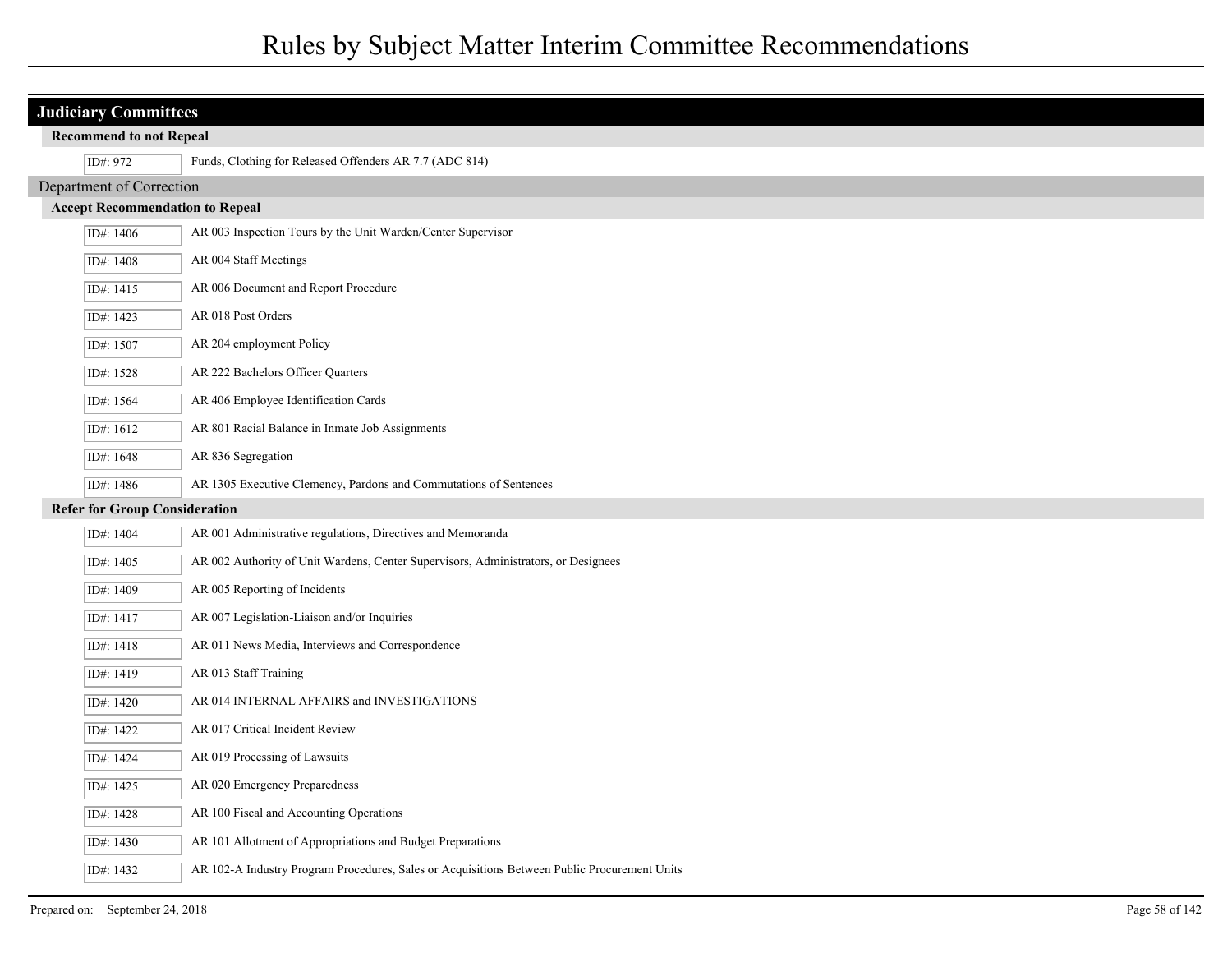## Judiciary Committees

### Recommend to not Repeal

| ID# | Title |
|---|---|
| ID#: 972 | Funds, Clothing for Released Offenders AR 7.7 (ADC 814) |

## Department of Correction

### Accept Recommendation to Repeal

| ID# | Title |
|---|---|
| ID#: 1406 | AR 003 Inspection Tours by the Unit Warden/Center Supervisor |
| ID#: 1408 | AR 004 Staff Meetings |
| ID#: 1415 | AR 006 Document and Report Procedure |
| ID#: 1423 | AR 018 Post Orders |
| ID#: 1507 | AR 204 employment Policy |
| ID#: 1528 | AR 222 Bachelors Officer Quarters |
| ID#: 1564 | AR 406 Employee Identification Cards |
| ID#: 1612 | AR 801 Racial Balance in Inmate Job Assignments |
| ID#: 1648 | AR 836 Segregation |
| ID#: 1486 | AR 1305 Executive Clemency, Pardons and Commutations of Sentences |

### Refer for Group Consideration

| ID# | Title |
|---|---|
| ID#: 1404 | AR 001 Administrative regulations, Directives and Memoranda |
| ID#: 1405 | AR 002 Authority of Unit Wardens, Center Supervisors, Administrators, or Designees |
| ID#: 1409 | AR 005 Reporting of Incidents |
| ID#: 1417 | AR 007 Legislation-Liaison and/or Inquiries |
| ID#: 1418 | AR 011 News Media, Interviews and Correspondence |
| ID#: 1419 | AR 013 Staff Training |
| ID#: 1420 | AR 014 INTERNAL AFFAIRS and INVESTIGATIONS |
| ID#: 1422 | AR 017 Critical Incident Review |
| ID#: 1424 | AR 019 Processing of Lawsuits |
| ID#: 1425 | AR 020 Emergency Preparedness |
| ID#: 1428 | AR 100 Fiscal and Accounting Operations |
| ID#: 1430 | AR 101 Allotment of Appropriations and Budget Preparations |
| ID#: 1432 | AR 102-A Industry Program Procedures, Sales or Acquisitions Between Public Procurement Units |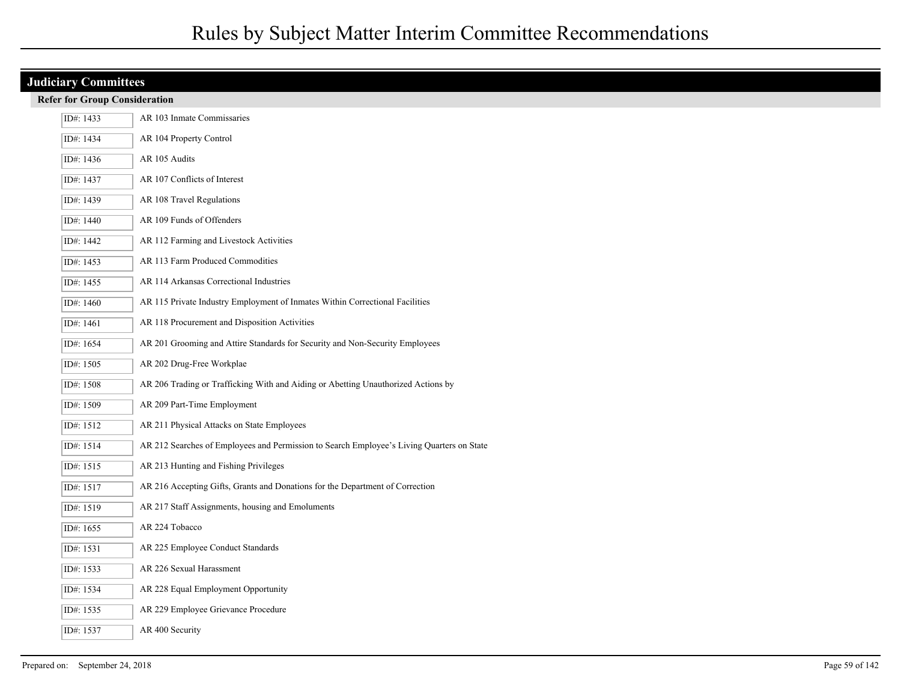# Rules by Subject Matter Interim Committee Recommendations

## Judiciary Committees

### Refer for Group Consideration

| ID# | Rule |
| --- | --- |
| ID#: 1433 | AR 103 Inmate Commissaries |
| ID#: 1434 | AR 104 Property Control |
| ID#: 1436 | AR 105 Audits |
| ID#: 1437 | AR 107 Conflicts of Interest |
| ID#: 1439 | AR 108 Travel Regulations |
| ID#: 1440 | AR 109 Funds of Offenders |
| ID#: 1442 | AR 112 Farming and Livestock Activities |
| ID#: 1453 | AR 113 Farm Produced Commodities |
| ID#: 1455 | AR 114 Arkansas Correctional Industries |
| ID#: 1460 | AR 115 Private Industry Employment of Inmates Within Correctional Facilities |
| ID#: 1461 | AR 118 Procurement and Disposition Activities |
| ID#: 1654 | AR 201 Grooming and Attire Standards for Security and Non-Security Employees |
| ID#: 1505 | AR 202 Drug-Free Workplae |
| ID#: 1508 | AR 206 Trading or Trafficking With and Aiding or Abetting Unauthorized Actions by |
| ID#: 1509 | AR 209 Part-Time Employment |
| ID#: 1512 | AR 211 Physical Attacks on State Employees |
| ID#: 1514 | AR 212 Searches of Employees and Permission to Search Employee's Living Quarters on State |
| ID#: 1515 | AR 213 Hunting and Fishing Privileges |
| ID#: 1517 | AR 216 Accepting Gifts, Grants and Donations for the Department of Correction |
| ID#: 1519 | AR 217 Staff Assignments, housing and Emoluments |
| ID#: 1655 | AR 224 Tobacco |
| ID#: 1531 | AR 225 Employee Conduct Standards |
| ID#: 1533 | AR 226 Sexual Harassment |
| ID#: 1534 | AR 228 Equal Employment Opportunity |
| ID#: 1535 | AR 229 Employee Grievance Procedure |
| ID#: 1537 | AR 400 Security |

Prepared on: September 24, 2018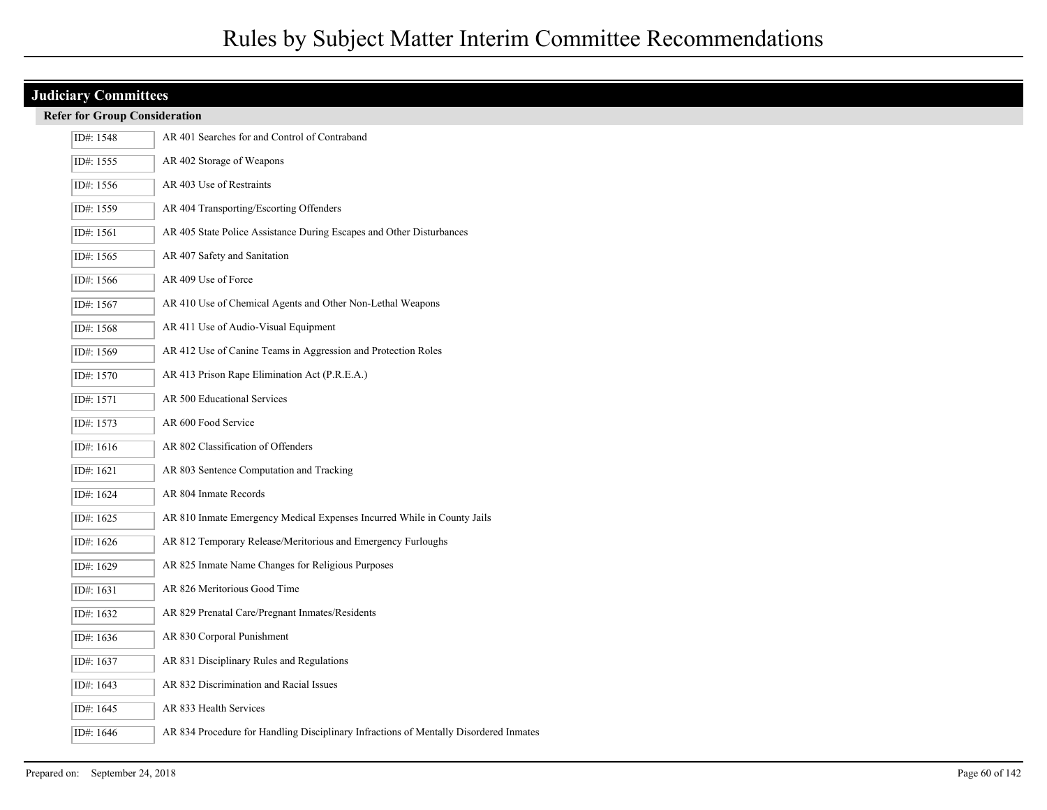## Judiciary Committees

### Refer for Group Consideration

| ID# | Rule |
| --- | --- |
| ID#: 1548 | AR 401 Searches for and Control of Contraband |
| ID#: 1555 | AR 402 Storage of Weapons |
| ID#: 1556 | AR 403 Use of Restraints |
| ID#: 1559 | AR 404 Transporting/Escorting Offenders |
| ID#: 1561 | AR 405 State Police Assistance During Escapes and Other Disturbances |
| ID#: 1565 | AR 407 Safety and Sanitation |
| ID#: 1566 | AR 409 Use of Force |
| ID#: 1567 | AR 410 Use of Chemical Agents and Other Non-Lethal Weapons |
| ID#: 1568 | AR 411 Use of Audio-Visual Equipment |
| ID#: 1569 | AR 412 Use of Canine Teams in Aggression and Protection Roles |
| ID#: 1570 | AR 413 Prison Rape Elimination Act (P.R.E.A.) |
| ID#: 1571 | AR 500 Educational Services |
| ID#: 1573 | AR 600 Food Service |
| ID#: 1616 | AR 802 Classification of Offenders |
| ID#: 1621 | AR 803 Sentence Computation and Tracking |
| ID#: 1624 | AR 804 Inmate Records |
| ID#: 1625 | AR 810 Inmate Emergency Medical Expenses Incurred While in County Jails |
| ID#: 1626 | AR 812 Temporary Release/Meritorious and Emergency Furloughs |
| ID#: 1629 | AR 825 Inmate Name Changes for Religious Purposes |
| ID#: 1631 | AR 826 Meritorious Good Time |
| ID#: 1632 | AR 829 Prenatal Care/Pregnant Inmates/Residents |
| ID#: 1636 | AR 830 Corporal Punishment |
| ID#: 1637 | AR 831 Disciplinary Rules and Regulations |
| ID#: 1643 | AR 832 Discrimination and Racial Issues |
| ID#: 1645 | AR 833 Health Services |
| ID#: 1646 | AR 834 Procedure for Handling Disciplinary Infractions of Mentally Disordered Inmates |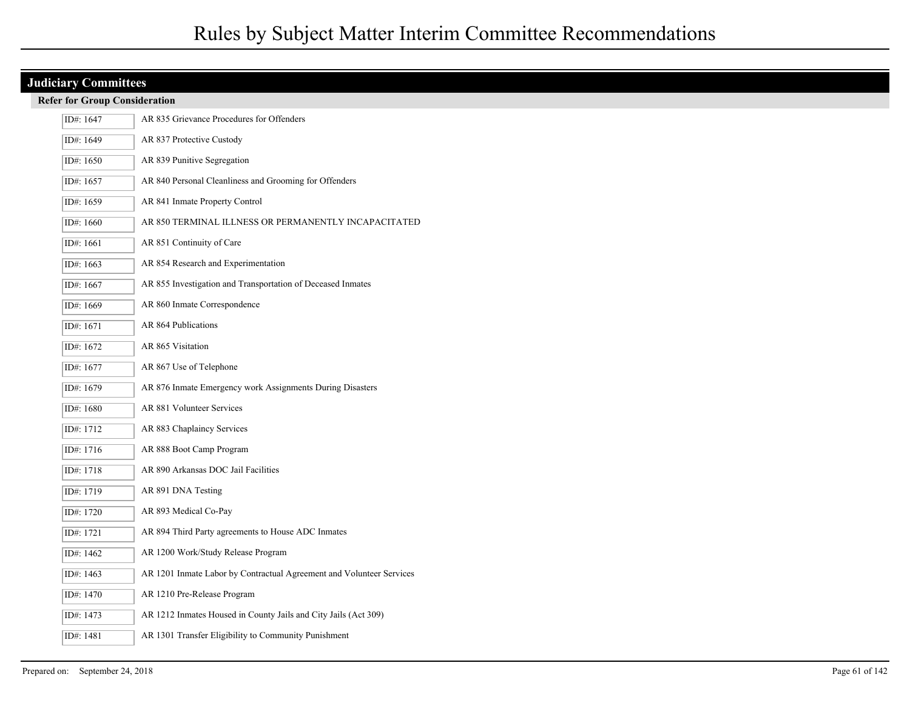# Rules by Subject Matter Interim Committee Recommendations

## Judiciary Committees

### Refer for Group Consideration

| ID# | Rule |
|---|---|
| ID#: 1647 | AR 835 Grievance Procedures for Offenders |
| ID#: 1649 | AR 837 Protective Custody |
| ID#: 1650 | AR 839 Punitive Segregation |
| ID#: 1657 | AR 840 Personal Cleanliness and Grooming for Offenders |
| ID#: 1659 | AR 841 Inmate Property Control |
| ID#: 1660 | AR 850 TERMINAL ILLNESS OR PERMANENTLY INCAPACITATED |
| ID#: 1661 | AR 851 Continuity of Care |
| ID#: 1663 | AR 854 Research and Experimentation |
| ID#: 1667 | AR 855 Investigation and Transportation of Deceased Inmates |
| ID#: 1669 | AR 860 Inmate Correspondence |
| ID#: 1671 | AR 864 Publications |
| ID#: 1672 | AR 865 Visitation |
| ID#: 1677 | AR 867 Use of Telephone |
| ID#: 1679 | AR 876 Inmate Emergency work Assignments During Disasters |
| ID#: 1680 | AR 881 Volunteer Services |
| ID#: 1712 | AR 883 Chaplaincy Services |
| ID#: 1716 | AR 888 Boot Camp Program |
| ID#: 1718 | AR 890 Arkansas DOC Jail Facilities |
| ID#: 1719 | AR 891 DNA Testing |
| ID#: 1720 | AR 893 Medical Co-Pay |
| ID#: 1721 | AR 894 Third Party agreements to House ADC Inmates |
| ID#: 1462 | AR 1200 Work/Study Release Program |
| ID#: 1463 | AR 1201 Inmate Labor by Contractual Agreement and Volunteer Services |
| ID#: 1470 | AR 1210 Pre-Release Program |
| ID#: 1473 | AR 1212 Inmates Housed in County Jails and City Jails (Act 309) |
| ID#: 1481 | AR 1301 Transfer Eligibility to Community Punishment |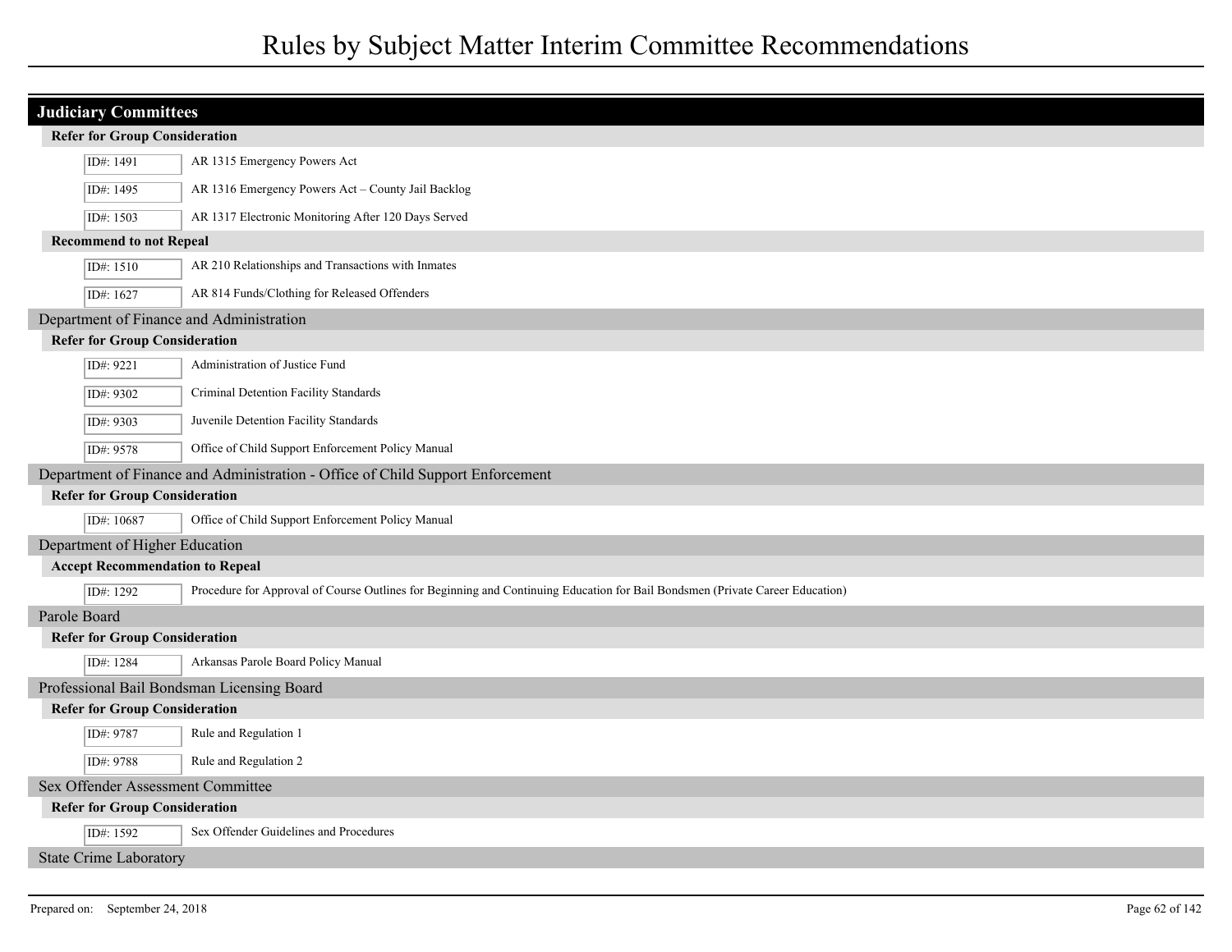# Rules by Subject Matter Interim Committee Recommendations

## Judiciary Committees

### Refer for Group Consideration

| ID# | Rule |
| --- | --- |
| ID#: 1491 | AR 1315 Emergency Powers Act |
| ID#: 1495 | AR 1316 Emergency Powers Act – County Jail Backlog |
| ID#: 1503 | AR 1317 Electronic Monitoring After 120 Days Served |

### Recommend to not Repeal

| ID# | Rule |
| --- | --- |
| ID#: 1510 | AR 210 Relationships and Transactions with Inmates |
| ID#: 1627 | AR 814 Funds/Clothing for Released Offenders |

## Department of Finance and Administration

### Refer for Group Consideration

| ID# | Rule |
| --- | --- |
| ID#: 9221 | Administration of Justice Fund |
| ID#: 9302 | Criminal Detention Facility Standards |
| ID#: 9303 | Juvenile Detention Facility Standards |
| ID#: 9578 | Office of Child Support Enforcement Policy Manual |

## Department of Finance and Administration - Office of Child Support Enforcement

### Refer for Group Consideration

| ID# | Rule |
| --- | --- |
| ID#: 10687 | Office of Child Support Enforcement Policy Manual |

## Department of Higher Education

### Accept Recommendation to Repeal

| ID# | Rule |
| --- | --- |
| ID#: 1292 | Procedure for Approval of Course Outlines for Beginning and Continuing Education for Bail Bondsmen (Private Career Education) |

## Parole Board

### Refer for Group Consideration

| ID# | Rule |
| --- | --- |
| ID#: 1284 | Arkansas Parole Board Policy Manual |

## Professional Bail Bondsman Licensing Board

### Refer for Group Consideration

| ID# | Rule |
| --- | --- |
| ID#: 9787 | Rule and Regulation 1 |
| ID#: 9788 | Rule and Regulation 2 |

## Sex Offender Assessment Committee

### Refer for Group Consideration

| ID# | Rule |
| --- | --- |
| ID#: 1592 | Sex Offender Guidelines and Procedures |

## State Crime Laboratory

Prepared on: September 24, 2018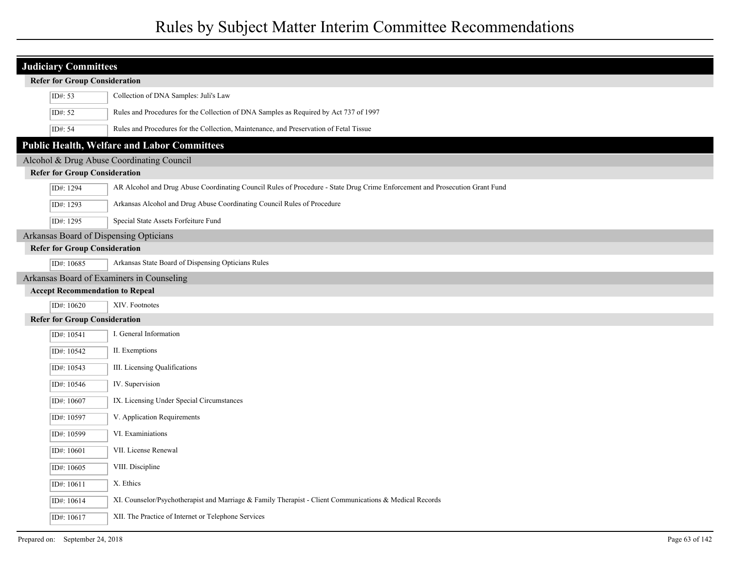# Rules by Subject Matter Interim Committee Recommendations

## Judiciary Committees

#### Refer for Group Consideration

| ID# | Title |
|---|---|
| ID#: 53 | Collection of DNA Samples: Juli's Law |
| ID#: 52 | Rules and Procedures for the Collection of DNA Samples as Required by Act 737 of 1997 |
| ID#: 54 | Rules and Procedures for the Collection, Maintenance, and Preservation of Fetal Tissue |

## Public Health, Welfare and Labor Committees

### Alcohol & Drug Abuse Coordinating Council

#### Refer for Group Consideration

| ID# | Title |
|---|---|
| ID#: 1294 | AR Alcohol and Drug Abuse Coordinating Council Rules of Procedure - State Drug Crime Enforcement and Prosecution Grant Fund |
| ID#: 1293 | Arkansas Alcohol and Drug Abuse Coordinating Council Rules of Procedure |
| ID#: 1295 | Special State Assets Forfeiture Fund |

### Arkansas Board of Dispensing Opticians

#### Refer for Group Consideration

| ID# | Title |
|---|---|
| ID#: 10685 | Arkansas State Board of Dispensing Opticians Rules |

### Arkansas Board of Examiners in Counseling

#### Accept Recommendation to Repeal

| ID# | Title |
|---|---|
| ID#: 10620 | XIV. Footnotes |

#### Refer for Group Consideration

| ID# | Title |
|---|---|
| ID#: 10541 | I. General Information |
| ID#: 10542 | II. Exemptions |
| ID#: 10543 | III. Licensing Qualifications |
| ID#: 10546 | IV. Supervision |
| ID#: 10607 | IX. Licensing Under Special Circumstances |
| ID#: 10597 | V. Application Requirements |
| ID#: 10599 | VI. Examiniations |
| ID#: 10601 | VII. License Renewal |
| ID#: 10605 | VIII. Discipline |
| ID#: 10611 | X. Ethics |
| ID#: 10614 | XI. Counselor/Psychotherapist and Marriage & Family Therapist - Client Communications & Medical Records |
| ID#: 10617 | XII. The Practice of Internet or Telephone Services |

Prepared on: September 24, 2018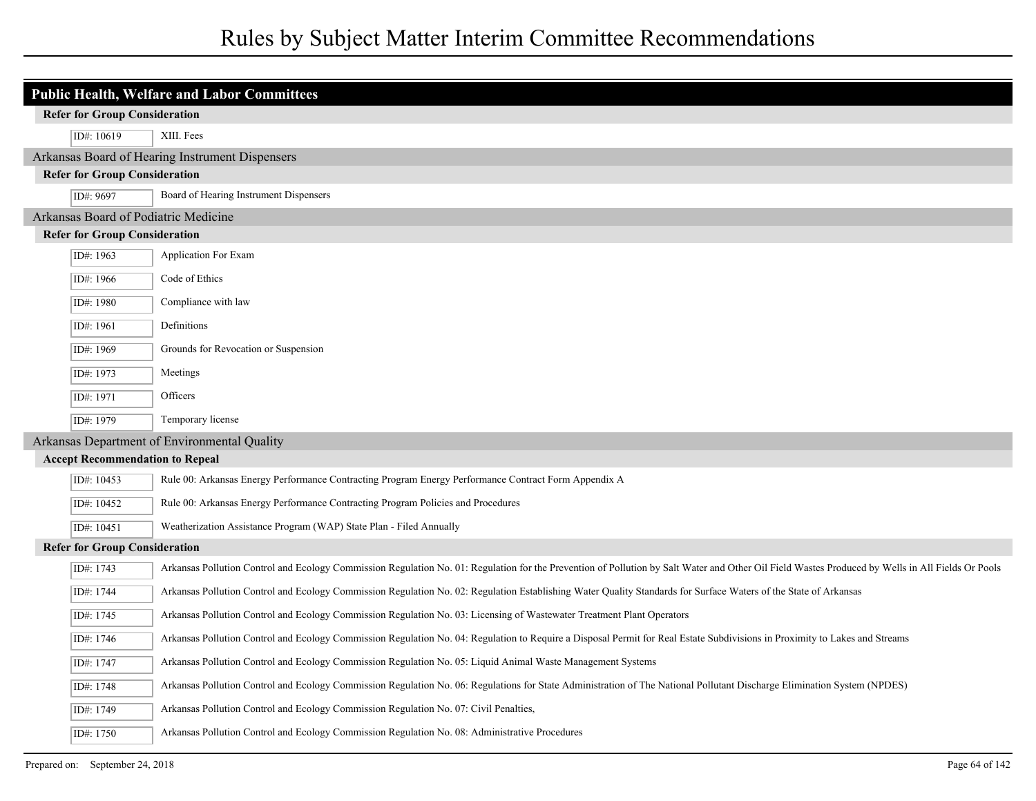# Rules by Subject Matter Interim Committee Recommendations

## Public Health, Welfare and Labor Committees

**Refer for Group Consideration**

| ID# | Rule |
|---|---|
| ID#: 10619 | XIII. Fees |

### Arkansas Board of Hearing Instrument Dispensers

**Refer for Group Consideration**

| ID# | Rule |
|---|---|
| ID#: 9697 | Board of Hearing Instrument Dispensers |

### Arkansas Board of Podiatric Medicine

**Refer for Group Consideration**

| ID# | Rule |
|---|---|
| ID#: 1963 | Application For Exam |
| ID#: 1966 | Code of Ethics |
| ID#: 1980 | Compliance with law |
| ID#: 1961 | Definitions |
| ID#: 1969 | Grounds for Revocation or Suspension |
| ID#: 1973 | Meetings |
| ID#: 1971 | Officers |
| ID#: 1979 | Temporary license |

### Arkansas Department of Environmental Quality

**Accept Recommendation to Repeal**

| ID# | Rule |
|---|---|
| ID#: 10453 | Rule 00: Arkansas Energy Performance Contracting Program Energy Performance Contract Form Appendix A |
| ID#: 10452 | Rule 00: Arkansas Energy Performance Contracting Program Policies and Procedures |
| ID#: 10451 | Weatherization Assistance Program (WAP) State Plan - Filed Annually |

**Refer for Group Consideration**

| ID# | Rule |
|---|---|
| ID#: 1743 | Arkansas Pollution Control and Ecology Commission Regulation No. 01: Regulation for the Prevention of Pollution by Salt Water and Other Oil Field Wastes Produced by Wells in All Fields Or Pools |
| ID#: 1744 | Arkansas Pollution Control and Ecology Commission Regulation No. 02: Regulation Establishing Water Quality Standards for Surface Waters of the State of Arkansas |
| ID#: 1745 | Arkansas Pollution Control and Ecology Commission Regulation No. 03: Licensing of Wastewater Treatment Plant Operators |
| ID#: 1746 | Arkansas Pollution Control and Ecology Commission Regulation No. 04: Regulation to Require a Disposal Permit for Real Estate Subdivisions in Proximity to Lakes and Streams |
| ID#: 1747 | Arkansas Pollution Control and Ecology Commission Regulation No. 05: Liquid Animal Waste Management Systems |
| ID#: 1748 | Arkansas Pollution Control and Ecology Commission Regulation No. 06: Regulations for State Administration of The National Pollutant Discharge Elimination System (NPDES) |
| ID#: 1749 | Arkansas Pollution Control and Ecology Commission Regulation No. 07: Civil Penalties, |
| ID#: 1750 | Arkansas Pollution Control and Ecology Commission Regulation No. 08: Administrative Procedures |

Prepared on: September 24, 2018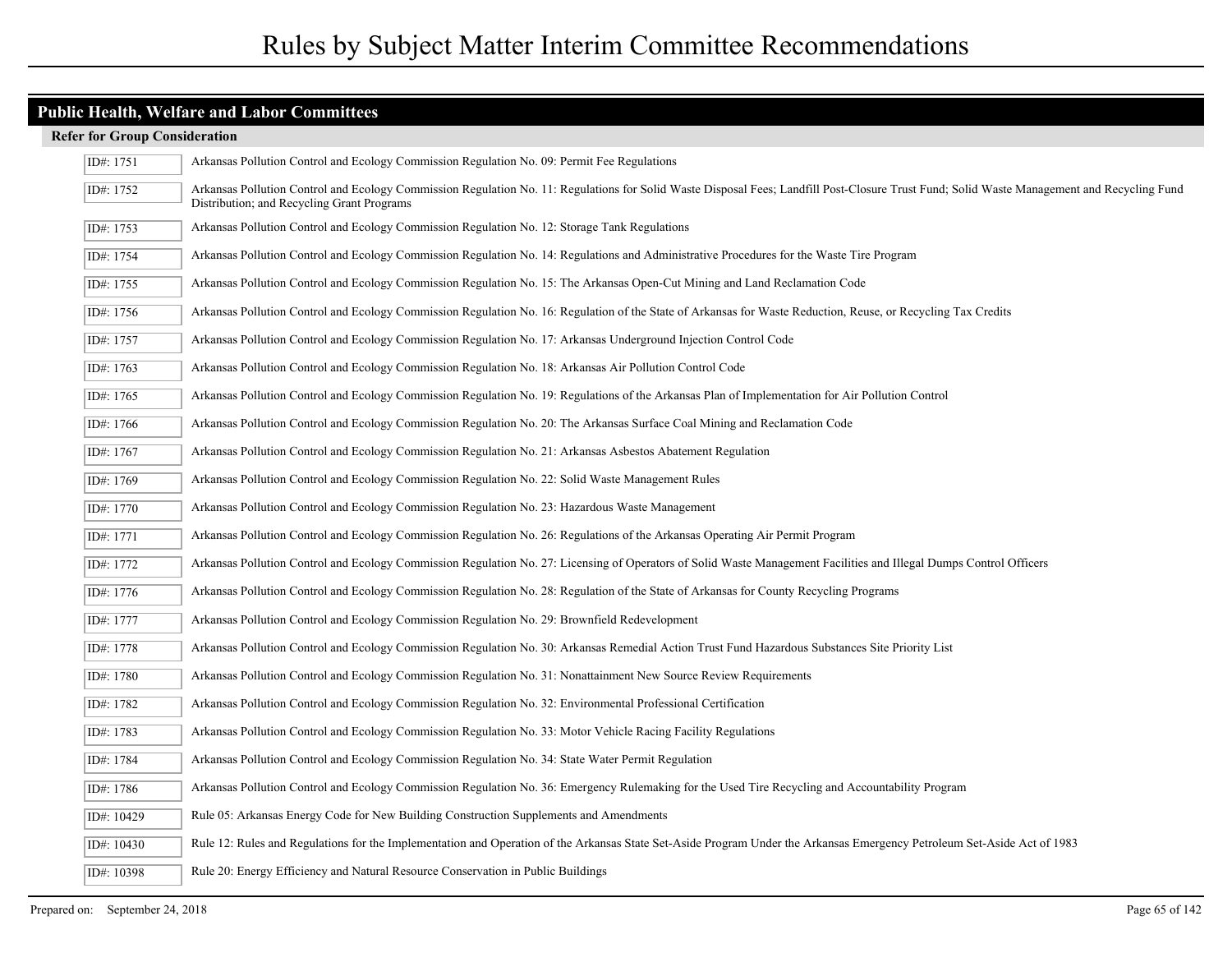# Rules by Subject Matter Interim Committee Recommendations

## Public Health, Welfare and Labor Committees

### Refer for Group Consideration

| ID | Rule |
|---|---|
| ID#: 1751 | Arkansas Pollution Control and Ecology Commission Regulation No. 09: Permit Fee Regulations |
| ID#: 1752 | Arkansas Pollution Control and Ecology Commission Regulation No. 11: Regulations for Solid Waste Disposal Fees; Landfill Post-Closure Trust Fund; Solid Waste Management and Recycling Fund Distribution; and Recycling Grant Programs |
| ID#: 1753 | Arkansas Pollution Control and Ecology Commission Regulation No. 12: Storage Tank Regulations |
| ID#: 1754 | Arkansas Pollution Control and Ecology Commission Regulation No. 14: Regulations and Administrative Procedures for the Waste Tire Program |
| ID#: 1755 | Arkansas Pollution Control and Ecology Commission Regulation No. 15: The Arkansas Open-Cut Mining and Land Reclamation Code |
| ID#: 1756 | Arkansas Pollution Control and Ecology Commission Regulation No. 16: Regulation of the State of Arkansas for Waste Reduction, Reuse, or Recycling Tax Credits |
| ID#: 1757 | Arkansas Pollution Control and Ecology Commission Regulation No. 17: Arkansas Underground Injection Control Code |
| ID#: 1763 | Arkansas Pollution Control and Ecology Commission Regulation No. 18: Arkansas Air Pollution Control Code |
| ID#: 1765 | Arkansas Pollution Control and Ecology Commission Regulation No. 19: Regulations of the Arkansas Plan of Implementation for Air Pollution Control |
| ID#: 1766 | Arkansas Pollution Control and Ecology Commission Regulation No. 20: The Arkansas Surface Coal Mining and Reclamation Code |
| ID#: 1767 | Arkansas Pollution Control and Ecology Commission Regulation No. 21: Arkansas Asbestos Abatement Regulation |
| ID#: 1769 | Arkansas Pollution Control and Ecology Commission Regulation No. 22: Solid Waste Management Rules |
| ID#: 1770 | Arkansas Pollution Control and Ecology Commission Regulation No. 23: Hazardous Waste Management |
| ID#: 1771 | Arkansas Pollution Control and Ecology Commission Regulation No. 26: Regulations of the Arkansas Operating Air Permit Program |
| ID#: 1772 | Arkansas Pollution Control and Ecology Commission Regulation No. 27: Licensing of Operators of Solid Waste Management Facilities and Illegal Dumps Control Officers |
| ID#: 1776 | Arkansas Pollution Control and Ecology Commission Regulation No. 28: Regulation of the State of Arkansas for County Recycling Programs |
| ID#: 1777 | Arkansas Pollution Control and Ecology Commission Regulation No. 29: Brownfield Redevelopment |
| ID#: 1778 | Arkansas Pollution Control and Ecology Commission Regulation No. 30: Arkansas Remedial Action Trust Fund Hazardous Substances Site Priority List |
| ID#: 1780 | Arkansas Pollution Control and Ecology Commission Regulation No. 31: Nonattainment New Source Review Requirements |
| ID#: 1782 | Arkansas Pollution Control and Ecology Commission Regulation No. 32: Environmental Professional Certification |
| ID#: 1783 | Arkansas Pollution Control and Ecology Commission Regulation No. 33: Motor Vehicle Racing Facility Regulations |
| ID#: 1784 | Arkansas Pollution Control and Ecology Commission Regulation No. 34: State Water Permit Regulation |
| ID#: 1786 | Arkansas Pollution Control and Ecology Commission Regulation No. 36: Emergency Rulemaking for the Used Tire Recycling and Accountability Program |
| ID#: 10429 | Rule 05: Arkansas Energy Code for New Building Construction Supplements and Amendments |
| ID#: 10430 | Rule 12: Rules and Regulations for the Implementation and Operation of the Arkansas State Set-Aside Program Under the Arkansas Emergency Petroleum Set-Aside Act of 1983 |
| ID#: 10398 | Rule 20: Energy Efficiency and Natural Resource Conservation in Public Buildings |

Prepared on: September 24, 2018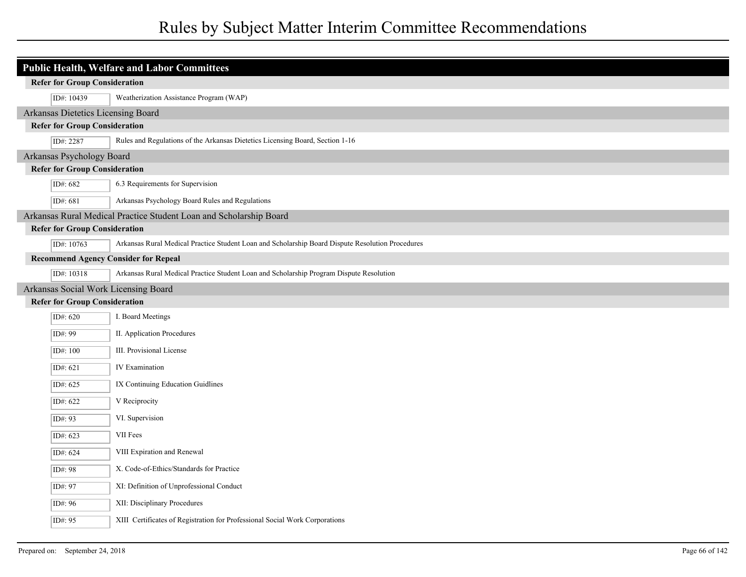# Rules by Subject Matter Interim Committee Recommendations

## Public Health, Welfare and Labor Committees

**Refer for Group Consideration**

| ID# | Rule |
|---|---|
| ID#: 10439 | Weatherization Assistance Program (WAP) |

### Arkansas Dietetics Licensing Board

**Refer for Group Consideration**

| ID# | Rule |
|---|---|
| ID#: 2287 | Rules and Regulations of the Arkansas Dietetics Licensing Board, Section 1-16 |

### Arkansas Psychology Board

**Refer for Group Consideration**

| ID# | Rule |
|---|---|
| ID#: 682 | 6.3 Requirements for Supervision |
| ID#: 681 | Arkansas Psychology Board Rules and Regulations |

### Arkansas Rural Medical Practice Student Loan and Scholarship Board

**Refer for Group Consideration**

| ID# | Rule |
|---|---|
| ID#: 10763 | Arkansas Rural Medical Practice Student Loan and Scholarship Board Dispute Resolution Procedures |

**Recommend Agency Consider for Repeal**

| ID# | Rule |
|---|---|
| ID#: 10318 | Arkansas Rural Medical Practice Student Loan and Scholarship Program Dispute Resolution |

### Arkansas Social Work Licensing Board

**Refer for Group Consideration**

| ID# | Rule |
|---|---|
| ID#: 620 | I. Board Meetings |
| ID#: 99 | II. Application Procedures |
| ID#: 100 | III. Provisional License |
| ID#: 621 | IV Examination |
| ID#: 625 | IX Continuing Education Guidlines |
| ID#: 622 | V Reciprocity |
| ID#: 93 | VI. Supervision |
| ID#: 623 | VII Fees |
| ID#: 624 | VIII Expiration and Renewal |
| ID#: 98 | X. Code-of-Ethics/Standards for Practice |
| ID#: 97 | XI: Definition of Unprofessional Conduct |
| ID#: 96 | XII: Disciplinary Procedures |
| ID#: 95 | XIII Certificates of Registration for Professional Social Work Corporations |

Prepared on: September 24, 2018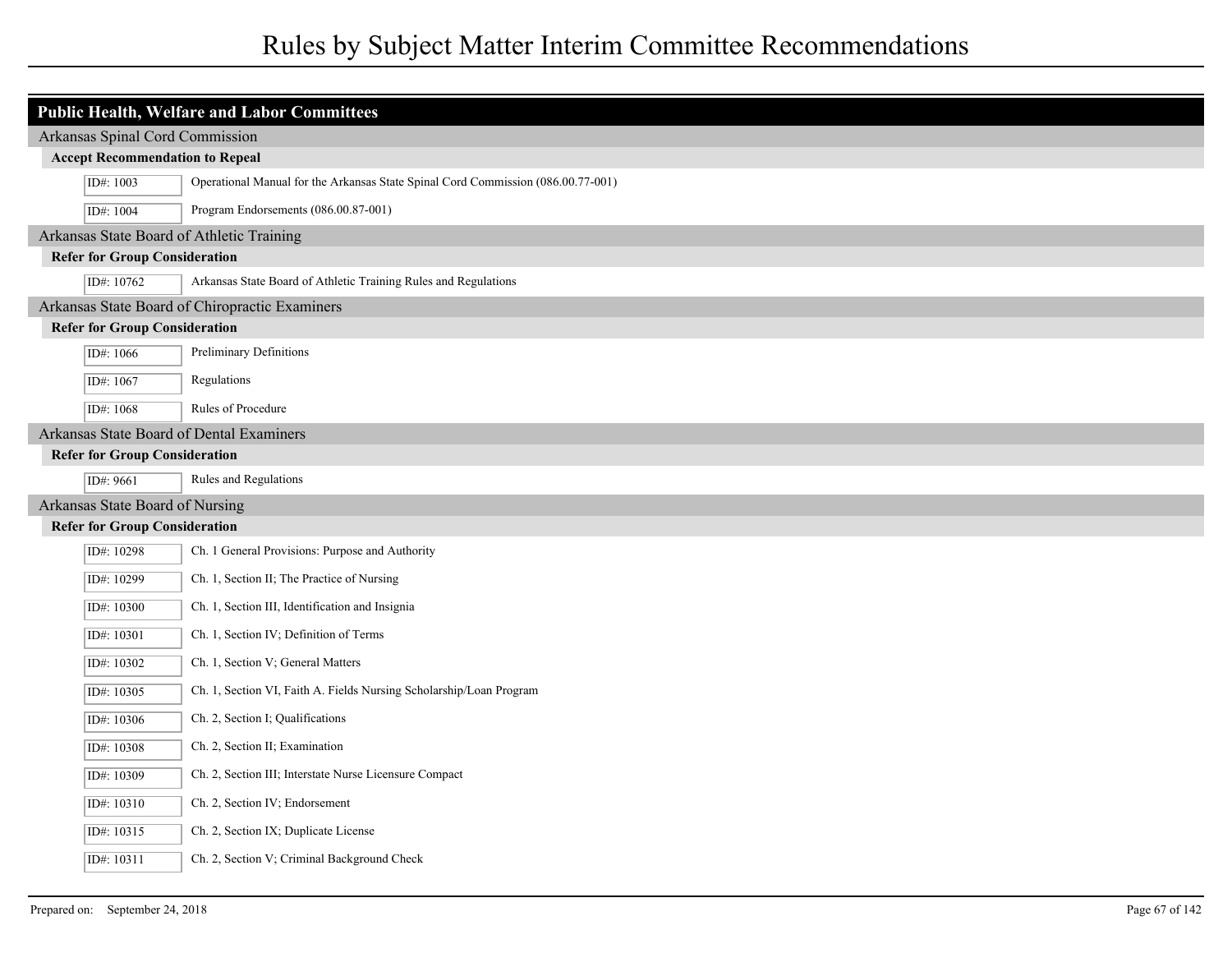# Rules by Subject Matter Interim Committee Recommendations

## Public Health, Welfare and Labor Committees

### Arkansas Spinal Cord Commission

**Accept Recommendation to Repeal**

- ID#: 1003 — Operational Manual for the Arkansas State Spinal Cord Commission (086.00.77-001)
- ID#: 1004 — Program Endorsements (086.00.87-001)

### Arkansas State Board of Athletic Training

**Refer for Group Consideration**

- ID#: 10762 — Arkansas State Board of Athletic Training Rules and Regulations

### Arkansas State Board of Chiropractic Examiners

**Refer for Group Consideration**

- ID#: 1066 — Preliminary Definitions
- ID#: 1067 — Regulations
- ID#: 1068 — Rules of Procedure

### Arkansas State Board of Dental Examiners

**Refer for Group Consideration**

- ID#: 9661 — Rules and Regulations

### Arkansas State Board of Nursing

**Refer for Group Consideration**

- ID#: 10298 — Ch. 1 General Provisions: Purpose and Authority
- ID#: 10299 — Ch. 1, Section II; The Practice of Nursing
- ID#: 10300 — Ch. 1, Section III, Identification and Insignia
- ID#: 10301 — Ch. 1, Section IV; Definition of Terms
- ID#: 10302 — Ch. 1, Section V; General Matters
- ID#: 10305 — Ch. 1, Section VI, Faith A. Fields Nursing Scholarship/Loan Program
- ID#: 10306 — Ch. 2, Section I; Qualifications
- ID#: 10308 — Ch. 2, Section II; Examination
- ID#: 10309 — Ch. 2, Section III; Interstate Nurse Licensure Compact
- ID#: 10310 — Ch. 2, Section IV; Endorsement
- ID#: 10315 — Ch. 2, Section IX; Duplicate License
- ID#: 10311 — Ch. 2, Section V; Criminal Background Check

Prepared on: September 24, 2018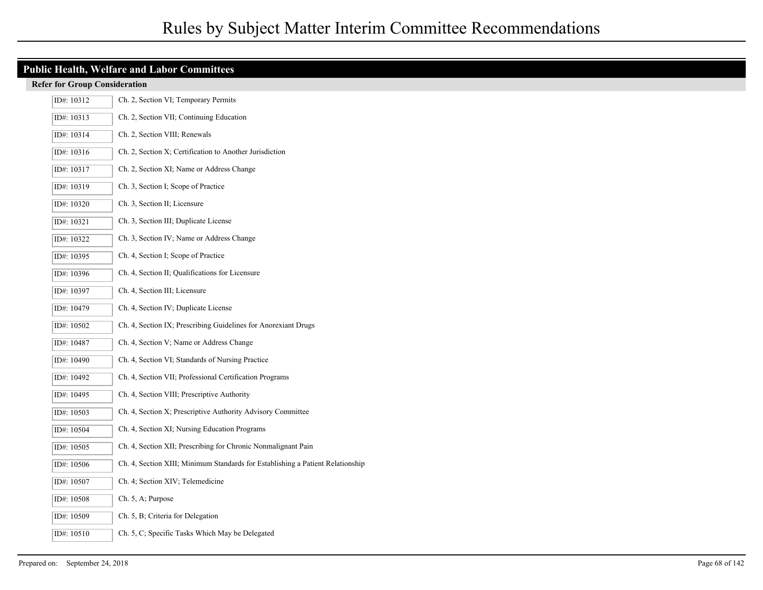## Public Health, Welfare and Labor Committees

### Refer for Group Consideration

| ID# | Description |
| --- | --- |
| ID#: 10312 | Ch. 2, Section VI; Temporary Permits |
| ID#: 10313 | Ch. 2, Section VII; Continuing Education |
| ID#: 10314 | Ch. 2, Section VIII; Renewals |
| ID#: 10316 | Ch. 2, Section X; Certification to Another Jurisdiction |
| ID#: 10317 | Ch. 2, Section XI; Name or Address Change |
| ID#: 10319 | Ch. 3, Section I; Scope of Practice |
| ID#: 10320 | Ch. 3, Section II; Licensure |
| ID#: 10321 | Ch. 3, Section III; Duplicate License |
| ID#: 10322 | Ch. 3, Section IV; Name or Address Change |
| ID#: 10395 | Ch. 4, Section I; Scope of Practice |
| ID#: 10396 | Ch. 4, Section II; Qualifications for Licensure |
| ID#: 10397 | Ch. 4, Section III; Licensure |
| ID#: 10479 | Ch. 4, Section IV; Duplicate License |
| ID#: 10502 | Ch. 4, Section IX; Prescribing Guidelines for Anorexiant Drugs |
| ID#: 10487 | Ch. 4, Section V; Name or Address Change |
| ID#: 10490 | Ch. 4, Section VI; Standards of Nursing Practice |
| ID#: 10492 | Ch. 4, Section VII; Professional Certification Programs |
| ID#: 10495 | Ch. 4, Section VIII; Prescriptive Authority |
| ID#: 10503 | Ch. 4, Section X; Prescriptive Authority Advisory Committee |
| ID#: 10504 | Ch. 4, Section XI; Nursing Education Programs |
| ID#: 10505 | Ch. 4, Section XII; Prescribing for Chronic Nonmalignant Pain |
| ID#: 10506 | Ch. 4, Section XIII; Minimum Standards for Establishing a Patient Relationship |
| ID#: 10507 | Ch. 4; Section XIV; Telemedicine |
| ID#: 10508 | Ch. 5, A; Purpose |
| ID#: 10509 | Ch. 5, B; Criteria for Delegation |
| ID#: 10510 | Ch. 5, C; Specific Tasks Which May be Delegated |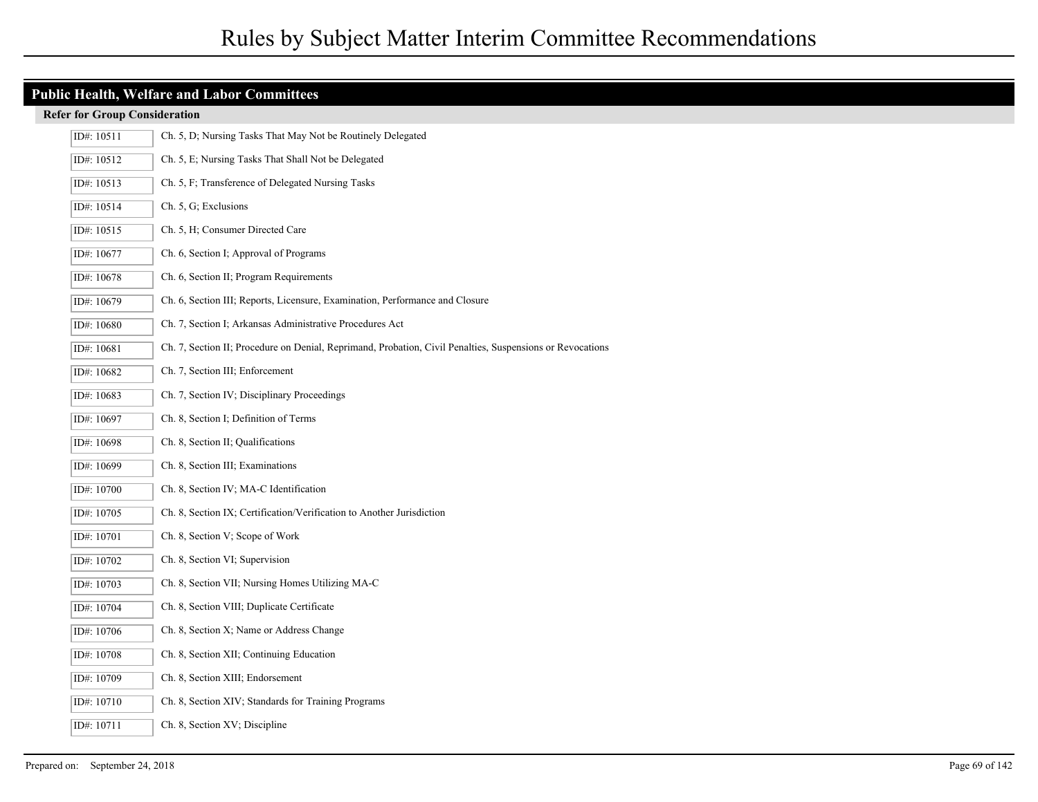## Public Health, Welfare and Labor Committees

### Refer for Group Consideration

| ID# | Description |
|---|---|
| ID#: 10511 | Ch. 5, D; Nursing Tasks That May Not be Routinely Delegated |
| ID#: 10512 | Ch. 5, E; Nursing Tasks That Shall Not be Delegated |
| ID#: 10513 | Ch. 5, F; Transference of Delegated Nursing Tasks |
| ID#: 10514 | Ch. 5, G; Exclusions |
| ID#: 10515 | Ch. 5, H; Consumer Directed Care |
| ID#: 10677 | Ch. 6, Section I; Approval of Programs |
| ID#: 10678 | Ch. 6, Section II; Program Requirements |
| ID#: 10679 | Ch. 6, Section III; Reports, Licensure, Examination, Performance and Closure |
| ID#: 10680 | Ch. 7, Section I; Arkansas Administrative Procedures Act |
| ID#: 10681 | Ch. 7, Section II; Procedure on Denial, Reprimand, Probation, Civil Penalties, Suspensions or Revocations |
| ID#: 10682 | Ch. 7, Section III; Enforcement |
| ID#: 10683 | Ch. 7, Section IV; Disciplinary Proceedings |
| ID#: 10697 | Ch. 8, Section I; Definition of Terms |
| ID#: 10698 | Ch. 8, Section II; Qualifications |
| ID#: 10699 | Ch. 8, Section III; Examinations |
| ID#: 10700 | Ch. 8, Section IV; MA-C Identification |
| ID#: 10705 | Ch. 8, Section IX; Certification/Verification to Another Jurisdiction |
| ID#: 10701 | Ch. 8, Section V; Scope of Work |
| ID#: 10702 | Ch. 8, Section VI; Supervision |
| ID#: 10703 | Ch. 8, Section VII; Nursing Homes Utilizing MA-C |
| ID#: 10704 | Ch. 8, Section VIII; Duplicate Certificate |
| ID#: 10706 | Ch. 8, Section X; Name or Address Change |
| ID#: 10708 | Ch. 8, Section XII; Continuing Education |
| ID#: 10709 | Ch. 8, Section XIII; Endorsement |
| ID#: 10710 | Ch. 8, Section XIV; Standards for Training Programs |
| ID#: 10711 | Ch. 8, Section XV; Discipline |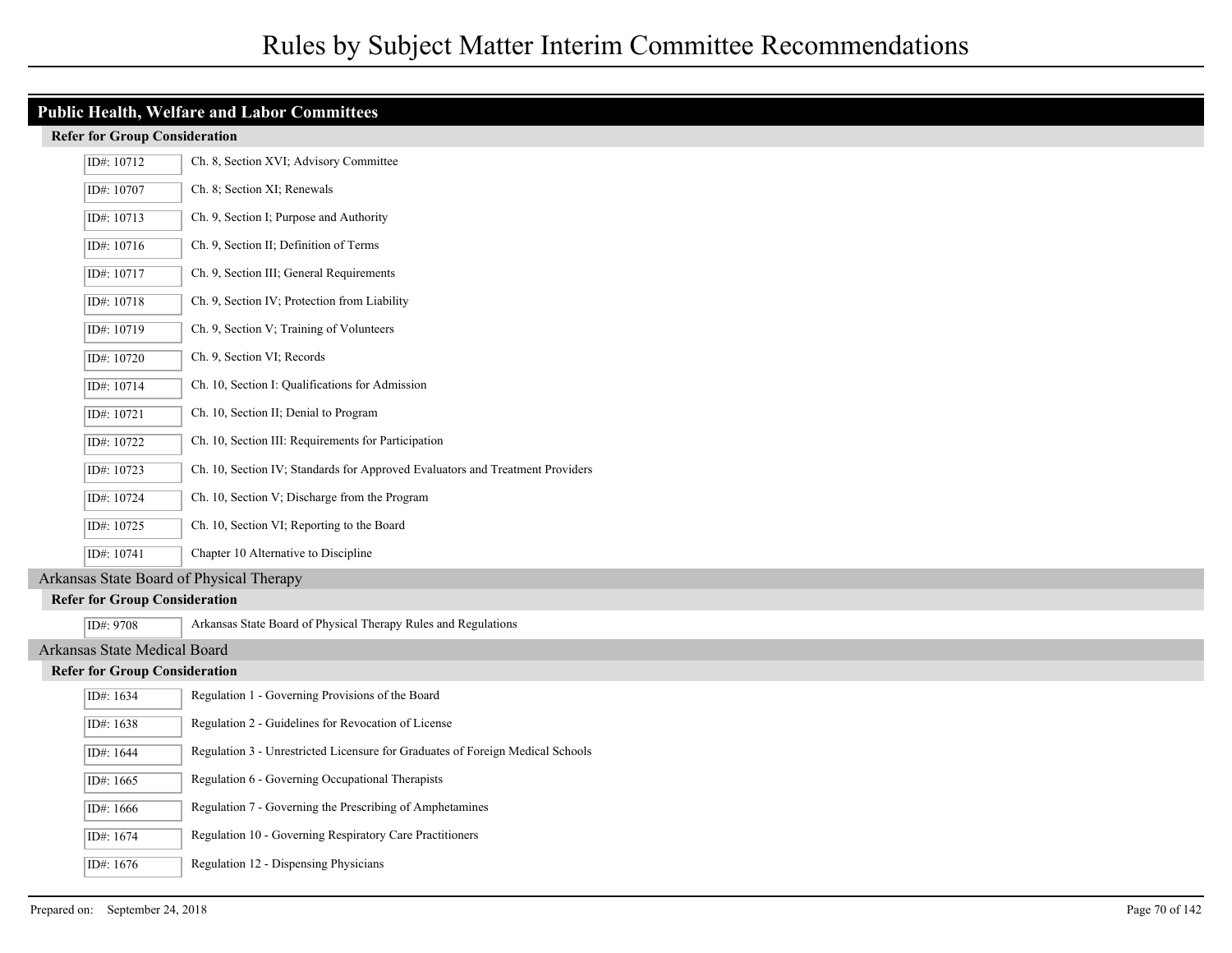## Public Health, Welfare and Labor Committees

### Refer for Group Consideration

| ID# | Title |
|---|---|
| ID#: 10712 | Ch. 8, Section XVI; Advisory Committee |
| ID#: 10707 | Ch. 8; Section XI; Renewals |
| ID#: 10713 | Ch. 9, Section I; Purpose and Authority |
| ID#: 10716 | Ch. 9, Section II; Definition of Terms |
| ID#: 10717 | Ch. 9, Section III; General Requirements |
| ID#: 10718 | Ch. 9, Section IV; Protection from Liability |
| ID#: 10719 | Ch. 9, Section V; Training of Volunteers |
| ID#: 10720 | Ch. 9, Section VI; Records |
| ID#: 10714 | Ch. 10, Section I: Qualifications for Admission |
| ID#: 10721 | Ch. 10, Section II; Denial to Program |
| ID#: 10722 | Ch. 10, Section III: Requirements for Participation |
| ID#: 10723 | Ch. 10, Section IV; Standards for Approved Evaluators and Treatment Providers |
| ID#: 10724 | Ch. 10, Section V; Discharge from the Program |
| ID#: 10725 | Ch. 10, Section VI; Reporting to the Board |
| ID#: 10741 | Chapter 10 Alternative to Discipline |

## Arkansas State Board of Physical Therapy

### Refer for Group Consideration

| ID# | Title |
|---|---|
| ID#: 9708 | Arkansas State Board of Physical Therapy Rules and Regulations |

## Arkansas State Medical Board

### Refer for Group Consideration

| ID# | Title |
|---|---|
| ID#: 1634 | Regulation 1 - Governing Provisions of the Board |
| ID#: 1638 | Regulation 2 - Guidelines for Revocation of License |
| ID#: 1644 | Regulation 3 - Unrestricted Licensure for Graduates of Foreign Medical Schools |
| ID#: 1665 | Regulation 6 - Governing Occupational Therapists |
| ID#: 1666 | Regulation 7 - Governing the Prescribing of Amphetamines |
| ID#: 1674 | Regulation 10 - Governing Respiratory Care Practitioners |
| ID#: 1676 | Regulation 12 - Dispensing Physicians |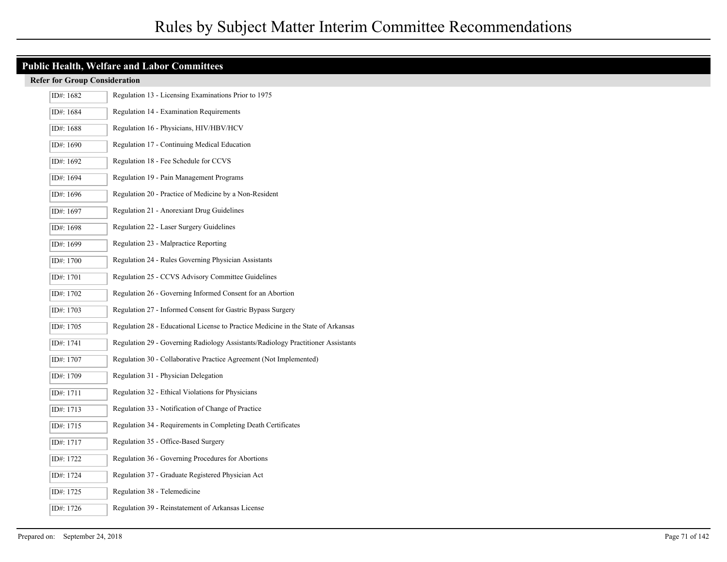# Rules by Subject Matter Interim Committee Recommendations

## Public Health, Welfare and Labor Committees

### Refer for Group Consideration

| ID# | Rule |
| --- | --- |
| ID#: 1682 | Regulation 13 - Licensing Examinations Prior to 1975 |
| ID#: 1684 | Regulation 14 - Examination Requirements |
| ID#: 1688 | Regulation 16 - Physicians, HIV/HBV/HCV |
| ID#: 1690 | Regulation 17 - Continuing Medical Education |
| ID#: 1692 | Regulation 18 - Fee Schedule for CCVS |
| ID#: 1694 | Regulation 19 - Pain Management Programs |
| ID#: 1696 | Regulation 20 - Practice of Medicine by a Non-Resident |
| ID#: 1697 | Regulation 21 - Anorexiant Drug Guidelines |
| ID#: 1698 | Regulation 22 - Laser Surgery Guidelines |
| ID#: 1699 | Regulation 23 - Malpractice Reporting |
| ID#: 1700 | Regulation 24 - Rules Governing Physician Assistants |
| ID#: 1701 | Regulation 25 - CCVS Advisory Committee Guidelines |
| ID#: 1702 | Regulation 26 - Governing Informed Consent for an Abortion |
| ID#: 1703 | Regulation 27 - Informed Consent for Gastric Bypass Surgery |
| ID#: 1705 | Regulation 28 - Educational License to Practice Medicine in the State of Arkansas |
| ID#: 1741 | Regulation 29 - Governing Radiology Assistants/Radiology Practitioner Assistants |
| ID#: 1707 | Regulation 30 - Collaborative Practice Agreement (Not Implemented) |
| ID#: 1709 | Regulation 31 - Physician Delegation |
| ID#: 1711 | Regulation 32 - Ethical Violations for Physicians |
| ID#: 1713 | Regulation 33 - Notification of Change of Practice |
| ID#: 1715 | Regulation 34 - Requirements in Completing Death Certificates |
| ID#: 1717 | Regulation 35 - Office-Based Surgery |
| ID#: 1722 | Regulation 36 - Governing Procedures for Abortions |
| ID#: 1724 | Regulation 37 - Graduate Registered Physician Act |
| ID#: 1725 | Regulation 38 - Telemedicine |
| ID#: 1726 | Regulation 39 - Reinstatement of Arkansas License |

Prepared on: September 24, 2018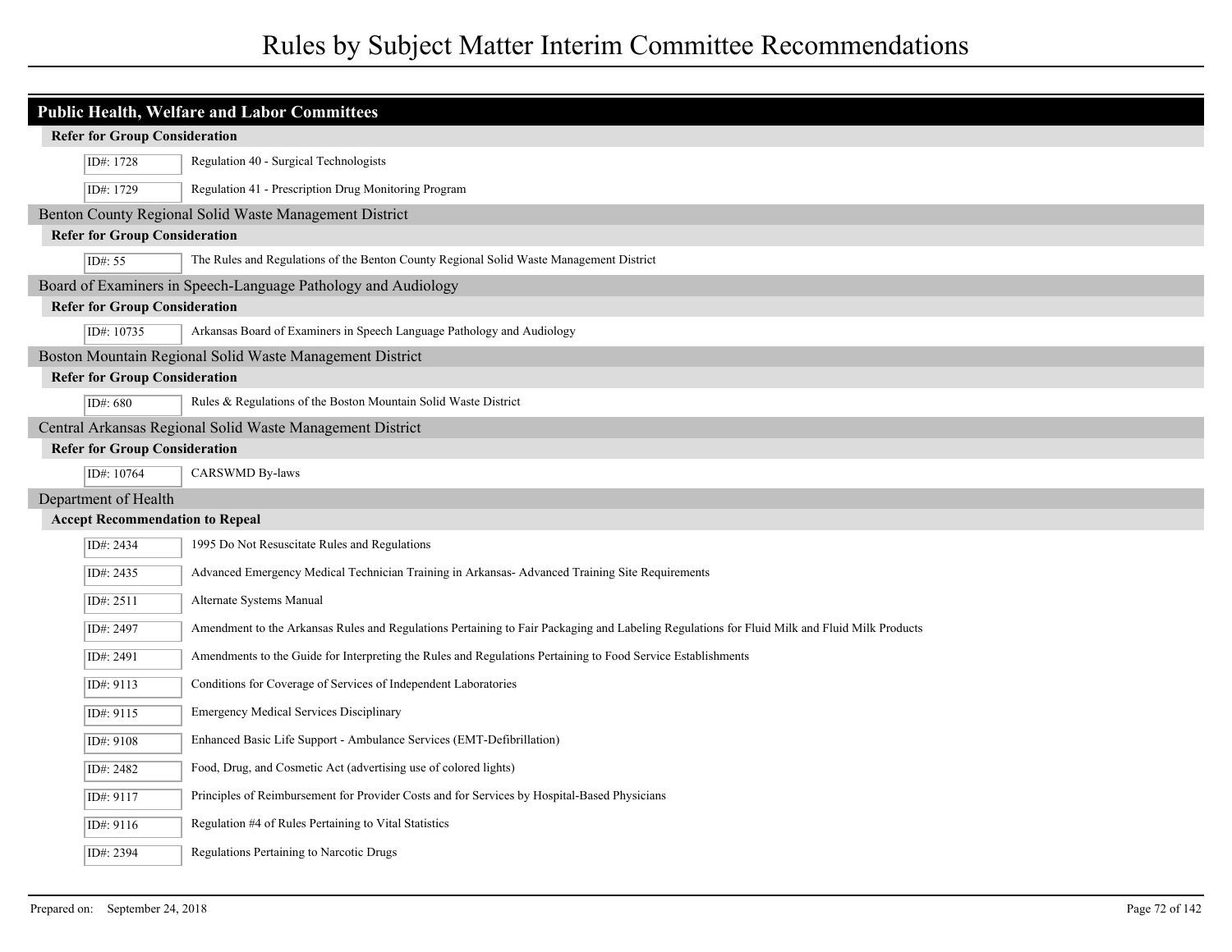## Public Health, Welfare and Labor Committees

**Refer for Group Consideration**

| ID# | Title |
|---|---|
| ID#: 1728 | Regulation 40 - Surgical Technologists |
| ID#: 1729 | Regulation 41 - Prescription Drug Monitoring Program |

### Benton County Regional Solid Waste Management District

**Refer for Group Consideration**

| ID# | Title |
|---|---|
| ID#: 55 | The Rules and Regulations of the Benton County Regional Solid Waste Management District |

### Board of Examiners in Speech-Language Pathology and Audiology

**Refer for Group Consideration**

| ID# | Title |
|---|---|
| ID#: 10735 | Arkansas Board of Examiners in Speech Language Pathology and Audiology |

### Boston Mountain Regional Solid Waste Management District

**Refer for Group Consideration**

| ID# | Title |
|---|---|
| ID#: 680 | Rules & Regulations of the Boston Mountain Solid Waste District |

### Central Arkansas Regional Solid Waste Management District

**Refer for Group Consideration**

| ID# | Title |
|---|---|
| ID#: 10764 | CARSWMD By-laws |

### Department of Health

**Accept Recommendation to Repeal**

| ID# | Title |
|---|---|
| ID#: 2434 | 1995 Do Not Resuscitate Rules and Regulations |
| ID#: 2435 | Advanced Emergency Medical Technician Training in Arkansas- Advanced Training Site Requirements |
| ID#: 2511 | Alternate Systems Manual |
| ID#: 2497 | Amendment to the Arkansas Rules and Regulations Pertaining to Fair Packaging and Labeling Regulations for Fluid Milk and Fluid Milk Products |
| ID#: 2491 | Amendments to the Guide for Interpreting the Rules and Regulations Pertaining to Food Service Establishments |
| ID#: 9113 | Conditions for Coverage of Services of Independent Laboratories |
| ID#: 9115 | Emergency Medical Services Disciplinary |
| ID#: 9108 | Enhanced Basic Life Support - Ambulance Services (EMT-Defibrillation) |
| ID#: 2482 | Food, Drug, and Cosmetic Act (advertising use of colored lights) |
| ID#: 9117 | Principles of Reimbursement for Provider Costs and for Services by Hospital-Based Physicians |
| ID#: 9116 | Regulation #4 of Rules Pertaining to Vital Statistics |
| ID#: 2394 | Regulations Pertaining to Narcotic Drugs |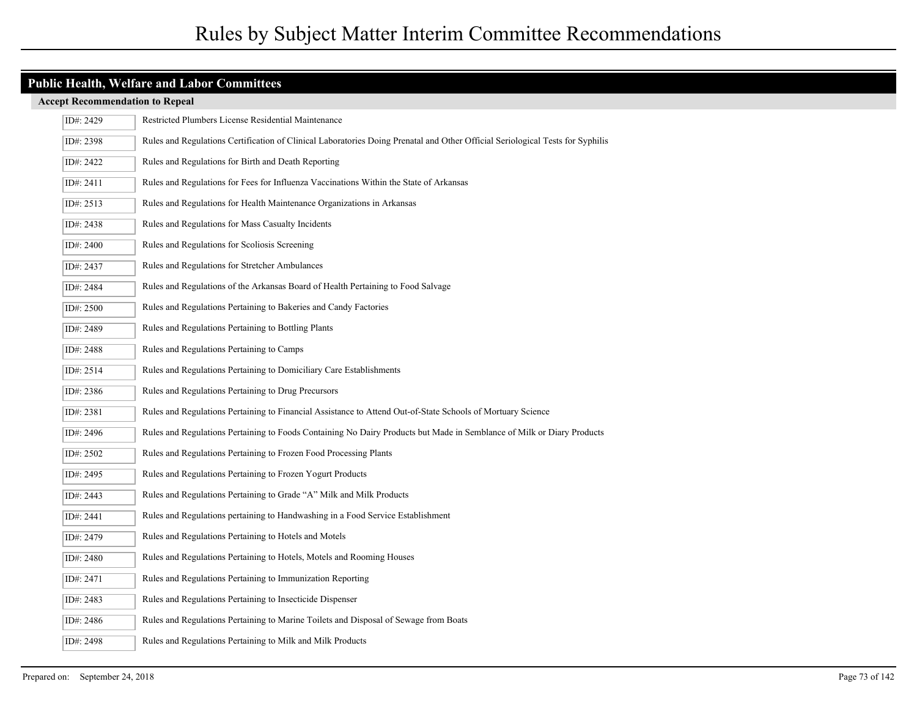# Rules by Subject Matter Interim Committee Recommendations

## Public Health, Welfare and Labor Committees

### Accept Recommendation to Repeal

| ID | Rule |
|---|---|
| ID#: 2429 | Restricted Plumbers License Residential Maintenance |
| ID#: 2398 | Rules and Regulations Certification of Clinical Laboratories Doing Prenatal and Other Official Seriological Tests for Syphilis |
| ID#: 2422 | Rules and Regulations for Birth and Death Reporting |
| ID#: 2411 | Rules and Regulations for Fees for Influenza Vaccinations Within the State of Arkansas |
| ID#: 2513 | Rules and Regulations for Health Maintenance Organizations in Arkansas |
| ID#: 2438 | Rules and Regulations for Mass Casualty Incidents |
| ID#: 2400 | Rules and Regulations for Scoliosis Screening |
| ID#: 2437 | Rules and Regulations for Stretcher Ambulances |
| ID#: 2484 | Rules and Regulations of the Arkansas Board of Health Pertaining to Food Salvage |
| ID#: 2500 | Rules and Regulations Pertaining to Bakeries and Candy Factories |
| ID#: 2489 | Rules and Regulations Pertaining to Bottling Plants |
| ID#: 2488 | Rules and Regulations Pertaining to Camps |
| ID#: 2514 | Rules and Regulations Pertaining to Domiciliary Care Establishments |
| ID#: 2386 | Rules and Regulations Pertaining to Drug Precursors |
| ID#: 2381 | Rules and Regulations Pertaining to Financial Assistance to Attend Out-of-State Schools of Mortuary Science |
| ID#: 2496 | Rules and Regulations Pertaining to Foods Containing No Dairy Products but Made in Semblance of Milk or Diary Products |
| ID#: 2502 | Rules and Regulations Pertaining to Frozen Food Processing Plants |
| ID#: 2495 | Rules and Regulations Pertaining to Frozen Yogurt Products |
| ID#: 2443 | Rules and Regulations Pertaining to Grade "A" Milk and Milk Products |
| ID#: 2441 | Rules and Regulations pertaining to Handwashing in a Food Service Establishment |
| ID#: 2479 | Rules and Regulations Pertaining to Hotels and Motels |
| ID#: 2480 | Rules and Regulations Pertaining to Hotels, Motels and Rooming Houses |
| ID#: 2471 | Rules and Regulations Pertaining to Immunization Reporting |
| ID#: 2483 | Rules and Regulations Pertaining to Insecticide Dispenser |
| ID#: 2486 | Rules and Regulations Pertaining to Marine Toilets and Disposal of Sewage from Boats |
| ID#: 2498 | Rules and Regulations Pertaining to Milk and Milk Products |

Prepared on: September 24, 2018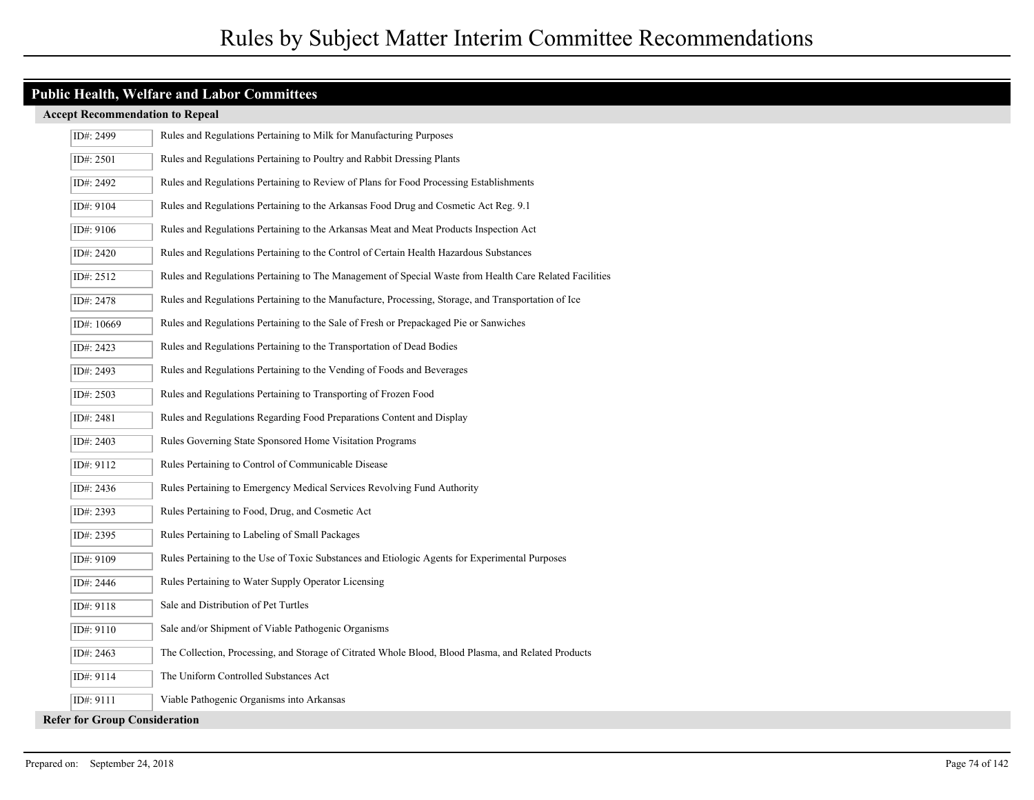# Rules by Subject Matter Interim Committee Recommendations

## Public Health, Welfare and Labor Committees

### Accept Recommendation to Repeal

| ID | Title |
|---|---|
| ID#: 2499 | Rules and Regulations Pertaining to Milk for Manufacturing Purposes |
| ID#: 2501 | Rules and Regulations Pertaining to Poultry and Rabbit Dressing Plants |
| ID#: 2492 | Rules and Regulations Pertaining to Review of Plans for Food Processing Establishments |
| ID#: 9104 | Rules and Regulations Pertaining to the Arkansas Food Drug and Cosmetic Act Reg. 9.1 |
| ID#: 9106 | Rules and Regulations Pertaining to the Arkansas Meat and Meat Products Inspection Act |
| ID#: 2420 | Rules and Regulations Pertaining to the Control of Certain Health Hazardous Substances |
| ID#: 2512 | Rules and Regulations Pertaining to The Management of Special Waste from Health Care Related Facilities |
| ID#: 2478 | Rules and Regulations Pertaining to the Manufacture, Processing, Storage, and Transportation of Ice |
| ID#: 10669 | Rules and Regulations Pertaining to the Sale of Fresh or Prepackaged Pie or Sanwiches |
| ID#: 2423 | Rules and Regulations Pertaining to the Transportation of Dead Bodies |
| ID#: 2493 | Rules and Regulations Pertaining to the Vending of Foods and Beverages |
| ID#: 2503 | Rules and Regulations Pertaining to Transporting of Frozen Food |
| ID#: 2481 | Rules and Regulations Regarding Food Preparations Content and Display |
| ID#: 2403 | Rules Governing State Sponsored Home Visitation Programs |
| ID#: 9112 | Rules Pertaining to Control of Communicable Disease |
| ID#: 2436 | Rules Pertaining to Emergency Medical Services Revolving Fund Authority |
| ID#: 2393 | Rules Pertaining to Food, Drug, and Cosmetic Act |
| ID#: 2395 | Rules Pertaining to Labeling of Small Packages |
| ID#: 9109 | Rules Pertaining to the Use of Toxic Substances and Etiologic Agents for Experimental Purposes |
| ID#: 2446 | Rules Pertaining to Water Supply Operator Licensing |
| ID#: 9118 | Sale and Distribution of Pet Turtles |
| ID#: 9110 | Sale and/or Shipment of Viable Pathogenic Organisms |
| ID#: 2463 | The Collection, Processing, and Storage of Citrated Whole Blood, Blood Plasma, and Related Products |
| ID#: 9114 | The Uniform Controlled Substances Act |
| ID#: 9111 | Viable Pathogenic Organisms into Arkansas |

### Refer for Group Consideration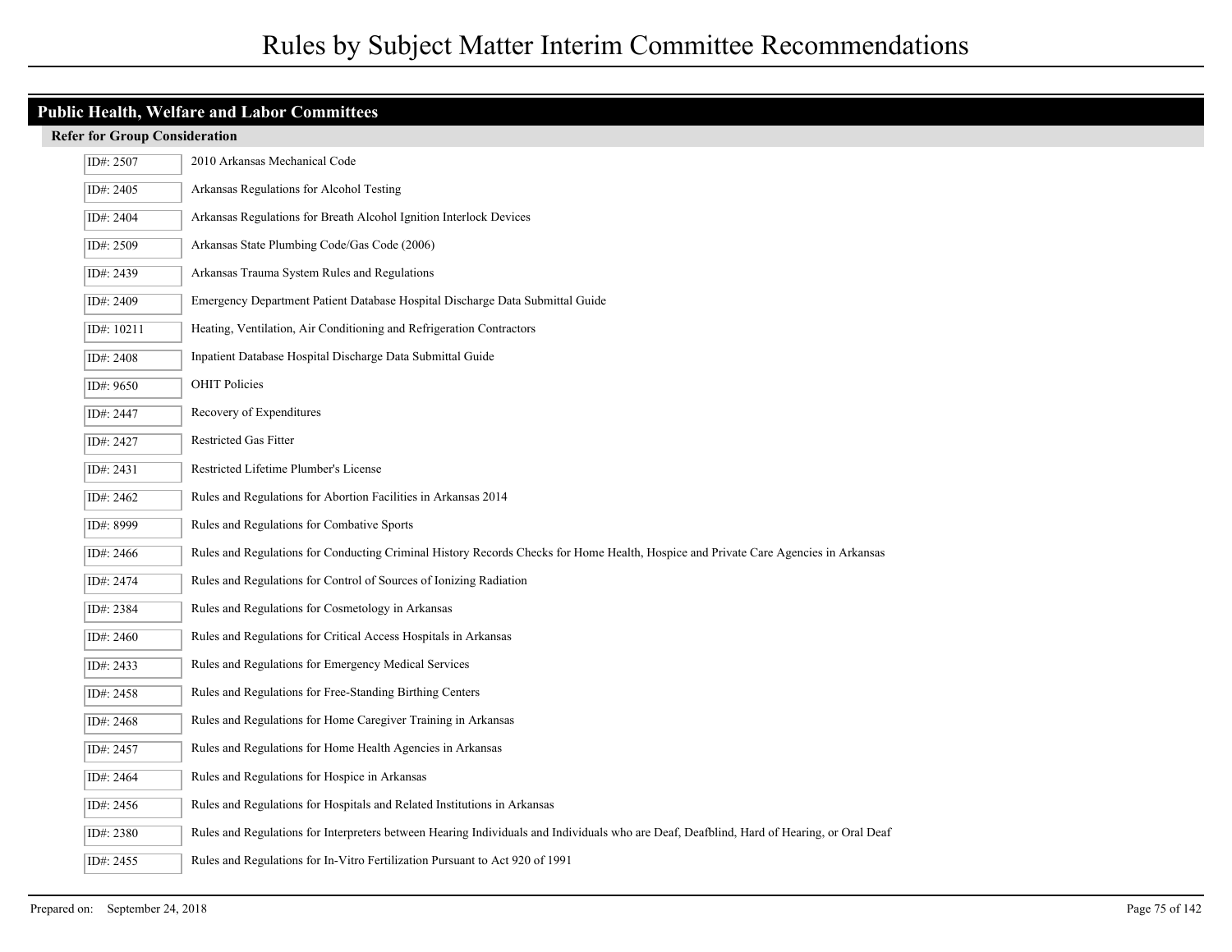# Rules by Subject Matter Interim Committee Recommendations

## Public Health, Welfare and Labor Committees

### Refer for Group Consideration

| ID# | Title |
| --- | --- |
| ID#: 2507 | 2010 Arkansas Mechanical Code |
| ID#: 2405 | Arkansas Regulations for Alcohol Testing |
| ID#: 2404 | Arkansas Regulations for Breath Alcohol Ignition Interlock Devices |
| ID#: 2509 | Arkansas State Plumbing Code/Gas Code (2006) |
| ID#: 2439 | Arkansas Trauma System Rules and Regulations |
| ID#: 2409 | Emergency Department Patient Database Hospital Discharge Data Submittal Guide |
| ID#: 10211 | Heating, Ventilation, Air Conditioning and Refrigeration Contractors |
| ID#: 2408 | Inpatient Database Hospital Discharge Data Submittal Guide |
| ID#: 9650 | OHIT Policies |
| ID#: 2447 | Recovery of Expenditures |
| ID#: 2427 | Restricted Gas Fitter |
| ID#: 2431 | Restricted Lifetime Plumber's License |
| ID#: 2462 | Rules and Regulations for Abortion Facilities in Arkansas 2014 |
| ID#: 8999 | Rules and Regulations for Combative Sports |
| ID#: 2466 | Rules and Regulations for Conducting Criminal History Records Checks for Home Health, Hospice and Private Care Agencies in Arkansas |
| ID#: 2474 | Rules and Regulations for Control of Sources of Ionizing Radiation |
| ID#: 2384 | Rules and Regulations for Cosmetology in Arkansas |
| ID#: 2460 | Rules and Regulations for Critical Access Hospitals in Arkansas |
| ID#: 2433 | Rules and Regulations for Emergency Medical Services |
| ID#: 2458 | Rules and Regulations for Free-Standing Birthing Centers |
| ID#: 2468 | Rules and Regulations for Home Caregiver Training in Arkansas |
| ID#: 2457 | Rules and Regulations for Home Health Agencies in Arkansas |
| ID#: 2464 | Rules and Regulations for Hospice in Arkansas |
| ID#: 2456 | Rules and Regulations for Hospitals and Related Institutions in Arkansas |
| ID#: 2380 | Rules and Regulations for Interpreters between Hearing Individuals and Individuals who are Deaf, Deafblind, Hard of Hearing, or Oral Deaf |
| ID#: 2455 | Rules and Regulations for In-Vitro Fertilization Pursuant to Act 920 of 1991 |

Prepared on: September 24, 2018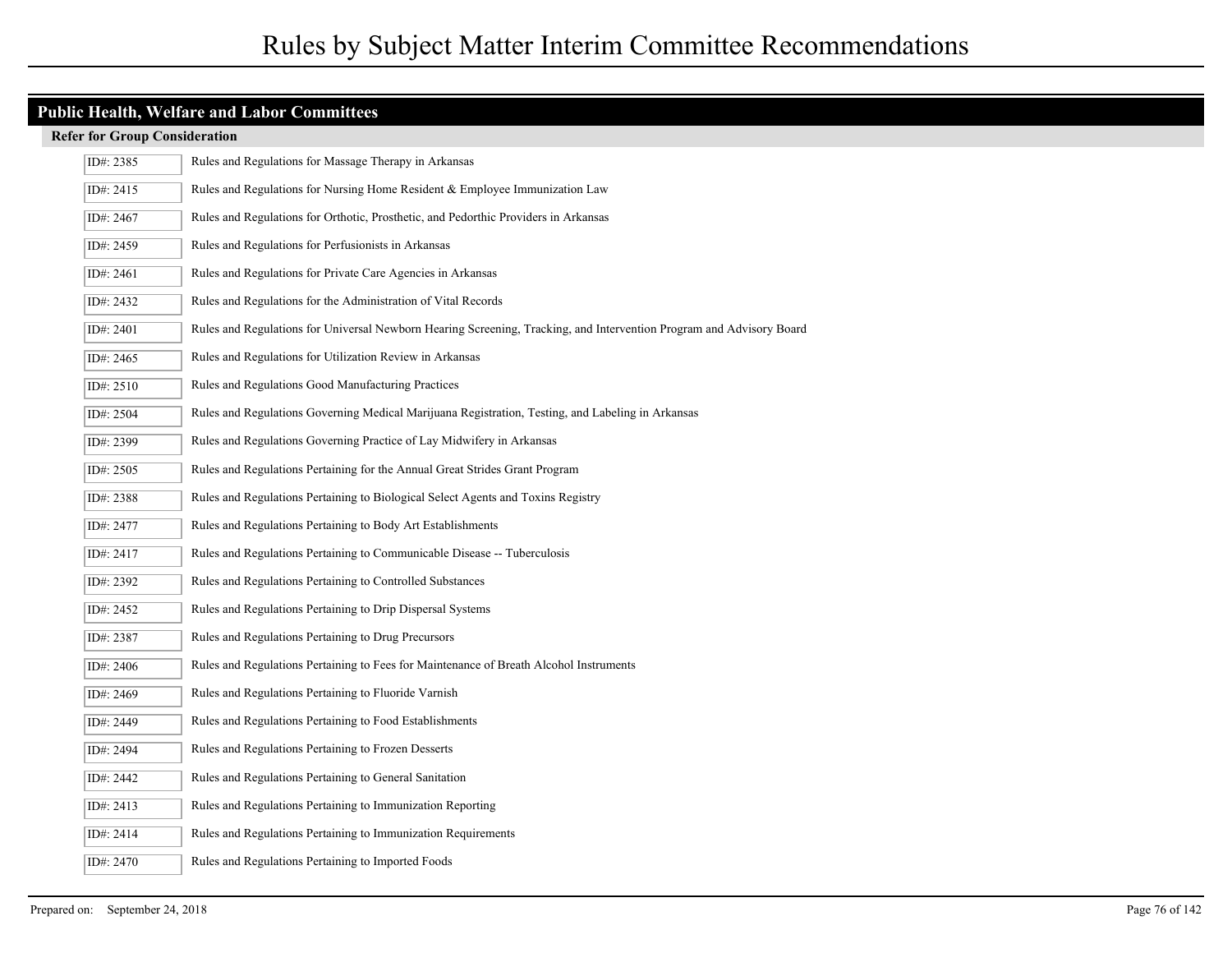## Public Health, Welfare and Labor Committees

### Refer for Group Consideration

| ID# | Title |
|---|---|
| ID#: 2385 | Rules and Regulations for Massage Therapy in Arkansas |
| ID#: 2415 | Rules and Regulations for Nursing Home Resident & Employee Immunization Law |
| ID#: 2467 | Rules and Regulations for Orthotic, Prosthetic, and Pedorthic Providers in Arkansas |
| ID#: 2459 | Rules and Regulations for Perfusionists in Arkansas |
| ID#: 2461 | Rules and Regulations for Private Care Agencies in Arkansas |
| ID#: 2432 | Rules and Regulations for the Administration of Vital Records |
| ID#: 2401 | Rules and Regulations for Universal Newborn Hearing Screening, Tracking, and Intervention Program and Advisory Board |
| ID#: 2465 | Rules and Regulations for Utilization Review in Arkansas |
| ID#: 2510 | Rules and Regulations Good Manufacturing Practices |
| ID#: 2504 | Rules and Regulations Governing Medical Marijuana Registration, Testing, and Labeling in Arkansas |
| ID#: 2399 | Rules and Regulations Governing Practice of Lay Midwifery in Arkansas |
| ID#: 2505 | Rules and Regulations Pertaining for the Annual Great Strides Grant Program |
| ID#: 2388 | Rules and Regulations Pertaining to Biological Select Agents and Toxins Registry |
| ID#: 2477 | Rules and Regulations Pertaining to Body Art Establishments |
| ID#: 2417 | Rules and Regulations Pertaining to Communicable Disease -- Tuberculosis |
| ID#: 2392 | Rules and Regulations Pertaining to Controlled Substances |
| ID#: 2452 | Rules and Regulations Pertaining to Drip Dispersal Systems |
| ID#: 2387 | Rules and Regulations Pertaining to Drug Precursors |
| ID#: 2406 | Rules and Regulations Pertaining to Fees for Maintenance of Breath Alcohol Instruments |
| ID#: 2469 | Rules and Regulations Pertaining to Fluoride Varnish |
| ID#: 2449 | Rules and Regulations Pertaining to Food Establishments |
| ID#: 2494 | Rules and Regulations Pertaining to Frozen Desserts |
| ID#: 2442 | Rules and Regulations Pertaining to General Sanitation |
| ID#: 2413 | Rules and Regulations Pertaining to Immunization Reporting |
| ID#: 2414 | Rules and Regulations Pertaining to Immunization Requirements |
| ID#: 2470 | Rules and Regulations Pertaining to Imported Foods |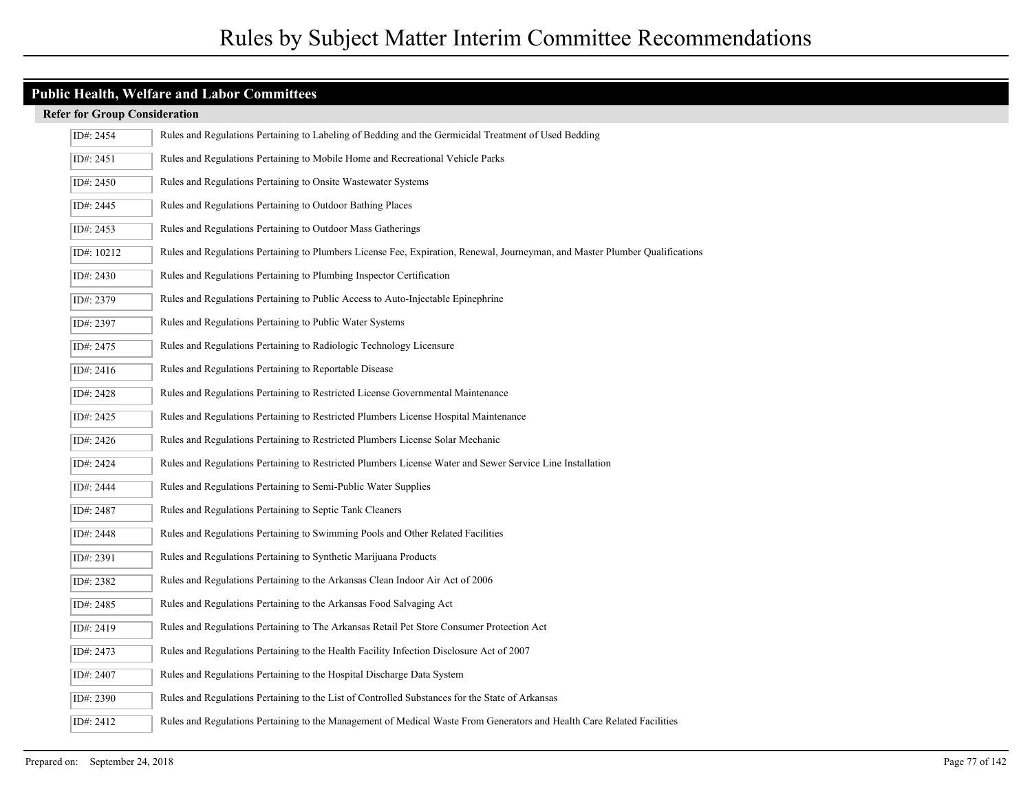## Public Health, Welfare and Labor Committees

### Refer for Group Consideration

| ID# | Rule |
|---|---|
| ID#: 2454 | Rules and Regulations Pertaining to Labeling of Bedding and the Germicidal Treatment of Used Bedding |
| ID#: 2451 | Rules and Regulations Pertaining to Mobile Home and Recreational Vehicle Parks |
| ID#: 2450 | Rules and Regulations Pertaining to Onsite Wastewater Systems |
| ID#: 2445 | Rules and Regulations Pertaining to Outdoor Bathing Places |
| ID#: 2453 | Rules and Regulations Pertaining to Outdoor Mass Gatherings |
| ID#: 10212 | Rules and Regulations Pertaining to Plumbers License Fee, Expiration, Renewal, Journeyman, and Master Plumber Qualifications |
| ID#: 2430 | Rules and Regulations Pertaining to Plumbing Inspector Certification |
| ID#: 2379 | Rules and Regulations Pertaining to Public Access to Auto-Injectable Epinephrine |
| ID#: 2397 | Rules and Regulations Pertaining to Public Water Systems |
| ID#: 2475 | Rules and Regulations Pertaining to Radiologic Technology Licensure |
| ID#: 2416 | Rules and Regulations Pertaining to Reportable Disease |
| ID#: 2428 | Rules and Regulations Pertaining to Restricted License Governmental Maintenance |
| ID#: 2425 | Rules and Regulations Pertaining to Restricted Plumbers License Hospital Maintenance |
| ID#: 2426 | Rules and Regulations Pertaining to Restricted Plumbers License Solar Mechanic |
| ID#: 2424 | Rules and Regulations Pertaining to Restricted Plumbers License Water and Sewer Service Line Installation |
| ID#: 2444 | Rules and Regulations Pertaining to Semi-Public Water Supplies |
| ID#: 2487 | Rules and Regulations Pertaining to Septic Tank Cleaners |
| ID#: 2448 | Rules and Regulations Pertaining to Swimming Pools and Other Related Facilities |
| ID#: 2391 | Rules and Regulations Pertaining to Synthetic Marijuana Products |
| ID#: 2382 | Rules and Regulations Pertaining to the Arkansas Clean Indoor Air Act of 2006 |
| ID#: 2485 | Rules and Regulations Pertaining to the Arkansas Food Salvaging Act |
| ID#: 2419 | Rules and Regulations Pertaining to The Arkansas Retail Pet Store Consumer Protection Act |
| ID#: 2473 | Rules and Regulations Pertaining to the Health Facility Infection Disclosure Act of 2007 |
| ID#: 2407 | Rules and Regulations Pertaining to the Hospital Discharge Data System |
| ID#: 2390 | Rules and Regulations Pertaining to the List of Controlled Substances for the State of Arkansas |
| ID#: 2412 | Rules and Regulations Pertaining to the Management of Medical Waste From Generators and Health Care Related Facilities |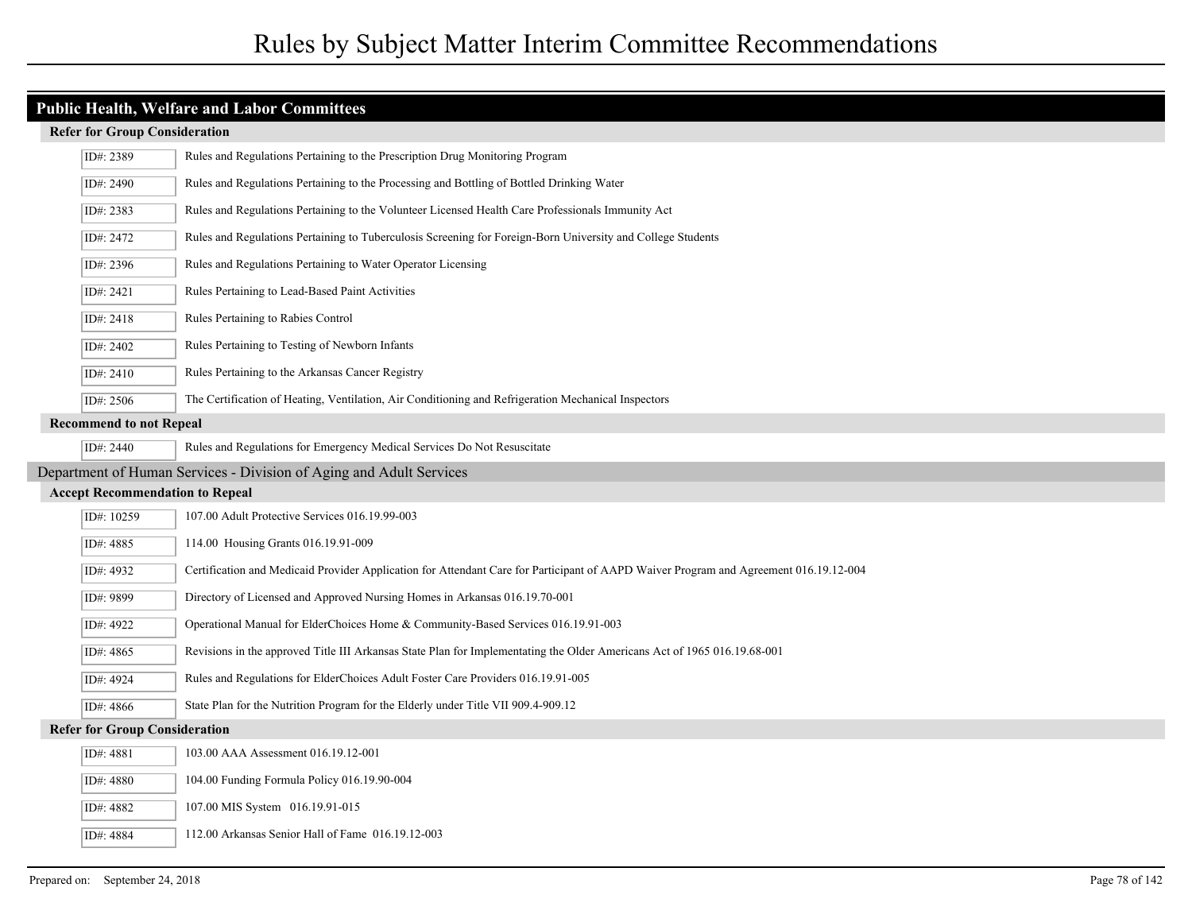# Rules by Subject Matter Interim Committee Recommendations

## Public Health, Welfare and Labor Committees

### Refer for Group Consideration

| ID# | Title |
|---|---|
| ID#: 2389 | Rules and Regulations Pertaining to the Prescription Drug Monitoring Program |
| ID#: 2490 | Rules and Regulations Pertaining to the Processing and Bottling of Bottled Drinking Water |
| ID#: 2383 | Rules and Regulations Pertaining to the Volunteer Licensed Health Care Professionals Immunity Act |
| ID#: 2472 | Rules and Regulations Pertaining to Tuberculosis Screening for Foreign-Born University and College Students |
| ID#: 2396 | Rules and Regulations Pertaining to Water Operator Licensing |
| ID#: 2421 | Rules Pertaining to Lead-Based Paint Activities |
| ID#: 2418 | Rules Pertaining to Rabies Control |
| ID#: 2402 | Rules Pertaining to Testing of Newborn Infants |
| ID#: 2410 | Rules Pertaining to the Arkansas Cancer Registry |
| ID#: 2506 | The Certification of Heating, Ventilation, Air Conditioning and Refrigeration Mechanical Inspectors |

### Recommend to not Repeal

| ID# | Title |
|---|---|
| ID#: 2440 | Rules and Regulations for Emergency Medical Services Do Not Resuscitate |

## Department of Human Services - Division of Aging and Adult Services

### Accept Recommendation to Repeal

| ID# | Title |
|---|---|
| ID#: 10259 | 107.00 Adult Protective Services 016.19.99-003 |
| ID#: 4885 | 114.00 Housing Grants 016.19.91-009 |
| ID#: 4932 | Certification and Medicaid Provider Application for Attendant Care for Participant of AAPD Waiver Program and Agreement 016.19.12-004 |
| ID#: 9899 | Directory of Licensed and Approved Nursing Homes in Arkansas 016.19.70-001 |
| ID#: 4922 | Operational Manual for ElderChoices Home & Community-Based Services 016.19.91-003 |
| ID#: 4865 | Revisions in the approved Title III Arkansas State Plan for Implementating the Older Americans Act of 1965 016.19.68-001 |
| ID#: 4924 | Rules and Regulations for ElderChoices Adult Foster Care Providers 016.19.91-005 |
| ID#: 4866 | State Plan for the Nutrition Program for the Elderly under Title VII 909.4-909.12 |

### Refer for Group Consideration

| ID# | Title |
|---|---|
| ID#: 4881 | 103.00 AAA Assessment 016.19.12-001 |
| ID#: 4880 | 104.00 Funding Formula Policy 016.19.90-004 |
| ID#: 4882 | 107.00 MIS System 016.19.91-015 |
| ID#: 4884 | 112.00 Arkansas Senior Hall of Fame 016.19.12-003 |

Prepared on: September 24, 2018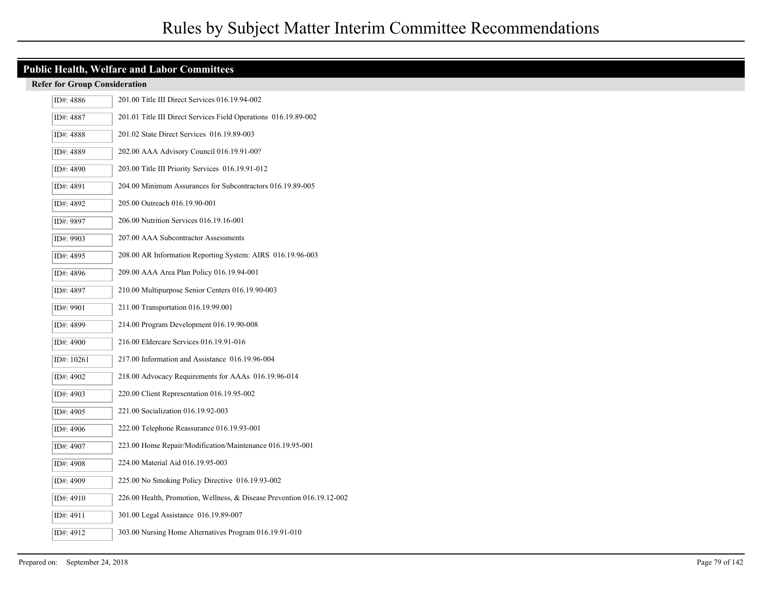## Public Health, Welfare and Labor Committees

### Refer for Group Consideration

| ID# | Rule |
|---|---|
| ID#: 4886 | 201.00 Title III Direct Services 016.19.94-002 |
| ID#: 4887 | 201.01 Title III Direct Services Field Operations 016.19.89-002 |
| ID#: 4888 | 201.02 State Direct Services 016.19.89-003 |
| ID#: 4889 | 202.00 AAA Advisory Council 016.19.91-00? |
| ID#: 4890 | 203.00 Title III Priority Services 016.19.91-012 |
| ID#: 4891 | 204.00 Minimum Assurances for Subcontractors 016.19.89-005 |
| ID#: 4892 | 205.00 Outreach 016.19.90-001 |
| ID#: 9897 | 206.00 Nutrition Services 016.19.16-001 |
| ID#: 9903 | 207.00 AAA Subcontractor Assessments |
| ID#: 4895 | 208.00 AR Information Reporting System: AIRS 016.19.96-003 |
| ID#: 4896 | 209.00 AAA Area Plan Policy 016.19.94-001 |
| ID#: 4897 | 210.00 Multipurpose Senior Centers 016.19.90-003 |
| ID#: 9901 | 211.00 Transportation 016.19.99.001 |
| ID#: 4899 | 214.00 Program Development 016.19.90-008 |
| ID#: 4900 | 216.00 Eldercare Services 016.19.91-016 |
| ID#: 10261 | 217.00 Information and Assistance 016.19.96-004 |
| ID#: 4902 | 218.00 Advocacy Requirements for AAAs 016.19.96-014 |
| ID#: 4903 | 220.00 Client Representation 016.19.95-002 |
| ID#: 4905 | 221.00 Socialization 016.19.92-003 |
| ID#: 4906 | 222.00 Telephone Reassurance 016.19.93-001 |
| ID#: 4907 | 223.00 Home Repair/Modification/Maintenance 016.19.95-001 |
| ID#: 4908 | 224.00 Material Aid 016.19.95-003 |
| ID#: 4909 | 225.00 No Smoking Policy Directive 016.19.93-002 |
| ID#: 4910 | 226.00 Health, Promotion, Wellness, & Disease Prevention 016.19.12-002 |
| ID#: 4911 | 301.00 Legal Assistance 016.19.89-007 |
| ID#: 4912 | 303.00 Nursing Home Alternatives Program 016.19.91-010 |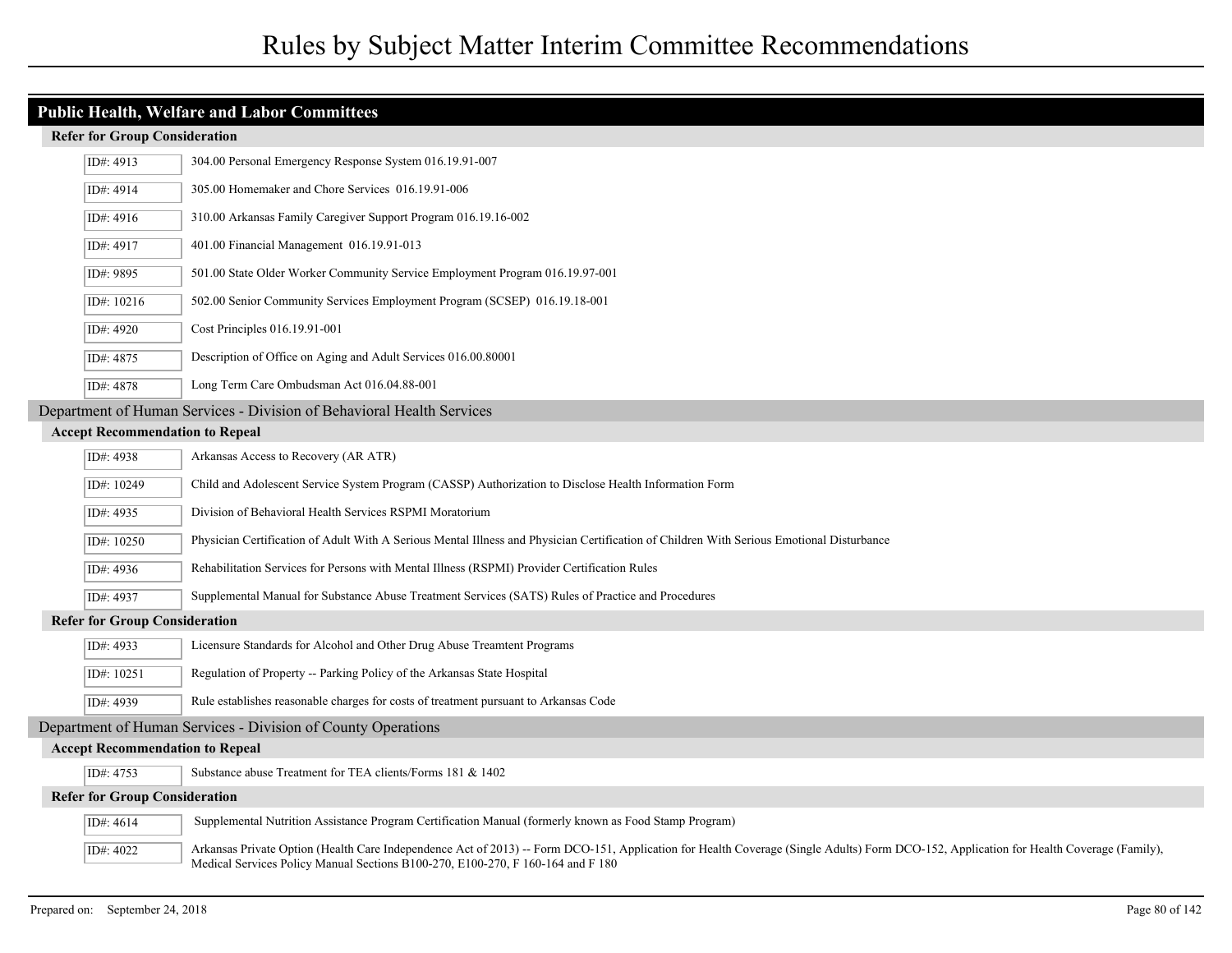# Rules by Subject Matter Interim Committee Recommendations

## Public Health, Welfare and Labor Committees

### Refer for Group Consideration

| ID# | Rule |
|---|---|
| ID#: 4913 | 304.00 Personal Emergency Response System 016.19.91-007 |
| ID#: 4914 | 305.00 Homemaker and Chore Services 016.19.91-006 |
| ID#: 4916 | 310.00 Arkansas Family Caregiver Support Program 016.19.16-002 |
| ID#: 4917 | 401.00 Financial Management 016.19.91-013 |
| ID#: 9895 | 501.00 State Older Worker Community Service Employment Program 016.19.97-001 |
| ID#: 10216 | 502.00 Senior Community Services Employment Program (SCSEP) 016.19.18-001 |
| ID#: 4920 | Cost Principles 016.19.91-001 |
| ID#: 4875 | Description of Office on Aging and Adult Services 016.00.80001 |
| ID#: 4878 | Long Term Care Ombudsman Act 016.04.88-001 |

## Department of Human Services - Division of Behavioral Health Services

### Accept Recommendation to Repeal

| ID# | Rule |
|---|---|
| ID#: 4938 | Arkansas Access to Recovery (AR ATR) |
| ID#: 10249 | Child and Adolescent Service System Program (CASSP) Authorization to Disclose Health Information Form |
| ID#: 4935 | Division of Behavioral Health Services RSPMI Moratorium |
| ID#: 10250 | Physician Certification of Adult With A Serious Mental Illness and Physician Certification of Children With Serious Emotional Disturbance |
| ID#: 4936 | Rehabilitation Services for Persons with Mental Illness (RSPMI) Provider Certification Rules |
| ID#: 4937 | Supplemental Manual for Substance Abuse Treatment Services (SATS) Rules of Practice and Procedures |

### Refer for Group Consideration

| ID# | Rule |
|---|---|
| ID#: 4933 | Licensure Standards for Alcohol and Other Drug Abuse Treamtent Programs |
| ID#: 10251 | Regulation of Property -- Parking Policy of the Arkansas State Hospital |
| ID#: 4939 | Rule establishes reasonable charges for costs of treatment pursuant to Arkansas Code |

## Department of Human Services - Division of County Operations

### Accept Recommendation to Repeal

| ID# | Rule |
|---|---|
| ID#: 4753 | Substance abuse Treatment for TEA clients/Forms 181 & 1402 |

### Refer for Group Consideration

| ID# | Rule |
|---|---|
| ID#: 4614 | Supplemental Nutrition Assistance Program Certification Manual (formerly known as Food Stamp Program) |
| ID#: 4022 | Arkansas Private Option (Health Care Independence Act of 2013) -- Form DCO-151, Application for Health Coverage (Single Adults) Form DCO-152, Application for Health Coverage (Family), Medical Services Policy Manual Sections B100-270, E100-270, F 160-164 and F 180 |

Prepared on: September 24, 2018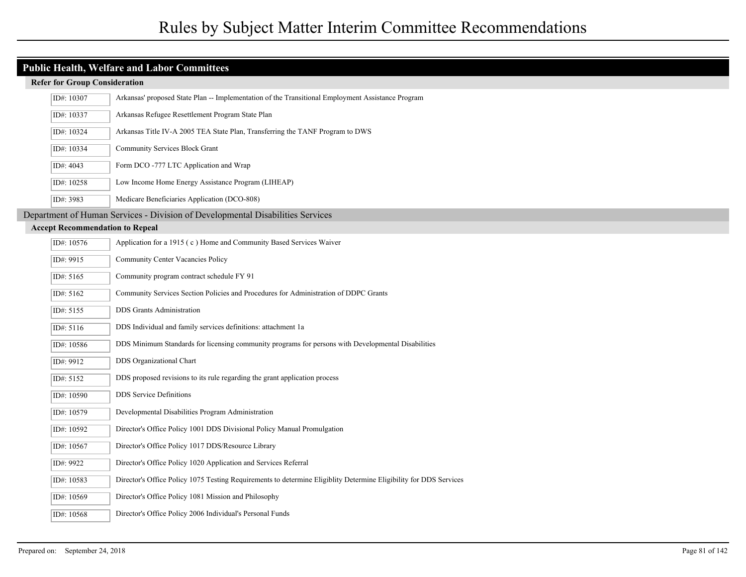## Public Health, Welfare and Labor Committees

### Refer for Group Consideration

| ID# | Title |
|---|---|
| ID#: 10307 | Arkansas' proposed State Plan -- Implementation of the Transitional Employment Assistance Program |
| ID#: 10337 | Arkansas Refugee Resettlement Program State Plan |
| ID#: 10324 | Arkansas Title IV-A 2005 TEA State Plan, Transferring the TANF Program to DWS |
| ID#: 10334 | Community Services Block Grant |
| ID#: 4043 | Form DCO -777 LTC Application and Wrap |
| ID#: 10258 | Low Income Home Energy Assistance Program (LIHEAP) |
| ID#: 3983 | Medicare Beneficiaries Application (DCO-808) |

## Department of Human Services - Division of Developmental Disabilities Services

### Accept Recommendation to Repeal

| ID# | Title |
|---|---|
| ID#: 10576 | Application for a 1915 ( c ) Home and Community Based Services Waiver |
| ID#: 9915 | Community Center Vacancies Policy |
| ID#: 5165 | Community program contract schedule FY 91 |
| ID#: 5162 | Community Services Section Policies and Procedures for Administration of DDPC Grants |
| ID#: 5155 | DDS Grants Administration |
| ID#: 5116 | DDS Individual and family services definitions: attachment 1a |
| ID#: 10586 | DDS Minimum Standards for licensing community programs for persons with Developmental Disabilities |
| ID#: 9912 | DDS Organizational Chart |
| ID#: 5152 | DDS proposed revisions to its rule regarding the grant application process |
| ID#: 10590 | DDS Service Definitions |
| ID#: 10579 | Developmental Disabilities Program Administration |
| ID#: 10592 | Director's Office Policy 1001 DDS Divisional Policy Manual Promulgation |
| ID#: 10567 | Director's Office Policy 1017 DDS/Resource Library |
| ID#: 9922 | Director's Office Policy 1020 Application and Services Referral |
| ID#: 10583 | Director's Office Policy 1075 Testing Requirements to determine Eligiblity Determine Eligibility for DDS Services |
| ID#: 10569 | Director's Office Policy 1081 Mission and Philosophy |
| ID#: 10568 | Director's Office Policy 2006 Individual's Personal Funds |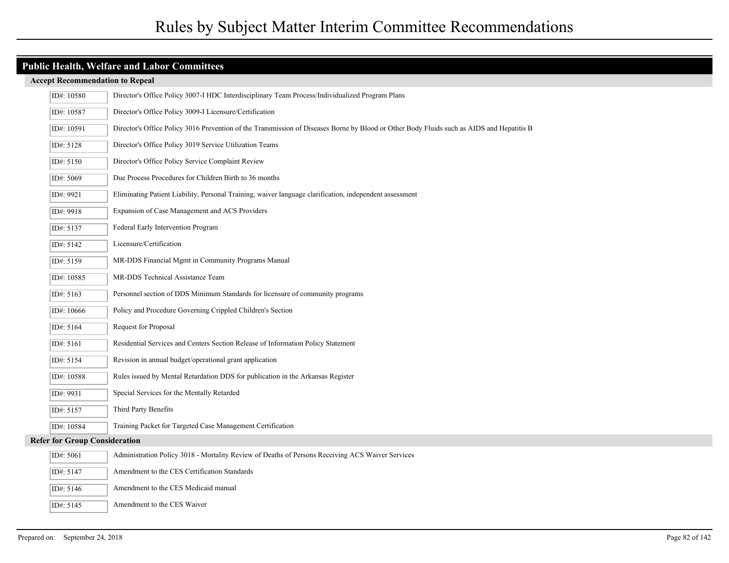# Rules by Subject Matter Interim Committee Recommendations

## Public Health, Welfare and Labor Committees

### Accept Recommendation to Repeal

| ID# | Rule |
| --- | --- |
| ID#: 10580 | Director's Office Policy 3007-I HDC Interdisciplinary Team Process/Individualized Program Plans |
| ID#: 10587 | Director's Office Policy 3009-I Licensure/Certification |
| ID#: 10591 | Director's Office Policy 3016 Prevention of the Transmission of Diseases Borne by Blood or Other Body Fluids such as AIDS and Hepatitis B |
| ID#: 5128 | Director's Office Policy 3019 Service Utilization Teams |
| ID#: 5150 | Director's Office Policy Service Complaint Review |
| ID#: 5069 | Due Process Procedures for Children Birth to 36 months |
| ID#: 9921 | Eliminating Patient Liability, Personal Training, waiver language clarification, independent assessment |
| ID#: 9918 | Expansion of Case Management and ACS Providers |
| ID#: 5137 | Federal Early Intervention Program |
| ID#: 5142 | Licensure/Certification |
| ID#: 5159 | MR-DDS Financial Mgmt in Community Programs Manual |
| ID#: 10585 | MR-DDS Technical Assistance Team |
| ID#: 5163 | Personnel section of DDS Minimum Standards for licensure of community programs |
| ID#: 10666 | Policy and Procedure Governing Crippled Children's Section |
| ID#: 5164 | Request for Proposal |
| ID#: 5161 | Residential Services and Centers Section Release of Information Policy Statement |
| ID#: 5154 | Revision in annual budget/operational grant application |
| ID#: 10588 | Rules issued by Mental Retardation DDS for publication in the Arkansas Register |
| ID#: 9931 | Special Services for the Mentally Retarded |
| ID#: 5157 | Third Party Benefits |
| ID#: 10584 | Training Packet for Targeted Case Management Certification |

### Refer for Group Consideration

| ID# | Rule |
| --- | --- |
| ID#: 5061 | Administration Policy 3018 - Mortality Review of Deaths of Persons Receiving ACS Waiver Services |
| ID#: 5147 | Amendment to the CES Certification Standards |
| ID#: 5146 | Amendment to the CES Medicaid manual |
| ID#: 5145 | Amendment to the CES Waiver |

Prepared on: September 24, 2018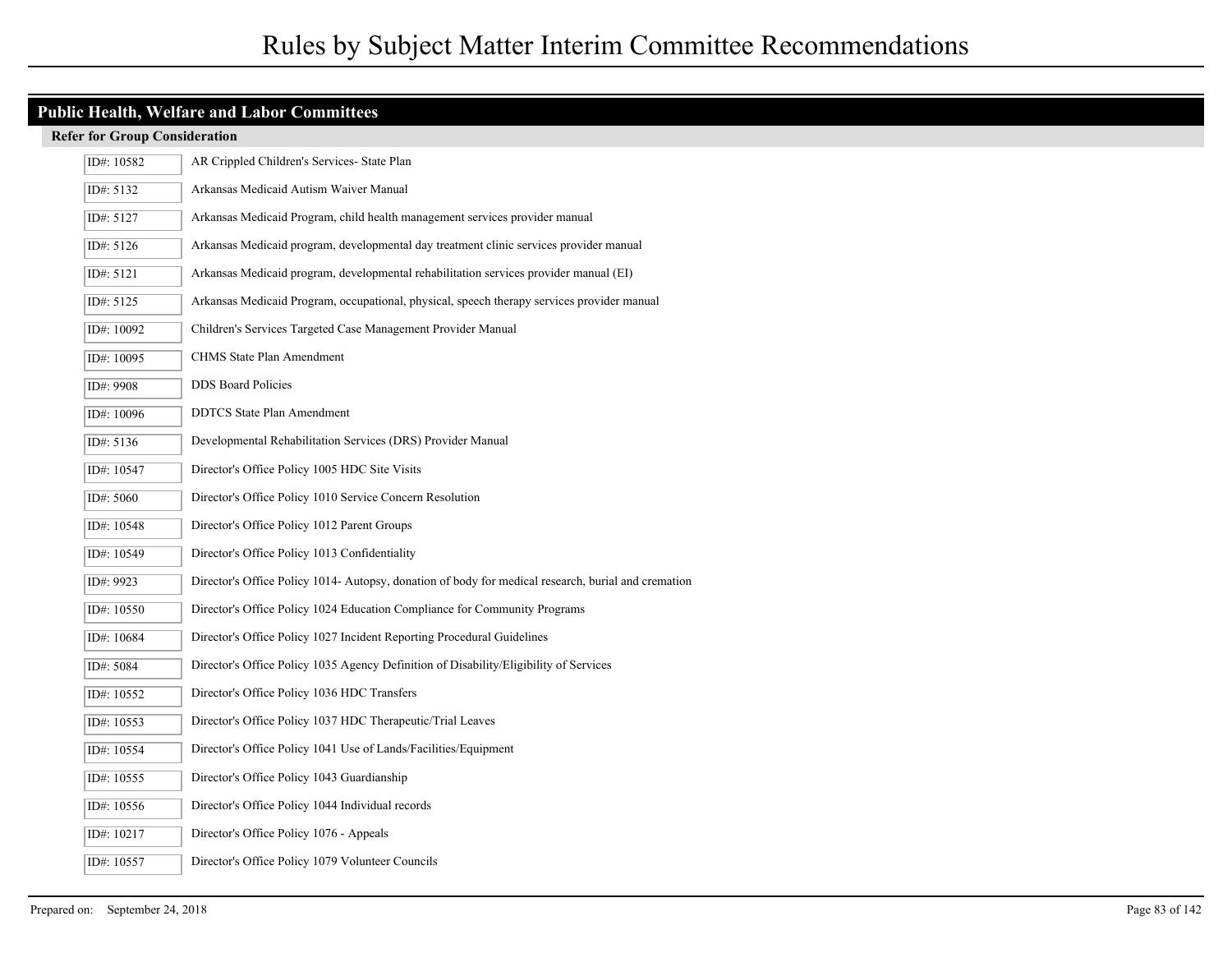# Rules by Subject Matter Interim Committee Recommendations

## Public Health, Welfare and Labor Committees

### Refer for Group Consideration

| ID | Title |
|---|---|
| ID#: 10582 | AR Crippled Children's Services- State Plan |
| ID#: 5132 | Arkansas Medicaid Autism Waiver Manual |
| ID#: 5127 | Arkansas Medicaid Program, child health management services provider manual |
| ID#: 5126 | Arkansas Medicaid program, developmental day treatment clinic services provider manual |
| ID#: 5121 | Arkansas Medicaid program, developmental rehabilitation services provider manual (EI) |
| ID#: 5125 | Arkansas Medicaid Program, occupational, physical, speech therapy services provider manual |
| ID#: 10092 | Children's Services Targeted Case Management Provider Manual |
| ID#: 10095 | CHMS State Plan Amendment |
| ID#: 9908 | DDS Board Policies |
| ID#: 10096 | DDTCS State Plan Amendment |
| ID#: 5136 | Developmental Rehabilitation Services (DRS) Provider Manual |
| ID#: 10547 | Director's Office Policy 1005 HDC Site Visits |
| ID#: 5060 | Director's Office Policy 1010 Service Concern Resolution |
| ID#: 10548 | Director's Office Policy 1012 Parent Groups |
| ID#: 10549 | Director's Office Policy 1013 Confidentiality |
| ID#: 9923 | Director's Office Policy 1014- Autopsy, donation of body for medical research, burial and cremation |
| ID#: 10550 | Director's Office Policy 1024 Education Compliance for Community Programs |
| ID#: 10684 | Director's Office Policy 1027 Incident Reporting Procedural Guidelines |
| ID#: 5084 | Director's Office Policy 1035 Agency Definition of Disability/Eligibility of Services |
| ID#: 10552 | Director's Office Policy 1036 HDC Transfers |
| ID#: 10553 | Director's Office Policy 1037 HDC Therapeutic/Trial Leaves |
| ID#: 10554 | Director's Office Policy 1041 Use of Lands/Facilities/Equipment |
| ID#: 10555 | Director's Office Policy 1043 Guardianship |
| ID#: 10556 | Director's Office Policy 1044 Individual records |
| ID#: 10217 | Director's Office Policy 1076 - Appeals |
| ID#: 10557 | Director's Office Policy 1079 Volunteer Councils |

Prepared on: September 24, 2018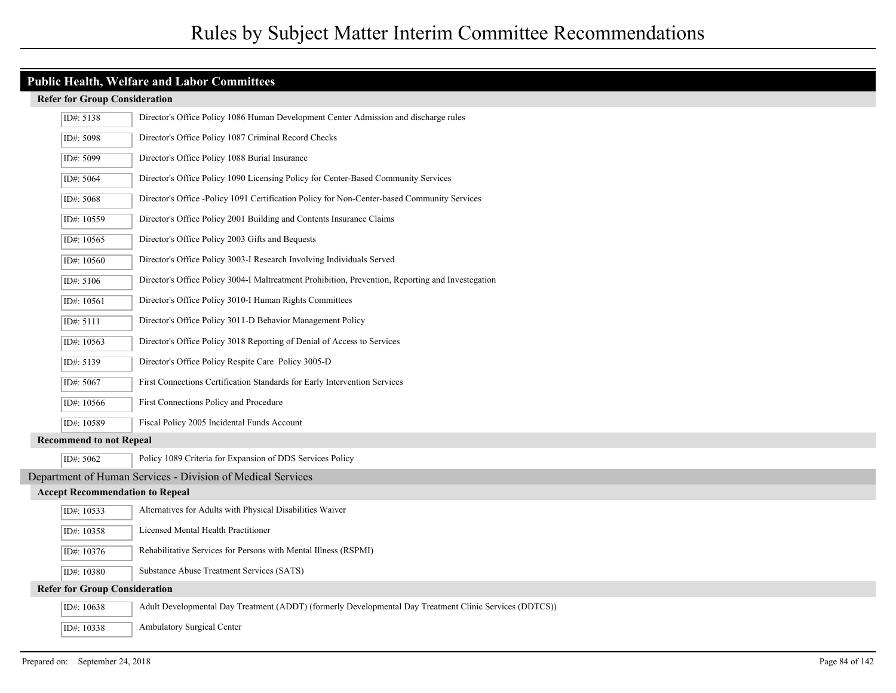## Public Health, Welfare and Labor Committees

### Refer for Group Consideration

| ID# | Description |
|---|---|
| ID#: 5138 | Director's Office Policy 1086 Human Development Center Admission and discharge rules |
| ID#: 5098 | Director's Office Policy 1087 Criminal Record Checks |
| ID#: 5099 | Director's Office Policy 1088 Burial Insurance |
| ID#: 5064 | Director's Office Policy 1090 Licensing Policy for Center-Based Community Services |
| ID#: 5068 | Director's Office -Policy 1091 Certification Policy for Non-Center-based Community Services |
| ID#: 10559 | Director's Office Policy 2001 Building and Contents Insurance Claims |
| ID#: 10565 | Director's Office Policy 2003 Gifts and Bequests |
| ID#: 10560 | Director's Office Policy 3003-I Research Involving Individuals Served |
| ID#: 5106 | Director's Office Policy 3004-I Maltreatment Prohibition, Prevention, Reporting and Investegation |
| ID#: 10561 | Director's Office Policy 3010-I Human Rights Committees |
| ID#: 5111 | Director's Office Policy 3011-D Behavior Management Policy |
| ID#: 10563 | Director's Office Policy 3018 Reporting of Denial of Access to Services |
| ID#: 5139 | Director's Office Policy Respite Care Policy 3005-D |
| ID#: 5067 | First Connections Certification Standards for Early Intervention Services |
| ID#: 10566 | First Connections Policy and Procedure |
| ID#: 10589 | Fiscal Policy 2005 Incidental Funds Account |

### Recommend to not Repeal

| ID# | Description |
|---|---|
| ID#: 5062 | Policy 1089 Criteria for Expansion of DDS Services Policy |

## Department of Human Services - Division of Medical Services

### Accept Recommendation to Repeal

| ID# | Description |
|---|---|
| ID#: 10533 | Alternatives for Adults with Physical Disabilities Waiver |
| ID#: 10358 | Licensed Mental Health Practitioner |
| ID#: 10376 | Rehabilitative Services for Persons with Mental Illness (RSPMI) |
| ID#: 10380 | Substance Abuse Treatment Services (SATS) |

### Refer for Group Consideration

| ID# | Description |
|---|---|
| ID#: 10638 | Adult Developmental Day Treatment (ADDT) (formerly Developmental Day Treatment Clinic Services (DDTCS)) |
| ID#: 10338 | Ambulatory Surgical Center |

Prepared on: September 24, 2018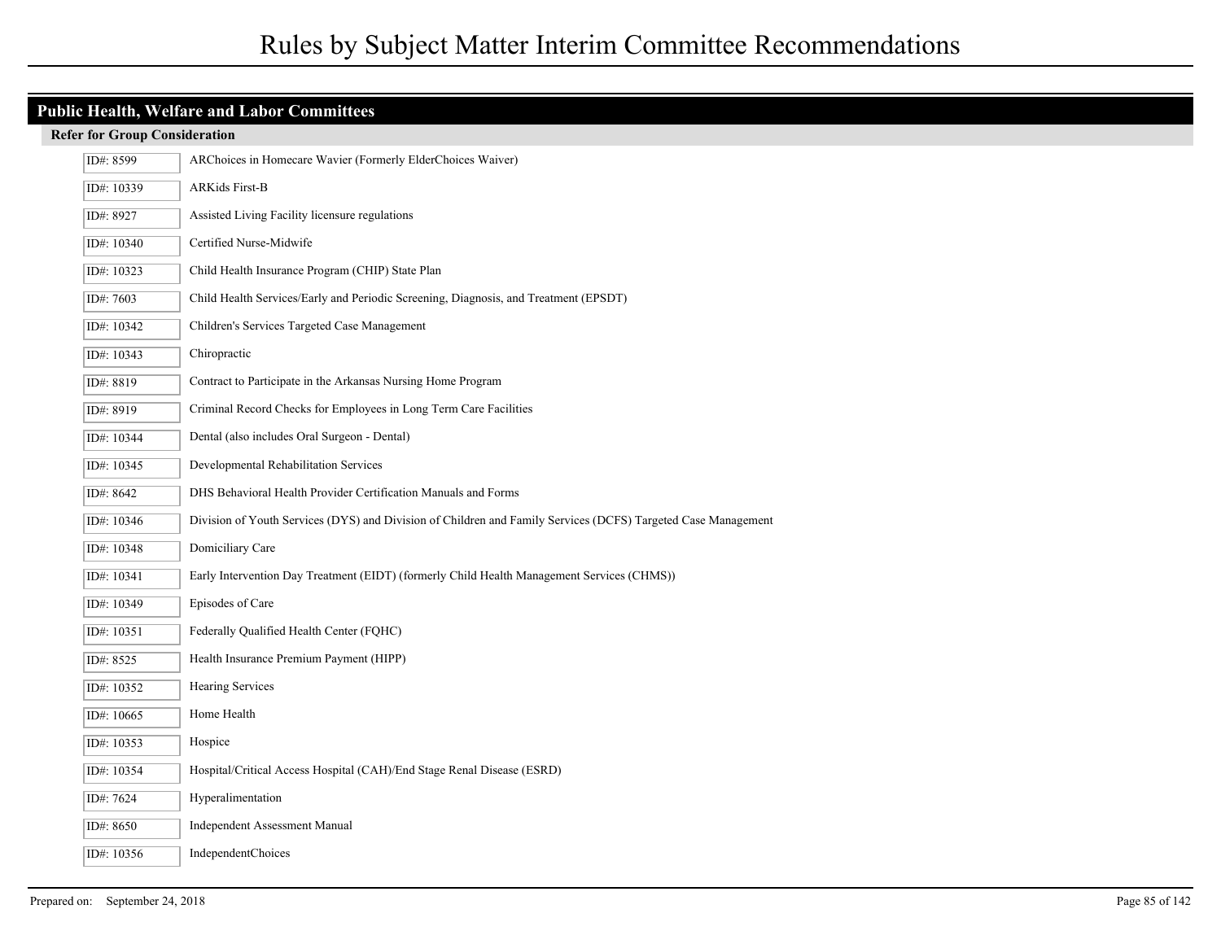## Public Health, Welfare and Labor Committees

### Refer for Group Consideration

| ID | Description |
|---|---|
| ID#: 8599 | ARChoices in Homecare Wavier (Formerly ElderChoices Waiver) |
| ID#: 10339 | ARKids First-B |
| ID#: 8927 | Assisted Living Facility licensure regulations |
| ID#: 10340 | Certified Nurse-Midwife |
| ID#: 10323 | Child Health Insurance Program (CHIP) State Plan |
| ID#: 7603 | Child Health Services/Early and Periodic Screening, Diagnosis, and Treatment (EPSDT) |
| ID#: 10342 | Children's Services Targeted Case Management |
| ID#: 10343 | Chiropractic |
| ID#: 8819 | Contract to Participate in the Arkansas Nursing Home Program |
| ID#: 8919 | Criminal Record Checks for Employees in Long Term Care Facilities |
| ID#: 10344 | Dental (also includes Oral Surgeon - Dental) |
| ID#: 10345 | Developmental Rehabilitation Services |
| ID#: 8642 | DHS Behavioral Health Provider Certification Manuals and Forms |
| ID#: 10346 | Division of Youth Services (DYS) and Division of Children and Family Services (DCFS) Targeted Case Management |
| ID#: 10348 | Domiciliary Care |
| ID#: 10341 | Early Intervention Day Treatment (EIDT) (formerly Child Health Management Services (CHMS)) |
| ID#: 10349 | Episodes of Care |
| ID#: 10351 | Federally Qualified Health Center (FQHC) |
| ID#: 8525 | Health Insurance Premium Payment (HIPP) |
| ID#: 10352 | Hearing Services |
| ID#: 10665 | Home Health |
| ID#: 10353 | Hospice |
| ID#: 10354 | Hospital/Critical Access Hospital (CAH)/End Stage Renal Disease (ESRD) |
| ID#: 7624 | Hyperalimentation |
| ID#: 8650 | Independent Assessment Manual |
| ID#: 10356 | IndependentChoices |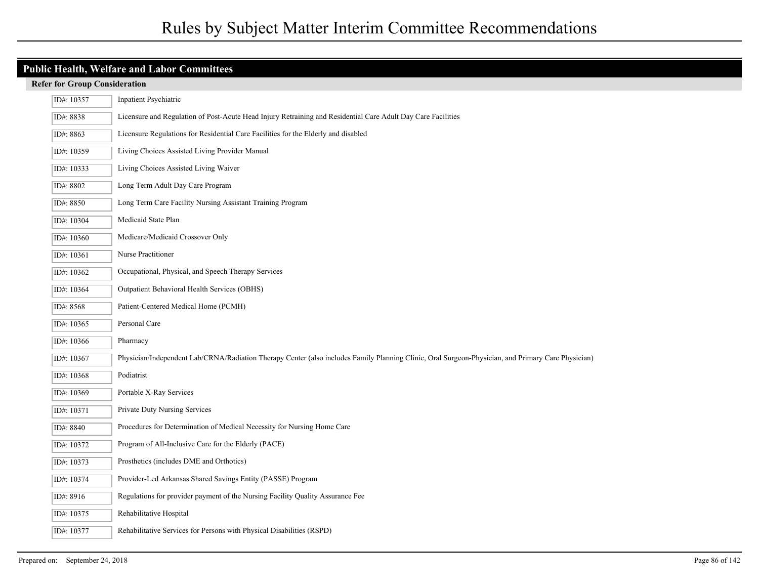## Public Health, Welfare and Labor Committees

### Refer for Group Consideration

| ID# | Title |
|---|---|
| ID#: 10357 | Inpatient Psychiatric |
| ID#: 8838 | Licensure and Regulation of Post-Acute Head Injury Retraining and Residential Care Adult Day Care Facilities |
| ID#: 8863 | Licensure Regulations for Residential Care Facilities for the Elderly and disabled |
| ID#: 10359 | Living Choices Assisted Living Provider Manual |
| ID#: 10333 | Living Choices Assisted Living Waiver |
| ID#: 8802 | Long Term Adult Day Care Program |
| ID#: 8850 | Long Term Care Facility Nursing Assistant Training Program |
| ID#: 10304 | Medicaid State Plan |
| ID#: 10360 | Medicare/Medicaid Crossover Only |
| ID#: 10361 | Nurse Practitioner |
| ID#: 10362 | Occupational, Physical, and Speech Therapy Services |
| ID#: 10364 | Outpatient Behavioral Health Services (OBHS) |
| ID#: 8568 | Patient-Centered Medical Home (PCMH) |
| ID#: 10365 | Personal Care |
| ID#: 10366 | Pharmacy |
| ID#: 10367 | Physician/Independent Lab/CRNA/Radiation Therapy Center (also includes Family Planning Clinic, Oral Surgeon-Physician, and Primary Care Physician) |
| ID#: 10368 | Podiatrist |
| ID#: 10369 | Portable X-Ray Services |
| ID#: 10371 | Private Duty Nursing Services |
| ID#: 8840 | Procedures for Determination of Medical Necessity for Nursing Home Care |
| ID#: 10372 | Program of All-Inclusive Care for the Elderly (PACE) |
| ID#: 10373 | Prosthetics (includes DME and Orthotics) |
| ID#: 10374 | Provider-Led Arkansas Shared Savings Entity (PASSE) Program |
| ID#: 8916 | Regulations for provider payment of the Nursing Facility Quality Assurance Fee |
| ID#: 10375 | Rehabilitative Hospital |
| ID#: 10377 | Rehabilitative Services for Persons with Physical Disabilities (RSPD) |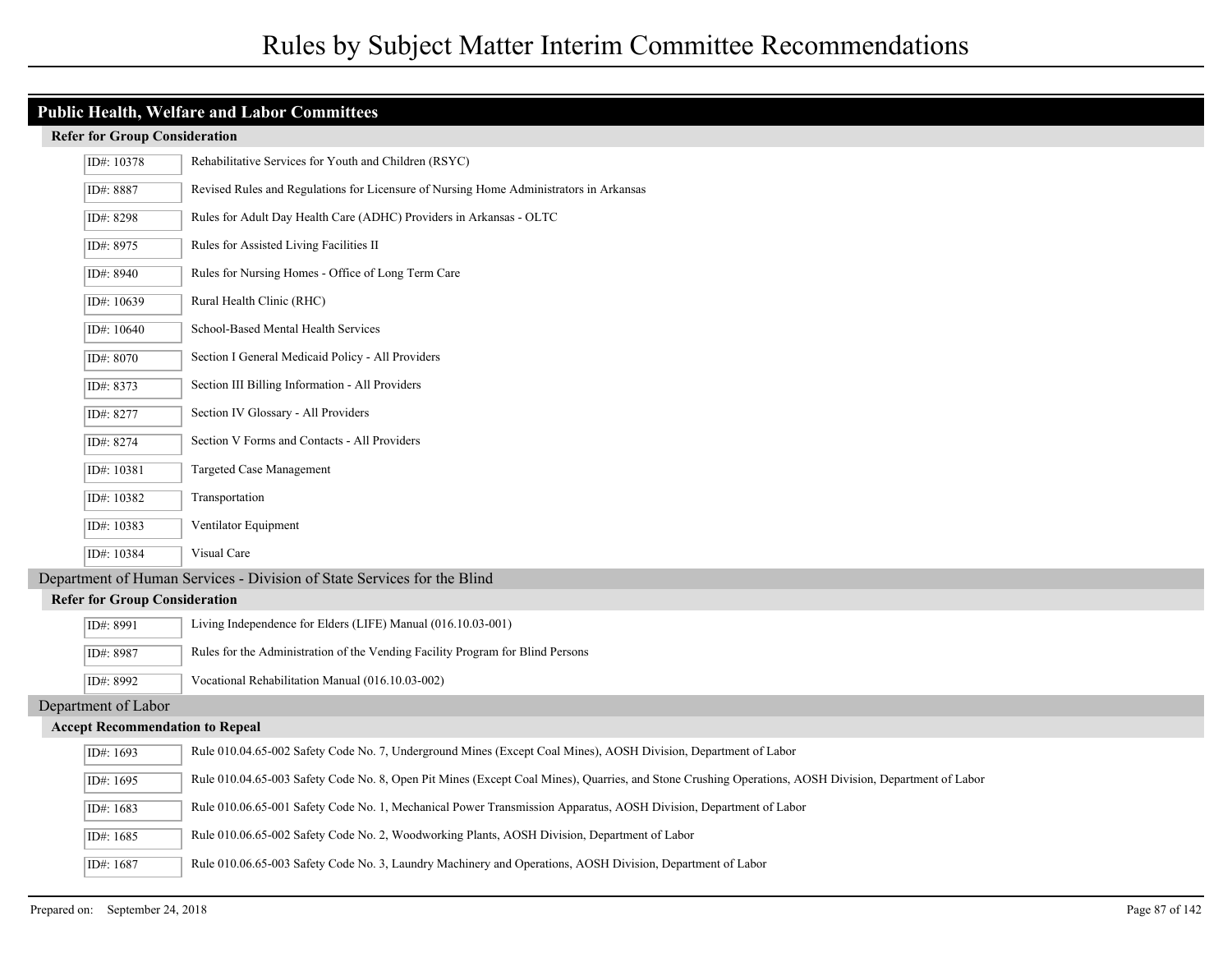## Public Health, Welfare and Labor Committees

### Refer for Group Consideration

| ID# | Rule |
|---|---|
| ID#: 10378 | Rehabilitative Services for Youth and Children (RSYC) |
| ID#: 8887 | Revised Rules and Regulations for Licensure of Nursing Home Administrators in Arkansas |
| ID#: 8298 | Rules for Adult Day Health Care (ADHC) Providers in Arkansas - OLTC |
| ID#: 8975 | Rules for Assisted Living Facilities II |
| ID#: 8940 | Rules for Nursing Homes - Office of Long Term Care |
| ID#: 10639 | Rural Health Clinic (RHC) |
| ID#: 10640 | School-Based Mental Health Services |
| ID#: 8070 | Section I General Medicaid Policy - All Providers |
| ID#: 8373 | Section III Billing Information - All Providers |
| ID#: 8277 | Section IV Glossary - All Providers |
| ID#: 8274 | Section V Forms and Contacts - All Providers |
| ID#: 10381 | Targeted Case Management |
| ID#: 10382 | Transportation |
| ID#: 10383 | Ventilator Equipment |
| ID#: 10384 | Visual Care |

## Department of Human Services - Division of State Services for the Blind

### Refer for Group Consideration

| ID# | Rule |
|---|---|
| ID#: 8991 | Living Independence for Elders (LIFE) Manual (016.10.03-001) |
| ID#: 8987 | Rules for the Administration of the Vending Facility Program for Blind Persons |
| ID#: 8992 | Vocational Rehabilitation Manual (016.10.03-002) |

## Department of Labor

### Accept Recommendation to Repeal

| ID# | Rule |
|---|---|
| ID#: 1693 | Rule 010.04.65-002 Safety Code No. 7, Underground Mines (Except Coal Mines), AOSH Division, Department of Labor |
| ID#: 1695 | Rule 010.04.65-003 Safety Code No. 8, Open Pit Mines (Except Coal Mines), Quarries, and Stone Crushing Operations, AOSH Division, Department of Labor |
| ID#: 1683 | Rule 010.06.65-001 Safety Code No. 1, Mechanical Power Transmission Apparatus, AOSH Division, Department of Labor |
| ID#: 1685 | Rule 010.06.65-002 Safety Code No. 2, Woodworking Plants, AOSH Division, Department of Labor |
| ID#: 1687 | Rule 010.06.65-003 Safety Code No. 3, Laundry Machinery and Operations, AOSH Division, Department of Labor |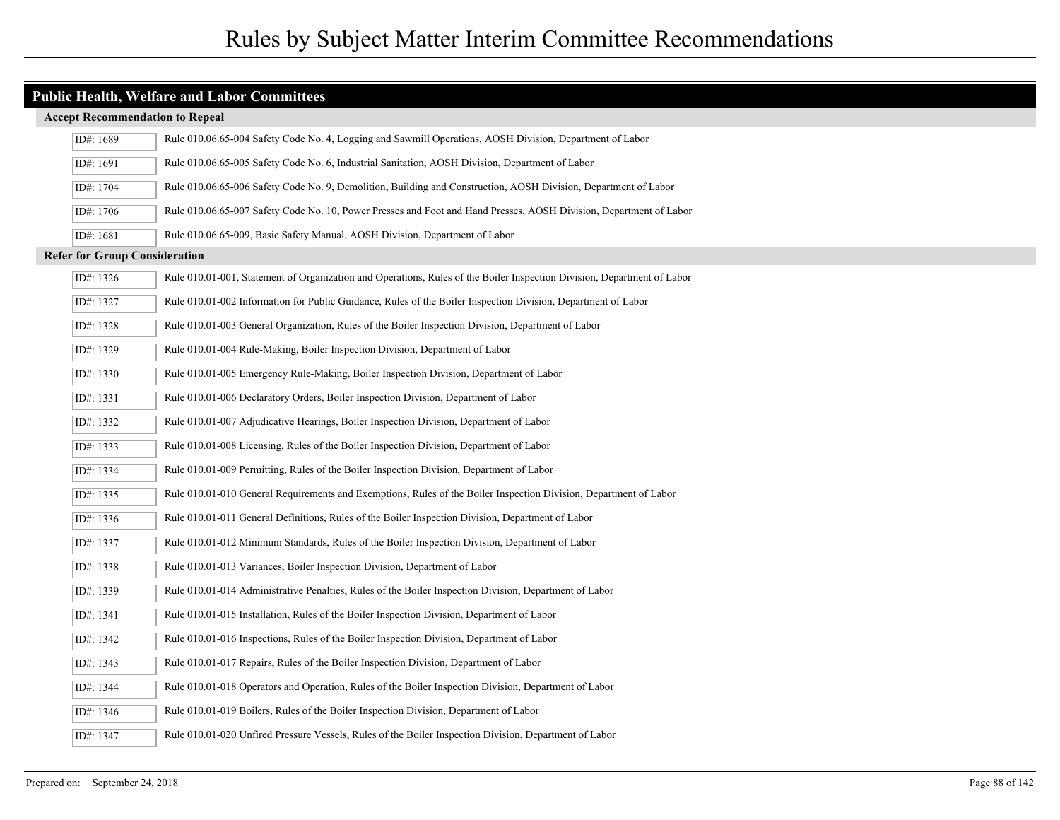## Public Health, Welfare and Labor Committees

### Accept Recommendation to Repeal

| ID | Rule |
|---|---|
| ID#: 1689 | Rule 010.06.65-004 Safety Code No. 4, Logging and Sawmill Operations, AOSH Division, Department of Labor |
| ID#: 1691 | Rule 010.06.65-005 Safety Code No. 6, Industrial Sanitation, AOSH Division, Department of Labor |
| ID#: 1704 | Rule 010.06.65-006 Safety Code No. 9, Demolition, Building and Construction, AOSH Division, Department of Labor |
| ID#: 1706 | Rule 010.06.65-007 Safety Code No. 10, Power Presses and Foot and Hand Presses, AOSH Division, Department of Labor |
| ID#: 1681 | Rule 010.06.65-009, Basic Safety Manual, AOSH Division, Department of Labor |

### Refer for Group Consideration

| ID | Rule |
|---|---|
| ID#: 1326 | Rule 010.01-001, Statement of Organization and Operations, Rules of the Boiler Inspection Division, Department of Labor |
| ID#: 1327 | Rule 010.01-002 Information for Public Guidance, Rules of the Boiler Inspection Division, Department of Labor |
| ID#: 1328 | Rule 010.01-003 General Organization, Rules of the Boiler Inspection Division, Department of Labor |
| ID#: 1329 | Rule 010.01-004 Rule-Making, Boiler Inspection Division, Department of Labor |
| ID#: 1330 | Rule 010.01-005 Emergency Rule-Making, Boiler Inspection Division, Department of Labor |
| ID#: 1331 | Rule 010.01-006 Declaratory Orders, Boiler Inspection Division, Department of Labor |
| ID#: 1332 | Rule 010.01-007 Adjudicative Hearings, Boiler Inspection Division, Department of Labor |
| ID#: 1333 | Rule 010.01-008 Licensing, Rules of the Boiler Inspection Division, Department of Labor |
| ID#: 1334 | Rule 010.01-009 Permitting, Rules of the Boiler Inspection Division, Department of Labor |
| ID#: 1335 | Rule 010.01-010 General Requirements and Exemptions, Rules of the Boiler Inspection Division, Department of Labor |
| ID#: 1336 | Rule 010.01-011 General Definitions, Rules of the Boiler Inspection Division, Department of Labor |
| ID#: 1337 | Rule 010.01-012 Minimum Standards, Rules of the Boiler Inspection Division, Department of Labor |
| ID#: 1338 | Rule 010.01-013 Variances, Boiler Inspection Division, Department of Labor |
| ID#: 1339 | Rule 010.01-014 Administrative Penalties, Rules of the Boiler Inspection Division, Department of Labor |
| ID#: 1341 | Rule 010.01-015 Installation, Rules of the Boiler Inspection Division, Department of Labor |
| ID#: 1342 | Rule 010.01-016 Inspections, Rules of the Boiler Inspection Division, Department of Labor |
| ID#: 1343 | Rule 010.01-017 Repairs, Rules of the Boiler Inspection Division, Department of Labor |
| ID#: 1344 | Rule 010.01-018 Operators and Operation, Rules of the Boiler Inspection Division, Department of Labor |
| ID#: 1346 | Rule 010.01-019 Boilers, Rules of the Boiler Inspection Division, Department of Labor |
| ID#: 1347 | Rule 010.01-020 Unfired Pressure Vessels, Rules of the Boiler Inspection Division, Department of Labor |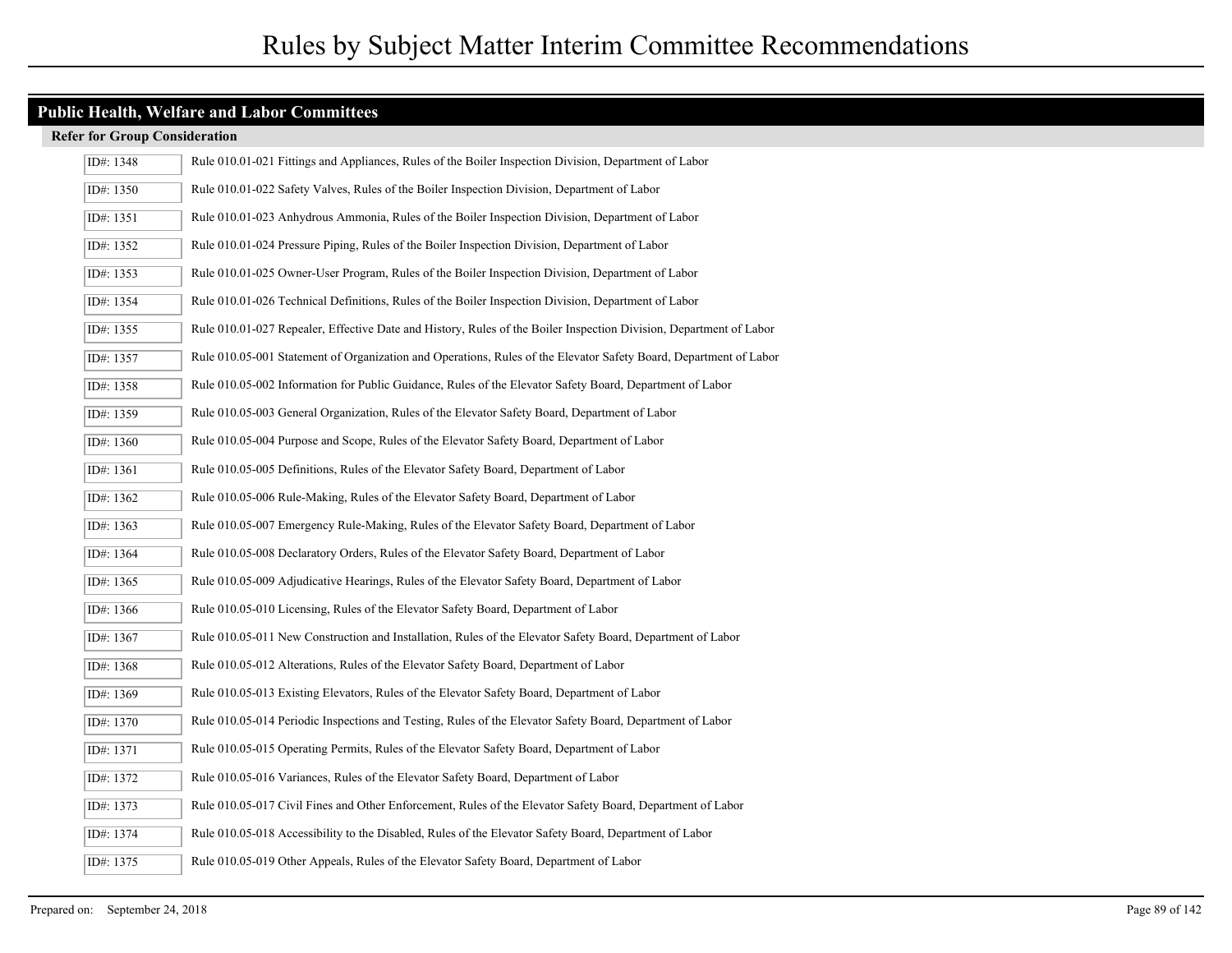# Rules by Subject Matter Interim Committee Recommendations

## Public Health, Welfare and Labor Committees

### Refer for Group Consideration

| ID# | Rule |
|---|---|
| ID#: 1348 | Rule 010.01-021 Fittings and Appliances, Rules of the Boiler Inspection Division, Department of Labor |
| ID#: 1350 | Rule 010.01-022 Safety Valves, Rules of the Boiler Inspection Division, Department of Labor |
| ID#: 1351 | Rule 010.01-023 Anhydrous Ammonia, Rules of the Boiler Inspection Division, Department of Labor |
| ID#: 1352 | Rule 010.01-024 Pressure Piping, Rules of the Boiler Inspection Division, Department of Labor |
| ID#: 1353 | Rule 010.01-025 Owner-User Program, Rules of the Boiler Inspection Division, Department of Labor |
| ID#: 1354 | Rule 010.01-026 Technical Definitions, Rules of the Boiler Inspection Division, Department of Labor |
| ID#: 1355 | Rule 010.01-027 Repealer, Effective Date and History, Rules of the Boiler Inspection Division, Department of Labor |
| ID#: 1357 | Rule 010.05-001 Statement of Organization and Operations, Rules of the Elevator Safety Board, Department of Labor |
| ID#: 1358 | Rule 010.05-002 Information for Public Guidance, Rules of the Elevator Safety Board, Department of Labor |
| ID#: 1359 | Rule 010.05-003 General Organization, Rules of the Elevator Safety Board, Department of Labor |
| ID#: 1360 | Rule 010.05-004 Purpose and Scope, Rules of the Elevator Safety Board, Department of Labor |
| ID#: 1361 | Rule 010.05-005 Definitions, Rules of the Elevator Safety Board, Department of Labor |
| ID#: 1362 | Rule 010.05-006 Rule-Making, Rules of the Elevator Safety Board, Department of Labor |
| ID#: 1363 | Rule 010.05-007 Emergency Rule-Making, Rules of the Elevator Safety Board, Department of Labor |
| ID#: 1364 | Rule 010.05-008 Declaratory Orders, Rules of the Elevator Safety Board, Department of Labor |
| ID#: 1365 | Rule 010.05-009 Adjudicative Hearings, Rules of the Elevator Safety Board, Department of Labor |
| ID#: 1366 | Rule 010.05-010 Licensing, Rules of the Elevator Safety Board, Department of Labor |
| ID#: 1367 | Rule 010.05-011 New Construction and Installation, Rules of the Elevator Safety Board, Department of Labor |
| ID#: 1368 | Rule 010.05-012 Alterations, Rules of the Elevator Safety Board, Department of Labor |
| ID#: 1369 | Rule 010.05-013 Existing Elevators, Rules of the Elevator Safety Board, Department of Labor |
| ID#: 1370 | Rule 010.05-014 Periodic Inspections and Testing, Rules of the Elevator Safety Board, Department of Labor |
| ID#: 1371 | Rule 010.05-015 Operating Permits, Rules of the Elevator Safety Board, Department of Labor |
| ID#: 1372 | Rule 010.05-016 Variances, Rules of the Elevator Safety Board, Department of Labor |
| ID#: 1373 | Rule 010.05-017 Civil Fines and Other Enforcement, Rules of the Elevator Safety Board, Department of Labor |
| ID#: 1374 | Rule 010.05-018 Accessibility to the Disabled, Rules of the Elevator Safety Board, Department of Labor |
| ID#: 1375 | Rule 010.05-019 Other Appeals, Rules of the Elevator Safety Board, Department of Labor |

Prepared on: September 24, 2018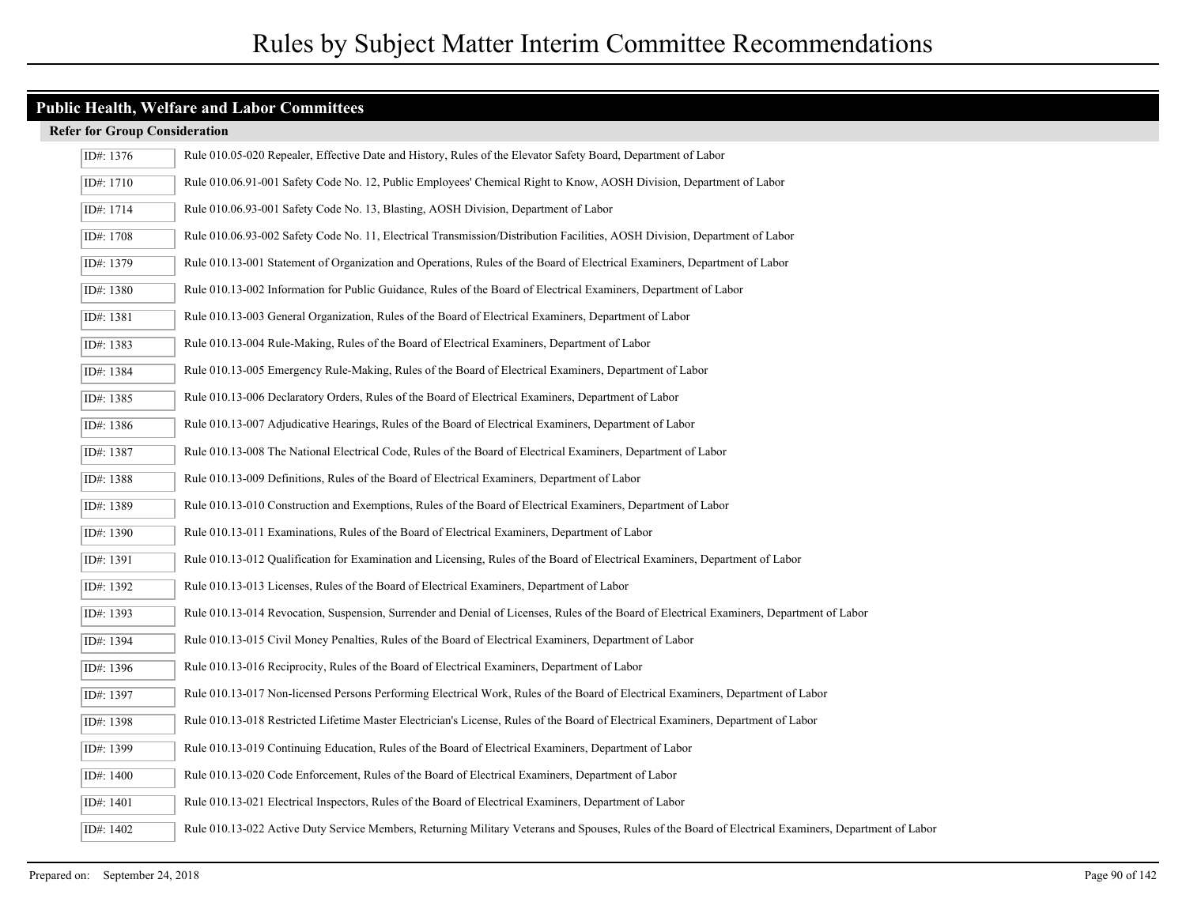# Rules by Subject Matter Interim Committee Recommendations

## Public Health, Welfare and Labor Committees

### Refer for Group Consideration

| ID# | Rule |
|---|---|
| ID#: 1376 | Rule 010.05-020 Repealer, Effective Date and History, Rules of the Elevator Safety Board, Department of Labor |
| ID#: 1710 | Rule 010.06.91-001 Safety Code No. 12, Public Employees' Chemical Right to Know, AOSH Division, Department of Labor |
| ID#: 1714 | Rule 010.06.93-001 Safety Code No. 13, Blasting, AOSH Division, Department of Labor |
| ID#: 1708 | Rule 010.06.93-002 Safety Code No. 11, Electrical Transmission/Distribution Facilities, AOSH Division, Department of Labor |
| ID#: 1379 | Rule 010.13-001 Statement of Organization and Operations, Rules of the Board of Electrical Examiners, Department of Labor |
| ID#: 1380 | Rule 010.13-002 Information for Public Guidance, Rules of the Board of Electrical Examiners, Department of Labor |
| ID#: 1381 | Rule 010.13-003 General Organization, Rules of the Board of Electrical Examiners, Department of Labor |
| ID#: 1383 | Rule 010.13-004 Rule-Making, Rules of the Board of Electrical Examiners, Department of Labor |
| ID#: 1384 | Rule 010.13-005 Emergency Rule-Making, Rules of the Board of Electrical Examiners, Department of Labor |
| ID#: 1385 | Rule 010.13-006 Declaratory Orders, Rules of the Board of Electrical Examiners, Department of Labor |
| ID#: 1386 | Rule 010.13-007 Adjudicative Hearings, Rules of the Board of Electrical Examiners, Department of Labor |
| ID#: 1387 | Rule 010.13-008 The National Electrical Code, Rules of the Board of Electrical Examiners, Department of Labor |
| ID#: 1388 | Rule 010.13-009 Definitions, Rules of the Board of Electrical Examiners, Department of Labor |
| ID#: 1389 | Rule 010.13-010 Construction and Exemptions, Rules of the Board of Electrical Examiners, Department of Labor |
| ID#: 1390 | Rule 010.13-011 Examinations, Rules of the Board of Electrical Examiners, Department of Labor |
| ID#: 1391 | Rule 010.13-012 Qualification for Examination and Licensing, Rules of the Board of Electrical Examiners, Department of Labor |
| ID#: 1392 | Rule 010.13-013 Licenses, Rules of the Board of Electrical Examiners, Department of Labor |
| ID#: 1393 | Rule 010.13-014 Revocation, Suspension, Surrender and Denial of Licenses, Rules of the Board of Electrical Examiners, Department of Labor |
| ID#: 1394 | Rule 010.13-015 Civil Money Penalties, Rules of the Board of Electrical Examiners, Department of Labor |
| ID#: 1396 | Rule 010.13-016 Reciprocity, Rules of the Board of Electrical Examiners, Department of Labor |
| ID#: 1397 | Rule 010.13-017 Non-licensed Persons Performing Electrical Work, Rules of the Board of Electrical Examiners, Department of Labor |
| ID#: 1398 | Rule 010.13-018 Restricted Lifetime Master Electrician's License, Rules of the Board of Electrical Examiners, Department of Labor |
| ID#: 1399 | Rule 010.13-019 Continuing Education, Rules of the Board of Electrical Examiners, Department of Labor |
| ID#: 1400 | Rule 010.13-020 Code Enforcement, Rules of the Board of Electrical Examiners, Department of Labor |
| ID#: 1401 | Rule 010.13-021 Electrical Inspectors, Rules of the Board of Electrical Examiners, Department of Labor |
| ID#: 1402 | Rule 010.13-022 Active Duty Service Members, Returning Military Veterans and Spouses, Rules of the Board of Electrical Examiners, Department of Labor |

Prepared on: September 24, 2018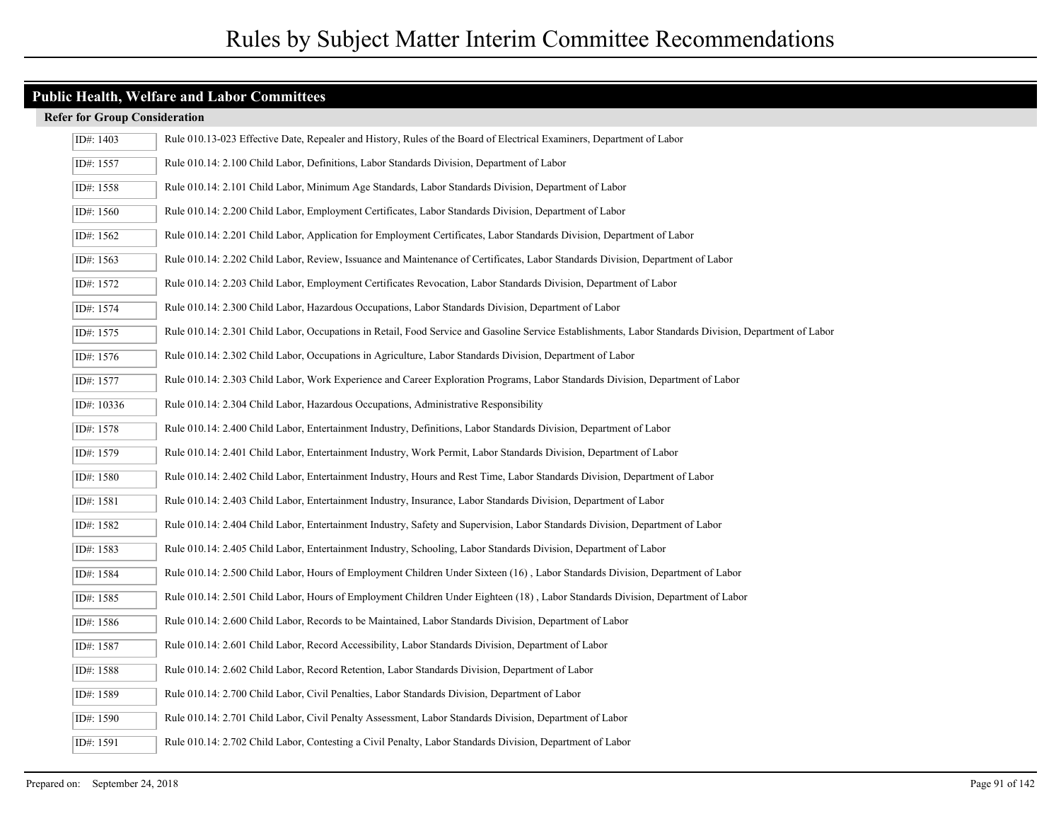# Rules by Subject Matter Interim Committee Recommendations

## Public Health, Welfare and Labor Committees

### Refer for Group Consideration

| ID# | Rule |
|---|---|
| ID#: 1403 | Rule 010.13-023 Effective Date, Repealer and History, Rules of the Board of Electrical Examiners, Department of Labor |
| ID#: 1557 | Rule 010.14: 2.100 Child Labor, Definitions, Labor Standards Division, Department of Labor |
| ID#: 1558 | Rule 010.14: 2.101 Child Labor, Minimum Age Standards, Labor Standards Division, Department of Labor |
| ID#: 1560 | Rule 010.14: 2.200 Child Labor, Employment Certificates, Labor Standards Division, Department of Labor |
| ID#: 1562 | Rule 010.14: 2.201 Child Labor, Application for Employment Certificates, Labor Standards Division, Department of Labor |
| ID#: 1563 | Rule 010.14: 2.202 Child Labor, Review, Issuance and Maintenance of Certificates, Labor Standards Division, Department of Labor |
| ID#: 1572 | Rule 010.14: 2.203 Child Labor, Employment Certificates Revocation, Labor Standards Division, Department of Labor |
| ID#: 1574 | Rule 010.14: 2.300 Child Labor, Hazardous Occupations, Labor Standards Division, Department of Labor |
| ID#: 1575 | Rule 010.14: 2.301 Child Labor, Occupations in Retail, Food Service and Gasoline Service Establishments, Labor Standards Division, Department of Labor |
| ID#: 1576 | Rule 010.14: 2.302 Child Labor, Occupations in Agriculture, Labor Standards Division, Department of Labor |
| ID#: 1577 | Rule 010.14: 2.303 Child Labor, Work Experience and Career Exploration Programs, Labor Standards Division, Department of Labor |
| ID#: 10336 | Rule 010.14: 2.304 Child Labor, Hazardous Occupations, Administrative Responsibility |
| ID#: 1578 | Rule 010.14: 2.400 Child Labor, Entertainment Industry, Definitions, Labor Standards Division, Department of Labor |
| ID#: 1579 | Rule 010.14: 2.401 Child Labor, Entertainment Industry, Work Permit, Labor Standards Division, Department of Labor |
| ID#: 1580 | Rule 010.14: 2.402 Child Labor, Entertainment Industry, Hours and Rest Time, Labor Standards Division, Department of Labor |
| ID#: 1581 | Rule 010.14: 2.403 Child Labor, Entertainment Industry, Insurance, Labor Standards Division, Department of Labor |
| ID#: 1582 | Rule 010.14: 2.404 Child Labor, Entertainment Industry, Safety and Supervision, Labor Standards Division, Department of Labor |
| ID#: 1583 | Rule 010.14: 2.405 Child Labor, Entertainment Industry, Schooling, Labor Standards Division, Department of Labor |
| ID#: 1584 | Rule 010.14: 2.500 Child Labor, Hours of Employment Children Under Sixteen (16) , Labor Standards Division, Department of Labor |
| ID#: 1585 | Rule 010.14: 2.501 Child Labor, Hours of Employment Children Under Eighteen (18) , Labor Standards Division, Department of Labor |
| ID#: 1586 | Rule 010.14: 2.600 Child Labor, Records to be Maintained, Labor Standards Division, Department of Labor |
| ID#: 1587 | Rule 010.14: 2.601 Child Labor, Record Accessibility, Labor Standards Division, Department of Labor |
| ID#: 1588 | Rule 010.14: 2.602 Child Labor, Record Retention, Labor Standards Division, Department of Labor |
| ID#: 1589 | Rule 010.14: 2.700 Child Labor, Civil Penalties, Labor Standards Division, Department of Labor |
| ID#: 1590 | Rule 010.14: 2.701 Child Labor, Civil Penalty Assessment, Labor Standards Division, Department of Labor |
| ID#: 1591 | Rule 010.14: 2.702 Child Labor, Contesting a Civil Penalty, Labor Standards Division, Department of Labor |

Prepared on: September 24, 2018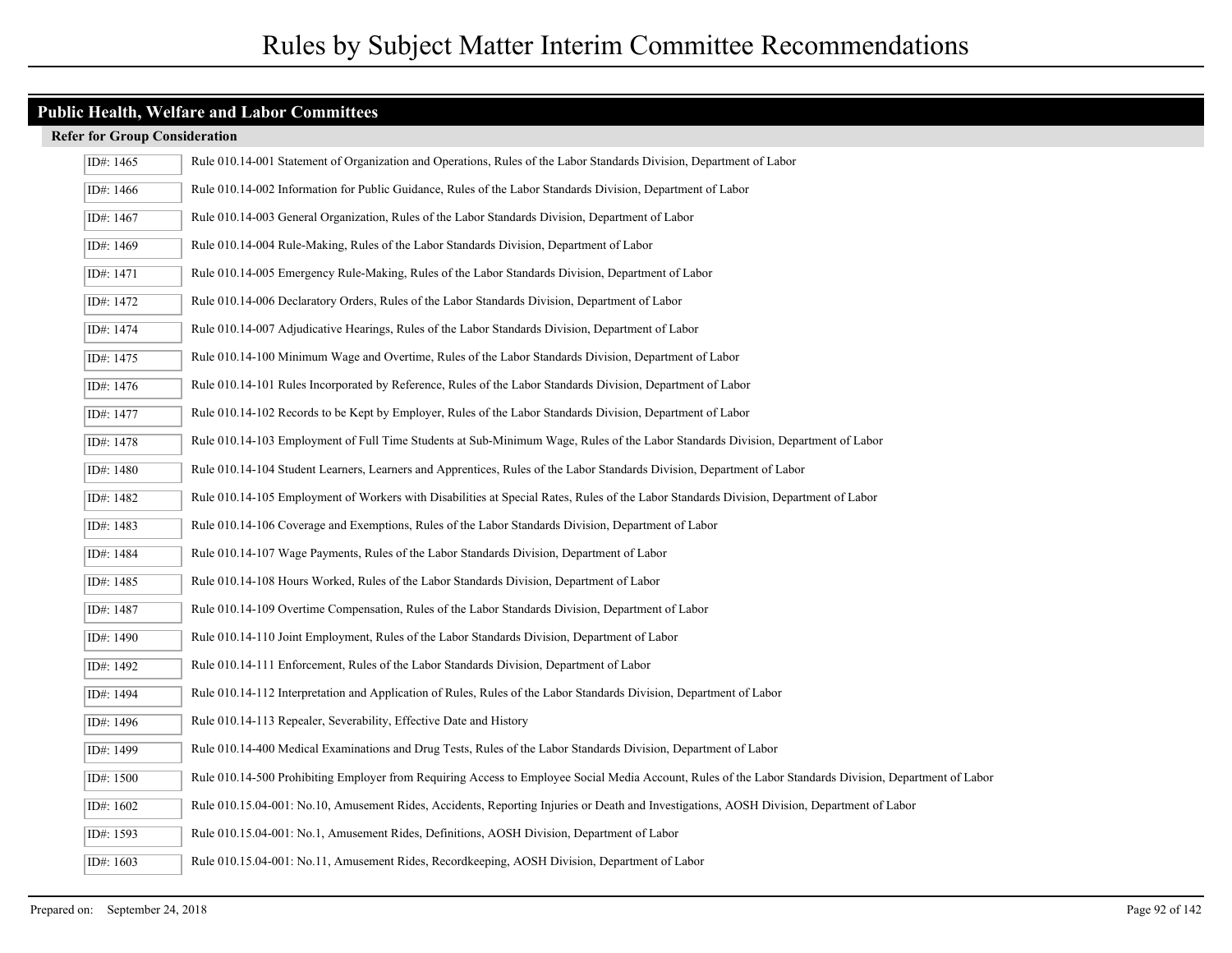## Public Health, Welfare and Labor Committees

### Refer for Group Consideration

| ID# | Rule |
|---|---|
| ID#: 1465 | Rule 010.14-001 Statement of Organization and Operations, Rules of the Labor Standards Division, Department of Labor |
| ID#: 1466 | Rule 010.14-002 Information for Public Guidance, Rules of the Labor Standards Division, Department of Labor |
| ID#: 1467 | Rule 010.14-003 General Organization, Rules of the Labor Standards Division, Department of Labor |
| ID#: 1469 | Rule 010.14-004 Rule-Making, Rules of the Labor Standards Division, Department of Labor |
| ID#: 1471 | Rule 010.14-005 Emergency Rule-Making, Rules of the Labor Standards Division, Department of Labor |
| ID#: 1472 | Rule 010.14-006 Declaratory Orders, Rules of the Labor Standards Division, Department of Labor |
| ID#: 1474 | Rule 010.14-007 Adjudicative Hearings, Rules of the Labor Standards Division, Department of Labor |
| ID#: 1475 | Rule 010.14-100 Minimum Wage and Overtime, Rules of the Labor Standards Division, Department of Labor |
| ID#: 1476 | Rule 010.14-101 Rules Incorporated by Reference, Rules of the Labor Standards Division, Department of Labor |
| ID#: 1477 | Rule 010.14-102 Records to be Kept by Employer, Rules of the Labor Standards Division, Department of Labor |
| ID#: 1478 | Rule 010.14-103 Employment of Full Time Students at Sub-Minimum Wage, Rules of the Labor Standards Division, Department of Labor |
| ID#: 1480 | Rule 010.14-104 Student Learners, Learners and Apprentices, Rules of the Labor Standards Division, Department of Labor |
| ID#: 1482 | Rule 010.14-105 Employment of Workers with Disabilities at Special Rates, Rules of the Labor Standards Division, Department of Labor |
| ID#: 1483 | Rule 010.14-106 Coverage and Exemptions, Rules of the Labor Standards Division, Department of Labor |
| ID#: 1484 | Rule 010.14-107 Wage Payments, Rules of the Labor Standards Division, Department of Labor |
| ID#: 1485 | Rule 010.14-108 Hours Worked, Rules of the Labor Standards Division, Department of Labor |
| ID#: 1487 | Rule 010.14-109 Overtime Compensation, Rules of the Labor Standards Division, Department of Labor |
| ID#: 1490 | Rule 010.14-110 Joint Employment, Rules of the Labor Standards Division, Department of Labor |
| ID#: 1492 | Rule 010.14-111 Enforcement, Rules of the Labor Standards Division, Department of Labor |
| ID#: 1494 | Rule 010.14-112 Interpretation and Application of Rules, Rules of the Labor Standards Division, Department of Labor |
| ID#: 1496 | Rule 010.14-113 Repealer, Severability, Effective Date and History |
| ID#: 1499 | Rule 010.14-400 Medical Examinations and Drug Tests, Rules of the Labor Standards Division, Department of Labor |
| ID#: 1500 | Rule 010.14-500 Prohibiting Employer from Requiring Access to Employee Social Media Account, Rules of the Labor Standards Division, Department of Labor |
| ID#: 1602 | Rule 010.15.04-001: No.10, Amusement Rides, Accidents, Reporting Injuries or Death and Investigations, AOSH Division, Department of Labor |
| ID#: 1593 | Rule 010.15.04-001: No.1, Amusement Rides, Definitions, AOSH Division, Department of Labor |
| ID#: 1603 | Rule 010.15.04-001: No.11, Amusement Rides, Recordkeeping, AOSH Division, Department of Labor |

Prepared on: September 24, 2018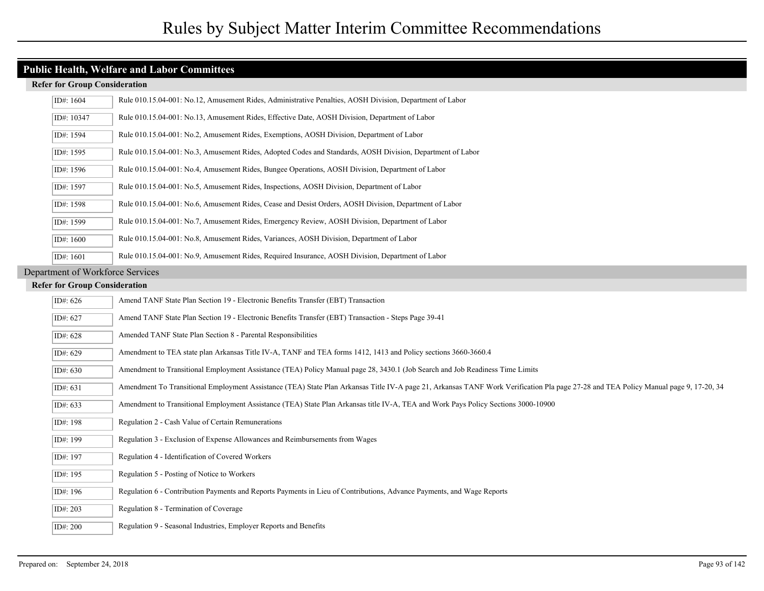# Rules by Subject Matter Interim Committee Recommendations

## Public Health, Welfare and Labor Committees

### Refer for Group Consideration

| ID# | Rule |
|---|---|
| ID#: 1604 | Rule 010.15.04-001: No.12, Amusement Rides, Administrative Penalties, AOSH Division, Department of Labor |
| ID#: 10347 | Rule 010.15.04-001: No.13, Amusement Rides, Effective Date, AOSH Division, Department of Labor |
| ID#: 1594 | Rule 010.15.04-001: No.2, Amusement Rides, Exemptions, AOSH Division, Department of Labor |
| ID#: 1595 | Rule 010.15.04-001: No.3, Amusement Rides, Adopted Codes and Standards, AOSH Division, Department of Labor |
| ID#: 1596 | Rule 010.15.04-001: No.4, Amusement Rides, Bungee Operations, AOSH Division, Department of Labor |
| ID#: 1597 | Rule 010.15.04-001: No.5, Amusement Rides, Inspections, AOSH Division, Department of Labor |
| ID#: 1598 | Rule 010.15.04-001: No.6, Amusement Rides, Cease and Desist Orders, AOSH Division, Department of Labor |
| ID#: 1599 | Rule 010.15.04-001: No.7, Amusement Rides, Emergency Review, AOSH Division, Department of Labor |
| ID#: 1600 | Rule 010.15.04-001: No.8, Amusement Rides, Variances, AOSH Division, Department of Labor |
| ID#: 1601 | Rule 010.15.04-001: No.9, Amusement Rides, Required Insurance, AOSH Division, Department of Labor |

## Department of Workforce Services

### Refer for Group Consideration

| ID# | Rule |
|---|---|
| ID#: 626 | Amend TANF State Plan Section 19 - Electronic Benefits Transfer (EBT) Transaction |
| ID#: 627 | Amend TANF State Plan Section 19 - Electronic Benefits Transfer (EBT) Transaction - Steps Page 39-41 |
| ID#: 628 | Amended TANF State Plan Section 8 - Parental Responsibilities |
| ID#: 629 | Amendment to TEA state plan Arkansas Title IV-A, TANF and TEA forms 1412, 1413 and Policy sections 3660-3660.4 |
| ID#: 630 | Amendment to Transitional Employment Assistance (TEA) Policy Manual page 28, 3430.1 (Job Search and Job Readiness Time Limits |
| ID#: 631 | Amendment To Transitional Employment Assistance (TEA) State Plan Arkansas Title IV-A page 21, Arkansas TANF Work Verification Pla page 27-28 and TEA Policy Manual page 9, 17-20, 34 |
| ID#: 633 | Amendment to Transitional Employment Assistance (TEA) State Plan Arkansas title IV-A, TEA and Work Pays Policy Sections 3000-10900 |
| ID#: 198 | Regulation 2 - Cash Value of Certain Remunerations |
| ID#: 199 | Regulation 3 - Exclusion of Expense Allowances and Reimbursements from Wages |
| ID#: 197 | Regulation 4 - Identification of Covered Workers |
| ID#: 195 | Regulation 5 - Posting of Notice to Workers |
| ID#: 196 | Regulation 6 - Contribution Payments and Reports Payments in Lieu of Contributions, Advance Payments, and Wage Reports |
| ID#: 203 | Regulation 8 - Termination of Coverage |
| ID#: 200 | Regulation 9 - Seasonal Industries, Employer Reports and Benefits |

Prepared on: September 24, 2018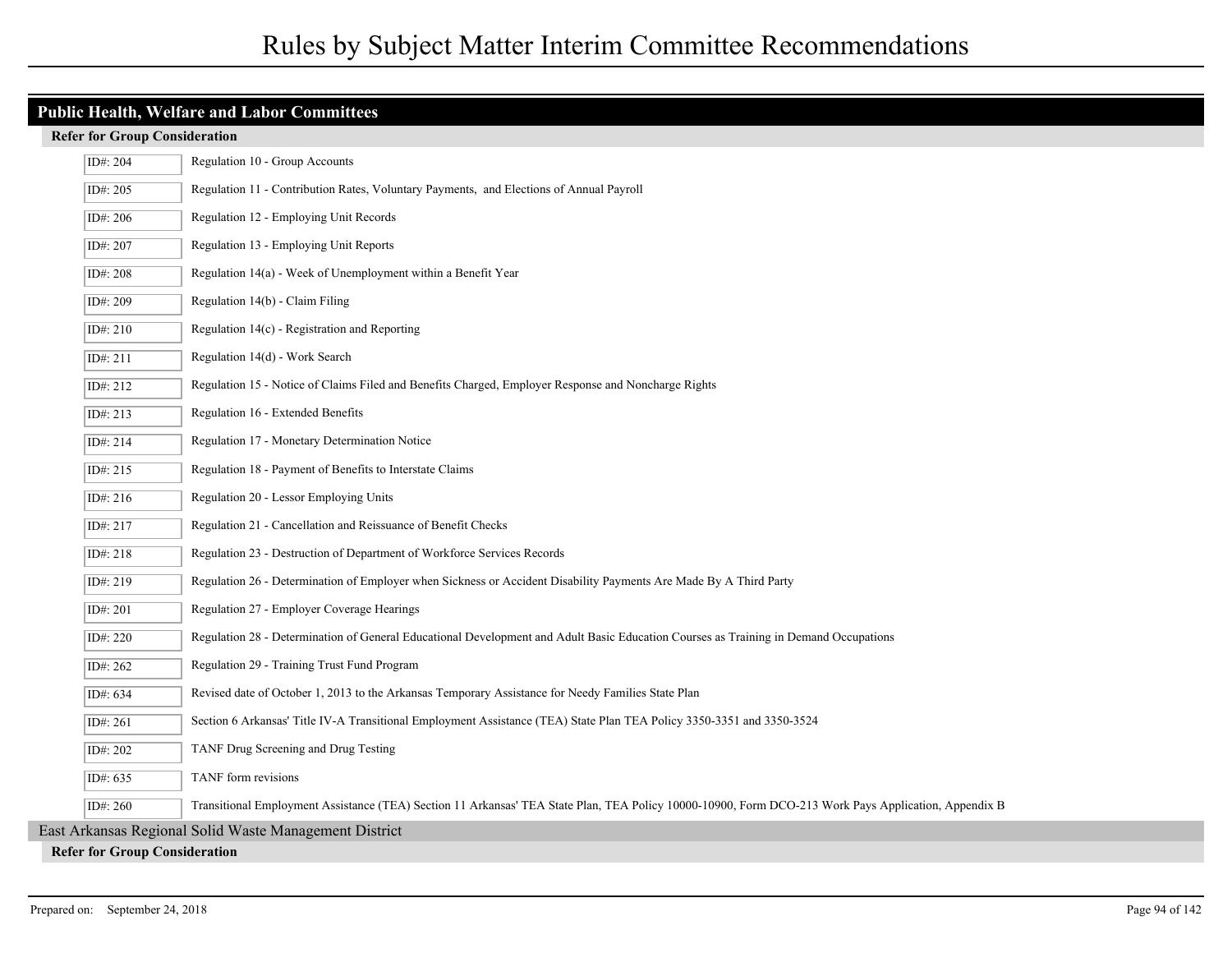# Rules by Subject Matter Interim Committee Recommendations

## Public Health, Welfare and Labor Committees

### Refer for Group Consideration

| ID# | Description |
|---|---|
| ID#: 204 | Regulation 10 - Group Accounts |
| ID#: 205 | Regulation 11 - Contribution Rates, Voluntary Payments, and Elections of Annual Payroll |
| ID#: 206 | Regulation 12 - Employing Unit Records |
| ID#: 207 | Regulation 13 - Employing Unit Reports |
| ID#: 208 | Regulation 14(a) - Week of Unemployment within a Benefit Year |
| ID#: 209 | Regulation 14(b) - Claim Filing |
| ID#: 210 | Regulation 14(c) - Registration and Reporting |
| ID#: 211 | Regulation 14(d) - Work Search |
| ID#: 212 | Regulation 15 - Notice of Claims Filed and Benefits Charged, Employer Response and Noncharge Rights |
| ID#: 213 | Regulation 16 - Extended Benefits |
| ID#: 214 | Regulation 17 - Monetary Determination Notice |
| ID#: 215 | Regulation 18 - Payment of Benefits to Interstate Claims |
| ID#: 216 | Regulation 20 - Lessor Employing Units |
| ID#: 217 | Regulation 21 - Cancellation and Reissuance of Benefit Checks |
| ID#: 218 | Regulation 23 - Destruction of Department of Workforce Services Records |
| ID#: 219 | Regulation 26 - Determination of Employer when Sickness or Accident Disability Payments Are Made By A Third Party |
| ID#: 201 | Regulation 27 - Employer Coverage Hearings |
| ID#: 220 | Regulation 28 - Determination of General Educational Development and Adult Basic Education Courses as Training in Demand Occupations |
| ID#: 262 | Regulation 29 - Training Trust Fund Program |
| ID#: 634 | Revised date of October 1, 2013 to the Arkansas Temporary Assistance for Needy Families State Plan |
| ID#: 261 | Section 6 Arkansas' Title IV-A Transitional Employment Assistance (TEA) State Plan TEA Policy 3350-3351 and 3350-3524 |
| ID#: 202 | TANF Drug Screening and Drug Testing |
| ID#: 635 | TANF form revisions |
| ID#: 260 | Transitional Employment Assistance (TEA) Section 11 Arkansas' TEA State Plan, TEA Policy 10000-10900, Form DCO-213 Work Pays Application, Appendix B |

## East Arkansas Regional Solid Waste Management District

### Refer for Group Consideration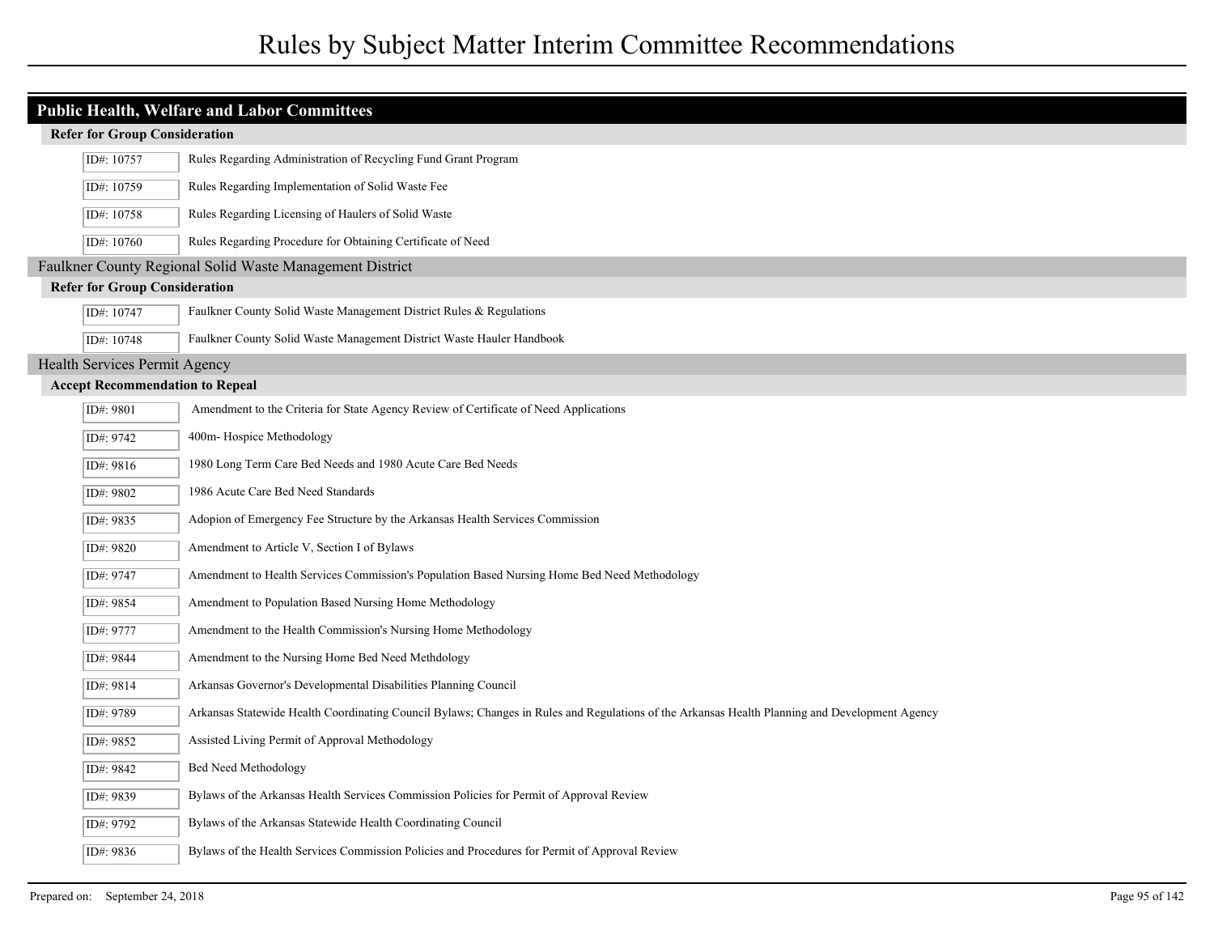# Rules by Subject Matter Interim Committee Recommendations

## Public Health, Welfare and Labor Committees

### Refer for Group Consideration

| ID# | Title |
| --- | --- |
| ID#: 10757 | Rules Regarding Administration of Recycling Fund Grant Program |
| ID#: 10759 | Rules Regarding Implementation of Solid Waste Fee |
| ID#: 10758 | Rules Regarding Licensing of Haulers of Solid Waste |
| ID#: 10760 | Rules Regarding Procedure for Obtaining Certificate of Need |

## Faulkner County Regional Solid Waste Management District

### Refer for Group Consideration

| ID# | Title |
| --- | --- |
| ID#: 10747 | Faulkner County Solid Waste Management District Rules & Regulations |
| ID#: 10748 | Faulkner County Solid Waste Management District Waste Hauler Handbook |

## Health Services Permit Agency

### Accept Recommendation to Repeal

| ID# | Title |
| --- | --- |
| ID#: 9801 | Amendment to the Criteria for State Agency Review of Certificate of Need Applications |
| ID#: 9742 | 400m- Hospice Methodology |
| ID#: 9816 | 1980 Long Term Care Bed Needs and 1980 Acute Care Bed Needs |
| ID#: 9802 | 1986 Acute Care Bed Need Standards |
| ID#: 9835 | Adopion of Emergency Fee Structure by the Arkansas Health Services Commission |
| ID#: 9820 | Amendment to Article V, Section I of Bylaws |
| ID#: 9747 | Amendment to Health Services Commission's Population Based Nursing Home Bed Need Methodology |
| ID#: 9854 | Amendment to Population Based Nursing Home Methodology |
| ID#: 9777 | Amendment to the Health Commission's Nursing Home Methodology |
| ID#: 9844 | Amendment to the Nursing Home Bed Need Methdology |
| ID#: 9814 | Arkansas Governor's Developmental Disabilities Planning Council |
| ID#: 9789 | Arkansas Statewide Health Coordinating Council Bylaws; Changes in Rules and Regulations of the Arkansas Health Planning and Development Agency |
| ID#: 9852 | Assisted Living Permit of Approval Methodology |
| ID#: 9842 | Bed Need Methodology |
| ID#: 9839 | Bylaws of the Arkansas Health Services Commission Policies for Permit of Approval Review |
| ID#: 9792 | Bylaws of the Arkansas Statewide Health Coordinating Council |
| ID#: 9836 | Bylaws of the Health Services Commission Policies and Procedures for Permit of Approval Review |

Prepared on: September 24, 2018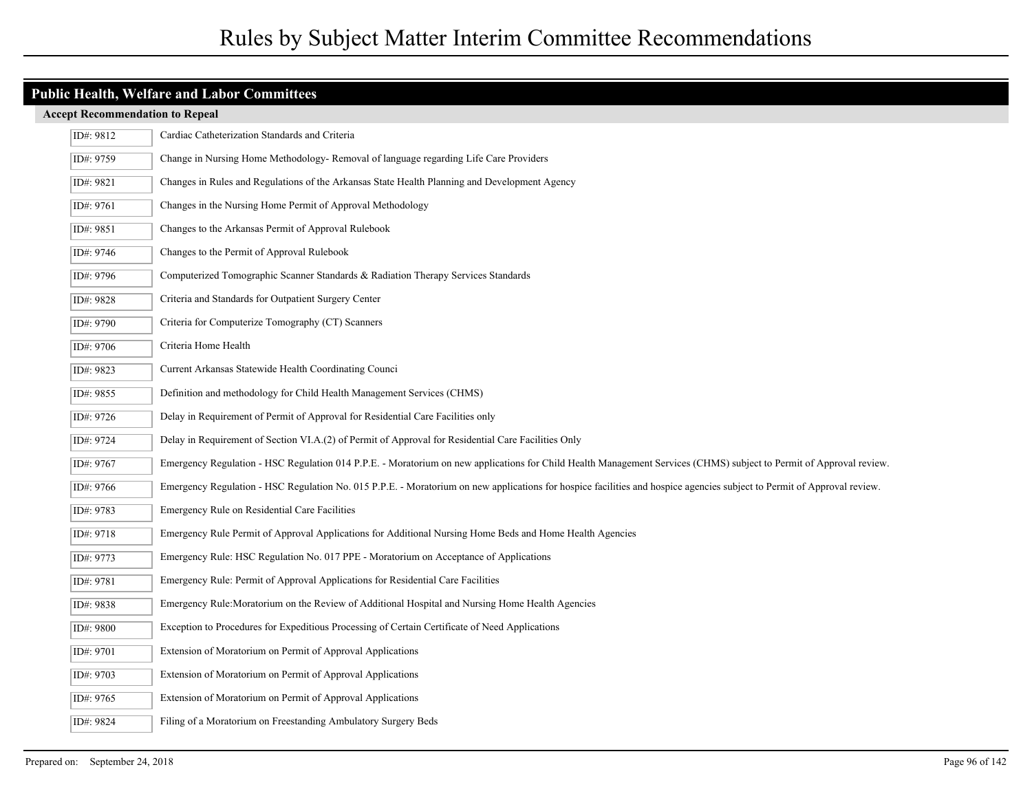# Rules by Subject Matter Interim Committee Recommendations

## Public Health, Welfare and Labor Committees

### Accept Recommendation to Repeal

| ID# | Title |
|---|---|
| ID#: 9812 | Cardiac Catheterization Standards and Criteria |
| ID#: 9759 | Change in Nursing Home Methodology- Removal of language regarding Life Care Providers |
| ID#: 9821 | Changes in Rules and Regulations of the Arkansas State Health Planning and Development Agency |
| ID#: 9761 | Changes in the Nursing Home Permit of Approval Methodology |
| ID#: 9851 | Changes to the Arkansas Permit of Approval Rulebook |
| ID#: 9746 | Changes to the Permit of Approval Rulebook |
| ID#: 9796 | Computerized Tomographic Scanner Standards & Radiation Therapy Services Standards |
| ID#: 9828 | Criteria and Standards for Outpatient Surgery Center |
| ID#: 9790 | Criteria for Computerize Tomography (CT) Scanners |
| ID#: 9706 | Criteria Home Health |
| ID#: 9823 | Current Arkansas Statewide Health Coordinating Counci |
| ID#: 9855 | Definition and methodology for Child Health Management Services (CHMS) |
| ID#: 9726 | Delay in Requirement of Permit of Approval for Residential Care Facilities only |
| ID#: 9724 | Delay in Requirement of Section VI.A.(2) of Permit of Approval for Residential Care Facilities Only |
| ID#: 9767 | Emergency Regulation - HSC Regulation 014 P.P.E. - Moratorium on new applications for Child Health Management Services (CHMS) subject to Permit of Approval review. |
| ID#: 9766 | Emergency Regulation - HSC Regulation No. 015 P.P.E. - Moratorium on new applications for hospice facilities and hospice agencies subject to Permit of Approval review. |
| ID#: 9783 | Emergency Rule on Residential Care Facilities |
| ID#: 9718 | Emergency Rule Permit of Approval Applications for Additional Nursing Home Beds and Home Health Agencies |
| ID#: 9773 | Emergency Rule: HSC Regulation No. 017 PPE - Moratorium on Acceptance of Applications |
| ID#: 9781 | Emergency Rule: Permit of Approval Applications for Residential Care Facilities |
| ID#: 9838 | Emergency Rule:Moratorium on the Review of Additional Hospital and Nursing Home Health Agencies |
| ID#: 9800 | Exception to Procedures for Expeditious Processing of Certain Certificate of Need Applications |
| ID#: 9701 | Extension of Moratorium on Permit of Approval Applications |
| ID#: 9703 | Extension of Moratorium on Permit of Approval Applications |
| ID#: 9765 | Extension of Moratorium on Permit of Approval Applications |
| ID#: 9824 | Filing of a Moratorium on Freestanding Ambulatory Surgery Beds |

Prepared on: September 24, 2018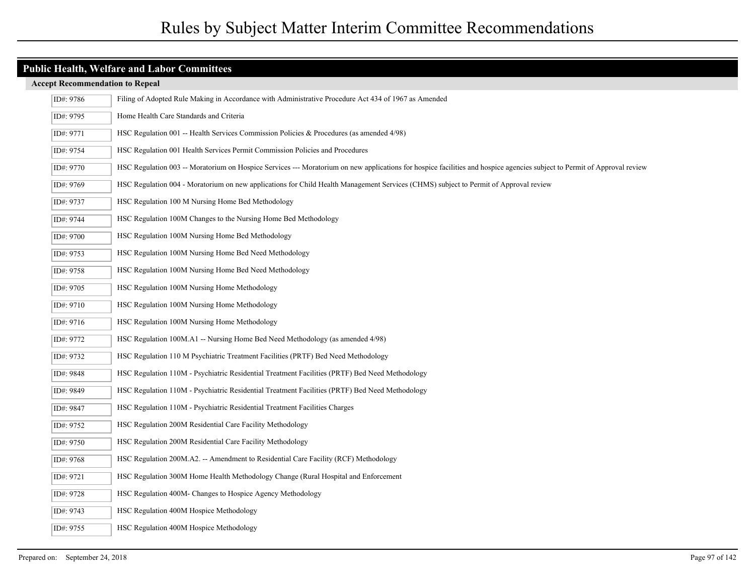# Rules by Subject Matter Interim Committee Recommendations

## Public Health, Welfare and Labor Committees

### Accept Recommendation to Repeal

| ID | Title |
|---|---|
| ID#: 9786 | Filing of Adopted Rule Making in Accordance with Administrative Procedure Act 434 of 1967 as Amended |
| ID#: 9795 | Home Health Care Standards and Criteria |
| ID#: 9771 | HSC Regulation 001 -- Health Services Commission Policies & Procedures (as amended 4/98) |
| ID#: 9754 | HSC Regulation 001 Health Services Permit Commission Policies and Procedures |
| ID#: 9770 | HSC Regulation 003 -- Moratorium on Hospice Services --- Moratorium on new applications for hospice facilities and hospice agencies subject to Permit of Approval review |
| ID#: 9769 | HSC Regulation 004 - Moratorium on new applications for Child Health Management Services (CHMS) subject to Permit of Approval review |
| ID#: 9737 | HSC Regulation 100 M Nursing Home Bed Methodology |
| ID#: 9744 | HSC Regulation 100M Changes to the Nursing Home Bed Methodology |
| ID#: 9700 | HSC Regulation 100M Nursing Home Bed Methodology |
| ID#: 9753 | HSC Regulation 100M Nursing Home Bed Need Methodology |
| ID#: 9758 | HSC Regulation 100M Nursing Home Bed Need Methodology |
| ID#: 9705 | HSC Regulation 100M Nursing Home Methodology |
| ID#: 9710 | HSC Regulation 100M Nursing Home Methodology |
| ID#: 9716 | HSC Regulation 100M Nursing Home Methodology |
| ID#: 9772 | HSC Regulation 100M.A1 -- Nursing Home Bed Need Methodology (as amended 4/98) |
| ID#: 9732 | HSC Regulation 110 M Psychiatric Treatment Facilities (PRTF) Bed Need Methodology |
| ID#: 9848 | HSC Regulation 110M - Psychiatric Residential Treatment Facilities (PRTF) Bed Need Methodology |
| ID#: 9849 | HSC Regulation 110M - Psychiatric Residential Treatment Facilities (PRTF) Bed Need Methodology |
| ID#: 9847 | HSC Regulation 110M - Psychiatric Residential Treatment Facilities Charges |
| ID#: 9752 | HSC Regulation 200M Residential Care Facility Methodology |
| ID#: 9750 | HSC Regulation 200M Residential Care Facility Methodology |
| ID#: 9768 | HSC Regulation 200M.A2. -- Amendment to Residential Care Facility (RCF) Methodology |
| ID#: 9721 | HSC Regulation 300M Home Health Methodology Change (Rural Hospital and Enforcement |
| ID#: 9728 | HSC Regulation 400M- Changes to Hospice Agency Methodology |
| ID#: 9743 | HSC Regulation 400M Hospice Methodology |
| ID#: 9755 | HSC Regulation 400M Hospice Methodology |

Prepared on: September 24, 2018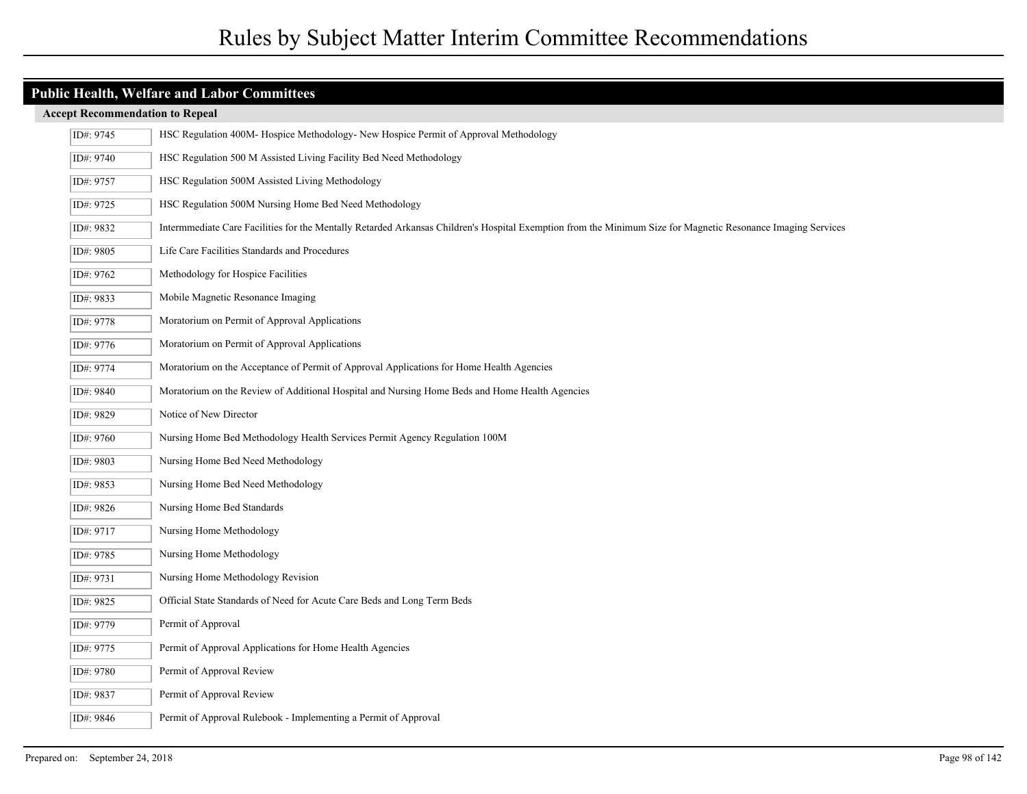## Public Health, Welfare and Labor Committees

### Accept Recommendation to Repeal

| ID# | Title |
|---|---|
| ID#: 9745 | HSC Regulation 400M- Hospice Methodology- New Hospice Permit of Approval Methodology |
| ID#: 9740 | HSC Regulation 500 M Assisted Living Facility Bed Need Methodology |
| ID#: 9757 | HSC Regulation 500M Assisted Living Methodology |
| ID#: 9725 | HSC Regulation 500M Nursing Home Bed Need Methodology |
| ID#: 9832 | Intermmediate Care Facilities for the Mentally Retarded Arkansas Children's Hospital Exemption from the Minimum Size for Magnetic Resonance Imaging Services |
| ID#: 9805 | Life Care Facilities Standards and Procedures |
| ID#: 9762 | Methodology for Hospice Facilities |
| ID#: 9833 | Mobile Magnetic Resonance Imaging |
| ID#: 9778 | Moratorium on Permit of Approval Applications |
| ID#: 9776 | Moratorium on Permit of Approval Applications |
| ID#: 9774 | Moratorium on the Acceptance of Permit of Approval Applications for Home Health Agencies |
| ID#: 9840 | Moratorium on the Review of Additional Hospital and Nursing Home Beds and Home Health Agencies |
| ID#: 9829 | Notice of New Director |
| ID#: 9760 | Nursing Home Bed Methodology Health Services Permit Agency Regulation 100M |
| ID#: 9803 | Nursing Home Bed Need Methodology |
| ID#: 9853 | Nursing Home Bed Need Methodology |
| ID#: 9826 | Nursing Home Bed Standards |
| ID#: 9717 | Nursing Home Methodology |
| ID#: 9785 | Nursing Home Methodology |
| ID#: 9731 | Nursing Home Methodology Revision |
| ID#: 9825 | Official State Standards of Need for Acute Care Beds and Long Term Beds |
| ID#: 9779 | Permit of Approval |
| ID#: 9775 | Permit of Approval Applications for Home Health Agencies |
| ID#: 9780 | Permit of Approval Review |
| ID#: 9837 | Permit of Approval Review |
| ID#: 9846 | Permit of Approval Rulebook - Implementing a Permit of Approval |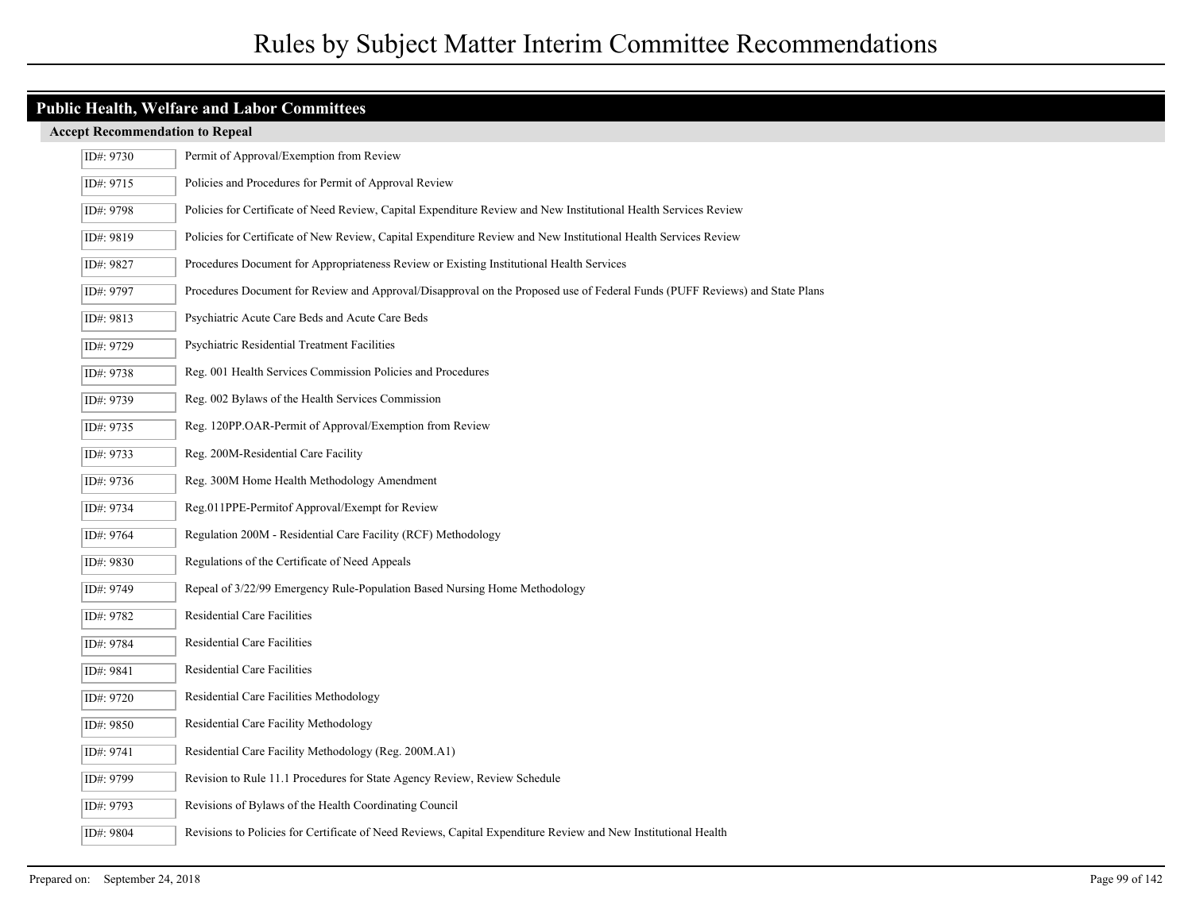# Rules by Subject Matter Interim Committee Recommendations

## Public Health, Welfare and Labor Committees

### Accept Recommendation to Repeal

| ID | Title |
|---|---|
| ID#: 9730 | Permit of Approval/Exemption from Review |
| ID#: 9715 | Policies and Procedures for Permit of Approval Review |
| ID#: 9798 | Policies for Certificate of Need Review, Capital Expenditure Review and New Institutional Health Services Review |
| ID#: 9819 | Policies for Certificate of New Review, Capital Expenditure Review and New Institutional Health Services Review |
| ID#: 9827 | Procedures Document for Appropriateness Review or Existing Institutional Health Services |
| ID#: 9797 | Procedures Document for Review and Approval/Disapproval on the Proposed use of Federal Funds (PUFF Reviews) and State Plans |
| ID#: 9813 | Psychiatric Acute Care Beds and Acute Care Beds |
| ID#: 9729 | Psychiatric Residential Treatment Facilities |
| ID#: 9738 | Reg. 001 Health Services Commission Policies and Procedures |
| ID#: 9739 | Reg. 002 Bylaws of the Health Services Commission |
| ID#: 9735 | Reg. 120PP.OAR-Permit of Approval/Exemption from Review |
| ID#: 9733 | Reg. 200M-Residential Care Facility |
| ID#: 9736 | Reg. 300M Home Health Methodology Amendment |
| ID#: 9734 | Reg.011PPE-Permitof Approval/Exempt for Review |
| ID#: 9764 | Regulation 200M - Residential Care Facility (RCF) Methodology |
| ID#: 9830 | Regulations of the Certificate of Need Appeals |
| ID#: 9749 | Repeal of 3/22/99 Emergency Rule-Population Based Nursing Home Methodology |
| ID#: 9782 | Residential Care Facilities |
| ID#: 9784 | Residential Care Facilities |
| ID#: 9841 | Residential Care Facilities |
| ID#: 9720 | Residential Care Facilities Methodology |
| ID#: 9850 | Residential Care Facility Methodology |
| ID#: 9741 | Residential Care Facility Methodology (Reg. 200M.A1) |
| ID#: 9799 | Revision to Rule 11.1 Procedures for State Agency Review, Review Schedule |
| ID#: 9793 | Revisions of Bylaws of the Health Coordinating Council |
| ID#: 9804 | Revisions to Policies for Certificate of Need Reviews, Capital Expenditure Review and New Institutional Health |

Prepared on: September 24, 2018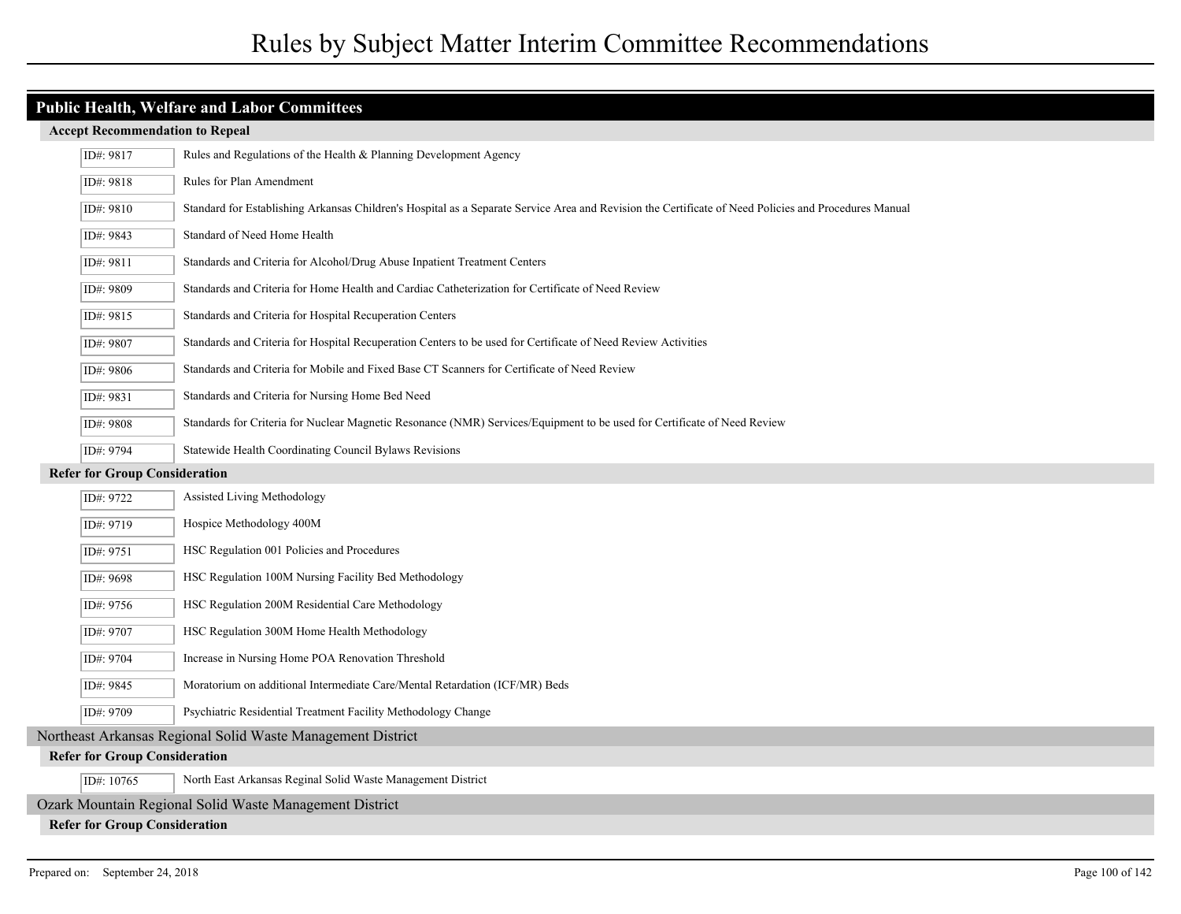## Public Health, Welfare and Labor Committees

### Accept Recommendation to Repeal

| ID# | Title |
|---|---|
| ID#: 9817 | Rules and Regulations of the Health & Planning Development Agency |
| ID#: 9818 | Rules for Plan Amendment |
| ID#: 9810 | Standard for Establishing Arkansas Children's Hospital as a Separate Service Area and Revision the Certificate of Need Policies and Procedures Manual |
| ID#: 9843 | Standard of Need Home Health |
| ID#: 9811 | Standards and Criteria for Alcohol/Drug Abuse Inpatient Treatment Centers |
| ID#: 9809 | Standards and Criteria for Home Health and Cardiac Catheterization for Certificate of Need Review |
| ID#: 9815 | Standards and Criteria for Hospital Recuperation Centers |
| ID#: 9807 | Standards and Criteria for Hospital Recuperation Centers to be used for Certificate of Need Review Activities |
| ID#: 9806 | Standards and Criteria for Mobile and Fixed Base CT Scanners for Certificate of Need Review |
| ID#: 9831 | Standards and Criteria for Nursing Home Bed Need |
| ID#: 9808 | Standards for Criteria for Nuclear Magnetic Resonance (NMR) Services/Equipment to be used for Certificate of Need Review |
| ID#: 9794 | Statewide Health Coordinating Council Bylaws Revisions |

### Refer for Group Consideration

| ID# | Title |
|---|---|
| ID#: 9722 | Assisted Living Methodology |
| ID#: 9719 | Hospice Methodology 400M |
| ID#: 9751 | HSC Regulation 001 Policies and Procedures |
| ID#: 9698 | HSC Regulation 100M Nursing Facility Bed Methodology |
| ID#: 9756 | HSC Regulation 200M Residential Care Methodology |
| ID#: 9707 | HSC Regulation 300M Home Health Methodology |
| ID#: 9704 | Increase in Nursing Home POA Renovation Threshold |
| ID#: 9845 | Moratorium on additional Intermediate Care/Mental Retardation (ICF/MR) Beds |
| ID#: 9709 | Psychiatric Residential Treatment Facility Methodology Change |

## Northeast Arkansas Regional Solid Waste Management District

### Refer for Group Consideration

| ID# | Title |
|---|---|
| ID#: 10765 | North East Arkansas Reginal Solid Waste Management District |

## Ozark Mountain Regional Solid Waste Management District

### Refer for Group Consideration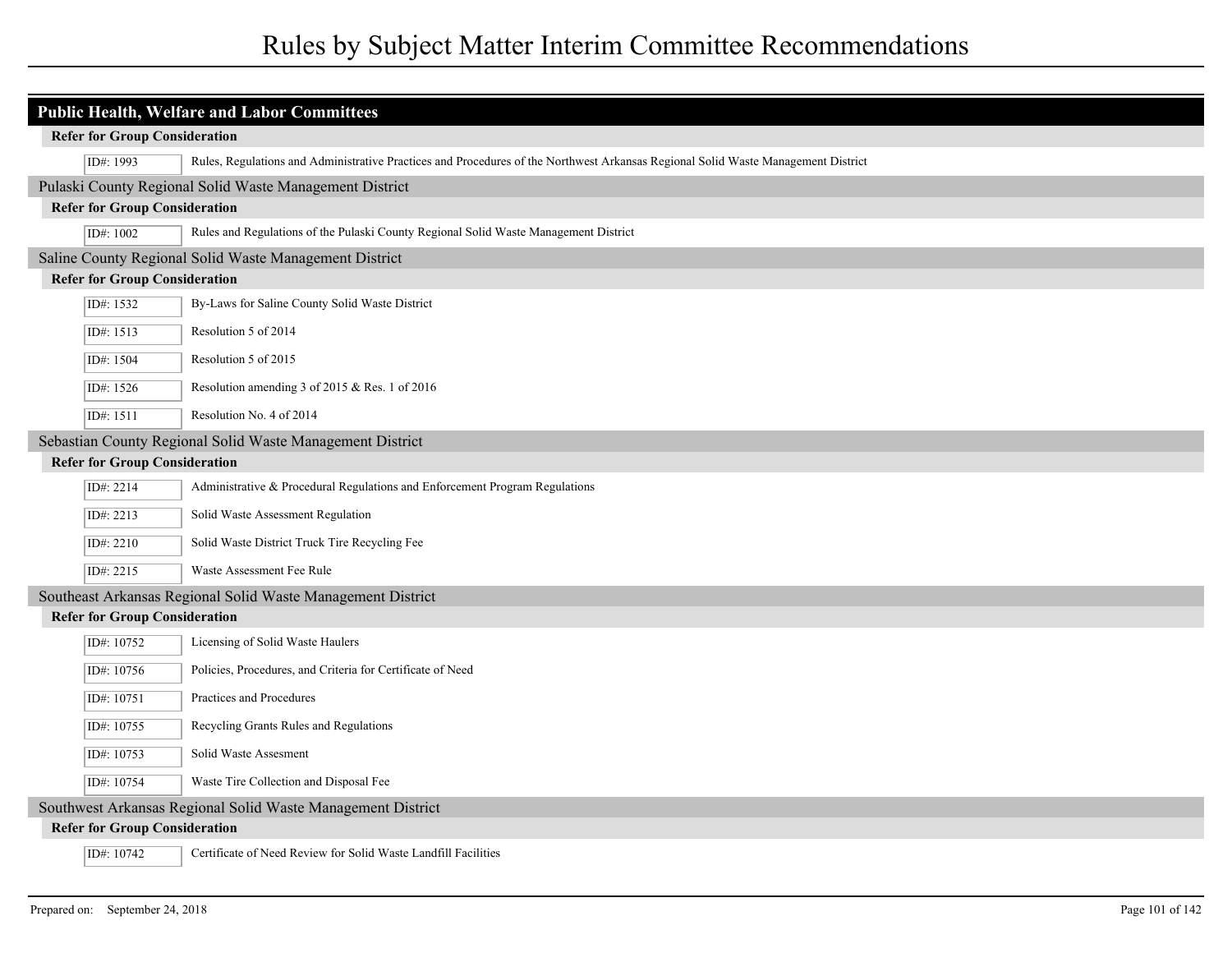## Public Health, Welfare and Labor Committees

**Refer for Group Consideration**

- ID#: 1993 — Rules, Regulations and Administrative Practices and Procedures of the Northwest Arkansas Regional Solid Waste Management District

### Pulaski County Regional Solid Waste Management District

**Refer for Group Consideration**

- ID#: 1002 — Rules and Regulations of the Pulaski County Regional Solid Waste Management District

### Saline County Regional Solid Waste Management District

**Refer for Group Consideration**

- ID#: 1532 — By-Laws for Saline County Solid Waste District
- ID#: 1513 — Resolution 5 of 2014
- ID#: 1504 — Resolution 5 of 2015
- ID#: 1526 — Resolution amending 3 of 2015 & Res. 1 of 2016
- ID#: 1511 — Resolution No. 4 of 2014

### Sebastian County Regional Solid Waste Management District

**Refer for Group Consideration**

- ID#: 2214 — Administrative & Procedural Regulations and Enforcement Program Regulations
- ID#: 2213 — Solid Waste Assessment Regulation
- ID#: 2210 — Solid Waste District Truck Tire Recycling Fee
- ID#: 2215 — Waste Assessment Fee Rule

### Southeast Arkansas Regional Solid Waste Management District

**Refer for Group Consideration**

- ID#: 10752 — Licensing of Solid Waste Haulers
- ID#: 10756 — Policies, Procedures, and Criteria for Certificate of Need
- ID#: 10751 — Practices and Procedures
- ID#: 10755 — Recycling Grants Rules and Regulations
- ID#: 10753 — Solid Waste Assesment
- ID#: 10754 — Waste Tire Collection and Disposal Fee

### Southwest Arkansas Regional Solid Waste Management District

**Refer for Group Consideration**

- ID#: 10742 — Certificate of Need Review for Solid Waste Landfill Facilities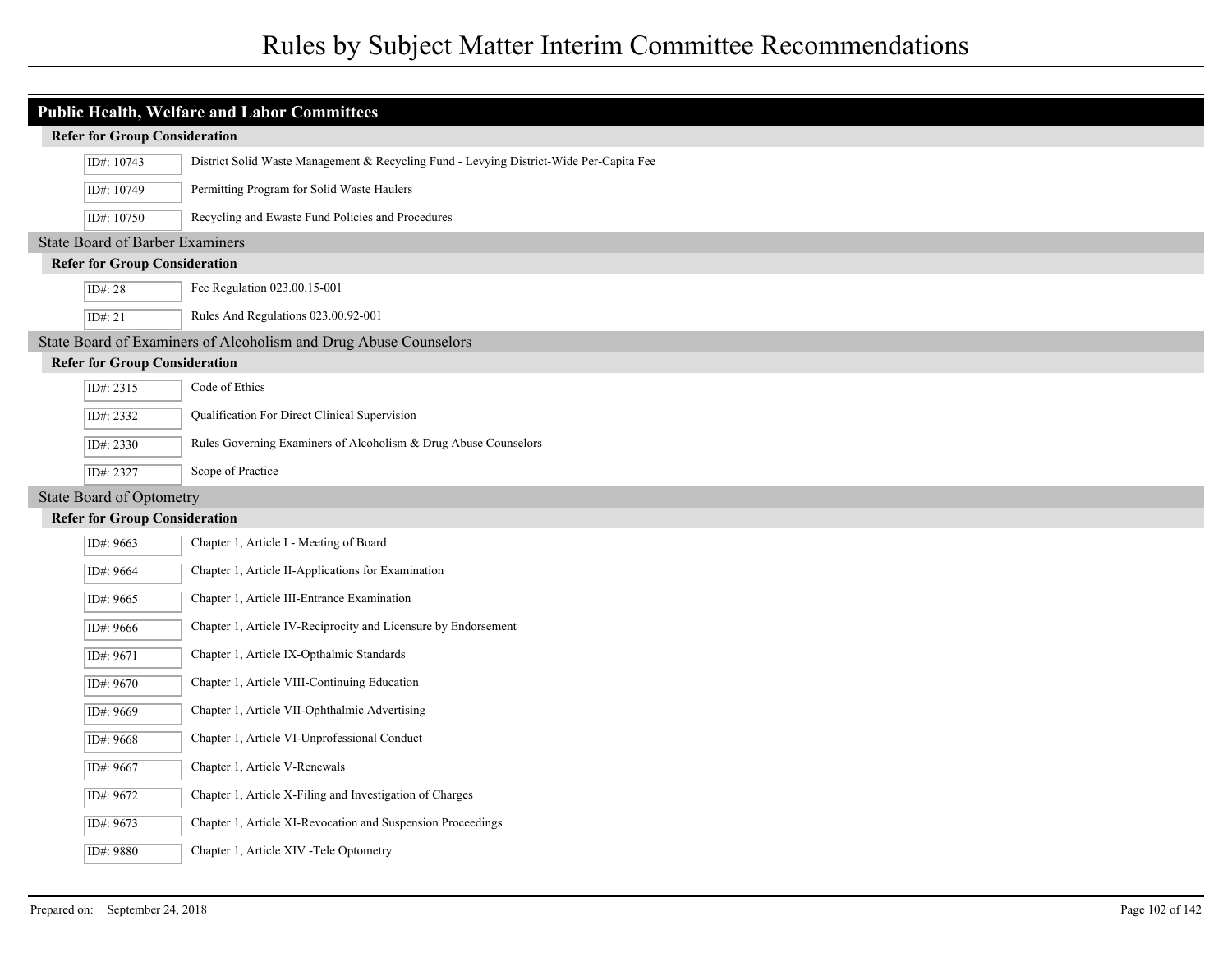## Public Health, Welfare and Labor Committees

**Refer for Group Consideration**

| ID# | Title |
|---|---|
| ID#: 10743 | District Solid Waste Management & Recycling Fund - Levying District-Wide Per-Capita Fee |
| ID#: 10749 | Permitting Program for Solid Waste Haulers |
| ID#: 10750 | Recycling and Ewaste Fund Policies and Procedures |

### State Board of Barber Examiners

**Refer for Group Consideration**

| ID# | Title |
|---|---|
| ID#: 28 | Fee Regulation 023.00.15-001 |
| ID#: 21 | Rules And Regulations 023.00.92-001 |

### State Board of Examiners of Alcoholism and Drug Abuse Counselors

**Refer for Group Consideration**

| ID# | Title |
|---|---|
| ID#: 2315 | Code of Ethics |
| ID#: 2332 | Qualification For Direct Clinical Supervision |
| ID#: 2330 | Rules Governing Examiners of Alcoholism & Drug Abuse Counselors |
| ID#: 2327 | Scope of Practice |

### State Board of Optometry

**Refer for Group Consideration**

| ID# | Title |
|---|---|
| ID#: 9663 | Chapter 1, Article I - Meeting of Board |
| ID#: 9664 | Chapter 1, Article II-Applications for Examination |
| ID#: 9665 | Chapter 1, Article III-Entrance Examination |
| ID#: 9666 | Chapter 1, Article IV-Reciprocity and Licensure by Endorsement |
| ID#: 9671 | Chapter 1, Article IX-Opthalmic Standards |
| ID#: 9670 | Chapter 1, Article VIII-Continuing Education |
| ID#: 9669 | Chapter 1, Article VII-Ophthalmic Advertising |
| ID#: 9668 | Chapter 1, Article VI-Unprofessional Conduct |
| ID#: 9667 | Chapter 1, Article V-Renewals |
| ID#: 9672 | Chapter 1, Article X-Filing and Investigation of Charges |
| ID#: 9673 | Chapter 1, Article XI-Revocation and Suspension Proceedings |
| ID#: 9880 | Chapter 1, Article XIV -Tele Optometry |

Prepared on: September 24, 2018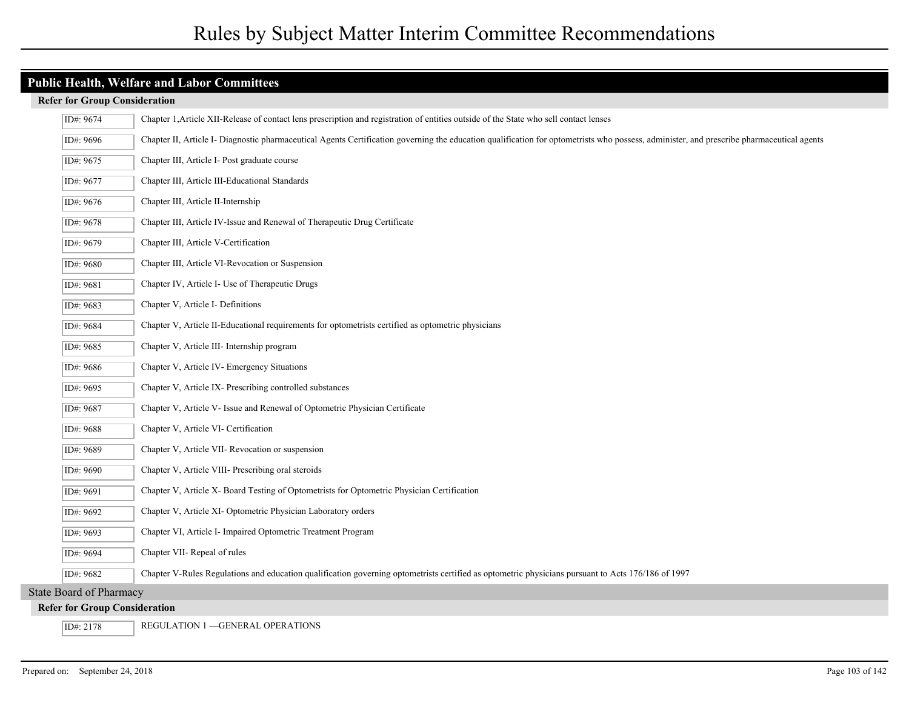# Rules by Subject Matter Interim Committee Recommendations

## Public Health, Welfare and Labor Committees

### Refer for Group Consideration

| ID | Description |
|---|---|
| ID#: 9674 | Chapter 1,Article XII-Release of contact lens prescription and registration of entities outside of the State who sell contact lenses |
| ID#: 9696 | Chapter II, Article I- Diagnostic pharmaceutical Agents Certification governing the education qualification for optometrists who possess, administer, and prescribe pharmaceutical agents |
| ID#: 9675 | Chapter III, Article I- Post graduate course |
| ID#: 9677 | Chapter III, Article III-Educational Standards |
| ID#: 9676 | Chapter III, Article II-Internship |
| ID#: 9678 | Chapter III, Article IV-Issue and Renewal of Therapeutic Drug Certificate |
| ID#: 9679 | Chapter III, Article V-Certification |
| ID#: 9680 | Chapter III, Article VI-Revocation or Suspension |
| ID#: 9681 | Chapter IV, Article I- Use of Therapeutic Drugs |
| ID#: 9683 | Chapter V, Article I- Definitions |
| ID#: 9684 | Chapter V, Article II-Educational requirements for optometrists certified as optometric physicians |
| ID#: 9685 | Chapter V, Article III- Internship program |
| ID#: 9686 | Chapter V, Article IV- Emergency Situations |
| ID#: 9695 | Chapter V, Article IX- Prescribing controlled substances |
| ID#: 9687 | Chapter V, Article V- Issue and Renewal of Optometric Physician Certificate |
| ID#: 9688 | Chapter V, Article VI- Certification |
| ID#: 9689 | Chapter V, Article VII- Revocation or suspension |
| ID#: 9690 | Chapter V, Article VIII- Prescribing oral steroids |
| ID#: 9691 | Chapter V, Article X- Board Testing of Optometrists for Optometric Physician Certification |
| ID#: 9692 | Chapter V, Article XI- Optometric Physician Laboratory orders |
| ID#: 9693 | Chapter VI, Article I- Impaired Optometric Treatment Program |
| ID#: 9694 | Chapter VII- Repeal of rules |
| ID#: 9682 | Chapter V-Rules Regulations and education qualification governing optometrists certified as optometric physicians pursuant to Acts 176/186 of 1997 |

## State Board of Pharmacy

### Refer for Group Consideration

| ID | Description |
|---|---|
| ID#: 2178 | REGULATION 1 —GENERAL OPERATIONS |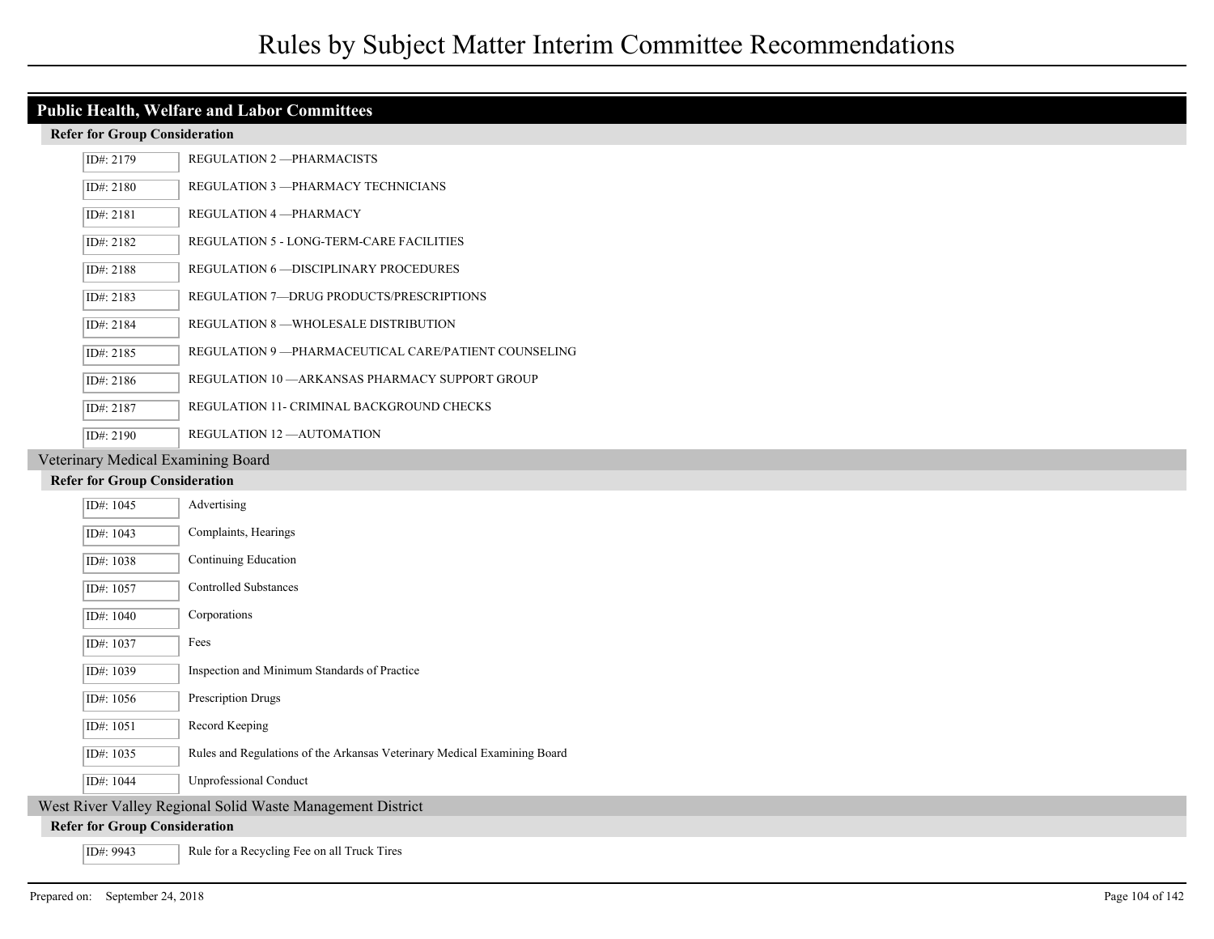## Public Health, Welfare and Labor Committees

### Refer for Group Consideration

| ID# | Rule |
| --- | --- |
| ID#: 2179 | REGULATION 2 —PHARMACISTS |
| ID#: 2180 | REGULATION 3 —PHARMACY TECHNICIANS |
| ID#: 2181 | REGULATION 4 —PHARMACY |
| ID#: 2182 | REGULATION 5 - LONG-TERM-CARE FACILITIES |
| ID#: 2188 | REGULATION 6 —DISCIPLINARY PROCEDURES |
| ID#: 2183 | REGULATION 7—DRUG PRODUCTS/PRESCRIPTIONS |
| ID#: 2184 | REGULATION 8 —WHOLESALE DISTRIBUTION |
| ID#: 2185 | REGULATION 9 —PHARMACEUTICAL CARE/PATIENT COUNSELING |
| ID#: 2186 | REGULATION 10 —ARKANSAS PHARMACY SUPPORT GROUP |
| ID#: 2187 | REGULATION 11- CRIMINAL BACKGROUND CHECKS |
| ID#: 2190 | REGULATION 12 —AUTOMATION |

## Veterinary Medical Examining Board

### Refer for Group Consideration

| ID# | Rule |
| --- | --- |
| ID#: 1045 | Advertising |
| ID#: 1043 | Complaints, Hearings |
| ID#: 1038 | Continuing Education |
| ID#: 1057 | Controlled Substances |
| ID#: 1040 | Corporations |
| ID#: 1037 | Fees |
| ID#: 1039 | Inspection and Minimum Standards of Practice |
| ID#: 1056 | Prescription Drugs |
| ID#: 1051 | Record Keeping |
| ID#: 1035 | Rules and Regulations of the Arkansas Veterinary Medical Examining Board |
| ID#: 1044 | Unprofessional Conduct |

## West River Valley Regional Solid Waste Management District

### Refer for Group Consideration

| ID# | Rule |
| --- | --- |
| ID#: 9943 | Rule for a Recycling Fee on all Truck Tires |

Prepared on: September 24, 2018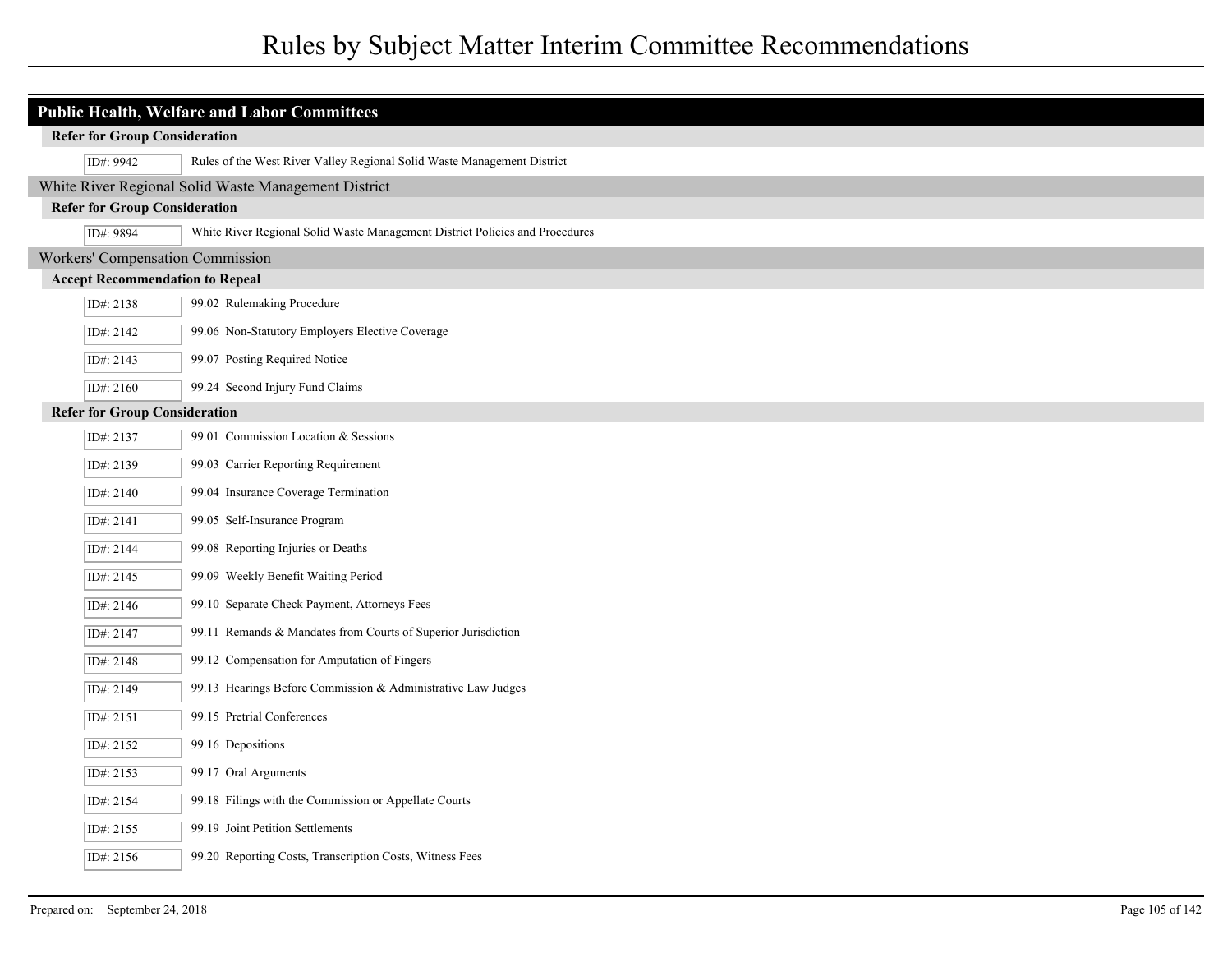# Rules by Subject Matter Interim Committee Recommendations

## Public Health, Welfare and Labor Committees

#### Refer for Group Consideration

- ID#: 9942 — Rules of the West River Valley Regional Solid Waste Management District

### White River Regional Solid Waste Management District

#### Refer for Group Consideration

- ID#: 9894 — White River Regional Solid Waste Management District Policies and Procedures

### Workers' Compensation Commission

#### Accept Recommendation to Repeal

- ID#: 2138 — 99.02 Rulemaking Procedure
- ID#: 2142 — 99.06 Non-Statutory Employers Elective Coverage
- ID#: 2143 — 99.07 Posting Required Notice
- ID#: 2160 — 99.24 Second Injury Fund Claims

#### Refer for Group Consideration

- ID#: 2137 — 99.01 Commission Location & Sessions
- ID#: 2139 — 99.03 Carrier Reporting Requirement
- ID#: 2140 — 99.04 Insurance Coverage Termination
- ID#: 2141 — 99.05 Self-Insurance Program
- ID#: 2144 — 99.08 Reporting Injuries or Deaths
- ID#: 2145 — 99.09 Weekly Benefit Waiting Period
- ID#: 2146 — 99.10 Separate Check Payment, Attorneys Fees
- ID#: 2147 — 99.11 Remands & Mandates from Courts of Superior Jurisdiction
- ID#: 2148 — 99.12 Compensation for Amputation of Fingers
- ID#: 2149 — 99.13 Hearings Before Commission & Administrative Law Judges
- ID#: 2151 — 99.15 Pretrial Conferences
- ID#: 2152 — 99.16 Depositions
- ID#: 2153 — 99.17 Oral Arguments
- ID#: 2154 — 99.18 Filings with the Commission or Appellate Courts
- ID#: 2155 — 99.19 Joint Petition Settlements
- ID#: 2156 — 99.20 Reporting Costs, Transcription Costs, Witness Fees

Prepared on: September 24, 2018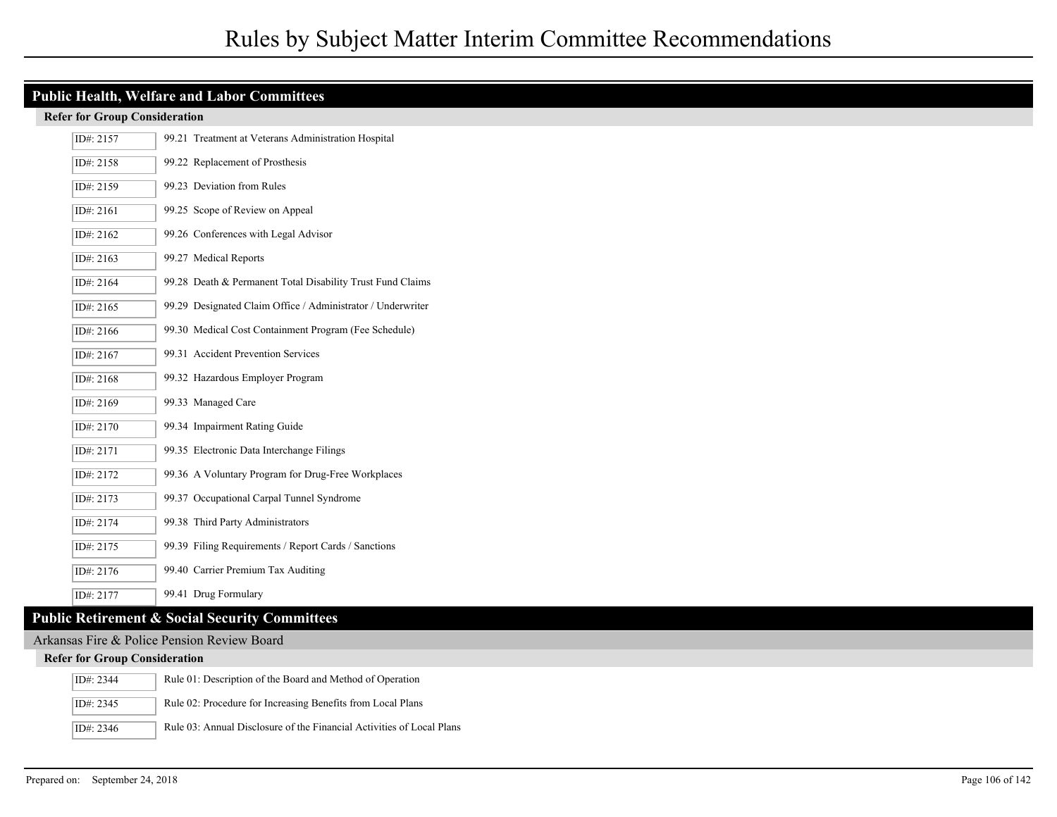## Public Health, Welfare and Labor Committees

### Refer for Group Consideration

| ID# | Rule |
|---|---|
| ID#: 2157 | 99.21 Treatment at Veterans Administration Hospital |
| ID#: 2158 | 99.22 Replacement of Prosthesis |
| ID#: 2159 | 99.23 Deviation from Rules |
| ID#: 2161 | 99.25 Scope of Review on Appeal |
| ID#: 2162 | 99.26 Conferences with Legal Advisor |
| ID#: 2163 | 99.27 Medical Reports |
| ID#: 2164 | 99.28 Death & Permanent Total Disability Trust Fund Claims |
| ID#: 2165 | 99.29 Designated Claim Office / Administrator / Underwriter |
| ID#: 2166 | 99.30 Medical Cost Containment Program (Fee Schedule) |
| ID#: 2167 | 99.31 Accident Prevention Services |
| ID#: 2168 | 99.32 Hazardous Employer Program |
| ID#: 2169 | 99.33 Managed Care |
| ID#: 2170 | 99.34 Impairment Rating Guide |
| ID#: 2171 | 99.35 Electronic Data Interchange Filings |
| ID#: 2172 | 99.36 A Voluntary Program for Drug-Free Workplaces |
| ID#: 2173 | 99.37 Occupational Carpal Tunnel Syndrome |
| ID#: 2174 | 99.38 Third Party Administrators |
| ID#: 2175 | 99.39 Filing Requirements / Report Cards / Sanctions |
| ID#: 2176 | 99.40 Carrier Premium Tax Auditing |
| ID#: 2177 | 99.41 Drug Formulary |

## Public Retirement & Social Security Committees

Arkansas Fire & Police Pension Review Board

### Refer for Group Consideration

| ID# | Rule |
|---|---|
| ID#: 2344 | Rule 01: Description of the Board and Method of Operation |
| ID#: 2345 | Rule 02: Procedure for Increasing Benefits from Local Plans |
| ID#: 2346 | Rule 03: Annual Disclosure of the Financial Activities of Local Plans |

Prepared on: September 24, 2018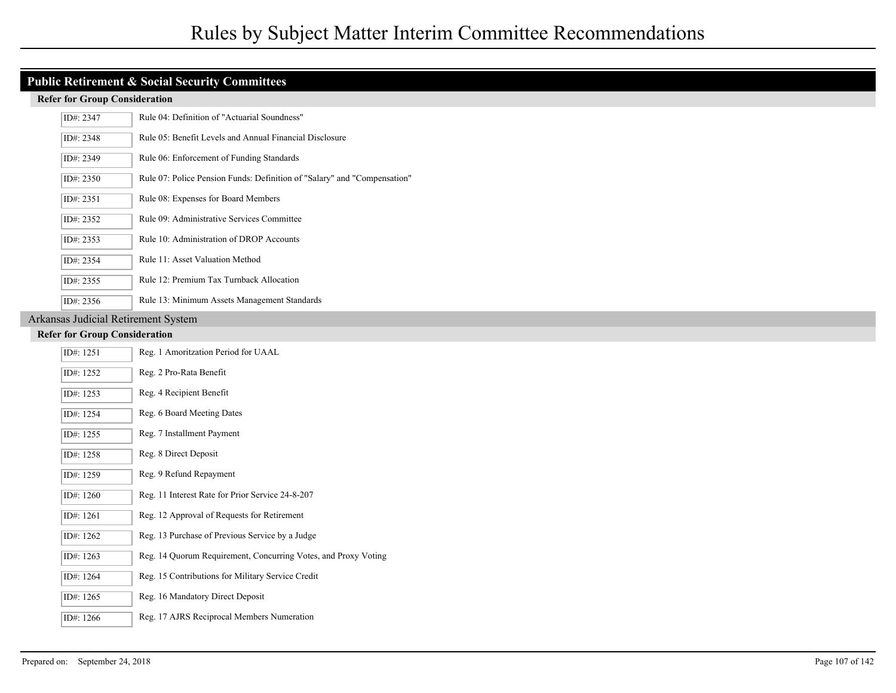## Public Retirement & Social Security Committees

### Refer for Group Consideration

| ID# | Rule |
|---|---|
| ID#: 2347 | Rule 04: Definition of "Actuarial Soundness" |
| ID#: 2348 | Rule 05: Benefit Levels and Annual Financial Disclosure |
| ID#: 2349 | Rule 06: Enforcement of Funding Standards |
| ID#: 2350 | Rule 07: Police Pension Funds: Definition of "Salary" and "Compensation" |
| ID#: 2351 | Rule 08: Expenses for Board Members |
| ID#: 2352 | Rule 09: Administrative Services Committee |
| ID#: 2353 | Rule 10: Administration of DROP Accounts |
| ID#: 2354 | Rule 11: Asset Valuation Method |
| ID#: 2355 | Rule 12: Premium Tax Turnback Allocation |
| ID#: 2356 | Rule 13: Minimum Assets Management Standards |

## Arkansas Judicial Retirement System

### Refer for Group Consideration

| ID# | Rule |
|---|---|
| ID#: 1251 | Reg. 1 Amoritzation Period for UAAL |
| ID#: 1252 | Reg. 2 Pro-Rata Benefit |
| ID#: 1253 | Reg. 4 Recipient Benefit |
| ID#: 1254 | Reg. 6 Board Meeting Dates |
| ID#: 1255 | Reg. 7 Installment Payment |
| ID#: 1258 | Reg. 8 Direct Deposit |
| ID#: 1259 | Reg. 9 Refund Repayment |
| ID#: 1260 | Reg. 11 Interest Rate for Prior Service 24-8-207 |
| ID#: 1261 | Reg. 12 Approval of Requests for Retirement |
| ID#: 1262 | Reg. 13 Purchase of Previous Service by a Judge |
| ID#: 1263 | Reg. 14 Quorum Requirement, Concurring Votes, and Proxy Voting |
| ID#: 1264 | Reg. 15 Contributions for Military Service Credit |
| ID#: 1265 | Reg. 16 Mandatory Direct Deposit |
| ID#: 1266 | Reg. 17 AJRS Reciprocal Members Numeration |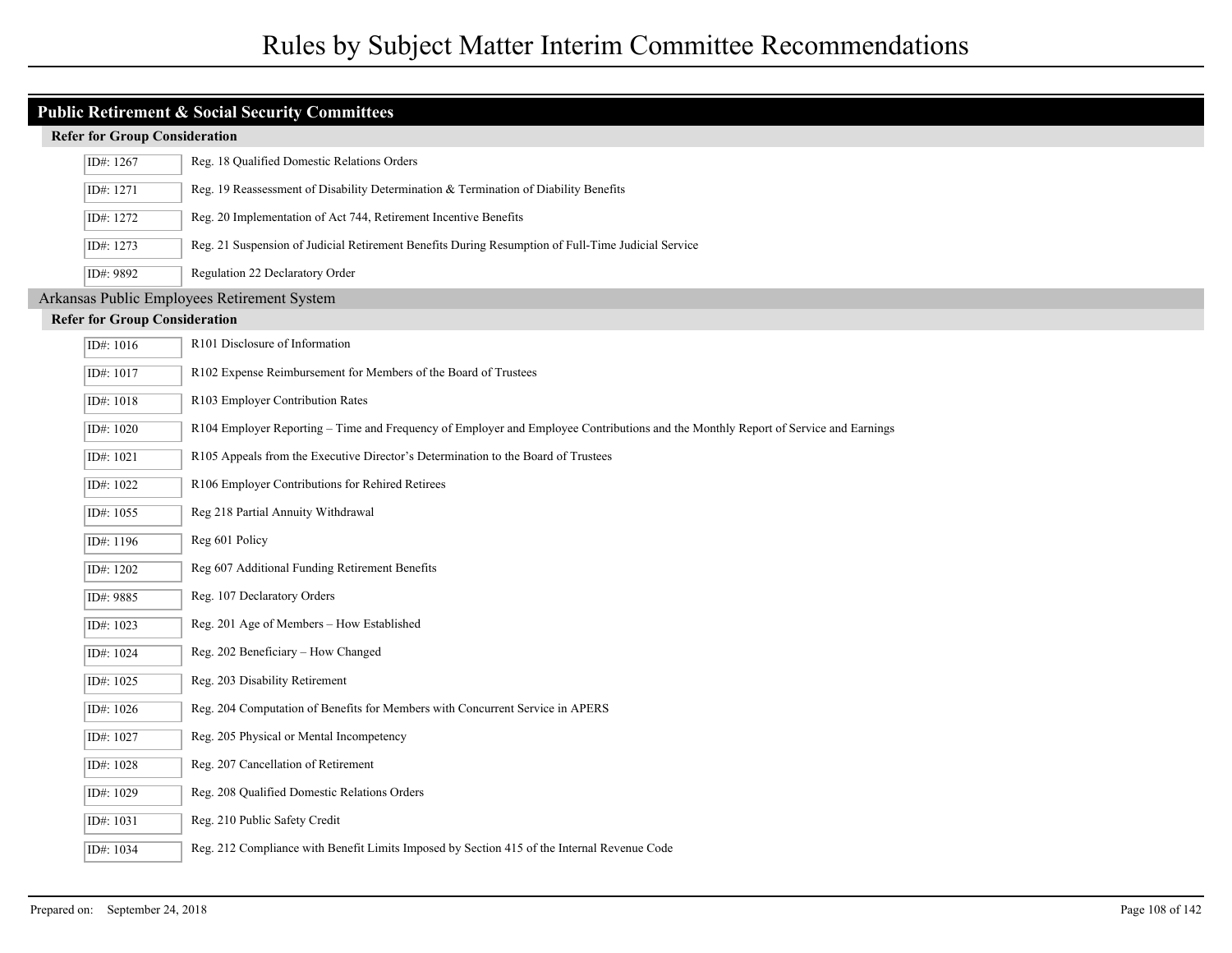# Rules by Subject Matter Interim Committee Recommendations

## Public Retirement & Social Security Committees

### Refer for Group Consideration

| ID# | Rule |
|---|---|
| ID#: 1267 | Reg. 18 Qualified Domestic Relations Orders |
| ID#: 1271 | Reg. 19 Reassessment of Disability Determination & Termination of Diability Benefits |
| ID#: 1272 | Reg. 20 Implementation of Act 744, Retirement Incentive Benefits |
| ID#: 1273 | Reg. 21 Suspension of Judicial Retirement Benefits During Resumption of Full-Time Judicial Service |
| ID#: 9892 | Regulation 22 Declaratory Order |

## Arkansas Public Employees Retirement System

### Refer for Group Consideration

| ID# | Rule |
|---|---|
| ID#: 1016 | R101 Disclosure of Information |
| ID#: 1017 | R102 Expense Reimbursement for Members of the Board of Trustees |
| ID#: 1018 | R103 Employer Contribution Rates |
| ID#: 1020 | R104 Employer Reporting – Time and Frequency of Employer and Employee Contributions and the Monthly Report of Service and Earnings |
| ID#: 1021 | R105 Appeals from the Executive Director's Determination to the Board of Trustees |
| ID#: 1022 | R106 Employer Contributions for Rehired Retirees |
| ID#: 1055 | Reg 218 Partial Annuity Withdrawal |
| ID#: 1196 | Reg 601 Policy |
| ID#: 1202 | Reg 607 Additional Funding Retirement Benefits |
| ID#: 9885 | Reg. 107 Declaratory Orders |
| ID#: 1023 | Reg. 201 Age of Members – How Established |
| ID#: 1024 | Reg. 202 Beneficiary – How Changed |
| ID#: 1025 | Reg. 203 Disability Retirement |
| ID#: 1026 | Reg. 204 Computation of Benefits for Members with Concurrent Service in APERS |
| ID#: 1027 | Reg. 205 Physical or Mental Incompetency |
| ID#: 1028 | Reg. 207 Cancellation of Retirement |
| ID#: 1029 | Reg. 208 Qualified Domestic Relations Orders |
| ID#: 1031 | Reg. 210 Public Safety Credit |
| ID#: 1034 | Reg. 212 Compliance with Benefit Limits Imposed by Section 415 of the Internal Revenue Code |

Prepared on: September 24, 2018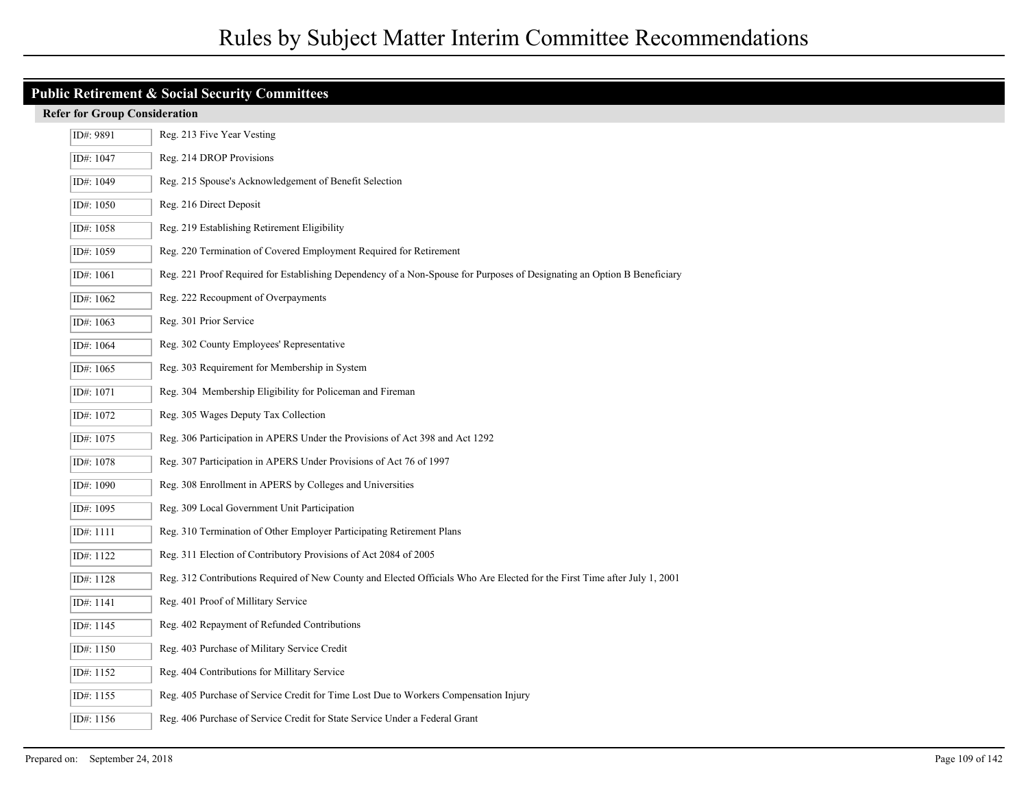# Rules by Subject Matter Interim Committee Recommendations

## Public Retirement & Social Security Committees

### Refer for Group Consideration

| ID# | Rule |
|---|---|
| ID#: 9891 | Reg. 213 Five Year Vesting |
| ID#: 1047 | Reg. 214 DROP Provisions |
| ID#: 1049 | Reg. 215 Spouse's Acknowledgement of Benefit Selection |
| ID#: 1050 | Reg. 216 Direct Deposit |
| ID#: 1058 | Reg. 219 Establishing Retirement Eligibility |
| ID#: 1059 | Reg. 220 Termination of Covered Employment Required for Retirement |
| ID#: 1061 | Reg. 221 Proof Required for Establishing Dependency of a Non-Spouse for Purposes of Designating an Option B Beneficiary |
| ID#: 1062 | Reg. 222 Recoupment of Overpayments |
| ID#: 1063 | Reg. 301 Prior Service |
| ID#: 1064 | Reg. 302 County Employees' Representative |
| ID#: 1065 | Reg. 303 Requirement for Membership in System |
| ID#: 1071 | Reg. 304 Membership Eligibility for Policeman and Fireman |
| ID#: 1072 | Reg. 305 Wages Deputy Tax Collection |
| ID#: 1075 | Reg. 306 Participation in APERS Under the Provisions of Act 398 and Act 1292 |
| ID#: 1078 | Reg. 307 Participation in APERS Under Provisions of Act 76 of 1997 |
| ID#: 1090 | Reg. 308 Enrollment in APERS by Colleges and Universities |
| ID#: 1095 | Reg. 309 Local Government Unit Participation |
| ID#: 1111 | Reg. 310 Termination of Other Employer Participating Retirement Plans |
| ID#: 1122 | Reg. 311 Election of Contributory Provisions of Act 2084 of 2005 |
| ID#: 1128 | Reg. 312 Contributions Required of New County and Elected Officials Who Are Elected for the First Time after July 1, 2001 |
| ID#: 1141 | Reg. 401 Proof of Millitary Service |
| ID#: 1145 | Reg. 402 Repayment of Refunded Contributions |
| ID#: 1150 | Reg. 403 Purchase of Military Service Credit |
| ID#: 1152 | Reg. 404 Contributions for Millitary Service |
| ID#: 1155 | Reg. 405 Purchase of Service Credit for Time Lost Due to Workers Compensation Injury |
| ID#: 1156 | Reg. 406 Purchase of Service Credit for State Service Under a Federal Grant |

Prepared on: September 24, 2018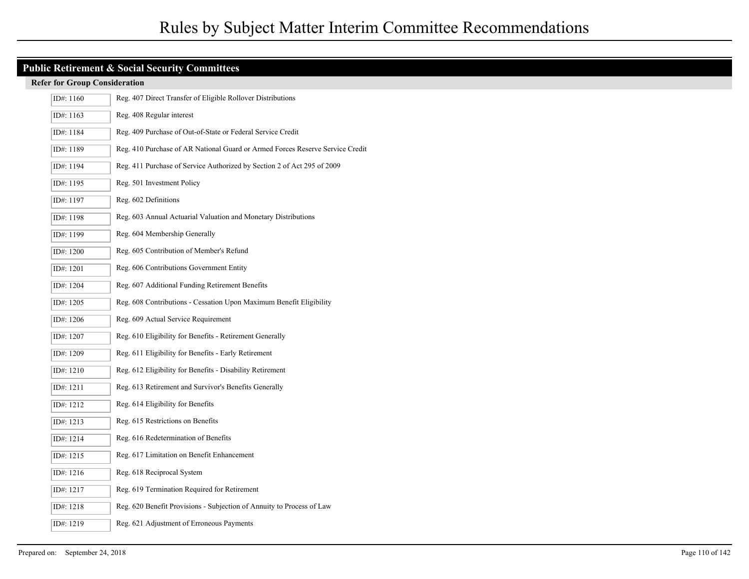## Public Retirement & Social Security Committees

### Refer for Group Consideration

| ID# | Rule |
|---|---|
| ID#: 1160 | Reg. 407 Direct Transfer of Eligible Rollover Distributions |
| ID#: 1163 | Reg. 408 Regular interest |
| ID#: 1184 | Reg. 409 Purchase of Out-of-State or Federal Service Credit |
| ID#: 1189 | Reg. 410 Purchase of AR National Guard or Armed Forces Reserve Service Credit |
| ID#: 1194 | Reg. 411 Purchase of Service Authorized by Section 2 of Act 295 of 2009 |
| ID#: 1195 | Reg. 501 Investment Policy |
| ID#: 1197 | Reg. 602 Definitions |
| ID#: 1198 | Reg. 603 Annual Actuarial Valuation and Monetary Distributions |
| ID#: 1199 | Reg. 604 Membership Generally |
| ID#: 1200 | Reg. 605 Contribution of Member's Refund |
| ID#: 1201 | Reg. 606 Contributions Government Entity |
| ID#: 1204 | Reg. 607 Additional Funding Retirement Benefits |
| ID#: 1205 | Reg. 608 Contributions - Cessation Upon Maximum Benefit Eligibility |
| ID#: 1206 | Reg. 609 Actual Service Requirement |
| ID#: 1207 | Reg. 610 Eligibility for Benefits - Retirement Generally |
| ID#: 1209 | Reg. 611 Eligibility for Benefits - Early Retirement |
| ID#: 1210 | Reg. 612 Eligibility for Benefits - Disability Retirement |
| ID#: 1211 | Reg. 613 Retirement and Survivor's Benefits Generally |
| ID#: 1212 | Reg. 614 Eligibility for Benefits |
| ID#: 1213 | Reg. 615 Restrictions on Benefits |
| ID#: 1214 | Reg. 616 Redetermination of Benefits |
| ID#: 1215 | Reg. 617 Limitation on Benefit Enhancement |
| ID#: 1216 | Reg. 618 Reciprocal System |
| ID#: 1217 | Reg. 619 Termination Required for Retirement |
| ID#: 1218 | Reg. 620 Benefit Provisions - Subjection of Annuity to Process of Law |
| ID#: 1219 | Reg. 621 Adjustment of Erroneous Payments |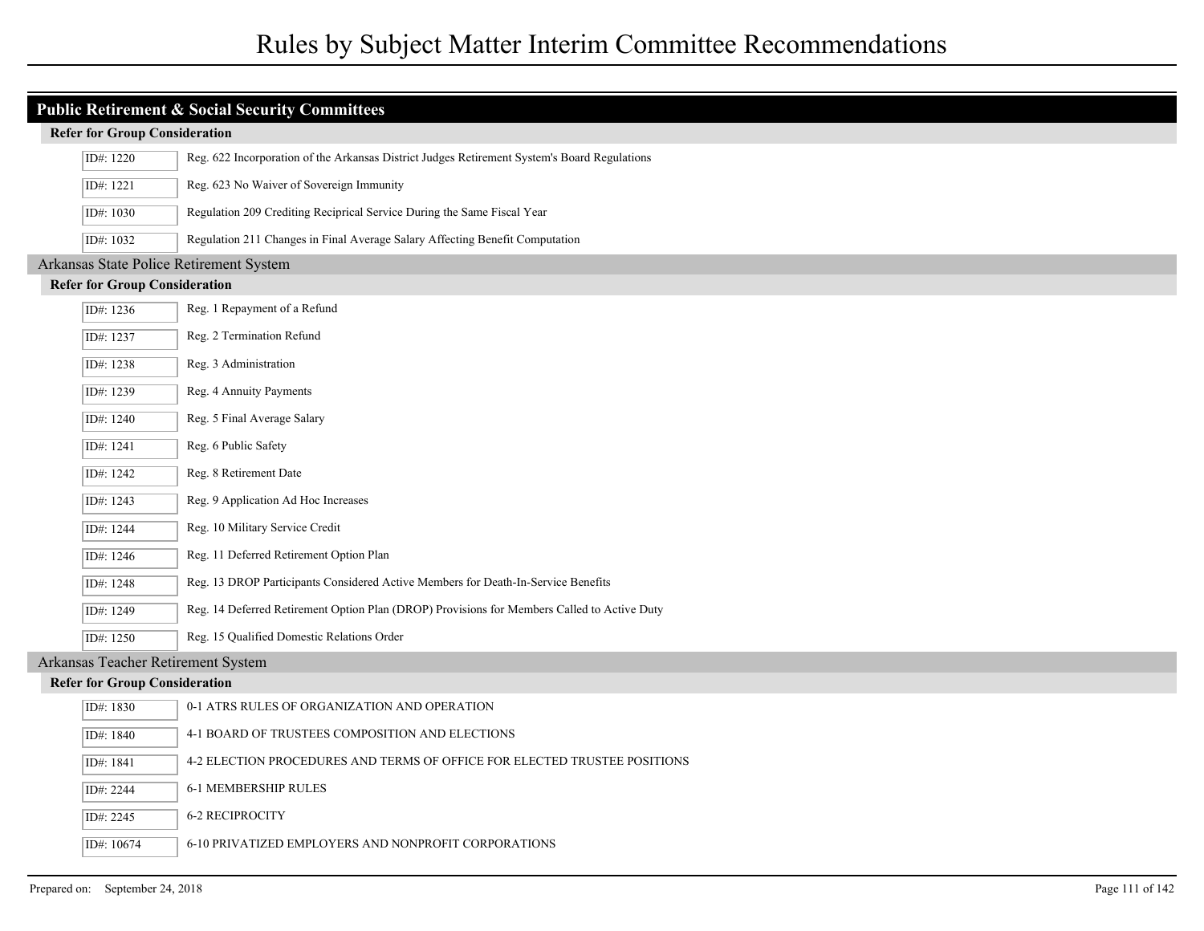# Rules by Subject Matter Interim Committee Recommendations

## Public Retirement & Social Security Committees

### Refer for Group Consideration

| ID# | Rule |
|---|---|
| ID#: 1220 | Reg. 622 Incorporation of the Arkansas District Judges Retirement System's Board Regulations |
| ID#: 1221 | Reg. 623 No Waiver of Sovereign Immunity |
| ID#: 1030 | Regulation 209 Crediting Reciprical Service During the Same Fiscal Year |
| ID#: 1032 | Regulation 211 Changes in Final Average Salary Affecting Benefit Computation |

## Arkansas State Police Retirement System

### Refer for Group Consideration

| ID# | Rule |
|---|---|
| ID#: 1236 | Reg. 1 Repayment of a Refund |
| ID#: 1237 | Reg. 2 Termination Refund |
| ID#: 1238 | Reg. 3 Administration |
| ID#: 1239 | Reg. 4 Annuity Payments |
| ID#: 1240 | Reg. 5 Final Average Salary |
| ID#: 1241 | Reg. 6 Public Safety |
| ID#: 1242 | Reg. 8 Retirement Date |
| ID#: 1243 | Reg. 9 Application Ad Hoc Increases |
| ID#: 1244 | Reg. 10 Military Service Credit |
| ID#: 1246 | Reg. 11 Deferred Retirement Option Plan |
| ID#: 1248 | Reg. 13 DROP Participants Considered Active Members for Death-In-Service Benefits |
| ID#: 1249 | Reg. 14 Deferred Retirement Option Plan (DROP) Provisions for Members Called to Active Duty |
| ID#: 1250 | Reg. 15 Qualified Domestic Relations Order |

## Arkansas Teacher Retirement System

### Refer for Group Consideration

| ID# | Rule |
|---|---|
| ID#: 1830 | 0-1 ATRS RULES OF ORGANIZATION AND OPERATION |
| ID#: 1840 | 4-1 BOARD OF TRUSTEES COMPOSITION AND ELECTIONS |
| ID#: 1841 | 4-2 ELECTION PROCEDURES AND TERMS OF OFFICE FOR ELECTED TRUSTEE POSITIONS |
| ID#: 2244 | 6-1 MEMBERSHIP RULES |
| ID#: 2245 | 6-2 RECIPROCITY |
| ID#: 10674 | 6-10 PRIVATIZED EMPLOYERS AND NONPROFIT CORPORATIONS |

Prepared on: September 24, 2018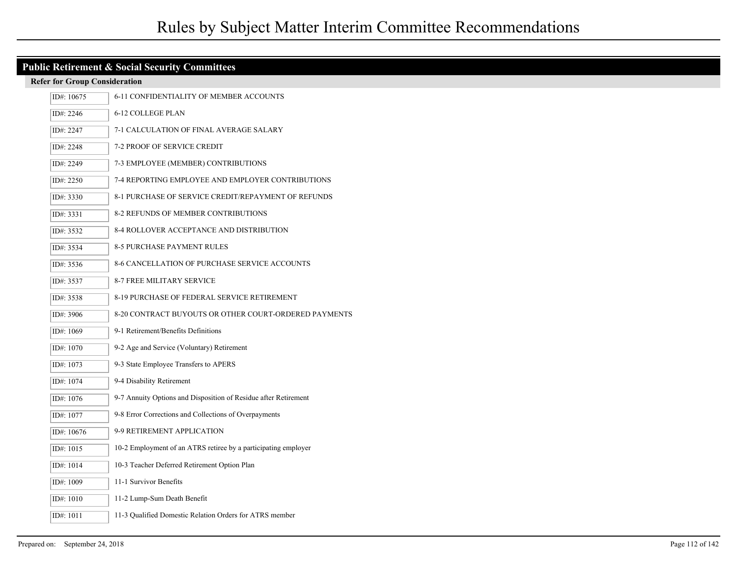# Rules by Subject Matter Interim Committee Recommendations

## Public Retirement & Social Security Committees

### Refer for Group Consideration

| ID# | Rule |
|---|---|
| ID#: 10675 | 6-11 CONFIDENTIALITY OF MEMBER ACCOUNTS |
| ID#: 2246 | 6-12 COLLEGE PLAN |
| ID#: 2247 | 7-1 CALCULATION OF FINAL AVERAGE SALARY |
| ID#: 2248 | 7-2 PROOF OF SERVICE CREDIT |
| ID#: 2249 | 7-3 EMPLOYEE (MEMBER) CONTRIBUTIONS |
| ID#: 2250 | 7-4 REPORTING EMPLOYEE AND EMPLOYER CONTRIBUTIONS |
| ID#: 3330 | 8-1 PURCHASE OF SERVICE CREDIT/REPAYMENT OF REFUNDS |
| ID#: 3331 | 8-2 REFUNDS OF MEMBER CONTRIBUTIONS |
| ID#: 3532 | 8-4 ROLLOVER ACCEPTANCE AND DISTRIBUTION |
| ID#: 3534 | 8-5 PURCHASE PAYMENT RULES |
| ID#: 3536 | 8-6 CANCELLATION OF PURCHASE SERVICE ACCOUNTS |
| ID#: 3537 | 8-7 FREE MILITARY SERVICE |
| ID#: 3538 | 8-19 PURCHASE OF FEDERAL SERVICE RETIREMENT |
| ID#: 3906 | 8-20 CONTRACT BUYOUTS OR OTHER COURT-ORDERED PAYMENTS |
| ID#: 1069 | 9-1 Retirement/Benefits Definitions |
| ID#: 1070 | 9-2 Age and Service (Voluntary) Retirement |
| ID#: 1073 | 9-3 State Employee Transfers to APERS |
| ID#: 1074 | 9-4 Disability Retirement |
| ID#: 1076 | 9-7 Annuity Options and Disposition of Residue after Retirement |
| ID#: 1077 | 9-8 Error Corrections and Collections of Overpayments |
| ID#: 10676 | 9-9 RETIREMENT APPLICATION |
| ID#: 1015 | 10-2 Employment of an ATRS retiree by a participating employer |
| ID#: 1014 | 10-3 Teacher Deferred Retirement Option Plan |
| ID#: 1009 | 11-1 Survivor Benefits |
| ID#: 1010 | 11-2 Lump-Sum Death Benefit |
| ID#: 1011 | 11-3 Qualified Domestic Relation Orders for ATRS member |

Prepared on: September 24, 2018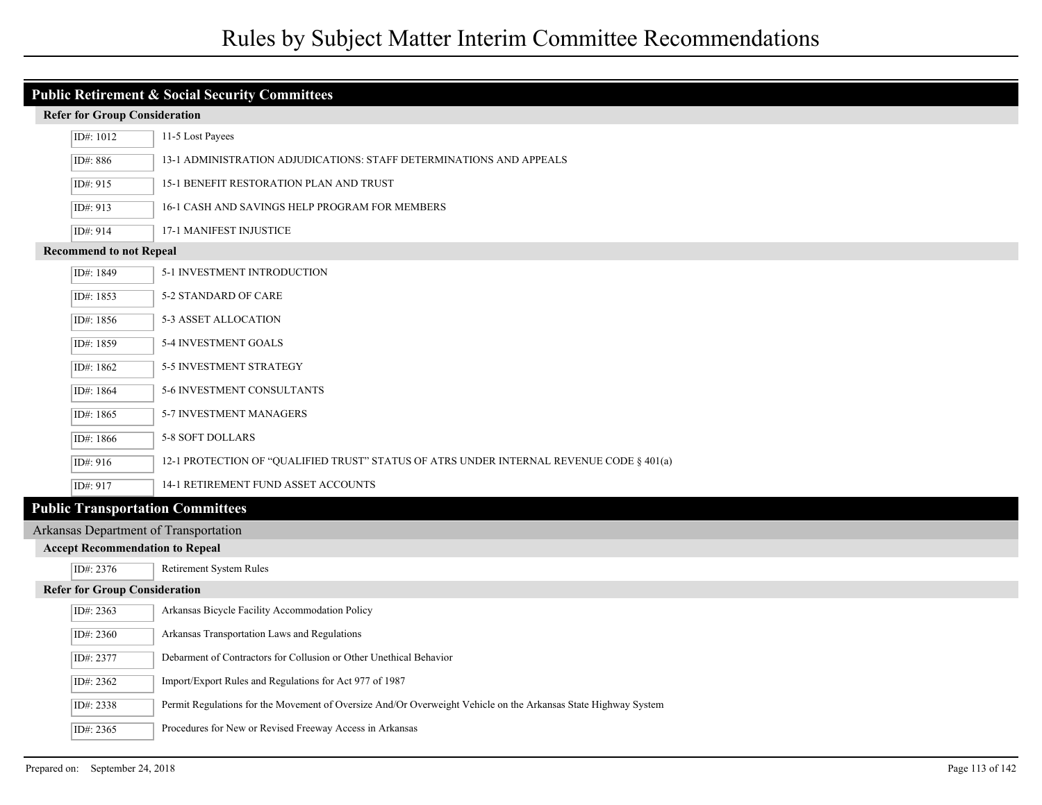# Rules by Subject Matter Interim Committee Recommendations

## Public Retirement & Social Security Committees

### Refer for Group Consideration

| ID# | Rule |
|---|---|
| ID#: 1012 | 11-5 Lost Payees |
| ID#: 886 | 13-1 ADMINISTRATION ADJUDICATIONS: STAFF DETERMINATIONS AND APPEALS |
| ID#: 915 | 15-1 BENEFIT RESTORATION PLAN AND TRUST |
| ID#: 913 | 16-1 CASH AND SAVINGS HELP PROGRAM FOR MEMBERS |
| ID#: 914 | 17-1 MANIFEST INJUSTICE |

### Recommend to not Repeal

| ID# | Rule |
|---|---|
| ID#: 1849 | 5-1 INVESTMENT INTRODUCTION |
| ID#: 1853 | 5-2 STANDARD OF CARE |
| ID#: 1856 | 5-3 ASSET ALLOCATION |
| ID#: 1859 | 5-4 INVESTMENT GOALS |
| ID#: 1862 | 5-5 INVESTMENT STRATEGY |
| ID#: 1864 | 5-6 INVESTMENT CONSULTANTS |
| ID#: 1865 | 5-7 INVESTMENT MANAGERS |
| ID#: 1866 | 5-8 SOFT DOLLARS |
| ID#: 916 | 12-1 PROTECTION OF “QUALIFIED TRUST” STATUS OF ATRS UNDER INTERNAL REVENUE CODE § 401(a) |
| ID#: 917 | 14-1 RETIREMENT FUND ASSET ACCOUNTS |

## Public Transportation Committees

Arkansas Department of Transportation

### Accept Recommendation to Repeal

| ID# | Rule |
|---|---|
| ID#: 2376 | Retirement System Rules |

### Refer for Group Consideration

| ID# | Rule |
|---|---|
| ID#: 2363 | Arkansas Bicycle Facility Accommodation Policy |
| ID#: 2360 | Arkansas Transportation Laws and Regulations |
| ID#: 2377 | Debarment of Contractors for Collusion or Other Unethical Behavior |
| ID#: 2362 | Import/Export Rules and Regulations for Act 977 of 1987 |
| ID#: 2338 | Permit Regulations for the Movement of Oversize And/Or Overweight Vehicle on the Arkansas State Highway System |
| ID#: 2365 | Procedures for New or Revised Freeway Access in Arkansas |

Prepared on: September 24, 2018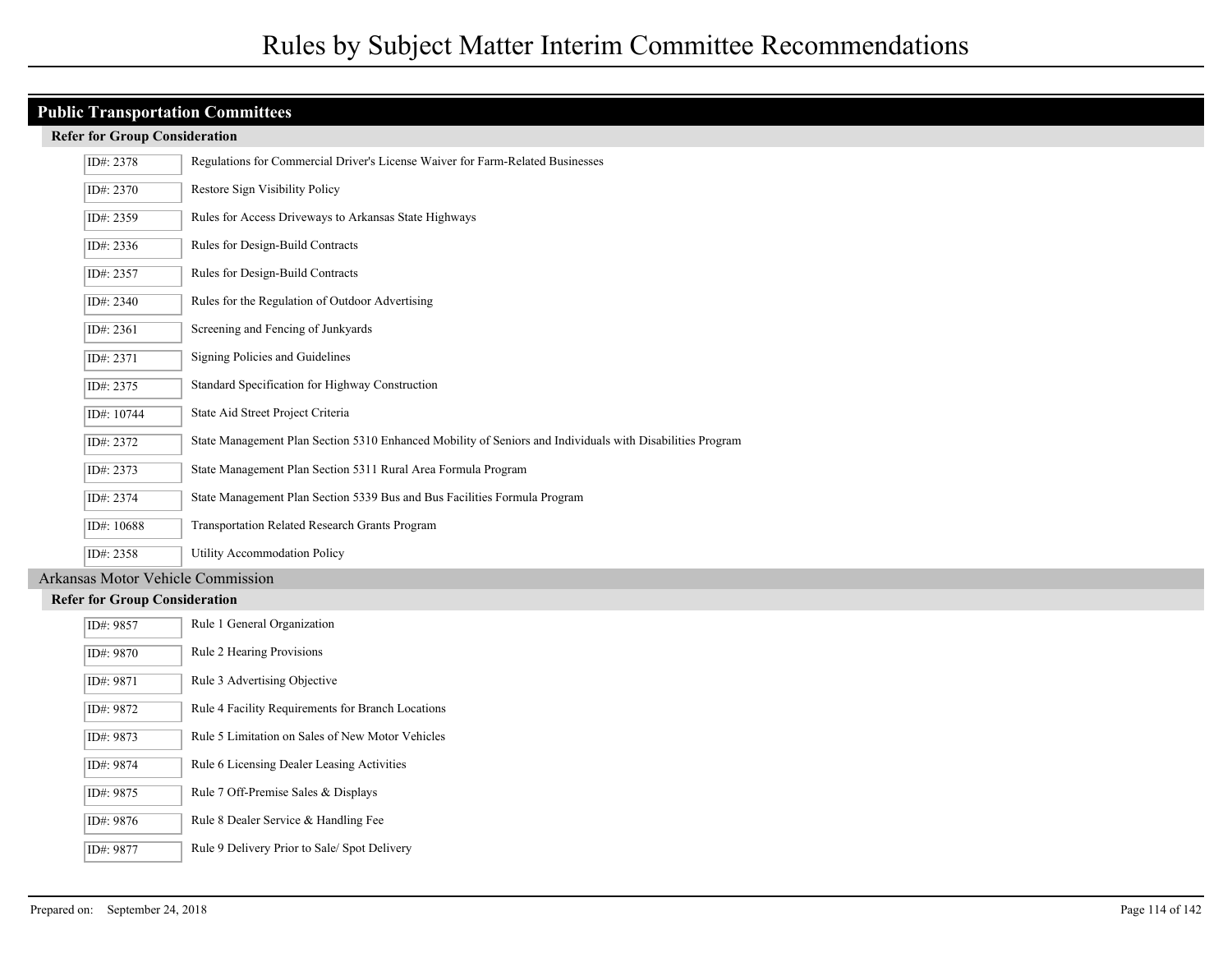# Rules by Subject Matter Interim Committee Recommendations

## Public Transportation Committees

### Refer for Group Consideration

| ID# | Rule |
|---|---|
| ID#: 2378 | Regulations for Commercial Driver's License Waiver for Farm-Related Businesses |
| ID#: 2370 | Restore Sign Visibility Policy |
| ID#: 2359 | Rules for Access Driveways to Arkansas State Highways |
| ID#: 2336 | Rules for Design-Build Contracts |
| ID#: 2357 | Rules for Design-Build Contracts |
| ID#: 2340 | Rules for the Regulation of Outdoor Advertising |
| ID#: 2361 | Screening and Fencing of Junkyards |
| ID#: 2371 | Signing Policies and Guidelines |
| ID#: 2375 | Standard Specification for Highway Construction |
| ID#: 10744 | State Aid Street Project Criteria |
| ID#: 2372 | State Management Plan Section 5310 Enhanced Mobility of Seniors and Individuals with Disabilities Program |
| ID#: 2373 | State Management Plan Section 5311 Rural Area Formula Program |
| ID#: 2374 | State Management Plan Section 5339 Bus and Bus Facilities Formula Program |
| ID#: 10688 | Transportation Related Research Grants Program |
| ID#: 2358 | Utility Accommodation Policy |

## Arkansas Motor Vehicle Commission

### Refer for Group Consideration

| ID# | Rule |
|---|---|
| ID#: 9857 | Rule 1 General Organization |
| ID#: 9870 | Rule 2 Hearing Provisions |
| ID#: 9871 | Rule 3 Advertising Objective |
| ID#: 9872 | Rule 4 Facility Requirements for Branch Locations |
| ID#: 9873 | Rule 5 Limitation on Sales of New Motor Vehicles |
| ID#: 9874 | Rule 6 Licensing Dealer Leasing Activities |
| ID#: 9875 | Rule 7 Off-Premise Sales & Displays |
| ID#: 9876 | Rule 8 Dealer Service & Handling Fee |
| ID#: 9877 | Rule 9 Delivery Prior to Sale/ Spot Delivery |

Prepared on: September 24, 2018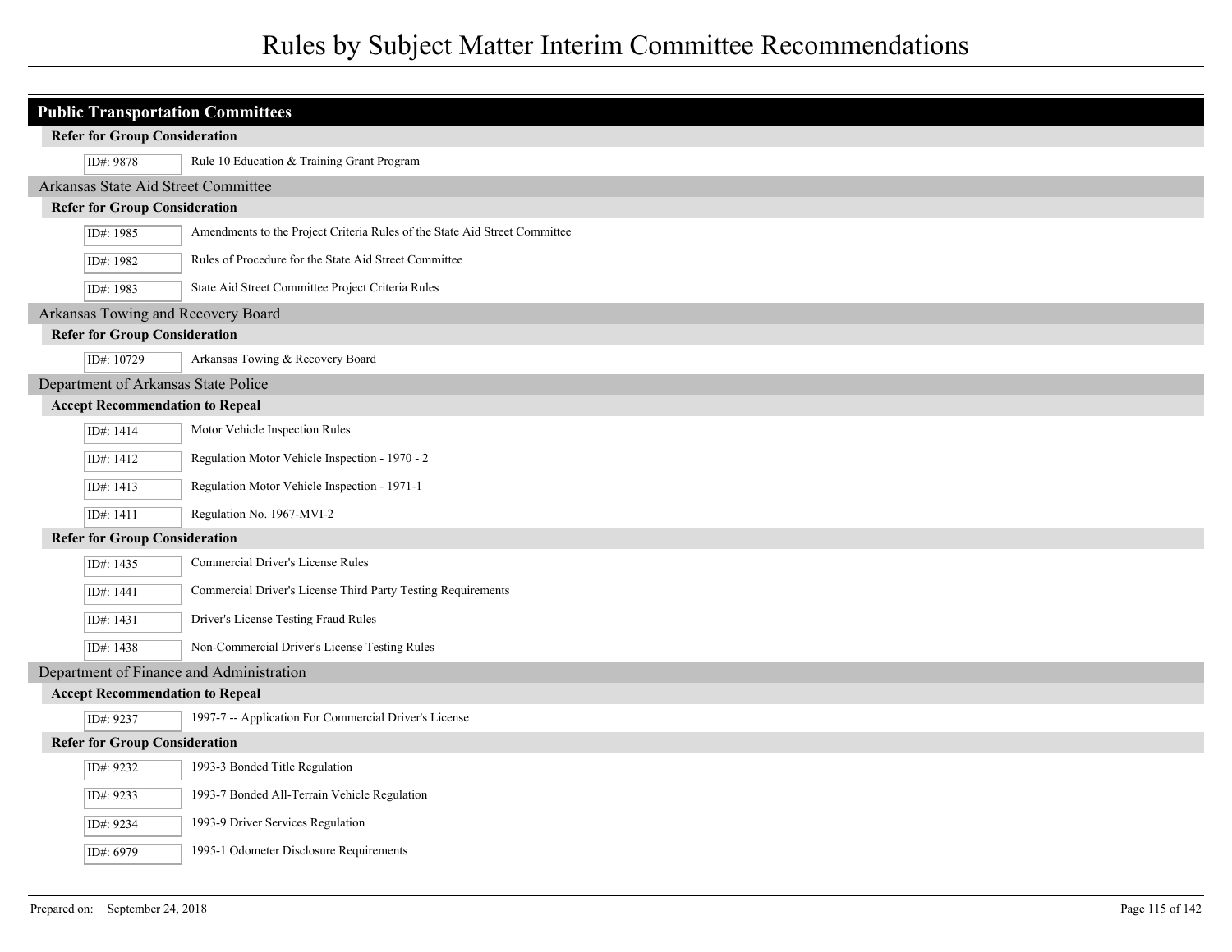## Public Transportation Committees

### Refer for Group Consideration

- ID#: 9878 — Rule 10 Education & Training Grant Program

## Arkansas State Aid Street Committee

### Refer for Group Consideration

- ID#: 1985 — Amendments to the Project Criteria Rules of the State Aid Street Committee
- ID#: 1982 — Rules of Procedure for the State Aid Street Committee
- ID#: 1983 — State Aid Street Committee Project Criteria Rules

## Arkansas Towing and Recovery Board

### Refer for Group Consideration

- ID#: 10729 — Arkansas Towing & Recovery Board

## Department of Arkansas State Police

### Accept Recommendation to Repeal

- ID#: 1414 — Motor Vehicle Inspection Rules
- ID#: 1412 — Regulation Motor Vehicle Inspection - 1970 - 2
- ID#: 1413 — Regulation Motor Vehicle Inspection - 1971-1
- ID#: 1411 — Regulation No. 1967-MVI-2

### Refer for Group Consideration

- ID#: 1435 — Commercial Driver's License Rules
- ID#: 1441 — Commercial Driver's License Third Party Testing Requirements
- ID#: 1431 — Driver's License Testing Fraud Rules
- ID#: 1438 — Non-Commercial Driver's License Testing Rules

## Department of Finance and Administration

### Accept Recommendation to Repeal

- ID#: 9237 — 1997-7 -- Application For Commercial Driver's License

### Refer for Group Consideration

- ID#: 9232 — 1993-3 Bonded Title Regulation
- ID#: 9233 — 1993-7 Bonded All-Terrain Vehicle Regulation
- ID#: 9234 — 1993-9 Driver Services Regulation
- ID#: 6979 — 1995-1 Odometer Disclosure Requirements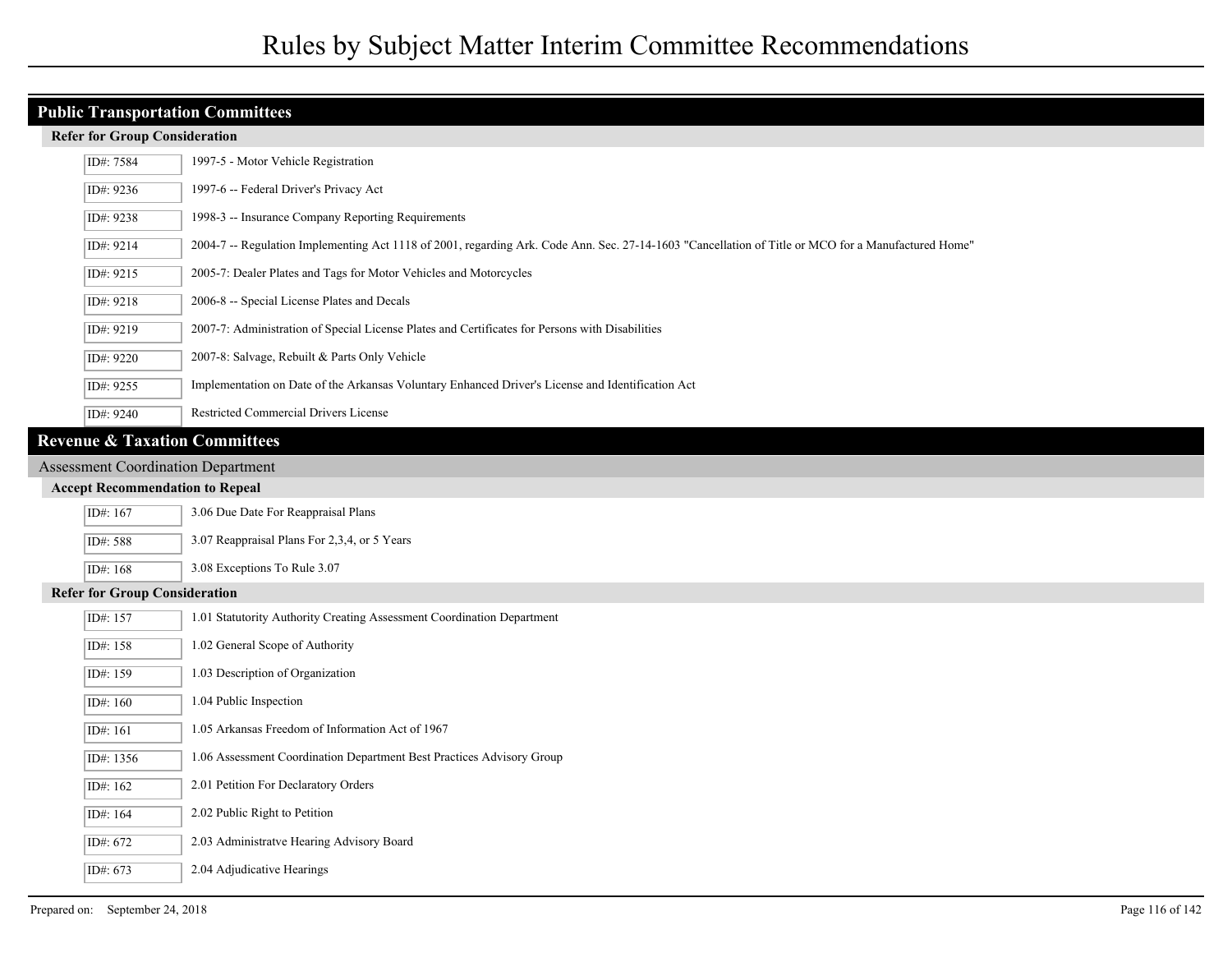## Public Transportation Committees

### Refer for Group Consideration

| ID# | Description |
|---|---|
| ID#: 7584 | 1997-5 - Motor Vehicle Registration |
| ID#: 9236 | 1997-6 -- Federal Driver's Privacy Act |
| ID#: 9238 | 1998-3 -- Insurance Company Reporting Requirements |
| ID#: 9214 | 2004-7 -- Regulation Implementing Act 1118 of 2001, regarding Ark. Code Ann. Sec. 27-14-1603 "Cancellation of Title or MCO for a Manufactured Home" |
| ID#: 9215 | 2005-7: Dealer Plates and Tags for Motor Vehicles and Motorcycles |
| ID#: 9218 | 2006-8 -- Special License Plates and Decals |
| ID#: 9219 | 2007-7: Administration of Special License Plates and Certificates for Persons with Disabilities |
| ID#: 9220 | 2007-8: Salvage, Rebuilt & Parts Only Vehicle |
| ID#: 9255 | Implementation on Date of the Arkansas Voluntary Enhanced Driver's License and Identification Act |
| ID#: 9240 | Restricted Commercial Drivers License |

## Revenue & Taxation Committees

Assessment Coordination Department

### Accept Recommendation to Repeal

| ID# | Description |
|---|---|
| ID#: 167 | 3.06 Due Date For Reappraisal Plans |
| ID#: 588 | 3.07 Reappraisal Plans For 2,3,4, or 5 Years |
| ID#: 168 | 3.08 Exceptions To Rule 3.07 |

### Refer for Group Consideration

| ID# | Description |
|---|---|
| ID#: 157 | 1.01 Statutority Authority Creating Assessment Coordination Department |
| ID#: 158 | 1.02 General Scope of Authority |
| ID#: 159 | 1.03 Description of Organization |
| ID#: 160 | 1.04 Public Inspection |
| ID#: 161 | 1.05 Arkansas Freedom of Information Act of 1967 |
| ID#: 1356 | 1.06 Assessment Coordination Department Best Practices Advisory Group |
| ID#: 162 | 2.01 Petition For Declaratory Orders |
| ID#: 164 | 2.02 Public Right to Petition |
| ID#: 672 | 2.03 Administratve Hearing Advisory Board |
| ID#: 673 | 2.04 Adjudicative Hearings |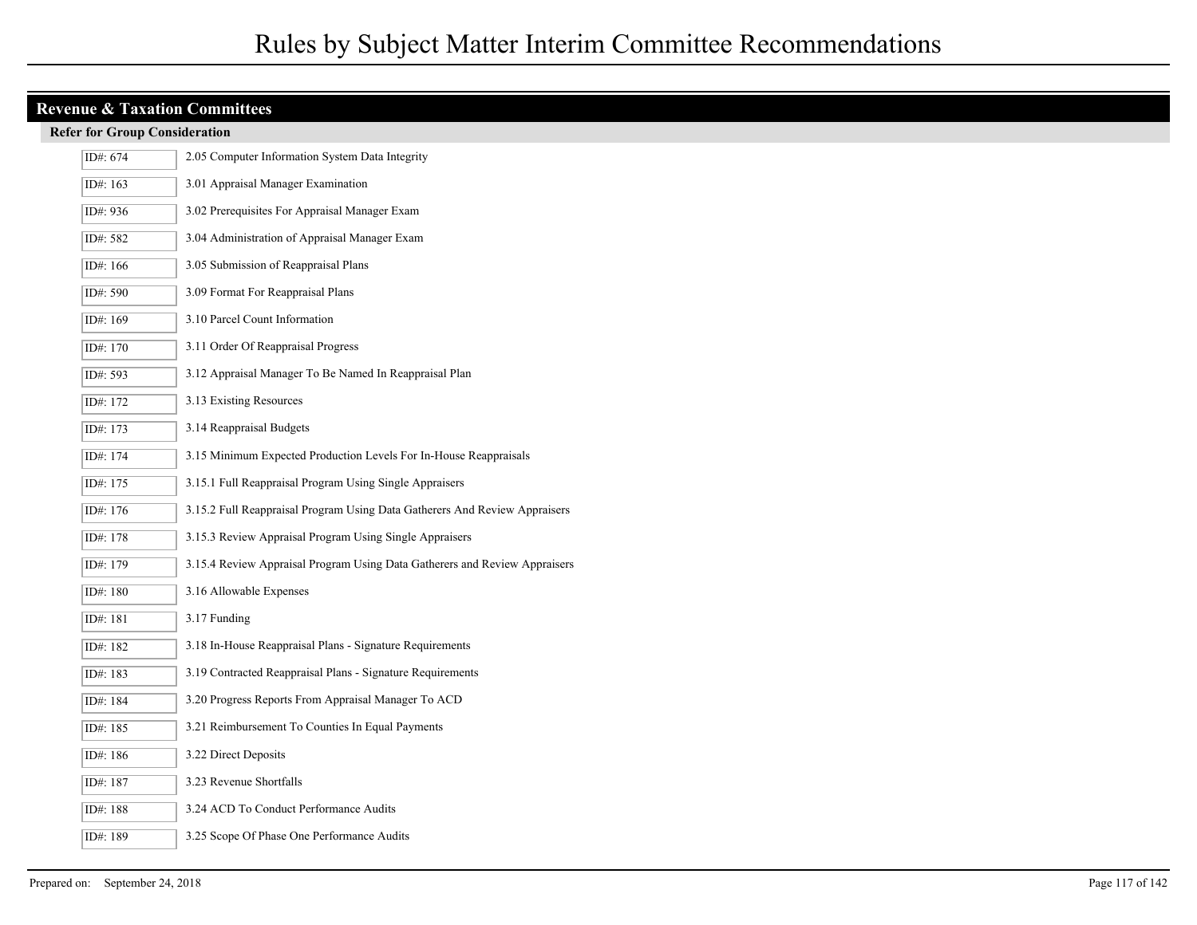## Revenue & Taxation Committees

### Refer for Group Consideration

| ID# | Rule |
| --- | --- |
| ID#: 674 | 2.05 Computer Information System Data Integrity |
| ID#: 163 | 3.01 Appraisal Manager Examination |
| ID#: 936 | 3.02 Prerequisites For Appraisal Manager Exam |
| ID#: 582 | 3.04 Administration of Appraisal Manager Exam |
| ID#: 166 | 3.05 Submission of Reappraisal Plans |
| ID#: 590 | 3.09 Format For Reappraisal Plans |
| ID#: 169 | 3.10 Parcel Count Information |
| ID#: 170 | 3.11 Order Of Reappraisal Progress |
| ID#: 593 | 3.12 Appraisal Manager To Be Named In Reappraisal Plan |
| ID#: 172 | 3.13 Existing Resources |
| ID#: 173 | 3.14 Reappraisal Budgets |
| ID#: 174 | 3.15 Minimum Expected Production Levels For In-House Reappraisals |
| ID#: 175 | 3.15.1 Full Reappraisal Program Using Single Appraisers |
| ID#: 176 | 3.15.2 Full Reappraisal Program Using Data Gatherers And Review Appraisers |
| ID#: 178 | 3.15.3 Review Appraisal Program Using Single Appraisers |
| ID#: 179 | 3.15.4 Review Appraisal Program Using Data Gatherers and Review Appraisers |
| ID#: 180 | 3.16 Allowable Expenses |
| ID#: 181 | 3.17 Funding |
| ID#: 182 | 3.18 In-House Reappraisal Plans - Signature Requirements |
| ID#: 183 | 3.19 Contracted Reappraisal Plans - Signature Requirements |
| ID#: 184 | 3.20 Progress Reports From Appraisal Manager To ACD |
| ID#: 185 | 3.21 Reimbursement To Counties In Equal Payments |
| ID#: 186 | 3.22 Direct Deposits |
| ID#: 187 | 3.23 Revenue Shortfalls |
| ID#: 188 | 3.24 ACD To Conduct Performance Audits |
| ID#: 189 | 3.25 Scope Of Phase One Performance Audits |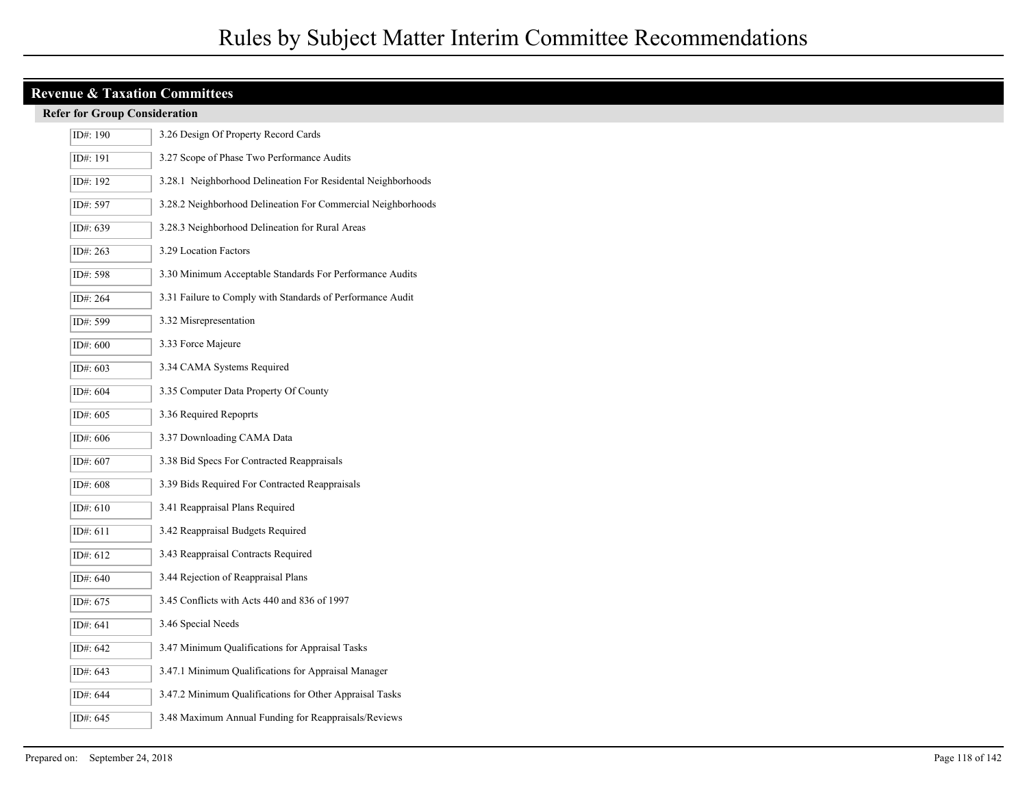# Rules by Subject Matter Interim Committee Recommendations

## Revenue & Taxation Committees

### Refer for Group Consideration

| ID# | Rule |
| --- | --- |
| ID#: 190 | 3.26 Design Of Property Record Cards |
| ID#: 191 | 3.27 Scope of Phase Two Performance Audits |
| ID#: 192 | 3.28.1 Neighborhood Delineation For Residental Neighborhoods |
| ID#: 597 | 3.28.2 Neighborhood Delineation For Commercial Neighborhoods |
| ID#: 639 | 3.28.3 Neighborhood Delineation for Rural Areas |
| ID#: 263 | 3.29 Location Factors |
| ID#: 598 | 3.30 Minimum Acceptable Standards For Performance Audits |
| ID#: 264 | 3.31 Failure to Comply with Standards of Performance Audit |
| ID#: 599 | 3.32 Misrepresentation |
| ID#: 600 | 3.33 Force Majeure |
| ID#: 603 | 3.34 CAMA Systems Required |
| ID#: 604 | 3.35 Computer Data Property Of County |
| ID#: 605 | 3.36 Required Repoprts |
| ID#: 606 | 3.37 Downloading CAMA Data |
| ID#: 607 | 3.38 Bid Specs For Contracted Reappraisals |
| ID#: 608 | 3.39 Bids Required For Contracted Reappraisals |
| ID#: 610 | 3.41 Reappraisal Plans Required |
| ID#: 611 | 3.42 Reappraisal Budgets Required |
| ID#: 612 | 3.43 Reappraisal Contracts Required |
| ID#: 640 | 3.44 Rejection of Reappraisal Plans |
| ID#: 675 | 3.45 Conflicts with Acts 440 and 836 of 1997 |
| ID#: 641 | 3.46 Special Needs |
| ID#: 642 | 3.47 Minimum Qualifications for Appraisal Tasks |
| ID#: 643 | 3.47.1 Minimum Qualifications for Appraisal Manager |
| ID#: 644 | 3.47.2 Minimum Qualifications for Other Appraisal Tasks |
| ID#: 645 | 3.48 Maximum Annual Funding for Reappraisals/Reviews |

Prepared on: September 24, 2018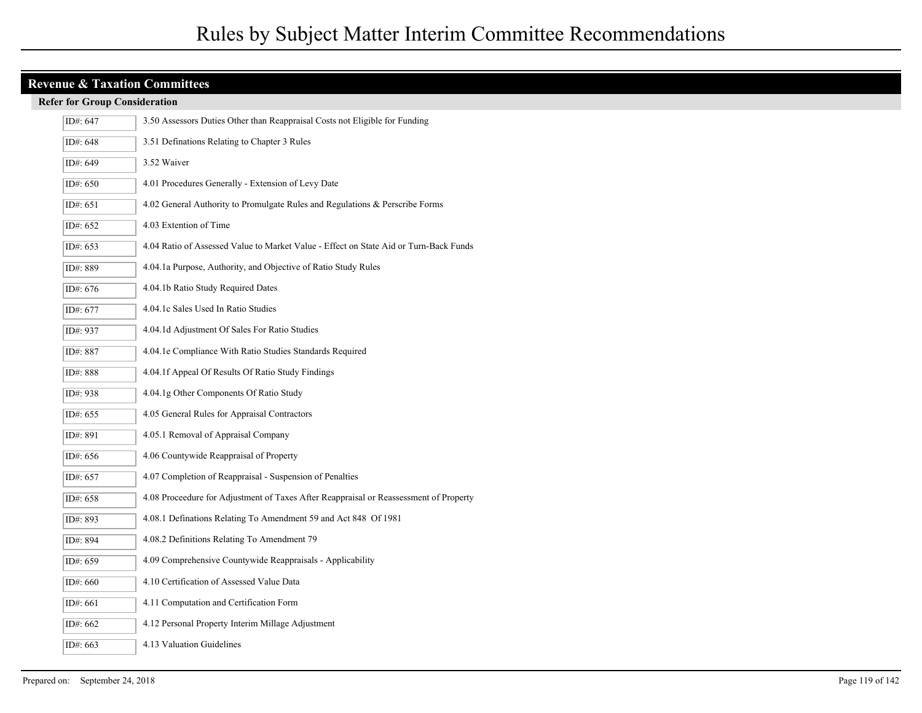# Rules by Subject Matter Interim Committee Recommendations

## Revenue & Taxation Committees

### Refer for Group Consideration

| ID# | Rule |
|---|---|
| ID#: 647 | 3.50 Assessors Duties Other than Reappraisal Costs not Eligible for Funding |
| ID#: 648 | 3.51 Definations Relating to Chapter 3 Rules |
| ID#: 649 | 3.52 Waiver |
| ID#: 650 | 4.01 Procedures Generally - Extension of Levy Date |
| ID#: 651 | 4.02 General Authority to Promulgate Rules and Regulations & Perscribe Forms |
| ID#: 652 | 4.03 Extention of Time |
| ID#: 653 | 4.04 Ratio of Assessed Value to Market Value - Effect on State Aid or Turn-Back Funds |
| ID#: 889 | 4.04.1a Purpose, Authority, and Objective of Ratio Study Rules |
| ID#: 676 | 4.04.1b Ratio Study Required Dates |
| ID#: 677 | 4.04.1c Sales Used In Ratio Studies |
| ID#: 937 | 4.04.1d Adjustment Of Sales For Ratio Studies |
| ID#: 887 | 4.04.1e Compliance With Ratio Studies Standards Required |
| ID#: 888 | 4.04.1f Appeal Of Results Of Ratio Study Findings |
| ID#: 938 | 4.04.1g Other Components Of Ratio Study |
| ID#: 655 | 4.05 General Rules for Appraisal Contractors |
| ID#: 891 | 4.05.1 Removal of Appraisal Company |
| ID#: 656 | 4.06 Countywide Reappraisal of Property |
| ID#: 657 | 4.07 Completion of Reappraisal - Suspension of Penalties |
| ID#: 658 | 4.08 Proceedure for Adjustment of Taxes After Reappraisal or Reassessment of Property |
| ID#: 893 | 4.08.1 Definations Relating To Amendment 59 and Act 848 Of 1981 |
| ID#: 894 | 4.08.2 Definitions Relating To Amendment 79 |
| ID#: 659 | 4.09 Comprehensive Countywide Reappraisals - Applicability |
| ID#: 660 | 4.10 Certification of Assessed Value Data |
| ID#: 661 | 4.11 Computation and Certification Form |
| ID#: 662 | 4.12 Personal Property Interim Millage Adjustment |
| ID#: 663 | 4.13 Valuation Guidelines |

Prepared on: September 24, 2018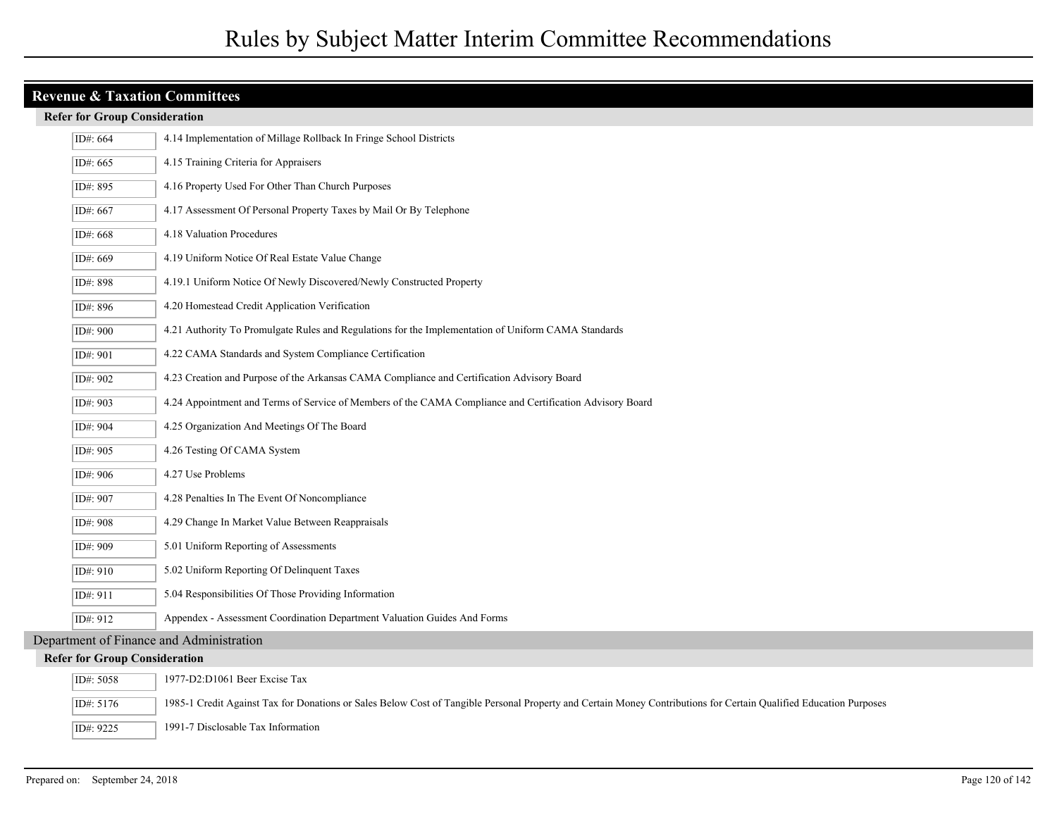## Revenue & Taxation Committees

### Refer for Group Consideration

| ID# | Rule |
|---|---|
| ID#: 664 | 4.14 Implementation of Millage Rollback In Fringe School Districts |
| ID#: 665 | 4.15 Training Criteria for Appraisers |
| ID#: 895 | 4.16 Property Used For Other Than Church Purposes |
| ID#: 667 | 4.17 Assessment Of Personal Property Taxes by Mail Or By Telephone |
| ID#: 668 | 4.18 Valuation Procedures |
| ID#: 669 | 4.19 Uniform Notice Of Real Estate Value Change |
| ID#: 898 | 4.19.1 Uniform Notice Of Newly Discovered/Newly Constructed Property |
| ID#: 896 | 4.20 Homestead Credit Application Verification |
| ID#: 900 | 4.21 Authority To Promulgate Rules and Regulations for the Implementation of Uniform CAMA Standards |
| ID#: 901 | 4.22 CAMA Standards and System Compliance Certification |
| ID#: 902 | 4.23 Creation and Purpose of the Arkansas CAMA Compliance and Certification Advisory Board |
| ID#: 903 | 4.24 Appointment and Terms of Service of Members of the CAMA Compliance and Certification Advisory Board |
| ID#: 904 | 4.25 Organization And Meetings Of The Board |
| ID#: 905 | 4.26 Testing Of CAMA System |
| ID#: 906 | 4.27 Use Problems |
| ID#: 907 | 4.28 Penalties In The Event Of Noncompliance |
| ID#: 908 | 4.29 Change In Market Value Between Reappraisals |
| ID#: 909 | 5.01 Uniform Reporting of Assessments |
| ID#: 910 | 5.02 Uniform Reporting Of Delinquent Taxes |
| ID#: 911 | 5.04 Responsibilities Of Those Providing Information |
| ID#: 912 | Appendex - Assessment Coordination Department Valuation Guides And Forms |

## Department of Finance and Administration

### Refer for Group Consideration

| ID# | Rule |
|---|---|
| ID#: 5058 | 1977-D2:D1061 Beer Excise Tax |
| ID#: 5176 | 1985-1 Credit Against Tax for Donations or Sales Below Cost of Tangible Personal Property and Certain Money Contributions for Certain Qualified Education Purposes |
| ID#: 9225 | 1991-7 Disclosable Tax Information |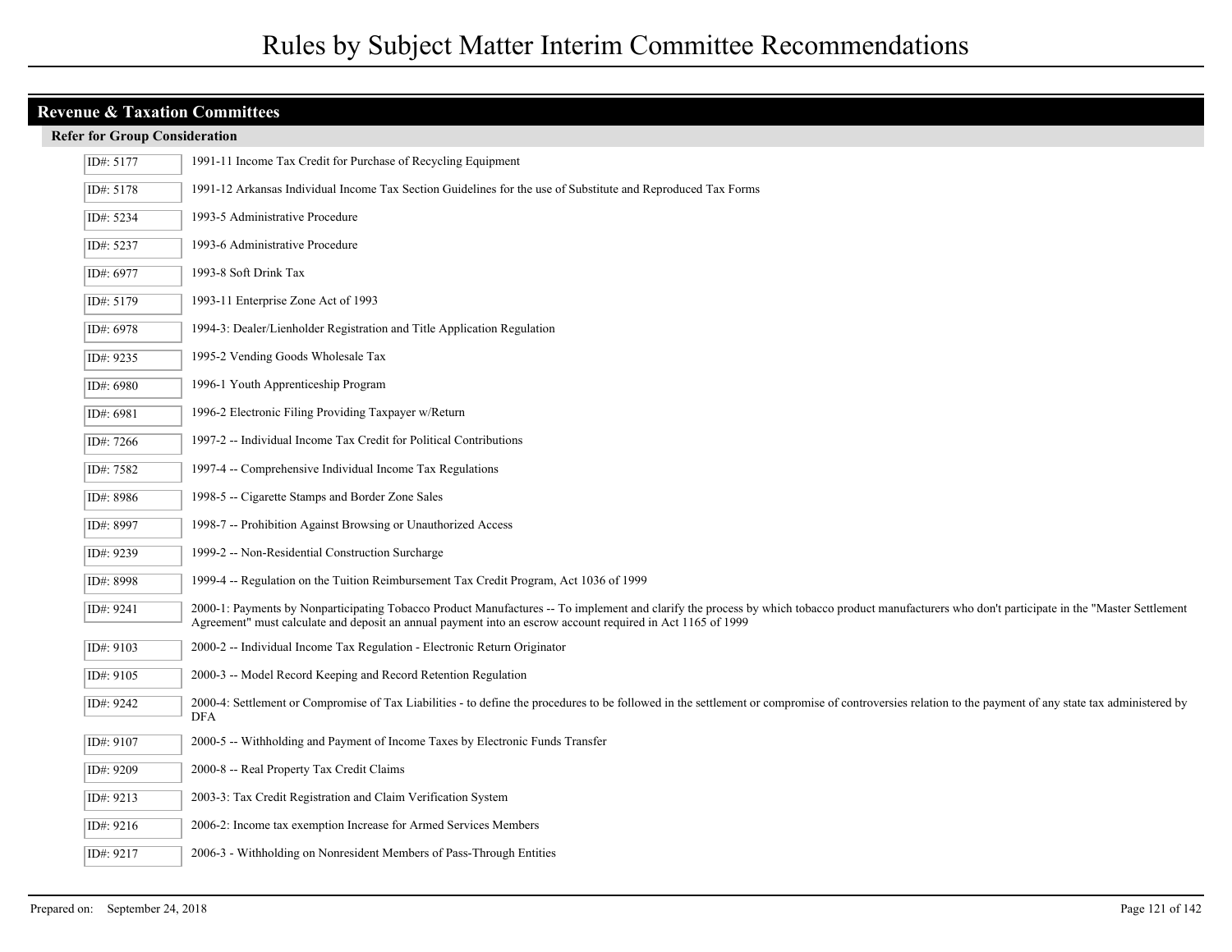## Revenue & Taxation Committees

### Refer for Group Consideration

| ID | Description |
| --- | --- |
| ID#: 5177 | 1991-11 Income Tax Credit for Purchase of Recycling Equipment |
| ID#: 5178 | 1991-12 Arkansas Individual Income Tax Section Guidelines for the use of Substitute and Reproduced Tax Forms |
| ID#: 5234 | 1993-5 Administrative Procedure |
| ID#: 5237 | 1993-6 Administrative Procedure |
| ID#: 6977 | 1993-8 Soft Drink Tax |
| ID#: 5179 | 1993-11 Enterprise Zone Act of 1993 |
| ID#: 6978 | 1994-3: Dealer/Lienholder Registration and Title Application Regulation |
| ID#: 9235 | 1995-2 Vending Goods Wholesale Tax |
| ID#: 6980 | 1996-1 Youth Apprenticeship Program |
| ID#: 6981 | 1996-2 Electronic Filing Providing Taxpayer w/Return |
| ID#: 7266 | 1997-2 -- Individual Income Tax Credit for Political Contributions |
| ID#: 7582 | 1997-4 -- Comprehensive Individual Income Tax Regulations |
| ID#: 8986 | 1998-5 -- Cigarette Stamps and Border Zone Sales |
| ID#: 8997 | 1998-7 -- Prohibition Against Browsing or Unauthorized Access |
| ID#: 9239 | 1999-2 -- Non-Residential Construction Surcharge |
| ID#: 8998 | 1999-4 -- Regulation on the Tuition Reimbursement Tax Credit Program, Act 1036 of 1999 |
| ID#: 9241 | 2000-1: Payments by Nonparticipating Tobacco Product Manufactures -- To implement and clarify the process by which tobacco product manufacturers who don't participate in the "Master Settlement Agreement" must calculate and deposit an annual payment into an escrow account required in Act 1165 of 1999 |
| ID#: 9103 | 2000-2 -- Individual Income Tax Regulation - Electronic Return Originator |
| ID#: 9105 | 2000-3 -- Model Record Keeping and Record Retention Regulation |
| ID#: 9242 | 2000-4: Settlement or Compromise of Tax Liabilities - to define the procedures to be followed in the settlement or compromise of controversies relation to the payment of any state tax administered by DFA |
| ID#: 9107 | 2000-5 -- Withholding and Payment of Income Taxes by Electronic Funds Transfer |
| ID#: 9209 | 2000-8 -- Real Property Tax Credit Claims |
| ID#: 9213 | 2003-3: Tax Credit Registration and Claim Verification System |
| ID#: 9216 | 2006-2: Income tax exemption Increase for Armed Services Members |
| ID#: 9217 | 2006-3 - Withholding on Nonresident Members of Pass-Through Entities |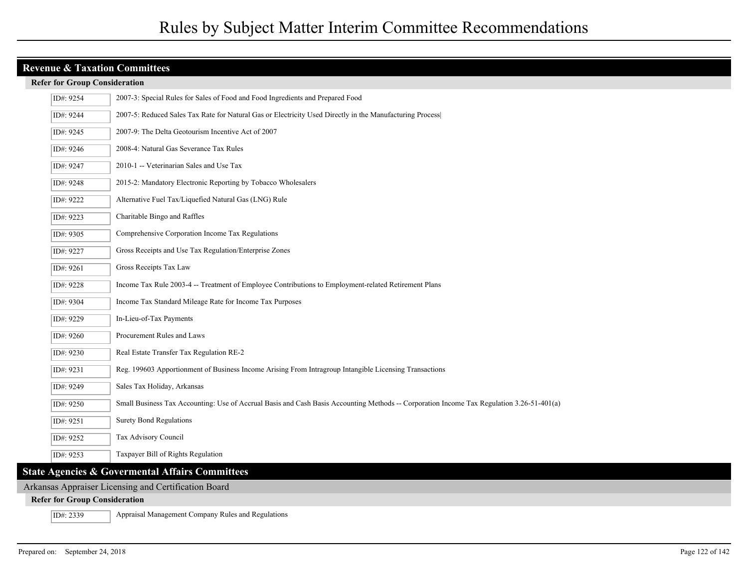## Revenue & Taxation Committees

### Refer for Group Consideration

| ID# | Title |
|---|---|
| ID#: 9254 | 2007-3: Special Rules for Sales of Food and Food Ingredients and Prepared Food |
| ID#: 9244 | 2007-5: Reduced Sales Tax Rate for Natural Gas or Electricity Used Directly in the Manufacturing Process\| |
| ID#: 9245 | 2007-9: The Delta Geotourism Incentive Act of 2007 |
| ID#: 9246 | 2008-4: Natural Gas Severance Tax Rules |
| ID#: 9247 | 2010-1 -- Veterinarian Sales and Use Tax |
| ID#: 9248 | 2015-2: Mandatory Electronic Reporting by Tobacco Wholesalers |
| ID#: 9222 | Alternative Fuel Tax/Liquefied Natural Gas (LNG) Rule |
| ID#: 9223 | Charitable Bingo and Raffles |
| ID#: 9305 | Comprehensive Corporation Income Tax Regulations |
| ID#: 9227 | Gross Receipts and Use Tax Regulation/Enterprise Zones |
| ID#: 9261 | Gross Receipts Tax Law |
| ID#: 9228 | Income Tax Rule 2003-4 -- Treatment of Employee Contributions to Employment-related Retirement Plans |
| ID#: 9304 | Income Tax Standard Mileage Rate for Income Tax Purposes |
| ID#: 9229 | In-Lieu-of-Tax Payments |
| ID#: 9260 | Procurement Rules and Laws |
| ID#: 9230 | Real Estate Transfer Tax Regulation RE-2 |
| ID#: 9231 | Reg. 199603 Apportionment of Business Income Arising From Intragroup Intangible Licensing Transactions |
| ID#: 9249 | Sales Tax Holiday, Arkansas |
| ID#: 9250 | Small Business Tax Accounting: Use of Accrual Basis and Cash Basis Accounting Methods -- Corporation Income Tax Regulation 3.26-51-401(a) |
| ID#: 9251 | Surety Bond Regulations |
| ID#: 9252 | Tax Advisory Council |
| ID#: 9253 | Taxpayer Bill of Rights Regulation |

## State Agencies & Govermental Affairs Committees

### Arkansas Appraiser Licensing and Certification Board

#### Refer for Group Consideration

| ID# | Title |
|---|---|
| ID#: 2339 | Appraisal Management Company Rules and Regulations |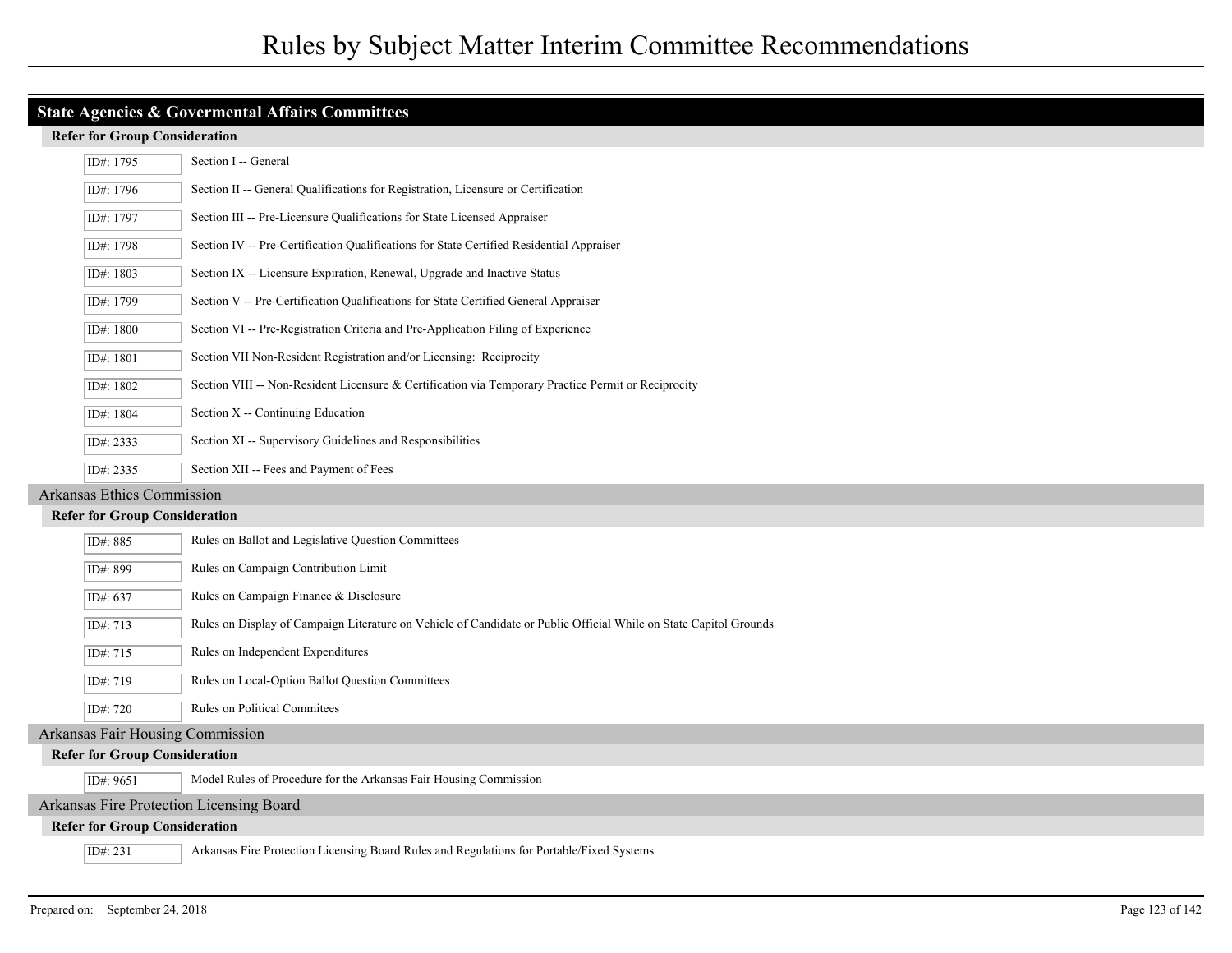## State Agencies & Govermental Affairs Committees

### Refer for Group Consideration

| ID# | Title |
|---|---|
| ID#: 1795 | Section I -- General |
| ID#: 1796 | Section II -- General Qualifications for Registration, Licensure or Certification |
| ID#: 1797 | Section III -- Pre-Licensure Qualifications for State Licensed Appraiser |
| ID#: 1798 | Section IV -- Pre-Certification Qualifications for State Certified Residential Appraiser |
| ID#: 1803 | Section IX -- Licensure Expiration, Renewal, Upgrade and Inactive Status |
| ID#: 1799 | Section V -- Pre-Certification Qualifications for State Certified General Appraiser |
| ID#: 1800 | Section VI -- Pre-Registration Criteria and Pre-Application Filing of Experience |
| ID#: 1801 | Section VII Non-Resident Registration and/or Licensing: Reciprocity |
| ID#: 1802 | Section VIII -- Non-Resident Licensure & Certification via Temporary Practice Permit or Reciprocity |
| ID#: 1804 | Section X -- Continuing Education |
| ID#: 2333 | Section XI -- Supervisory Guidelines and Responsibilities |
| ID#: 2335 | Section XII -- Fees and Payment of Fees |

## Arkansas Ethics Commission

### Refer for Group Consideration

| ID# | Title |
|---|---|
| ID#: 885 | Rules on Ballot and Legislative Question Committees |
| ID#: 899 | Rules on Campaign Contribution Limit |
| ID#: 637 | Rules on Campaign Finance & Disclosure |
| ID#: 713 | Rules on Display of Campaign Literature on Vehicle of Candidate or Public Official While on State Capitol Grounds |
| ID#: 715 | Rules on Independent Expenditures |
| ID#: 719 | Rules on Local-Option Ballot Question Committees |
| ID#: 720 | Rules on Political Commitees |

## Arkansas Fair Housing Commission

### Refer for Group Consideration

| ID# | Title |
|---|---|
| ID#: 9651 | Model Rules of Procedure for the Arkansas Fair Housing Commission |

## Arkansas Fire Protection Licensing Board

### Refer for Group Consideration

| ID# | Title |
|---|---|
| ID#: 231 | Arkansas Fire Protection Licensing Board Rules and Regulations for Portable/Fixed Systems |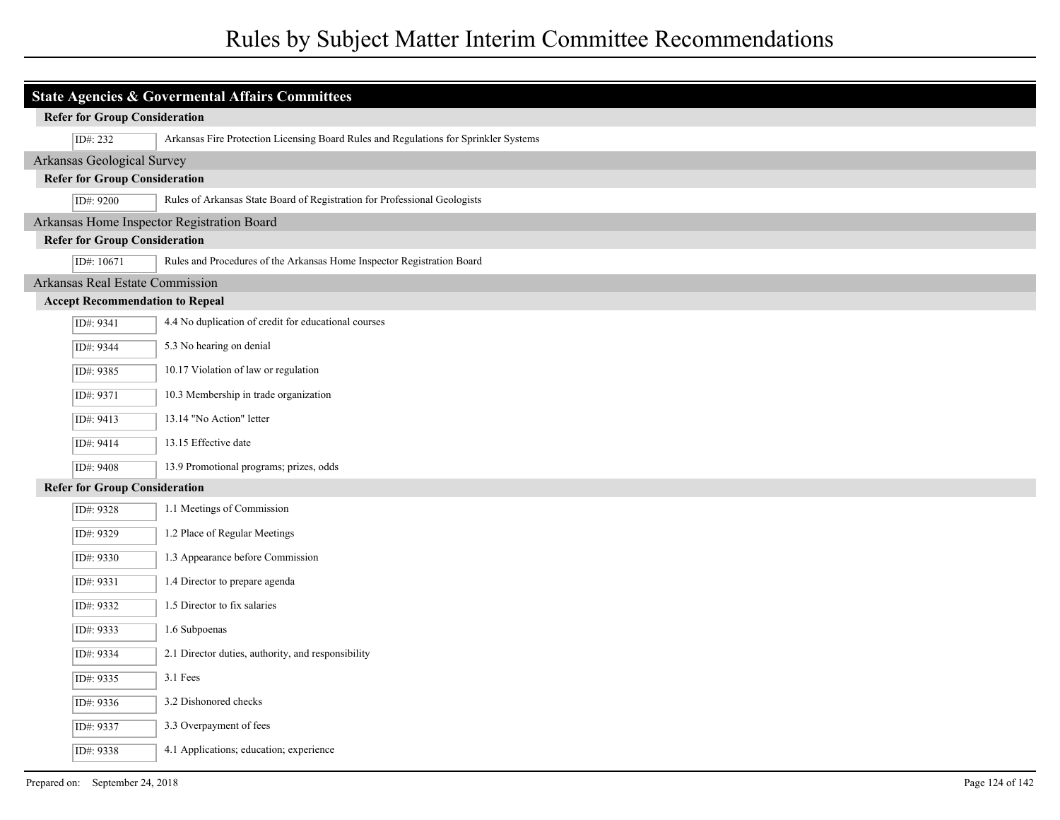# Rules by Subject Matter Interim Committee Recommendations

## State Agencies & Govermental Affairs Committees

### Refer for Group Consideration

| ID# | Rule |
|---|---|
| ID#: 232 | Arkansas Fire Protection Licensing Board Rules and Regulations for Sprinkler Systems |

## Arkansas Geological Survey

### Refer for Group Consideration

| ID# | Rule |
|---|---|
| ID#: 9200 | Rules of Arkansas State Board of Registration for Professional Geologists |

## Arkansas Home Inspector Registration Board

### Refer for Group Consideration

| ID# | Rule |
|---|---|
| ID#: 10671 | Rules and Procedures of the Arkansas Home Inspector Registration Board |

## Arkansas Real Estate Commission

### Accept Recommendation to Repeal

| ID# | Rule |
|---|---|
| ID#: 9341 | 4.4 No duplication of credit for educational courses |
| ID#: 9344 | 5.3 No hearing on denial |
| ID#: 9385 | 10.17 Violation of law or regulation |
| ID#: 9371 | 10.3 Membership in trade organization |
| ID#: 9413 | 13.14 "No Action" letter |
| ID#: 9414 | 13.15 Effective date |
| ID#: 9408 | 13.9 Promotional programs; prizes, odds |

### Refer for Group Consideration

| ID# | Rule |
|---|---|
| ID#: 9328 | 1.1 Meetings of Commission |
| ID#: 9329 | 1.2 Place of Regular Meetings |
| ID#: 9330 | 1.3 Appearance before Commission |
| ID#: 9331 | 1.4 Director to prepare agenda |
| ID#: 9332 | 1.5 Director to fix salaries |
| ID#: 9333 | 1.6 Subpoenas |
| ID#: 9334 | 2.1 Director duties, authority, and responsibility |
| ID#: 9335 | 3.1 Fees |
| ID#: 9336 | 3.2 Dishonored checks |
| ID#: 9337 | 3.3 Overpayment of fees |
| ID#: 9338 | 4.1 Applications; education; experience |

Prepared on: September 24, 2018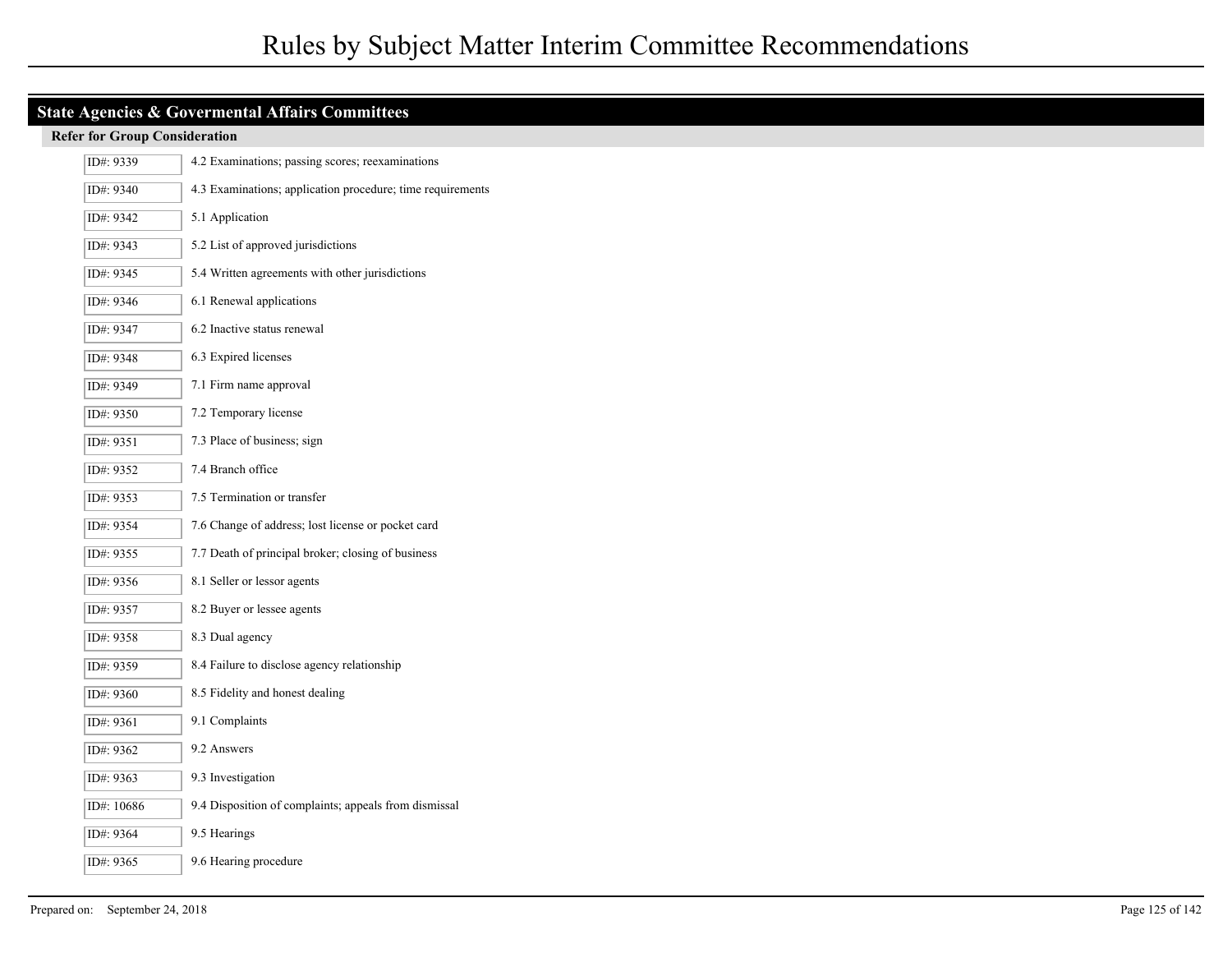# Rules by Subject Matter Interim Committee Recommendations

## State Agencies & Govermental Affairs Committees

### Refer for Group Consideration

| ID# | Rule |
|---|---|
| ID#: 9339 | 4.2 Examinations; passing scores; reexaminations |
| ID#: 9340 | 4.3 Examinations; application procedure; time requirements |
| ID#: 9342 | 5.1 Application |
| ID#: 9343 | 5.2 List of approved jurisdictions |
| ID#: 9345 | 5.4 Written agreements with other jurisdictions |
| ID#: 9346 | 6.1 Renewal applications |
| ID#: 9347 | 6.2 Inactive status renewal |
| ID#: 9348 | 6.3 Expired licenses |
| ID#: 9349 | 7.1 Firm name approval |
| ID#: 9350 | 7.2 Temporary license |
| ID#: 9351 | 7.3 Place of business; sign |
| ID#: 9352 | 7.4 Branch office |
| ID#: 9353 | 7.5 Termination or transfer |
| ID#: 9354 | 7.6 Change of address; lost license or pocket card |
| ID#: 9355 | 7.7 Death of principal broker; closing of business |
| ID#: 9356 | 8.1 Seller or lessor agents |
| ID#: 9357 | 8.2 Buyer or lessee agents |
| ID#: 9358 | 8.3 Dual agency |
| ID#: 9359 | 8.4 Failure to disclose agency relationship |
| ID#: 9360 | 8.5 Fidelity and honest dealing |
| ID#: 9361 | 9.1 Complaints |
| ID#: 9362 | 9.2 Answers |
| ID#: 9363 | 9.3 Investigation |
| ID#: 10686 | 9.4 Disposition of complaints; appeals from dismissal |
| ID#: 9364 | 9.5 Hearings |
| ID#: 9365 | 9.6 Hearing procedure |

Prepared on: September 24, 2018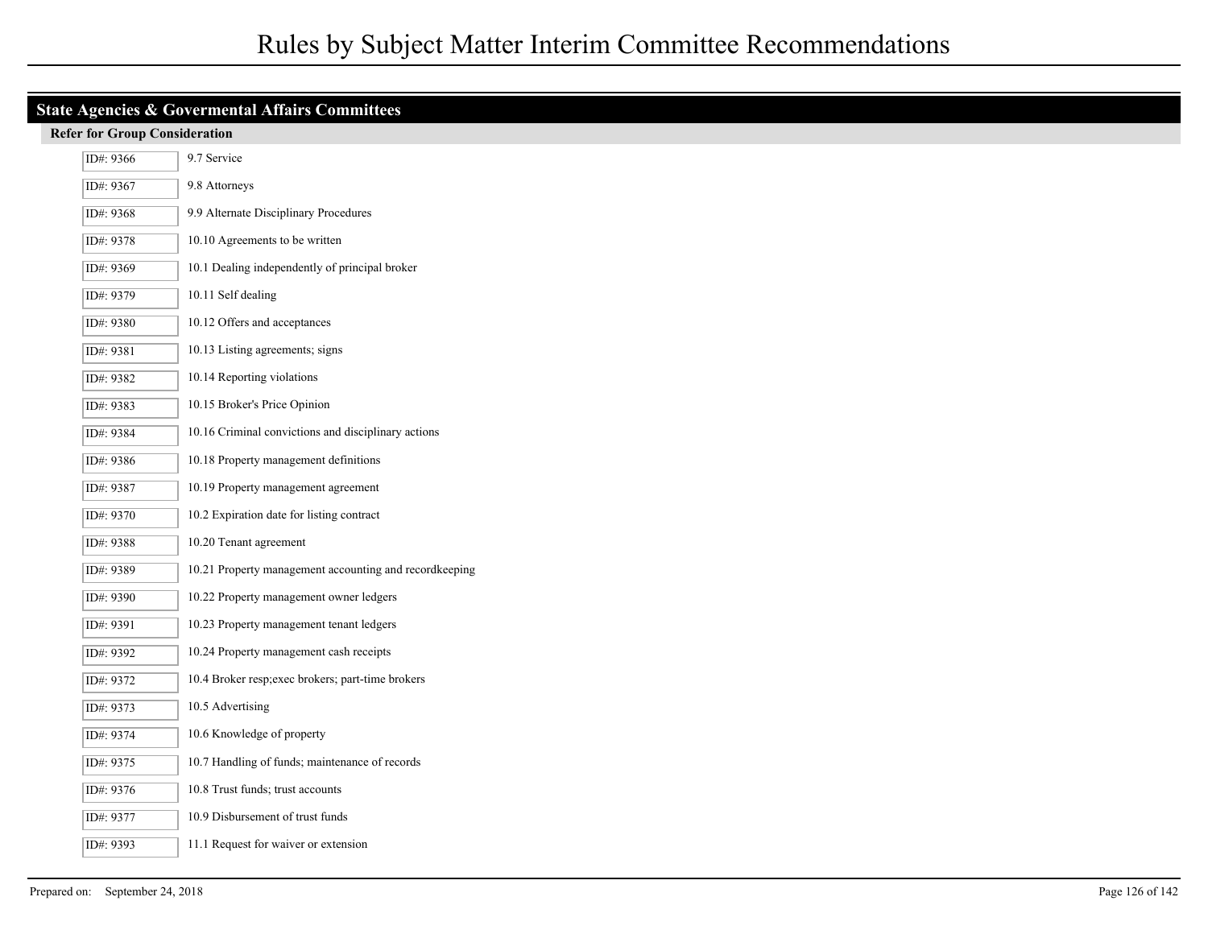# Rules by Subject Matter Interim Committee Recommendations

## State Agencies & Govermental Affairs Committees

### Refer for Group Consideration

| ID# | Rule |
| --- | --- |
| ID#: 9366 | 9.7 Service |
| ID#: 9367 | 9.8 Attorneys |
| ID#: 9368 | 9.9 Alternate Disciplinary Procedures |
| ID#: 9378 | 10.10 Agreements to be written |
| ID#: 9369 | 10.1 Dealing independently of principal broker |
| ID#: 9379 | 10.11 Self dealing |
| ID#: 9380 | 10.12 Offers and acceptances |
| ID#: 9381 | 10.13 Listing agreements; signs |
| ID#: 9382 | 10.14 Reporting violations |
| ID#: 9383 | 10.15 Broker's Price Opinion |
| ID#: 9384 | 10.16 Criminal convictions and disciplinary actions |
| ID#: 9386 | 10.18 Property management definitions |
| ID#: 9387 | 10.19 Property management agreement |
| ID#: 9370 | 10.2 Expiration date for listing contract |
| ID#: 9388 | 10.20 Tenant agreement |
| ID#: 9389 | 10.21 Property management accounting and recordkeeping |
| ID#: 9390 | 10.22 Property management owner ledgers |
| ID#: 9391 | 10.23 Property management tenant ledgers |
| ID#: 9392 | 10.24 Property management cash receipts |
| ID#: 9372 | 10.4 Broker resp;exec brokers; part-time brokers |
| ID#: 9373 | 10.5 Advertising |
| ID#: 9374 | 10.6 Knowledge of property |
| ID#: 9375 | 10.7 Handling of funds; maintenance of records |
| ID#: 9376 | 10.8 Trust funds; trust accounts |
| ID#: 9377 | 10.9 Disbursement of trust funds |
| ID#: 9393 | 11.1 Request for waiver or extension |

Prepared on: September 24, 2018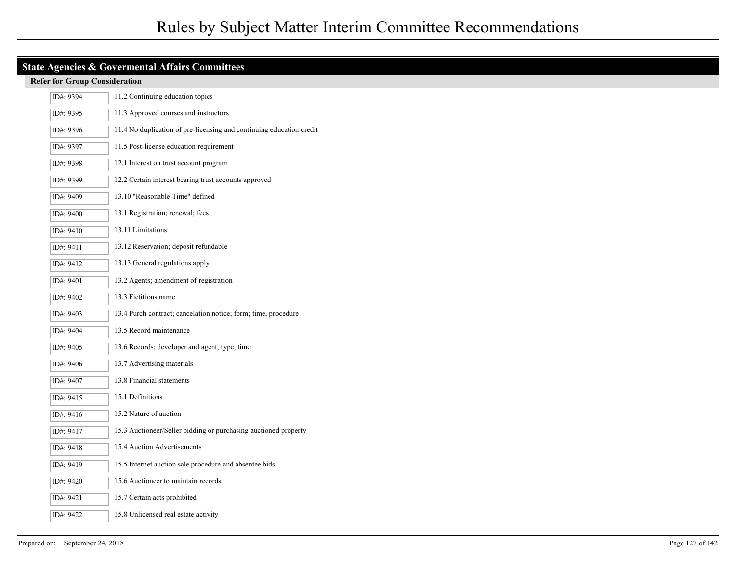# Rules by Subject Matter Interim Committee Recommendations

## State Agencies & Govermental Affairs Committees

### Refer for Group Consideration

| ID# | Rule |
|---|---|
| ID#: 9394 | 11.2 Continuing education topics |
| ID#: 9395 | 11.3 Approved courses and instructors |
| ID#: 9396 | 11.4 No duplication of pre-licensing and continuing education credit |
| ID#: 9397 | 11.5 Post-license education requirement |
| ID#: 9398 | 12.1 Interest on trust account program |
| ID#: 9399 | 12.2 Certain interest bearing trust accounts approved |
| ID#: 9409 | 13.10 "Reasonable Time" defined |
| ID#: 9400 | 13.1 Registration; renewal; fees |
| ID#: 9410 | 13.11 Limitations |
| ID#: 9411 | 13.12 Reservation; deposit refundable |
| ID#: 9412 | 13.13 General regulations apply |
| ID#: 9401 | 13.2 Agents; amendment of registration |
| ID#: 9402 | 13.3 Fictitious name |
| ID#: 9403 | 13.4 Purch contract; cancelation notice; form; time, procedure |
| ID#: 9404 | 13.5 Record maintenance |
| ID#: 9405 | 13.6 Records; developer and agent; type, time |
| ID#: 9406 | 13.7 Advertising materials |
| ID#: 9407 | 13.8 Financial statements |
| ID#: 9415 | 15.1 Definitions |
| ID#: 9416 | 15.2 Nature of auction |
| ID#: 9417 | 15.3 Auctioneer/Seller bidding or purchasing auctioned property |
| ID#: 9418 | 15.4 Auction Advertisements |
| ID#: 9419 | 15.5 Internet auction sale procedure and absentee bids |
| ID#: 9420 | 15.6 Auctioneer to maintain records |
| ID#: 9421 | 15.7 Certain acts prohibited |
| ID#: 9422 | 15.8 Unlicensed real estate activity |

Prepared on: September 24, 2018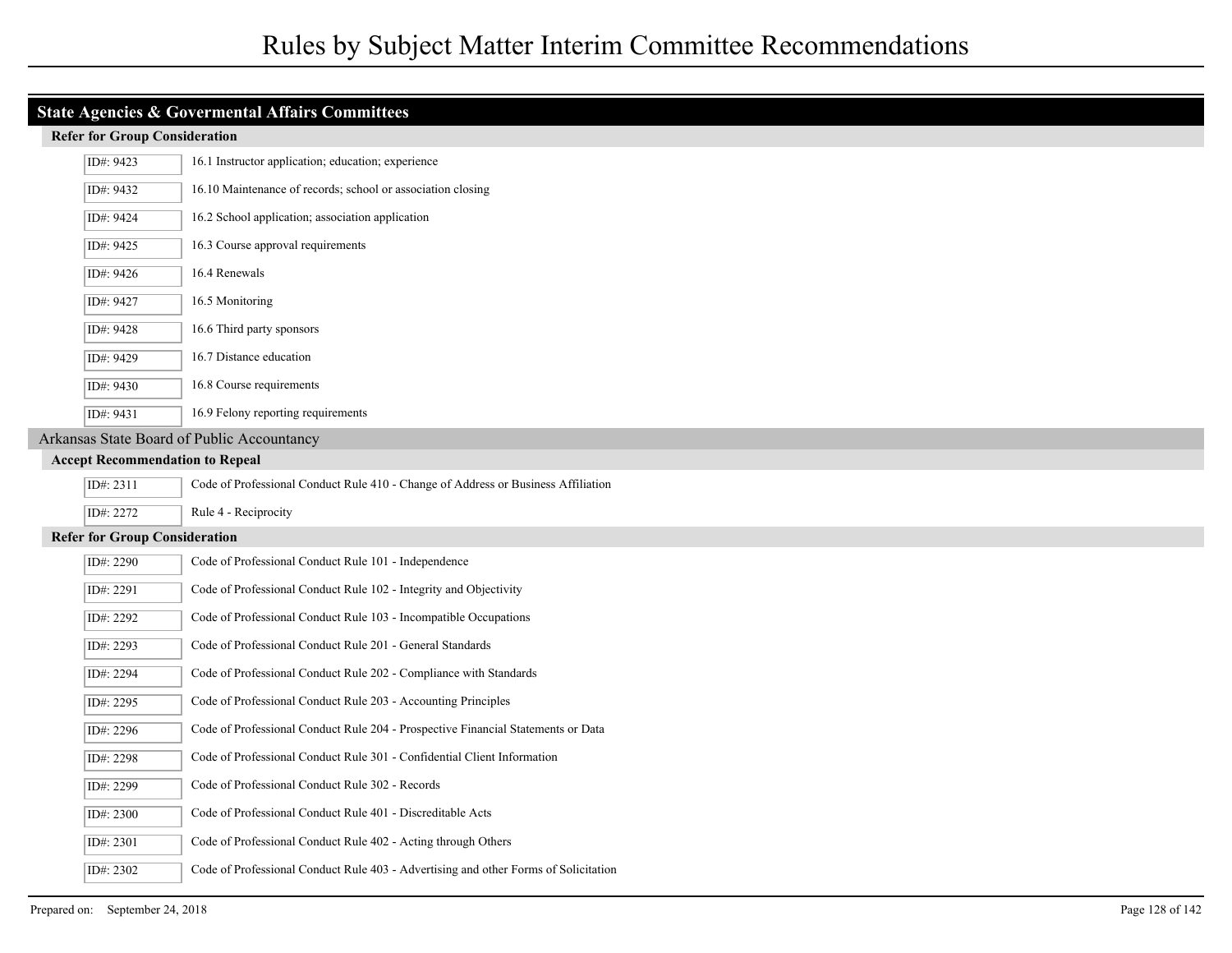# Rules by Subject Matter Interim Committee Recommendations

## State Agencies & Govermental Affairs Committees

### Refer for Group Consideration

| ID# | Rule |
|---|---|
| ID#: 9423 | 16.1 Instructor application; education; experience |
| ID#: 9432 | 16.10 Maintenance of records; school or association closing |
| ID#: 9424 | 16.2 School application; association application |
| ID#: 9425 | 16.3 Course approval requirements |
| ID#: 9426 | 16.4 Renewals |
| ID#: 9427 | 16.5 Monitoring |
| ID#: 9428 | 16.6 Third party sponsors |
| ID#: 9429 | 16.7 Distance education |
| ID#: 9430 | 16.8 Course requirements |
| ID#: 9431 | 16.9 Felony reporting requirements |

## Arkansas State Board of Public Accountancy

### Accept Recommendation to Repeal

| ID# | Rule |
|---|---|
| ID#: 2311 | Code of Professional Conduct Rule 410 - Change of Address or Business Affiliation |
| ID#: 2272 | Rule 4 - Reciprocity |

### Refer for Group Consideration

| ID# | Rule |
|---|---|
| ID#: 2290 | Code of Professional Conduct Rule 101 - Independence |
| ID#: 2291 | Code of Professional Conduct Rule 102 - Integrity and Objectivity |
| ID#: 2292 | Code of Professional Conduct Rule 103 - Incompatible Occupations |
| ID#: 2293 | Code of Professional Conduct Rule 201 - General Standards |
| ID#: 2294 | Code of Professional Conduct Rule 202 - Compliance with Standards |
| ID#: 2295 | Code of Professional Conduct Rule 203 - Accounting Principles |
| ID#: 2296 | Code of Professional Conduct Rule 204 - Prospective Financial Statements or Data |
| ID#: 2298 | Code of Professional Conduct Rule 301 - Confidential Client Information |
| ID#: 2299 | Code of Professional Conduct Rule 302 - Records |
| ID#: 2300 | Code of Professional Conduct Rule 401 - Discreditable Acts |
| ID#: 2301 | Code of Professional Conduct Rule 402 - Acting through Others |
| ID#: 2302 | Code of Professional Conduct Rule 403 - Advertising and other Forms of Solicitation |

Prepared on: September 24, 2018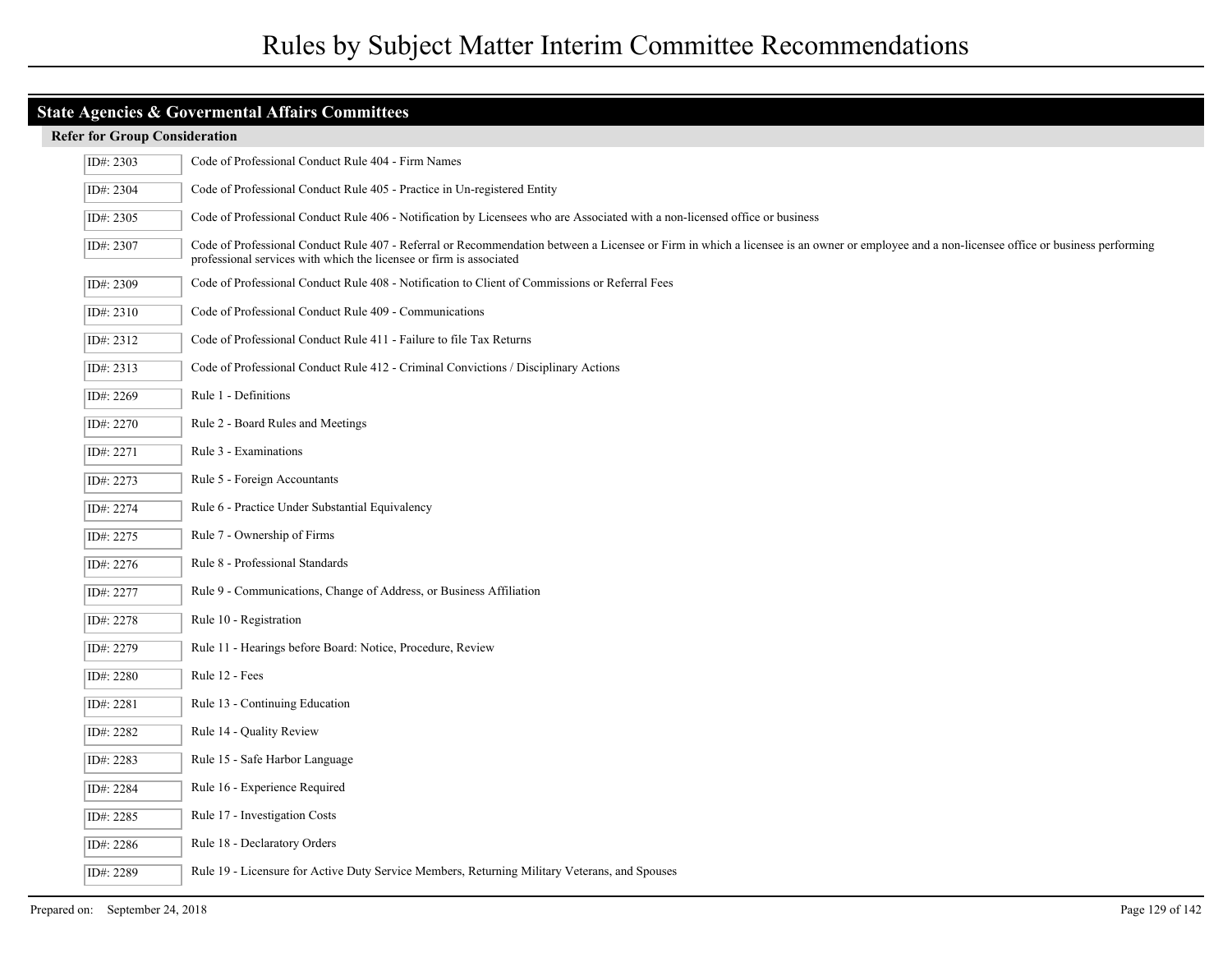# Rules by Subject Matter Interim Committee Recommendations

## State Agencies & Govermental Affairs Committees

### Refer for Group Consideration

| ID | Rule |
|---|---|
| ID#: 2303 | Code of Professional Conduct Rule 404 - Firm Names |
| ID#: 2304 | Code of Professional Conduct Rule 405 - Practice in Un-registered Entity |
| ID#: 2305 | Code of Professional Conduct Rule 406 - Notification by Licensees who are Associated with a non-licensed office or business |
| ID#: 2307 | Code of Professional Conduct Rule 407 - Referral or Recommendation between a Licensee or Firm in which a licensee is an owner or employee and a non-licensee office or business performing professional services with which the licensee or firm is associated |
| ID#: 2309 | Code of Professional Conduct Rule 408 - Notification to Client of Commissions or Referral Fees |
| ID#: 2310 | Code of Professional Conduct Rule 409 - Communications |
| ID#: 2312 | Code of Professional Conduct Rule 411 - Failure to file Tax Returns |
| ID#: 2313 | Code of Professional Conduct Rule 412 - Criminal Convictions / Disciplinary Actions |
| ID#: 2269 | Rule 1 - Definitions |
| ID#: 2270 | Rule 2 - Board Rules and Meetings |
| ID#: 2271 | Rule 3 - Examinations |
| ID#: 2273 | Rule 5 - Foreign Accountants |
| ID#: 2274 | Rule 6 - Practice Under Substantial Equivalency |
| ID#: 2275 | Rule 7 - Ownership of Firms |
| ID#: 2276 | Rule 8 - Professional Standards |
| ID#: 2277 | Rule 9 - Communications, Change of Address, or Business Affiliation |
| ID#: 2278 | Rule 10 - Registration |
| ID#: 2279 | Rule 11 - Hearings before Board: Notice, Procedure, Review |
| ID#: 2280 | Rule 12 - Fees |
| ID#: 2281 | Rule 13 - Continuing Education |
| ID#: 2282 | Rule 14 - Quality Review |
| ID#: 2283 | Rule 15 - Safe Harbor Language |
| ID#: 2284 | Rule 16 - Experience Required |
| ID#: 2285 | Rule 17 - Investigation Costs |
| ID#: 2286 | Rule 18 - Declaratory Orders |
| ID#: 2289 | Rule 19 - Licensure for Active Duty Service Members, Returning Military Veterans, and Spouses |

Prepared on: September 24, 2018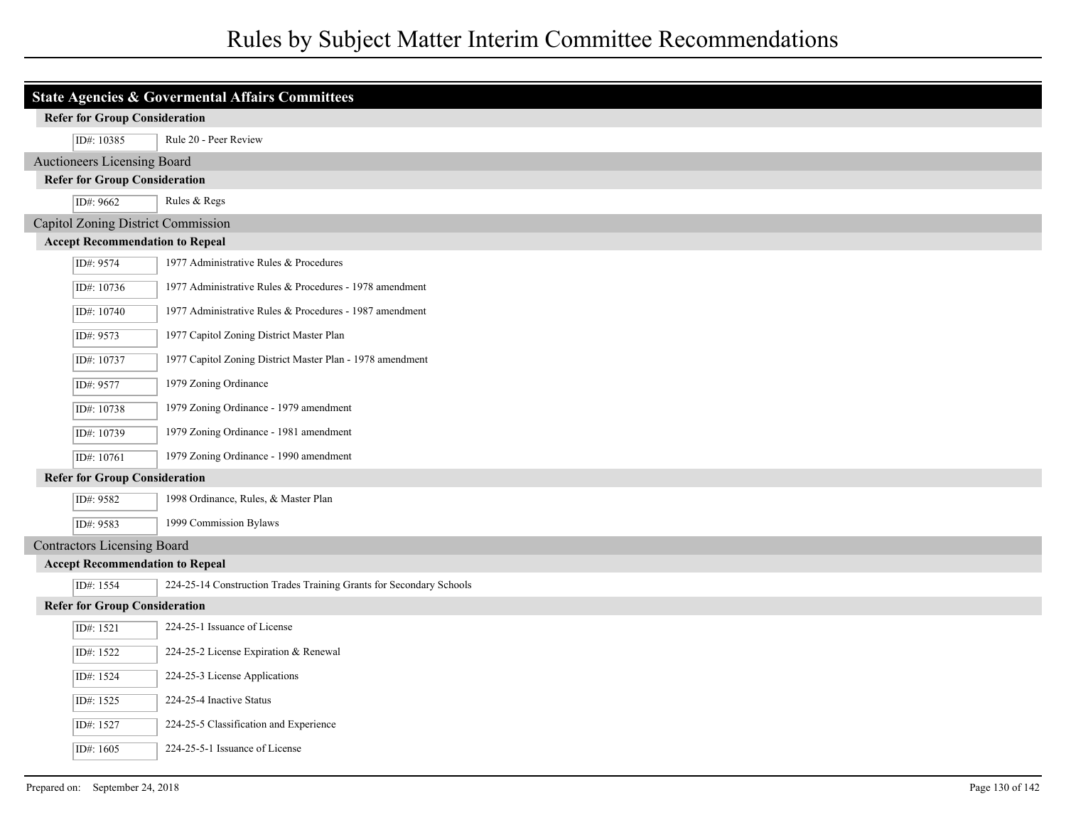# Rules by Subject Matter Interim Committee Recommendations

## State Agencies & Govermental Affairs Committees

#### Refer for Group Consideration

| ID# | Rule |
|---|---|
| ID#: 10385 | Rule 20 - Peer Review |

### Auctioneers Licensing Board

#### Refer for Group Consideration

| ID# | Rule |
|---|---|
| ID#: 9662 | Rules & Regs |

### Capitol Zoning District Commission

#### Accept Recommendation to Repeal

| ID# | Rule |
|---|---|
| ID#: 9574 | 1977 Administrative Rules & Procedures |
| ID#: 10736 | 1977 Administrative Rules & Procedures - 1978 amendment |
| ID#: 10740 | 1977 Administrative Rules & Procedures - 1987 amendment |
| ID#: 9573 | 1977 Capitol Zoning District Master Plan |
| ID#: 10737 | 1977 Capitol Zoning District Master Plan - 1978 amendment |
| ID#: 9577 | 1979 Zoning Ordinance |
| ID#: 10738 | 1979 Zoning Ordinance - 1979 amendment |
| ID#: 10739 | 1979 Zoning Ordinance - 1981 amendment |
| ID#: 10761 | 1979 Zoning Ordinance - 1990 amendment |

#### Refer for Group Consideration

| ID# | Rule |
|---|---|
| ID#: 9582 | 1998 Ordinance, Rules, & Master Plan |
| ID#: 9583 | 1999 Commission Bylaws |

### Contractors Licensing Board

#### Accept Recommendation to Repeal

| ID# | Rule |
|---|---|
| ID#: 1554 | 224-25-14 Construction Trades Training Grants for Secondary Schools |

#### Refer for Group Consideration

| ID# | Rule |
|---|---|
| ID#: 1521 | 224-25-1 Issuance of License |
| ID#: 1522 | 224-25-2 License Expiration & Renewal |
| ID#: 1524 | 224-25-3 License Applications |
| ID#: 1525 | 224-25-4 Inactive Status |
| ID#: 1527 | 224-25-5 Classification and Experience |
| ID#: 1605 | 224-25-5-1 Issuance of License |

Prepared on: September 24, 2018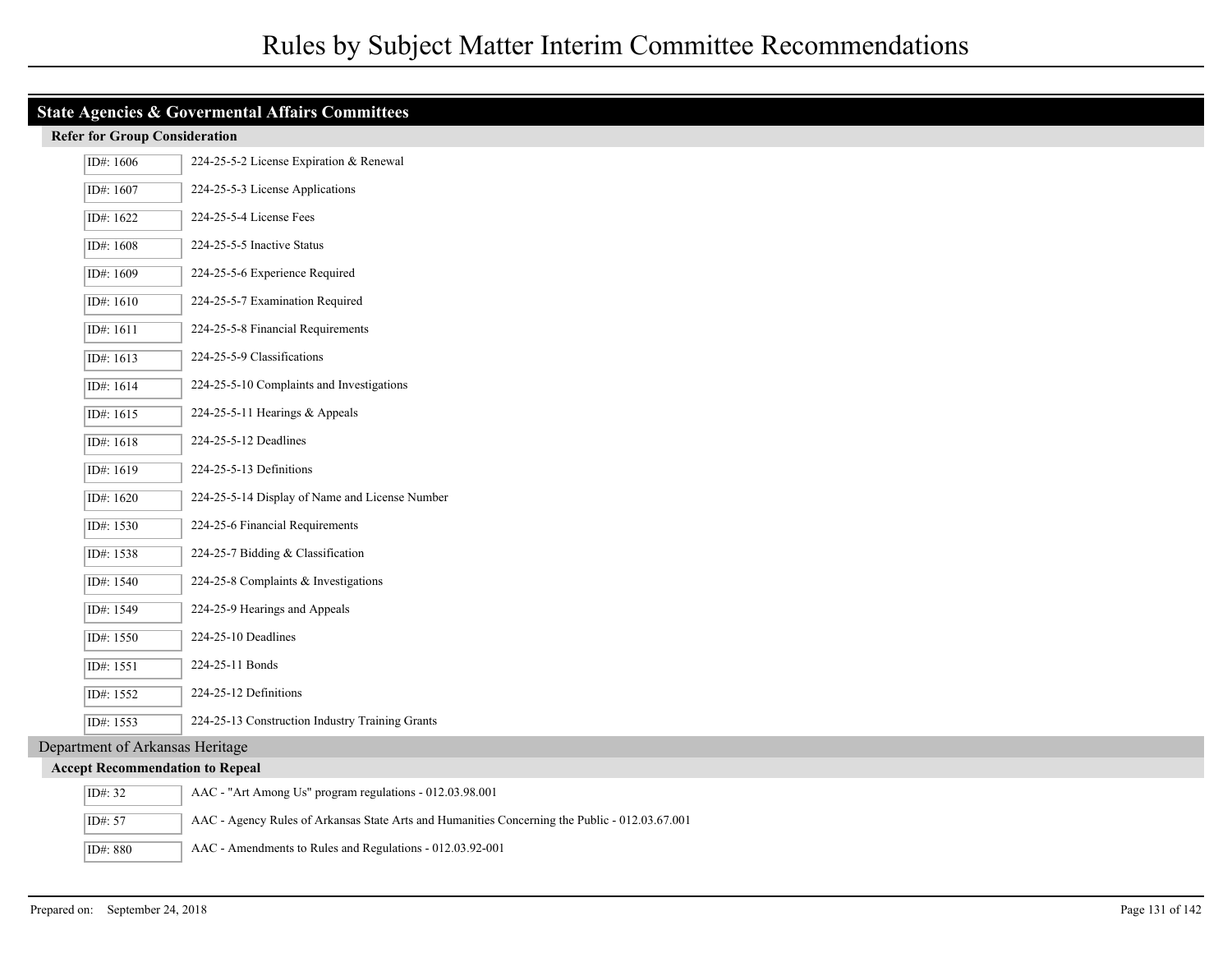# Rules by Subject Matter Interim Committee Recommendations

## State Agencies & Govermental Affairs Committees

### Refer for Group Consideration

| ID# | Rule |
|---|---|
| ID#: 1606 | 224-25-5-2 License Expiration & Renewal |
| ID#: 1607 | 224-25-5-3 License Applications |
| ID#: 1622 | 224-25-5-4 License Fees |
| ID#: 1608 | 224-25-5-5 Inactive Status |
| ID#: 1609 | 224-25-5-6 Experience Required |
| ID#: 1610 | 224-25-5-7 Examination Required |
| ID#: 1611 | 224-25-5-8 Financial Requirements |
| ID#: 1613 | 224-25-5-9 Classifications |
| ID#: 1614 | 224-25-5-10 Complaints and Investigations |
| ID#: 1615 | 224-25-5-11 Hearings & Appeals |
| ID#: 1618 | 224-25-5-12 Deadlines |
| ID#: 1619 | 224-25-5-13 Definitions |
| ID#: 1620 | 224-25-5-14 Display of Name and License Number |
| ID#: 1530 | 224-25-6 Financial Requirements |
| ID#: 1538 | 224-25-7 Bidding & Classification |
| ID#: 1540 | 224-25-8 Complaints & Investigations |
| ID#: 1549 | 224-25-9 Hearings and Appeals |
| ID#: 1550 | 224-25-10 Deadlines |
| ID#: 1551 | 224-25-11 Bonds |
| ID#: 1552 | 224-25-12 Definitions |
| ID#: 1553 | 224-25-13 Construction Industry Training Grants |

## Department of Arkansas Heritage

### Accept Recommendation to Repeal

| ID# | Rule |
|---|---|
| ID#: 32 | AAC - "Art Among Us" program regulations - 012.03.98.001 |
| ID#: 57 | AAC - Agency Rules of Arkansas State Arts and Humanities Concerning the Public - 012.03.67.001 |
| ID#: 880 | AAC - Amendments to Rules and Regulations - 012.03.92-001 |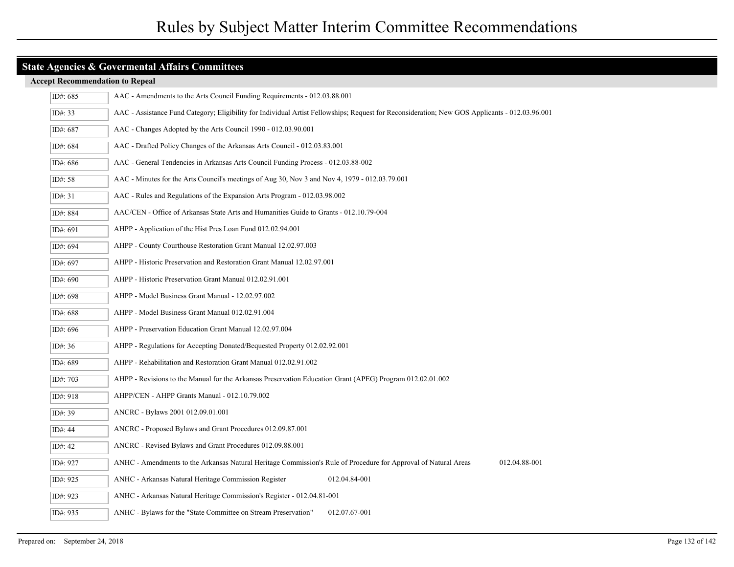# Rules by Subject Matter Interim Committee Recommendations

## State Agencies & Govermental Affairs Committees

### Accept Recommendation to Repeal

| ID# | Rule |
|---|---|
| ID#: 685 | AAC - Amendments to the Arts Council Funding Requirements - 012.03.88.001 |
| ID#: 33 | AAC - Assistance Fund Category; Eligibility for Individual Artist Fellowships; Request for Reconsideration; New GOS Applicants - 012.03.96.001 |
| ID#: 687 | AAC - Changes Adopted by the Arts Council 1990 - 012.03.90.001 |
| ID#: 684 | AAC - Drafted Policy Changes of the Arkansas Arts Council - 012.03.83.001 |
| ID#: 686 | AAC - General Tendencies in Arkansas Arts Council Funding Process - 012.03.88-002 |
| ID#: 58 | AAC - Minutes for the Arts Council's meetings of Aug 30, Nov 3 and Nov 4, 1979 - 012.03.79.001 |
| ID#: 31 | AAC - Rules and Regulations of the Expansion Arts Program - 012.03.98.002 |
| ID#: 884 | AAC/CEN - Office of Arkansas State Arts and Humanities Guide to Grants - 012.10.79-004 |
| ID#: 691 | AHPP - Application of the Hist Pres Loan Fund 012.02.94.001 |
| ID#: 694 | AHPP - County Courthouse Restoration Grant Manual 12.02.97.003 |
| ID#: 697 | AHPP - Historic Preservation and Restoration Grant Manual 12.02.97.001 |
| ID#: 690 | AHPP - Historic Preservation Grant Manual 012.02.91.001 |
| ID#: 698 | AHPP - Model Business Grant Manual - 12.02.97.002 |
| ID#: 688 | AHPP - Model Business Grant Manual 012.02.91.004 |
| ID#: 696 | AHPP - Preservation Education Grant Manual 12.02.97.004 |
| ID#: 36 | AHPP - Regulations for Accepting Donated/Bequested Property 012.02.92.001 |
| ID#: 689 | AHPP - Rehabilitation and Restoration Grant Manual 012.02.91.002 |
| ID#: 703 | AHPP - Revisions to the Manual for the Arkansas Preservation Education Grant (APEG) Program 012.02.01.002 |
| ID#: 918 | AHPP/CEN - AHPP Grants Manual - 012.10.79.002 |
| ID#: 39 | ANCRC - Bylaws 2001 012.09.01.001 |
| ID#: 44 | ANCRC - Proposed Bylaws and Grant Procedures 012.09.87.001 |
| ID#: 42 | ANCRC - Revised Bylaws and Grant Procedures 012.09.88.001 |
| ID#: 927 | ANHC - Amendments to the Arkansas Natural Heritage Commission's Rule of Procedure for Approval of Natural Areas 012.04.88-001 |
| ID#: 925 | ANHC - Arkansas Natural Heritage Commission Register 012.04.84-001 |
| ID#: 923 | ANHC - Arkansas Natural Heritage Commission's Register - 012.04.81-001 |
| ID#: 935 | ANHC - Bylaws for the "State Committee on Stream Preservation" 012.07.67-001 |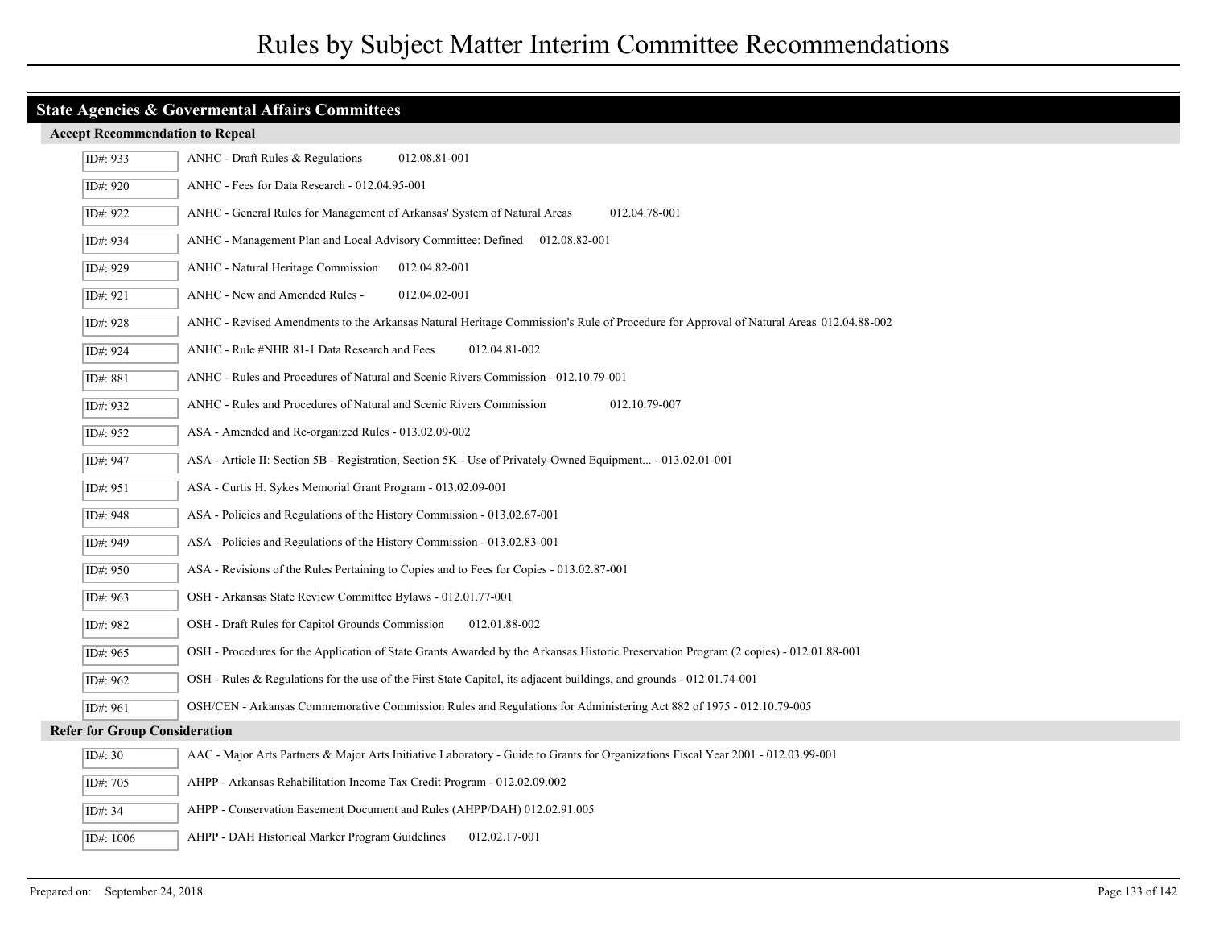# Rules by Subject Matter Interim Committee Recommendations

## State Agencies & Govermental Affairs Committees

### Accept Recommendation to Repeal

| ID | Rule |
|---|---|
| ID#: 933 | ANHC - Draft Rules & Regulations 012.08.81-001 |
| ID#: 920 | ANHC - Fees for Data Research - 012.04.95-001 |
| ID#: 922 | ANHC - General Rules for Management of Arkansas' System of Natural Areas 012.04.78-001 |
| ID#: 934 | ANHC - Management Plan and Local Advisory Committee: Defined 012.08.82-001 |
| ID#: 929 | ANHC - Natural Heritage Commission 012.04.82-001 |
| ID#: 921 | ANHC - New and Amended Rules - 012.04.02-001 |
| ID#: 928 | ANHC - Revised Amendments to the Arkansas Natural Heritage Commission's Rule of Procedure for Approval of Natural Areas 012.04.88-002 |
| ID#: 924 | ANHC - Rule #NHR 81-1 Data Research and Fees 012.04.81-002 |
| ID#: 881 | ANHC - Rules and Procedures of Natural and Scenic Rivers Commission - 012.10.79-001 |
| ID#: 932 | ANHC - Rules and Procedures of Natural and Scenic Rivers Commission 012.10.79-007 |
| ID#: 952 | ASA - Amended and Re-organized Rules - 013.02.09-002 |
| ID#: 947 | ASA - Article II: Section 5B - Registration, Section 5K - Use of Privately-Owned Equipment... - 013.02.01-001 |
| ID#: 951 | ASA - Curtis H. Sykes Memorial Grant Program - 013.02.09-001 |
| ID#: 948 | ASA - Policies and Regulations of the History Commission - 013.02.67-001 |
| ID#: 949 | ASA - Policies and Regulations of the History Commission - 013.02.83-001 |
| ID#: 950 | ASA - Revisions of the Rules Pertaining to Copies and to Fees for Copies - 013.02.87-001 |
| ID#: 963 | OSH - Arkansas State Review Committee Bylaws - 012.01.77-001 |
| ID#: 982 | OSH - Draft Rules for Capitol Grounds Commission 012.01.88-002 |
| ID#: 965 | OSH - Procedures for the Application of State Grants Awarded by the Arkansas Historic Preservation Program (2 copies) - 012.01.88-001 |
| ID#: 962 | OSH - Rules & Regulations for the use of the First State Capitol, its adjacent buildings, and grounds - 012.01.74-001 |
| ID#: 961 | OSH/CEN - Arkansas Commemorative Commission Rules and Regulations for Administering Act 882 of 1975 - 012.10.79-005 |

### Refer for Group Consideration

| ID | Rule |
|---|---|
| ID#: 30 | AAC - Major Arts Partners & Major Arts Initiative Laboratory - Guide to Grants for Organizations Fiscal Year 2001 - 012.03.99-001 |
| ID#: 705 | AHPP - Arkansas Rehabilitation Income Tax Credit Program - 012.02.09.002 |
| ID#: 34 | AHPP - Conservation Easement Document and Rules (AHPP/DAH) 012.02.91.005 |
| ID#: 1006 | AHPP - DAH Historical Marker Program Guidelines 012.02.17-001 |

Prepared on: September 24, 2018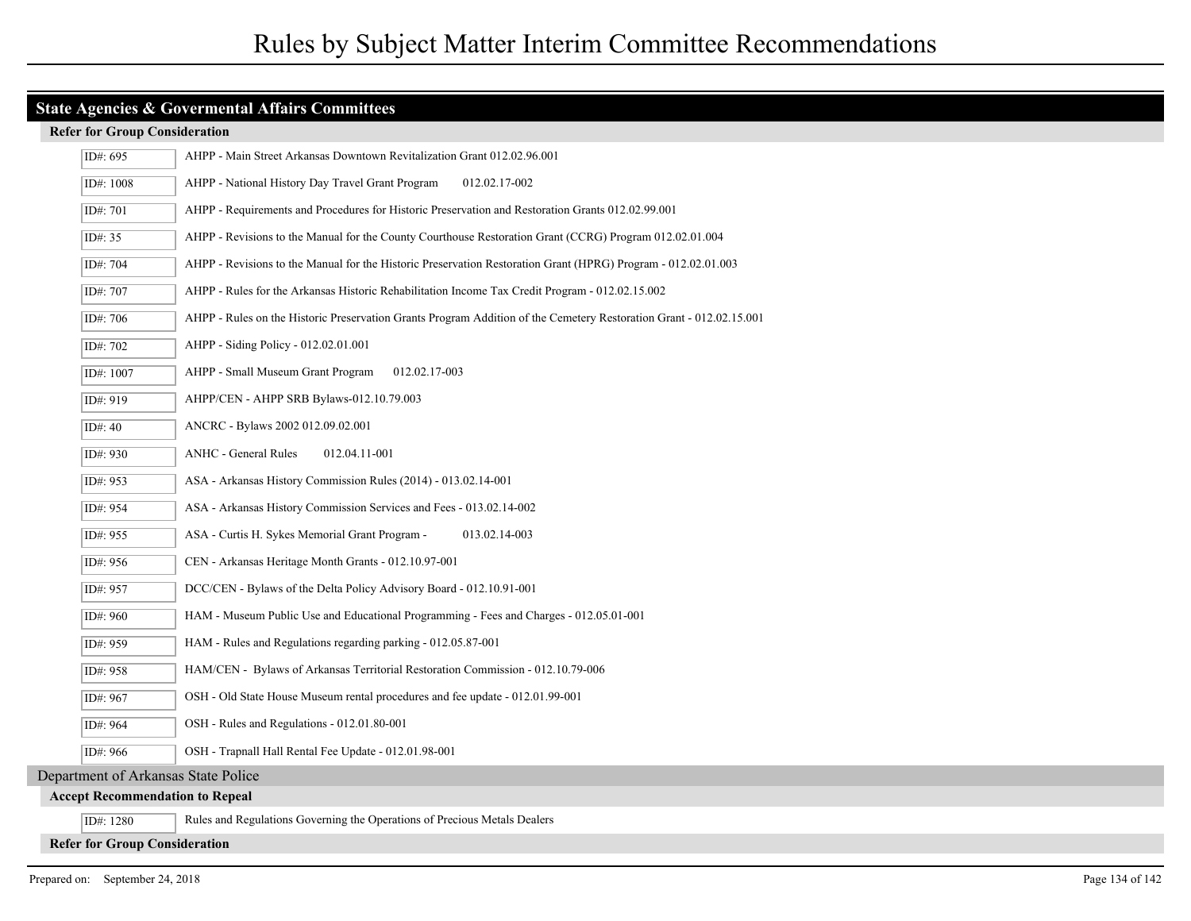## State Agencies & Govermental Affairs Committees

### Refer for Group Consideration

| ID# | Rule |
|---|---|
| ID#: 695 | AHPP - Main Street Arkansas Downtown Revitalization Grant 012.02.96.001 |
| ID#: 1008 | AHPP - National History Day Travel Grant Program 012.02.17-002 |
| ID#: 701 | AHPP - Requirements and Procedures for Historic Preservation and Restoration Grants 012.02.99.001 |
| ID#: 35 | AHPP - Revisions to the Manual for the County Courthouse Restoration Grant (CCRG) Program 012.02.01.004 |
| ID#: 704 | AHPP - Revisions to the Manual for the Historic Preservation Restoration Grant (HPRG) Program - 012.02.01.003 |
| ID#: 707 | AHPP - Rules for the Arkansas Historic Rehabilitation Income Tax Credit Program - 012.02.15.002 |
| ID#: 706 | AHPP - Rules on the Historic Preservation Grants Program Addition of the Cemetery Restoration Grant - 012.02.15.001 |
| ID#: 702 | AHPP - Siding Policy - 012.02.01.001 |
| ID#: 1007 | AHPP - Small Museum Grant Program 012.02.17-003 |
| ID#: 919 | AHPP/CEN - AHPP SRB Bylaws-012.10.79.003 |
| ID#: 40 | ANCRC - Bylaws 2002 012.09.02.001 |
| ID#: 930 | ANHC - General Rules 012.04.11-001 |
| ID#: 953 | ASA - Arkansas History Commission Rules (2014) - 013.02.14-001 |
| ID#: 954 | ASA - Arkansas History Commission Services and Fees - 013.02.14-002 |
| ID#: 955 | ASA - Curtis H. Sykes Memorial Grant Program - 013.02.14-003 |
| ID#: 956 | CEN - Arkansas Heritage Month Grants - 012.10.97-001 |
| ID#: 957 | DCC/CEN - Bylaws of the Delta Policy Advisory Board - 012.10.91-001 |
| ID#: 960 | HAM - Museum Public Use and Educational Programming - Fees and Charges - 012.05.01-001 |
| ID#: 959 | HAM - Rules and Regulations regarding parking - 012.05.87-001 |
| ID#: 958 | HAM/CEN - Bylaws of Arkansas Territorial Restoration Commission - 012.10.79-006 |
| ID#: 967 | OSH - Old State House Museum rental procedures and fee update - 012.01.99-001 |
| ID#: 964 | OSH - Rules and Regulations - 012.01.80-001 |
| ID#: 966 | OSH - Trapnall Hall Rental Fee Update - 012.01.98-001 |

## Department of Arkansas State Police

### Accept Recommendation to Repeal

| ID# | Rule |
|---|---|
| ID#: 1280 | Rules and Regulations Governing the Operations of Precious Metals Dealers |

### Refer for Group Consideration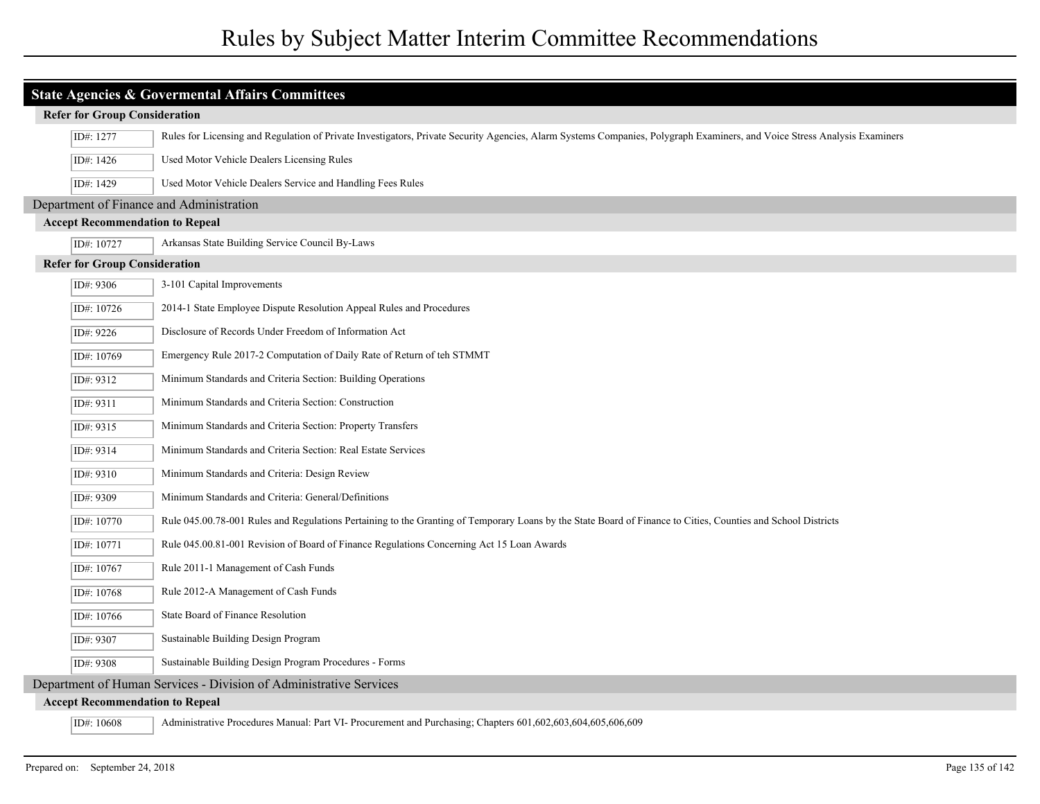## State Agencies & Govermental Affairs Committees

### Refer for Group Consideration

| ID# | Title |
| --- | --- |
| ID#: 1277 | Rules for Licensing and Regulation of Private Investigators, Private Security Agencies, Alarm Systems Companies, Polygraph Examiners, and Voice Stress Analysis Examiners |
| ID#: 1426 | Used Motor Vehicle Dealers Licensing Rules |
| ID#: 1429 | Used Motor Vehicle Dealers Service and Handling Fees Rules |

## Department of Finance and Administration

### Accept Recommendation to Repeal

| ID# | Title |
| --- | --- |
| ID#: 10727 | Arkansas State Building Service Council By-Laws |

### Refer for Group Consideration

| ID# | Title |
| --- | --- |
| ID#: 9306 | 3-101 Capital Improvements |
| ID#: 10726 | 2014-1 State Employee Dispute Resolution Appeal Rules and Procedures |
| ID#: 9226 | Disclosure of Records Under Freedom of Information Act |
| ID#: 10769 | Emergency Rule 2017-2 Computation of Daily Rate of Return of teh STMMT |
| ID#: 9312 | Minimum Standards and Criteria Section: Building Operations |
| ID#: 9311 | Minimum Standards and Criteria Section: Construction |
| ID#: 9315 | Minimum Standards and Criteria Section: Property Transfers |
| ID#: 9314 | Minimum Standards and Criteria Section: Real Estate Services |
| ID#: 9310 | Minimum Standards and Criteria: Design Review |
| ID#: 9309 | Minimum Standards and Criteria: General/Definitions |
| ID#: 10770 | Rule 045.00.78-001 Rules and Regulations Pertaining to the Granting of Temporary Loans by the State Board of Finance to Cities, Counties and School Districts |
| ID#: 10771 | Rule 045.00.81-001 Revision of Board of Finance Regulations Concerning Act 15 Loan Awards |
| ID#: 10767 | Rule 2011-1 Management of Cash Funds |
| ID#: 10768 | Rule 2012-A Management of Cash Funds |
| ID#: 10766 | State Board of Finance Resolution |
| ID#: 9307 | Sustainable Building Design Program |
| ID#: 9308 | Sustainable Building Design Program Procedures - Forms |

## Department of Human Services - Division of Administrative Services

### Accept Recommendation to Repeal

| ID# | Title |
| --- | --- |
| ID#: 10608 | Administrative Procedures Manual: Part VI- Procurement and Purchasing; Chapters 601,602,603,604,605,606,609 |

Prepared on: September 24, 2018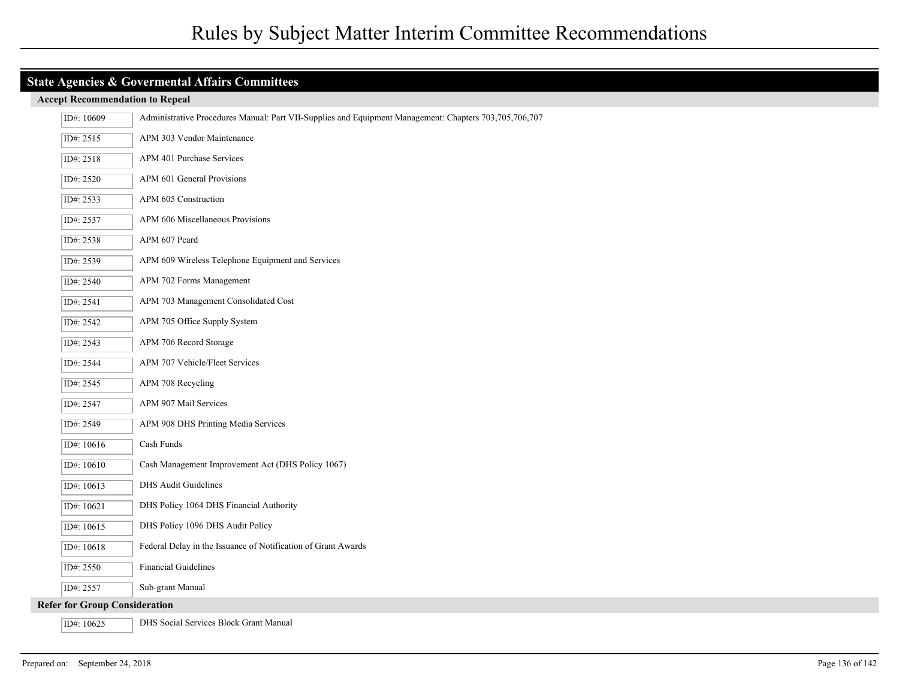# Rules by Subject Matter Interim Committee Recommendations

## State Agencies & Govermental Affairs Committees

### Accept Recommendation to Repeal

| ID | Title |
|---|---|
| ID#: 10609 | Administrative Procedures Manual: Part VII-Supplies and Equipment Management: Chapters 703,705,706,707 |
| ID#: 2515 | APM 303 Vendor Maintenance |
| ID#: 2518 | APM 401 Purchase Services |
| ID#: 2520 | APM 601 General Provisions |
| ID#: 2533 | APM 605 Construction |
| ID#: 2537 | APM 606 Miscellaneous Provisions |
| ID#: 2538 | APM 607 Pcard |
| ID#: 2539 | APM 609 Wireless Telephone Equipment and Services |
| ID#: 2540 | APM 702 Forms Management |
| ID#: 2541 | APM 703 Management Consolidated Cost |
| ID#: 2542 | APM 705 Office Supply System |
| ID#: 2543 | APM 706 Record Storage |
| ID#: 2544 | APM 707 Vehicle/Fleet Services |
| ID#: 2545 | APM 708 Recycling |
| ID#: 2547 | APM 907 Mail Services |
| ID#: 2549 | APM 908 DHS Printing Media Services |
| ID#: 10616 | Cash Funds |
| ID#: 10610 | Cash Management Improvement Act (DHS Policy 1067) |
| ID#: 10613 | DHS Audit Guidelines |
| ID#: 10621 | DHS Policy 1064 DHS Financial Authority |
| ID#: 10615 | DHS Policy 1096 DHS Audit Policy |
| ID#: 10618 | Federal Delay in the Issuance of Notification of Grant Awards |
| ID#: 2550 | Financial Guidelines |
| ID#: 2557 | Sub-grant Manual |

### Refer for Group Consideration

| ID | Title |
|---|---|
| ID#: 10625 | DHS Social Services Block Grant Manual |

Prepared on: September 24, 2018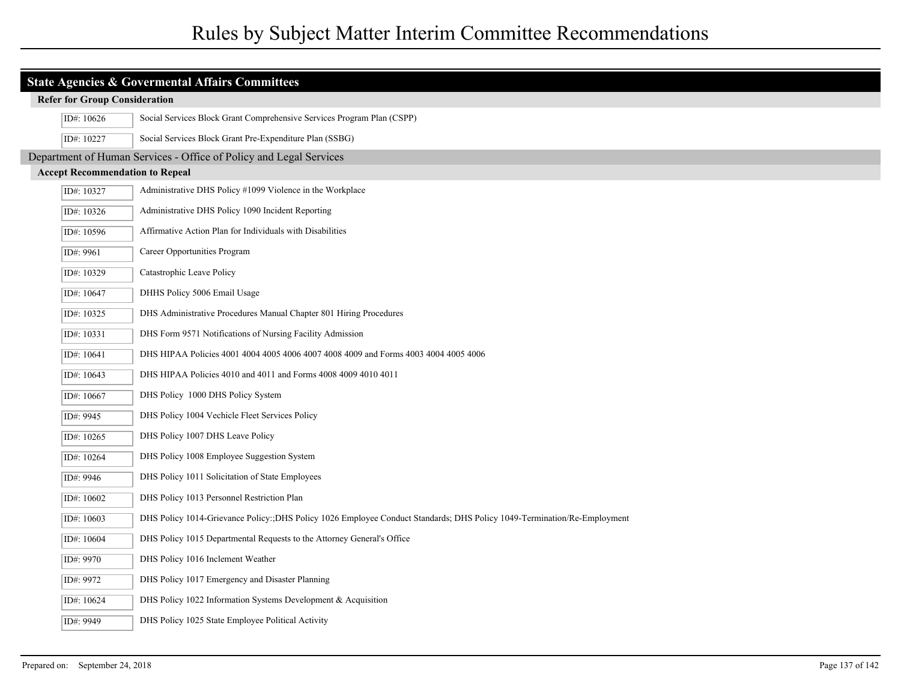# Rules by Subject Matter Interim Committee Recommendations

## State Agencies & Govermental Affairs Committees

### Refer for Group Consideration

| ID# | Description |
|---|---|
| ID#: 10626 | Social Services Block Grant Comprehensive Services Program Plan (CSPP) |
| ID#: 10227 | Social Services Block Grant Pre-Expenditure Plan (SSBG) |

## Department of Human Services - Office of Policy and Legal Services

### Accept Recommendation to Repeal

| ID# | Description |
|---|---|
| ID#: 10327 | Administrative DHS Policy #1099 Violence in the Workplace |
| ID#: 10326 | Administrative DHS Policy 1090 Incident Reporting |
| ID#: 10596 | Affirmative Action Plan for Individuals with Disabilities |
| ID#: 9961 | Career Opportunities Program |
| ID#: 10329 | Catastrophic Leave Policy |
| ID#: 10647 | DHHS Policy 5006 Email Usage |
| ID#: 10325 | DHS Administrative Procedures Manual Chapter 801 Hiring Procedures |
| ID#: 10331 | DHS Form 9571 Notifications of Nursing Facility Admission |
| ID#: 10641 | DHS HIPAA Policies 4001 4004 4005 4006 4007 4008 4009 and Forms 4003 4004 4005 4006 |
| ID#: 10643 | DHS HIPAA Policies 4010 and 4011 and Forms 4008 4009 4010 4011 |
| ID#: 10667 | DHS Policy 1000 DHS Policy System |
| ID#: 9945 | DHS Policy 1004 Vechicle Fleet Services Policy |
| ID#: 10265 | DHS Policy 1007 DHS Leave Policy |
| ID#: 10264 | DHS Policy 1008 Employee Suggestion System |
| ID#: 9946 | DHS Policy 1011 Solicitation of State Employees |
| ID#: 10602 | DHS Policy 1013 Personnel Restriction Plan |
| ID#: 10603 | DHS Policy 1014-Grievance Policy:;DHS Policy 1026 Employee Conduct Standards; DHS Policy 1049-Termination/Re-Employment |
| ID#: 10604 | DHS Policy 1015 Departmental Requests to the Attorney General's Office |
| ID#: 9970 | DHS Policy 1016 Inclement Weather |
| ID#: 9972 | DHS Policy 1017 Emergency and Disaster Planning |
| ID#: 10624 | DHS Policy 1022 Information Systems Development & Acquisition |
| ID#: 9949 | DHS Policy 1025 State Employee Political Activity |

Prepared on: September 24, 2018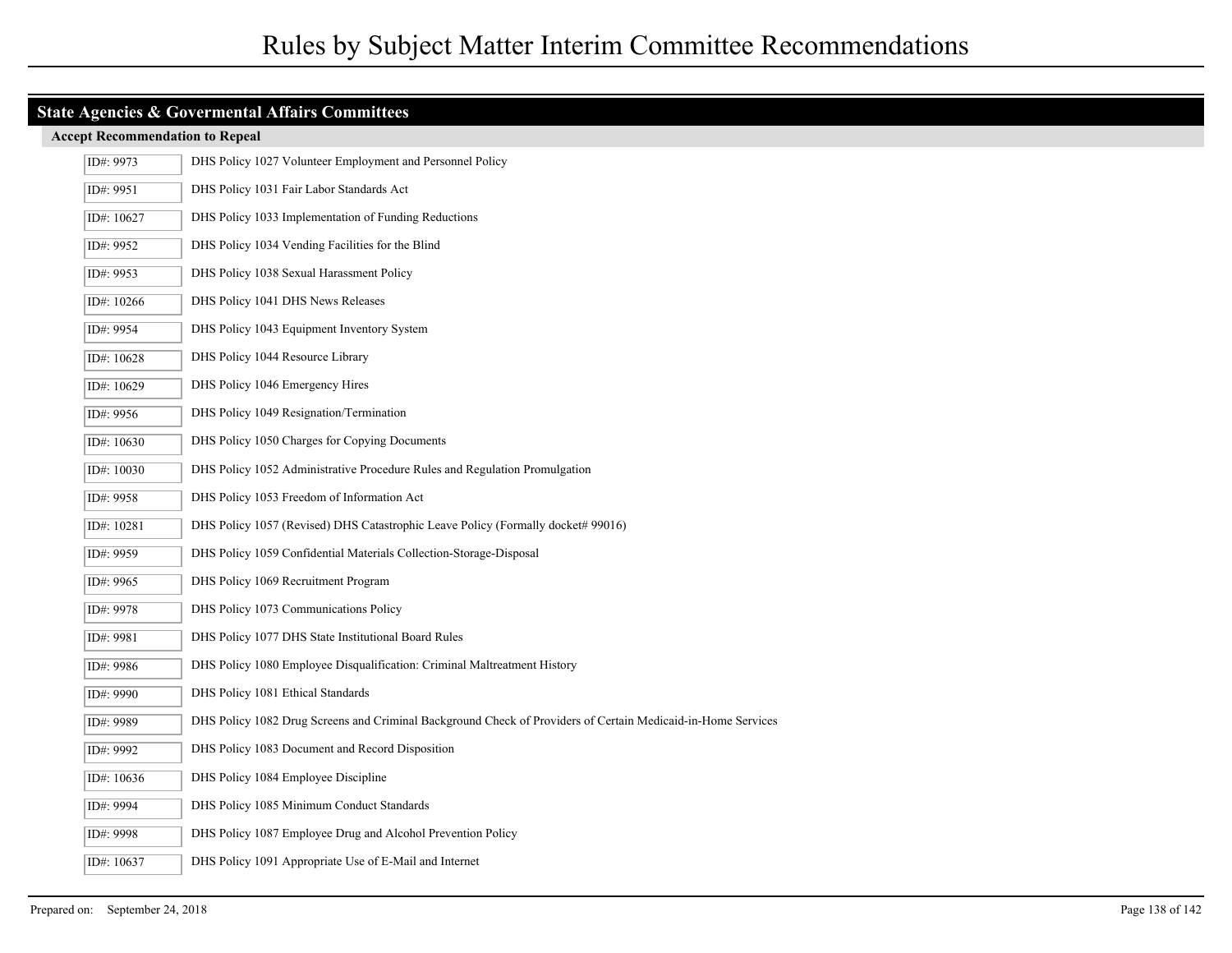# Rules by Subject Matter Interim Committee Recommendations

## State Agencies & Govermental Affairs Committees

### Accept Recommendation to Repeal

| ID# | Description |
| --- | --- |
| ID#: 9973 | DHS Policy 1027 Volunteer Employment and Personnel Policy |
| ID#: 9951 | DHS Policy 1031 Fair Labor Standards Act |
| ID#: 10627 | DHS Policy 1033 Implementation of Funding Reductions |
| ID#: 9952 | DHS Policy 1034 Vending Facilities for the Blind |
| ID#: 9953 | DHS Policy 1038 Sexual Harassment Policy |
| ID#: 10266 | DHS Policy 1041 DHS News Releases |
| ID#: 9954 | DHS Policy 1043 Equipment Inventory System |
| ID#: 10628 | DHS Policy 1044 Resource Library |
| ID#: 10629 | DHS Policy 1046 Emergency Hires |
| ID#: 9956 | DHS Policy 1049 Resignation/Termination |
| ID#: 10630 | DHS Policy 1050 Charges for Copying Documents |
| ID#: 10030 | DHS Policy 1052 Administrative Procedure Rules and Regulation Promulgation |
| ID#: 9958 | DHS Policy 1053 Freedom of Information Act |
| ID#: 10281 | DHS Policy 1057 (Revised) DHS Catastrophic Leave Policy (Formally docket# 99016) |
| ID#: 9959 | DHS Policy 1059 Confidential Materials Collection-Storage-Disposal |
| ID#: 9965 | DHS Policy 1069 Recruitment Program |
| ID#: 9978 | DHS Policy 1073 Communications Policy |
| ID#: 9981 | DHS Policy 1077 DHS State Institutional Board Rules |
| ID#: 9986 | DHS Policy 1080 Employee Disqualification: Criminal Maltreatment History |
| ID#: 9990 | DHS Policy 1081 Ethical Standards |
| ID#: 9989 | DHS Policy 1082 Drug Screens and Criminal Background Check of Providers of Certain Medicaid-in-Home Services |
| ID#: 9992 | DHS Policy 1083 Document and Record Disposition |
| ID#: 10636 | DHS Policy 1084 Employee Discipline |
| ID#: 9994 | DHS Policy 1085 Minimum Conduct Standards |
| ID#: 9998 | DHS Policy 1087 Employee Drug and Alcohol Prevention Policy |
| ID#: 10637 | DHS Policy 1091 Appropriate Use of E-Mail and Internet |

Prepared on: September 24, 2018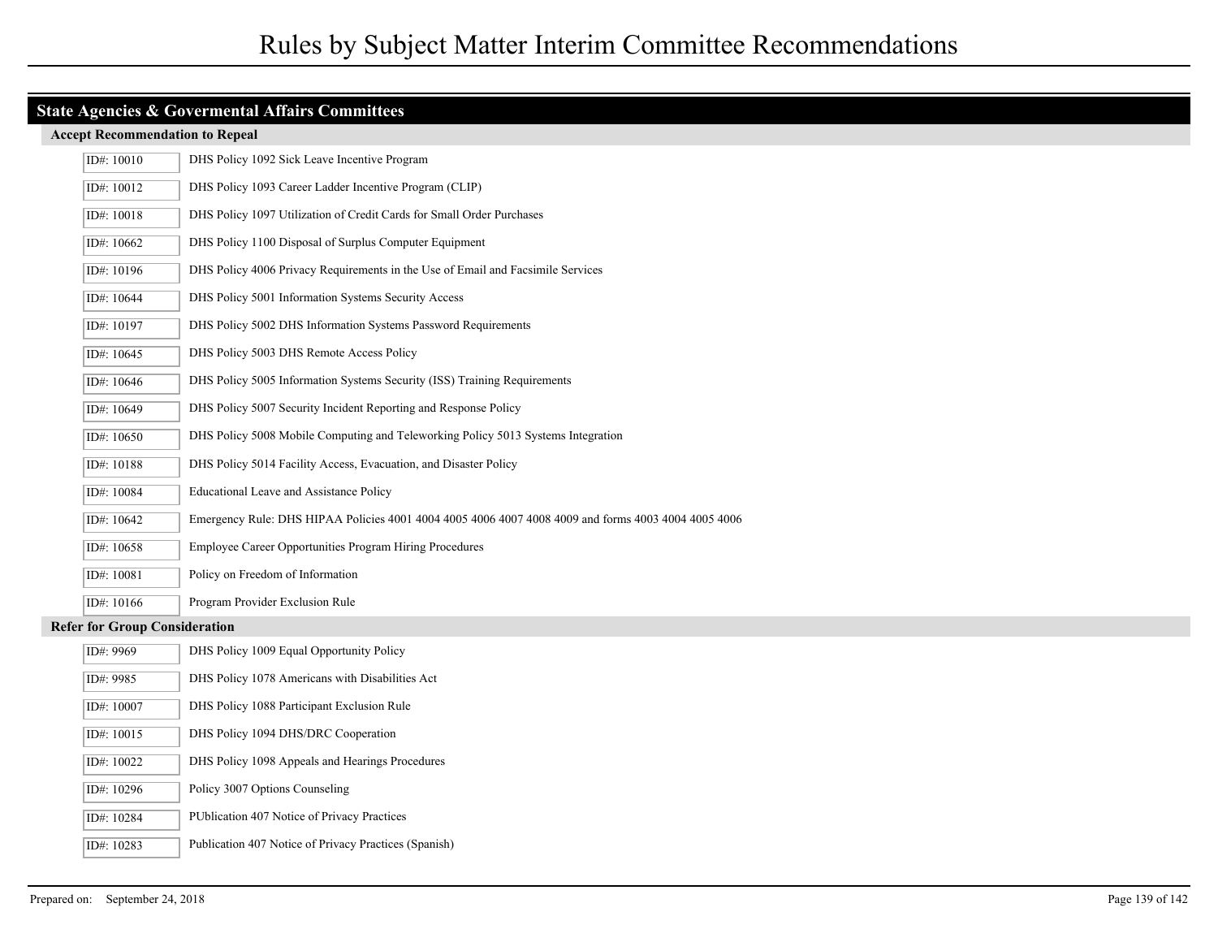# Rules by Subject Matter Interim Committee Recommendations

## State Agencies & Govermental Affairs Committees

### Accept Recommendation to Repeal

| ID# | Title |
|---|---|
| ID#: 10010 | DHS Policy 1092 Sick Leave Incentive Program |
| ID#: 10012 | DHS Policy 1093 Career Ladder Incentive Program (CLIP) |
| ID#: 10018 | DHS Policy 1097 Utilization of Credit Cards for Small Order Purchases |
| ID#: 10662 | DHS Policy 1100 Disposal of Surplus Computer Equipment |
| ID#: 10196 | DHS Policy 4006 Privacy Requirements in the Use of Email and Facsimile Services |
| ID#: 10644 | DHS Policy 5001 Information Systems Security Access |
| ID#: 10197 | DHS Policy 5002 DHS Information Systems Password Requirements |
| ID#: 10645 | DHS Policy 5003 DHS Remote Access Policy |
| ID#: 10646 | DHS Policy 5005 Information Systems Security (ISS) Training Requirements |
| ID#: 10649 | DHS Policy 5007 Security Incident Reporting and Response Policy |
| ID#: 10650 | DHS Policy 5008 Mobile Computing and Teleworking Policy 5013 Systems Integration |
| ID#: 10188 | DHS Policy 5014 Facility Access, Evacuation, and Disaster Policy |
| ID#: 10084 | Educational Leave and Assistance Policy |
| ID#: 10642 | Emergency Rule: DHS HIPAA Policies 4001 4004 4005 4006 4007 4008 4009 and forms 4003 4004 4005 4006 |
| ID#: 10658 | Employee Career Opportunities Program Hiring Procedures |
| ID#: 10081 | Policy on Freedom of Information |
| ID#: 10166 | Program Provider Exclusion Rule |

### Refer for Group Consideration

| ID# | Title |
|---|---|
| ID#: 9969 | DHS Policy 1009 Equal Opportunity Policy |
| ID#: 9985 | DHS Policy 1078 Americans with Disabilities Act |
| ID#: 10007 | DHS Policy 1088 Participant Exclusion Rule |
| ID#: 10015 | DHS Policy 1094 DHS/DRC Cooperation |
| ID#: 10022 | DHS Policy 1098 Appeals and Hearings Procedures |
| ID#: 10296 | Policy 3007 Options Counseling |
| ID#: 10284 | PUblication 407 Notice of Privacy Practices |
| ID#: 10283 | Publication 407 Notice of Privacy Practices (Spanish) |

Prepared on: September 24, 2018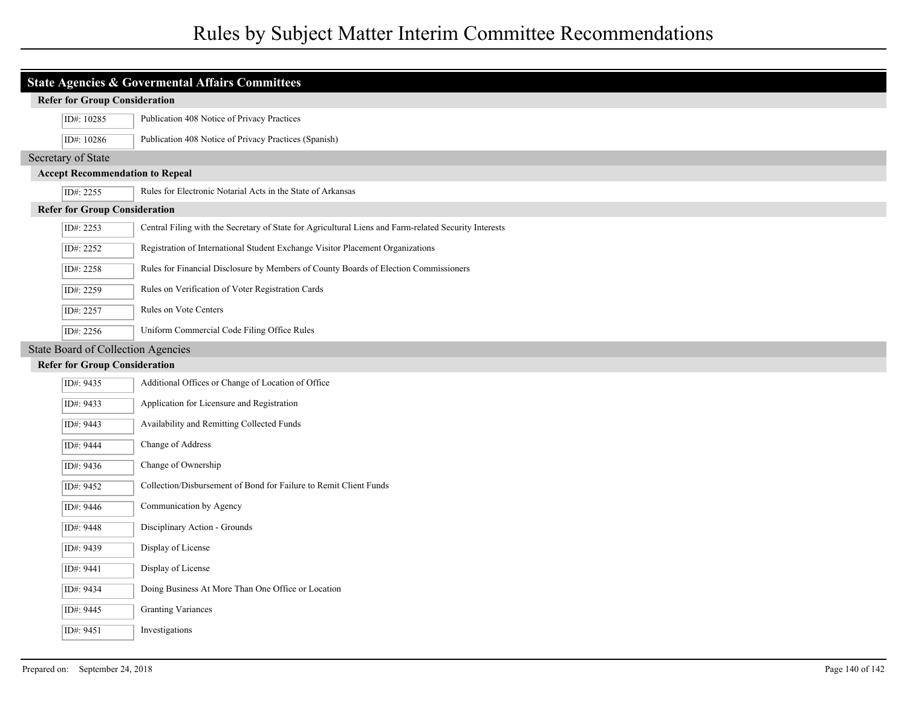# Rules by Subject Matter Interim Committee Recommendations

## State Agencies & Govermental Affairs Committees

### Refer for Group Consideration

| ID# | Title |
|---|---|
| ID#: 10285 | Publication 408 Notice of Privacy Practices |
| ID#: 10286 | Publication 408 Notice of Privacy Practices (Spanish) |

## Secretary of State

### Accept Recommendation to Repeal

| ID# | Title |
|---|---|
| ID#: 2255 | Rules for Electronic Notarial Acts in the State of Arkansas |

### Refer for Group Consideration

| ID# | Title |
|---|---|
| ID#: 2253 | Central Filing with the Secretary of State for Agricultural Liens and Farm-related Security Interests |
| ID#: 2252 | Registration of International Student Exchange Visitor Placement Organizations |
| ID#: 2258 | Rules for Financial Disclosure by Members of County Boards of Election Commissioners |
| ID#: 2259 | Rules on Verification of Voter Registration Cards |
| ID#: 2257 | Rules on Vote Centers |
| ID#: 2256 | Uniform Commercial Code Filing Office Rules |

## State Board of Collection Agencies

### Refer for Group Consideration

| ID# | Title |
|---|---|
| ID#: 9435 | Additional Offices or Change of Location of Office |
| ID#: 9433 | Application for Licensure and Registration |
| ID#: 9443 | Availability and Remitting Collected Funds |
| ID#: 9444 | Change of Address |
| ID#: 9436 | Change of Ownership |
| ID#: 9452 | Collection/Disbursement of Bond for Failure to Remit Client Funds |
| ID#: 9446 | Communication by Agency |
| ID#: 9448 | Disciplinary Action - Grounds |
| ID#: 9439 | Display of License |
| ID#: 9441 | Display of License |
| ID#: 9434 | Doing Business At More Than One Office or Location |
| ID#: 9445 | Granting Variances |
| ID#: 9451 | Investigations |

Prepared on: September 24, 2018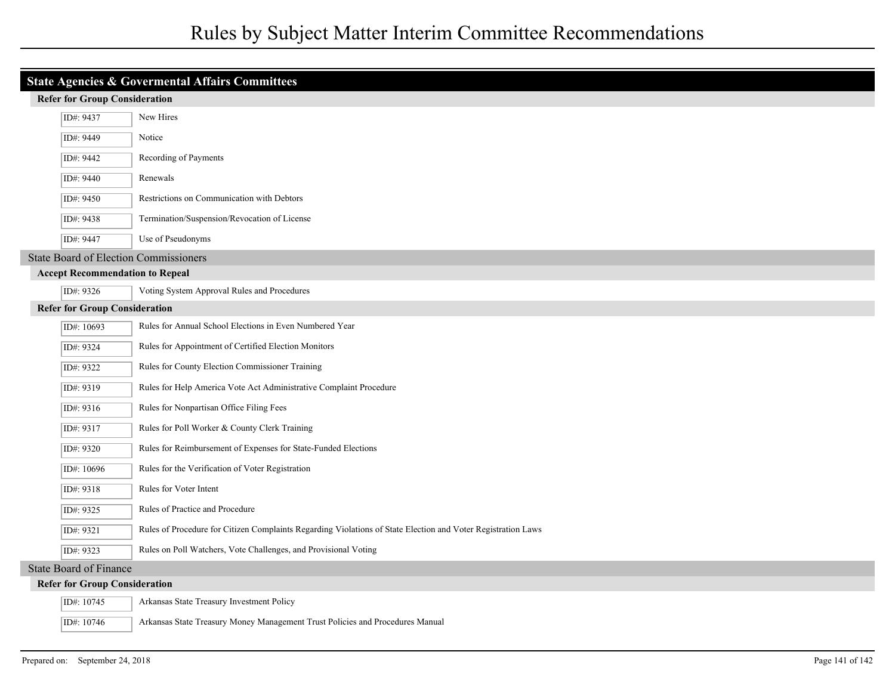## State Agencies & Govermental Affairs Committees

### Refer for Group Consideration

| ID | Title |
|---|---|
| ID#: 9437 | New Hires |
| ID#: 9449 | Notice |
| ID#: 9442 | Recording of Payments |
| ID#: 9440 | Renewals |
| ID#: 9450 | Restrictions on Communication with Debtors |
| ID#: 9438 | Termination/Suspension/Revocation of License |
| ID#: 9447 | Use of Pseudonyms |

## State Board of Election Commissioners

### Accept Recommendation to Repeal

| ID | Title |
|---|---|
| ID#: 9326 | Voting System Approval Rules and Procedures |

### Refer for Group Consideration

| ID | Title |
|---|---|
| ID#: 10693 | Rules for Annual School Elections in Even Numbered Year |
| ID#: 9324 | Rules for Appointment of Certified Election Monitors |
| ID#: 9322 | Rules for County Election Commissioner Training |
| ID#: 9319 | Rules for Help America Vote Act Administrative Complaint Procedure |
| ID#: 9316 | Rules for Nonpartisan Office Filing Fees |
| ID#: 9317 | Rules for Poll Worker & County Clerk Training |
| ID#: 9320 | Rules for Reimbursement of Expenses for State-Funded Elections |
| ID#: 10696 | Rules for the Verification of Voter Registration |
| ID#: 9318 | Rules for Voter Intent |
| ID#: 9325 | Rules of Practice and Procedure |
| ID#: 9321 | Rules of Procedure for Citizen Complaints Regarding Violations of State Election and Voter Registration Laws |
| ID#: 9323 | Rules on Poll Watchers, Vote Challenges, and Provisional Voting |

## State Board of Finance

### Refer for Group Consideration

| ID | Title |
|---|---|
| ID#: 10745 | Arkansas State Treasury Investment Policy |
| ID#: 10746 | Arkansas State Treasury Money Management Trust Policies and Procedures Manual |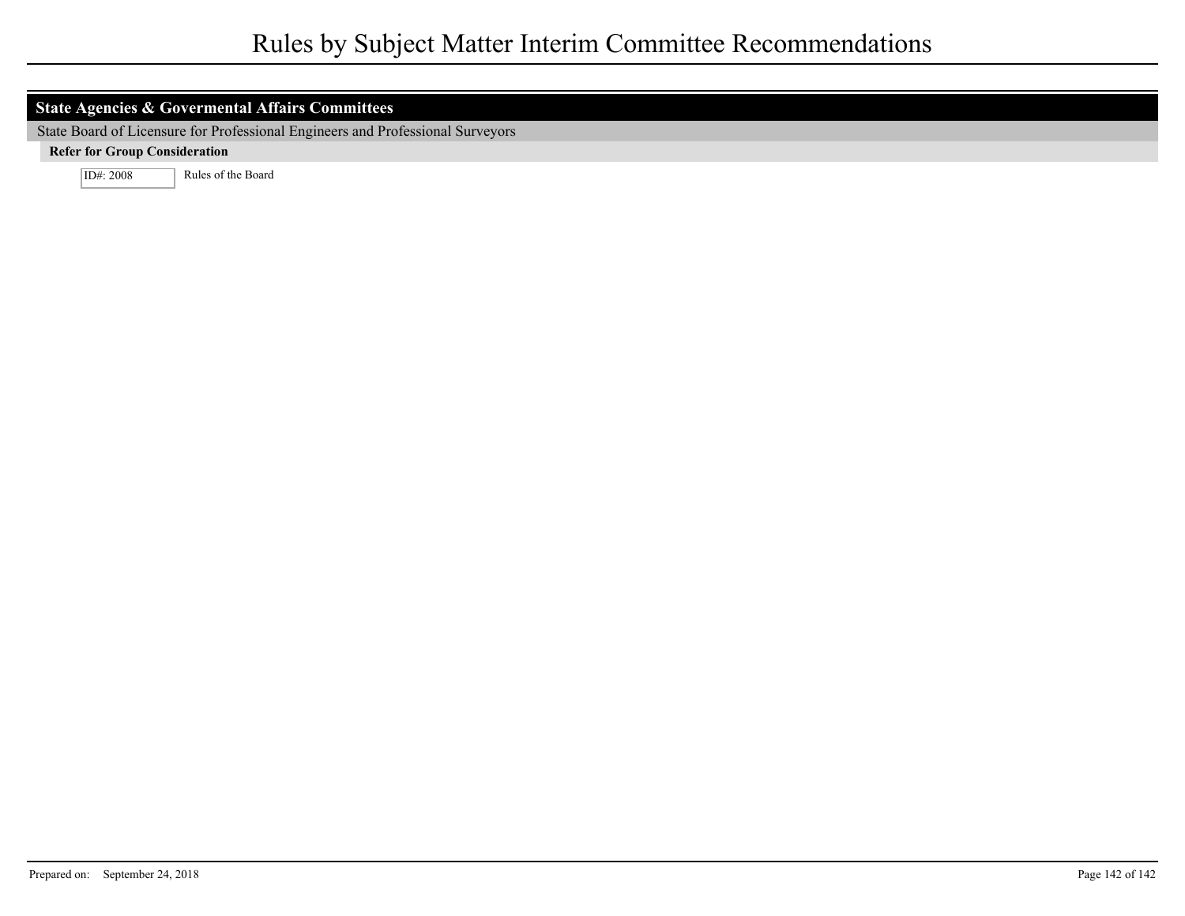# Rules by Subject Matter Interim Committee Recommendations

## State Agencies & Govermental Affairs Committees

### State Board of Licensure for Professional Engineers and Professional Surveyors

**Refer for Group Consideration**

| | |
|---|---|
| ID#: 2008 | Rules of the Board |